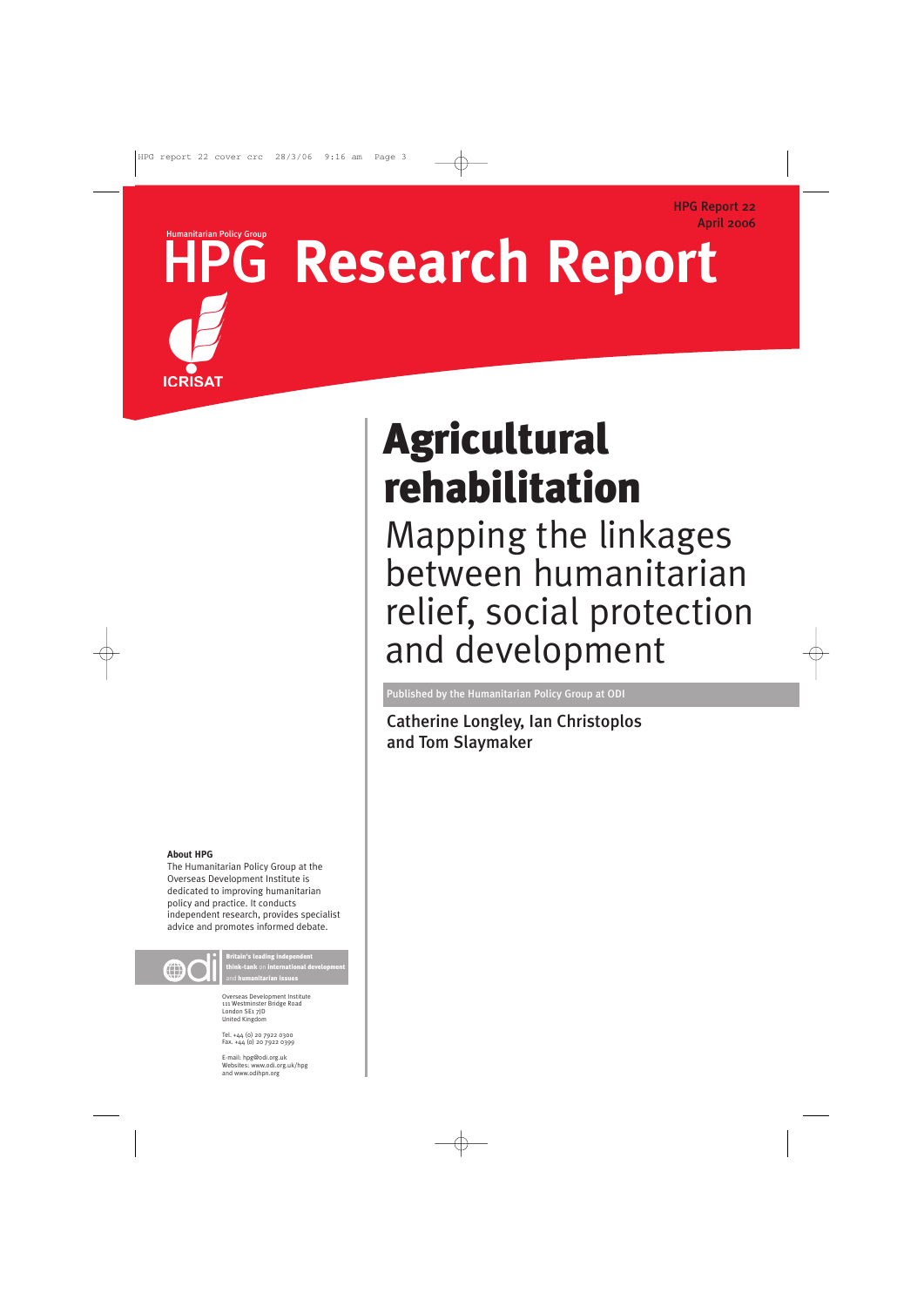HPG Report 22
April 2006

Humanitarian Policy Group

# HPG Research Report

ICRISAT

# Agricultural rehabilitation

## Mapping the linkages between humanitarian relief, social protection and development

Published by the Humanitarian Policy Group at ODI

Catherine Longley, Ian Christoplos and Tom Slaymaker

**About HPG**

The Humanitarian Policy Group at the Overseas Development Institute is dedicated to improving humanitarian policy and practice. It conducts independent research, provides specialist advice and promotes informed debate.

odi

Britain's leading independent think-tank on international development and humanitarian issues

Overseas Development Institute
111 Westminster Bridge Road
London SE1 7JD
United Kingdom

Tel. +44 (0) 20 7922 0300
Fax. +44 (0) 20 7922 0399

E-mail: hpg@odi.org.uk
Websites: www.odi.org.uk/hpg
and www.odihpn.org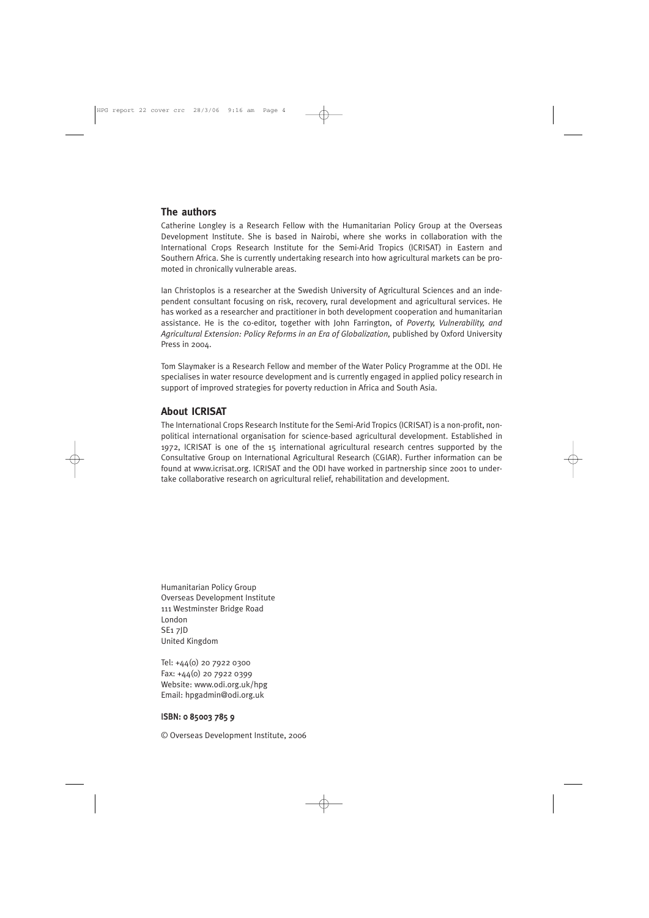## The authors

Catherine Longley is a Research Fellow with the Humanitarian Policy Group at the Overseas Development Institute. She is based in Nairobi, where she works in collaboration with the International Crops Research Institute for the Semi-Arid Tropics (ICRISAT) in Eastern and Southern Africa. She is currently undertaking research into how agricultural markets can be promoted in chronically vulnerable areas.

Ian Christoplos is a researcher at the Swedish University of Agricultural Sciences and an independent consultant focusing on risk, recovery, rural development and agricultural services. He has worked as a researcher and practitioner in both development cooperation and humanitarian assistance. He is the co-editor, together with John Farrington, of *Poverty, Vulnerability, and Agricultural Extension: Policy Reforms in an Era of Globalization,* published by Oxford University Press in 2004.

Tom Slaymaker is a Research Fellow and member of the Water Policy Programme at the ODI. He specialises in water resource development and is currently engaged in applied policy research in support of improved strategies for poverty reduction in Africa and South Asia.

## About ICRISAT

The International Crops Research Institute for the Semi-Arid Tropics (ICRISAT) is a non-profit, non-political international organisation for science-based agricultural development. Established in 1972, ICRISAT is one of the 15 international agricultural research centres supported by the Consultative Group on International Agricultural Research (CGIAR). Further information can be found at www.icrisat.org. ICRISAT and the ODI have worked in partnership since 2001 to undertake collaborative research on agricultural relief, rehabilitation and development.

Humanitarian Policy Group
Overseas Development Institute
111 Westminster Bridge Road
London
SE1 7JD
United Kingdom

Tel: +44(0) 20 7922 0300
Fax: +44(0) 20 7922 0399
Website: www.odi.org.uk/hpg
Email: hpgadmin@odi.org.uk

**ISBN: 0 85003 785 9**

© Overseas Development Institute, 2006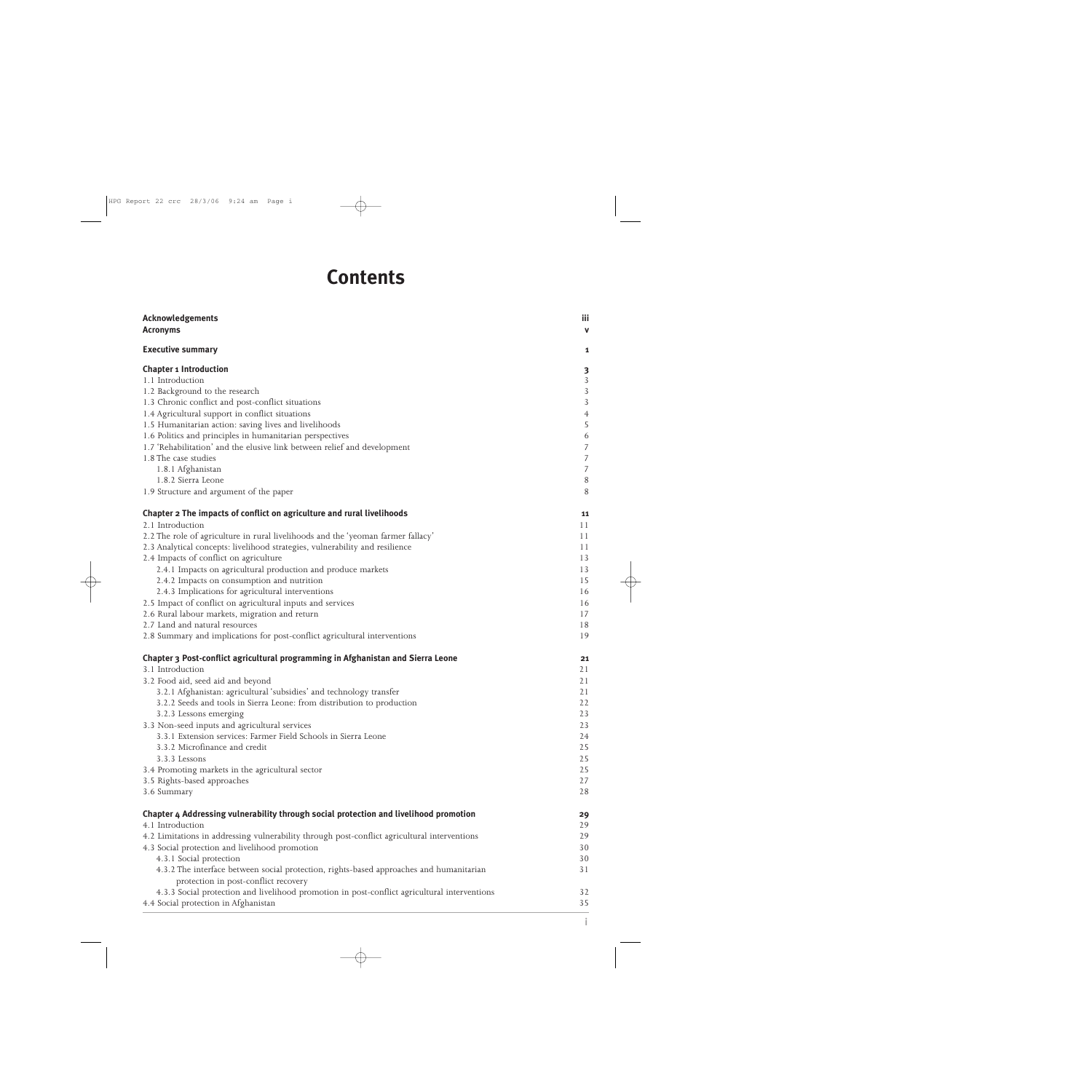# Contents

**Acknowledgements** iii

**Acronyms** v

**Executive summary** 1

**Chapter 1 Introduction** 3

1.1 Introduction 3

1.2 Background to the research 3

1.3 Chronic conflict and post-conflict situations 3

1.4 Agricultural support in conflict situations 4

1.5 Humanitarian action: saving lives and livelihoods 5

1.6 Politics and principles in humanitarian perspectives 6

1.7 'Rehabilitation' and the elusive link between relief and development 7

1.8 The case studies 7

1.8.1 Afghanistan 7

1.8.2 Sierra Leone 8

1.9 Structure and argument of the paper 8

**Chapter 2 The impacts of conflict on agriculture and rural livelihoods** 11

2.1 Introduction 11

2.2 The role of agriculture in rural livelihoods and the 'yeoman farmer fallacy' 11

2.3 Analytical concepts: livelihood strategies, vulnerability and resilience 11

2.4 Impacts of conflict on agriculture 13

2.4.1 Impacts on agricultural production and produce markets 13

2.4.2 Impacts on consumption and nutrition 15

2.4.3 Implications for agricultural interventions 16

2.5 Impact of conflict on agricultural inputs and services 16

2.6 Rural labour markets, migration and return 17

2.7 Land and natural resources 18

2.8 Summary and implications for post-conflict agricultural interventions 19

**Chapter 3 Post-conflict agricultural programming in Afghanistan and Sierra Leone** 21

3.1 Introduction 21

3.2 Food aid, seed aid and beyond 21

3.2.1 Afghanistan: agricultural 'subsidies' and technology transfer 21

3.2.2 Seeds and tools in Sierra Leone: from distribution to production 22

3.2.3 Lessons emerging 23

3.3 Non-seed inputs and agricultural services 23

3.3.1 Extension services: Farmer Field Schools in Sierra Leone 24

3.3.2 Microfinance and credit 25

3.3.3 Lessons 25

3.4 Promoting markets in the agricultural sector 25

3.5 Rights-based approaches 27

3.6 Summary 28

**Chapter 4 Addressing vulnerability through social protection and livelihood promotion** 29

4.1 Introduction 29

4.2 Limitations in addressing vulnerability through post-conflict agricultural interventions 29

4.3 Social protection and livelihood promotion 30

4.3.1 Social protection 30

4.3.2 The interface between social protection, rights-based approaches and humanitarian protection in post-conflict recovery 31

4.3.3 Social protection and livelihood promotion in post-conflict agricultural interventions 32

4.4 Social protection in Afghanistan 35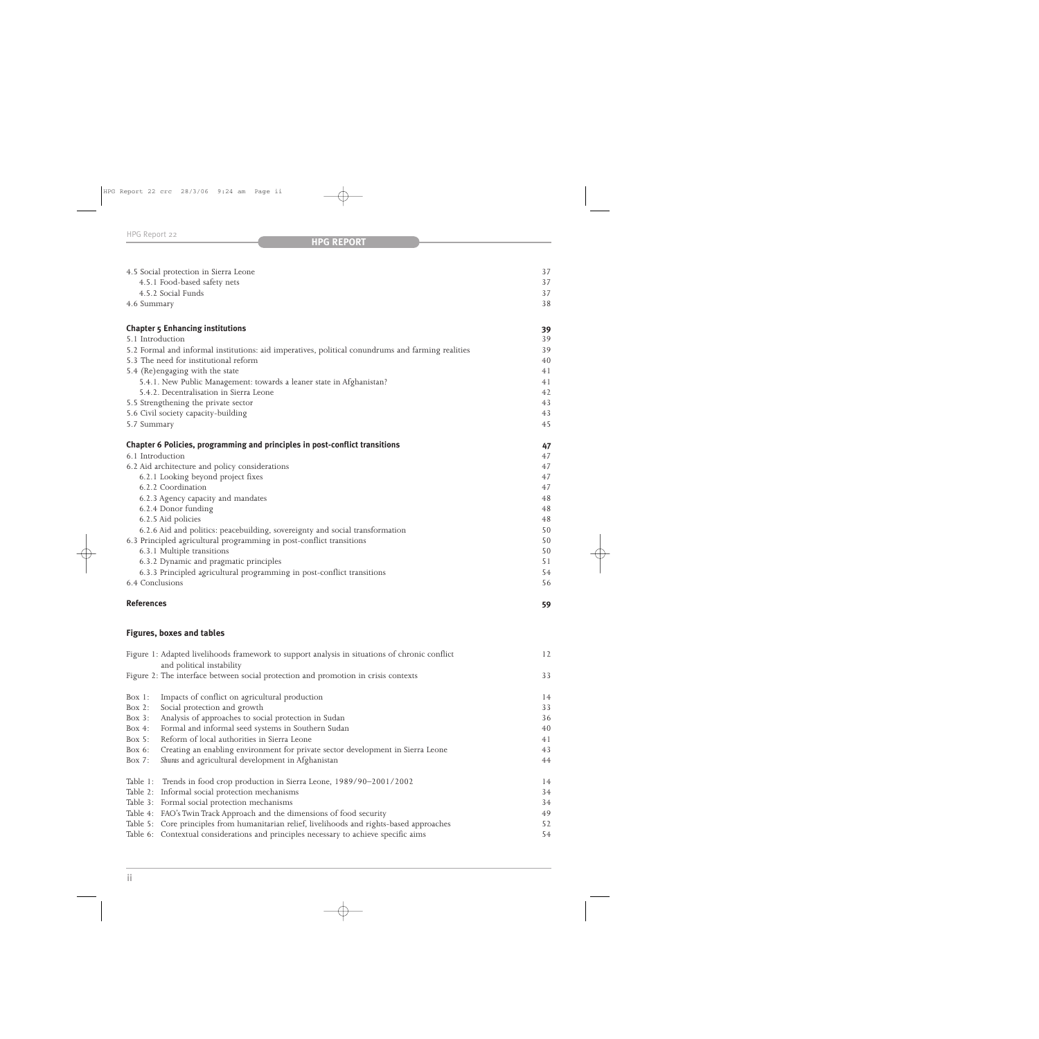| | |
|---|---|
| 4.5 Social protection in Sierra Leone | 37 |
| 4.5.1 Food-based safety nets | 37 |
| 4.5.2 Social Funds | 37 |
| 4.6 Summary | 38 |
| **Chapter 5 Enhancing institutions** | **39** |
| 5.1 Introduction | 39 |
| 5.2 Formal and informal institutions: aid imperatives, political conundrums and farming realities | 39 |
| 5.3 The need for institutional reform | 40 |
| 5.4 (Re)engaging with the state | 41 |
| 5.4.1. New Public Management: towards a leaner state in Afghanistan? | 41 |
| 5.4.2. Decentralisation in Sierra Leone | 42 |
| 5.5 Strengthening the private sector | 43 |
| 5.6 Civil society capacity-building | 43 |
| 5.7 Summary | 45 |
| **Chapter 6 Policies, programming and principles in post-conflict transitions** | **47** |
| 6.1 Introduction | 47 |
| 6.2 Aid architecture and policy considerations | 47 |
| 6.2.1 Looking beyond project fixes | 47 |
| 6.2.2 Coordination | 47 |
| 6.2.3 Agency capacity and mandates | 48 |
| 6.2.4 Donor funding | 48 |
| 6.2.5 Aid policies | 48 |
| 6.2.6 Aid and politics: peacebuilding, sovereignty and social transformation | 50 |
| 6.3 Principled agricultural programming in post-conflict transitions | 50 |
| 6.3.1 Multiple transitions | 50 |
| 6.3.2 Dynamic and pragmatic principles | 51 |
| 6.3.3 Principled agricultural programming in post-conflict transitions | 54 |
| 6.4 Conclusions | 56 |
| **References** | **59** |

**Figures, boxes and tables**

| | |
|---|---|
| Figure 1: Adapted livelihoods framework to support analysis in situations of chronic conflict and political instability | 12 |
| Figure 2: The interface between social protection and promotion in crisis contexts | 33 |
| Box 1: Impacts of conflict on agricultural production | 14 |
| Box 2: Social protection and growth | 33 |
| Box 3: Analysis of approaches to social protection in Sudan | 36 |
| Box 4: Formal and informal seed systems in Southern Sudan | 40 |
| Box 5: Reform of local authorities in Sierra Leone | 41 |
| Box 6: Creating an enabling environment for private sector development in Sierra Leone | 43 |
| Box 7: *Shuras* and agricultural development in Afghanistan | 44 |
| Table 1: Trends in food crop production in Sierra Leone, 1989/90–2001/2002 | 14 |
| Table 2: Informal social protection mechanisms | 34 |
| Table 3: Formal social protection mechanisms | 34 |
| Table 4: FAO's Twin Track Approach and the dimensions of food security | 49 |
| Table 5: Core principles from humanitarian relief, livelihoods and rights-based approaches | 52 |
| Table 6: Contextual considerations and principles necessary to achieve specific aims | 54 |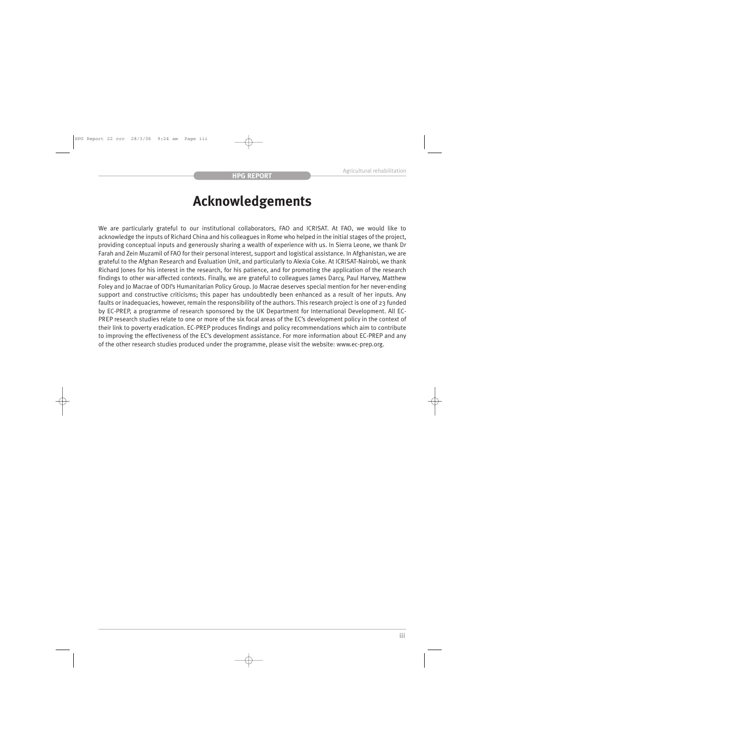# Acknowledgements

We are particularly grateful to our institutional collaborators, FAO and ICRISAT. At FAO, we would like to acknowledge the inputs of Richard China and his colleagues in Rome who helped in the initial stages of the project, providing conceptual inputs and generously sharing a wealth of experience with us. In Sierra Leone, we thank Dr Farah and Zein Muzamil of FAO for their personal interest, support and logistical assistance. In Afghanistan, we are grateful to the Afghan Research and Evaluation Unit, and particularly to Alexia Coke. At ICRISAT-Nairobi, we thank Richard Jones for his interest in the research, for his patience, and for promoting the application of the research findings to other war-affected contexts. Finally, we are grateful to colleagues James Darcy, Paul Harvey, Matthew Foley and Jo Macrae of ODI's Humanitarian Policy Group. Jo Macrae deserves special mention for her never-ending support and constructive criticisms; this paper has undoubtedly been enhanced as a result of her inputs. Any faults or inadequacies, however, remain the responsibility of the authors. This research project is one of 23 funded by EC-PREP, a programme of research sponsored by the UK Department for International Development. All EC-PREP research studies relate to one or more of the six focal areas of the EC's development policy in the context of their link to poverty eradication. EC-PREP produces findings and policy recommendations which aim to contribute to improving the effectiveness of the EC's development assistance. For more information about EC-PREP and any of the other research studies produced under the programme, please visit the website: www.ec-prep.org.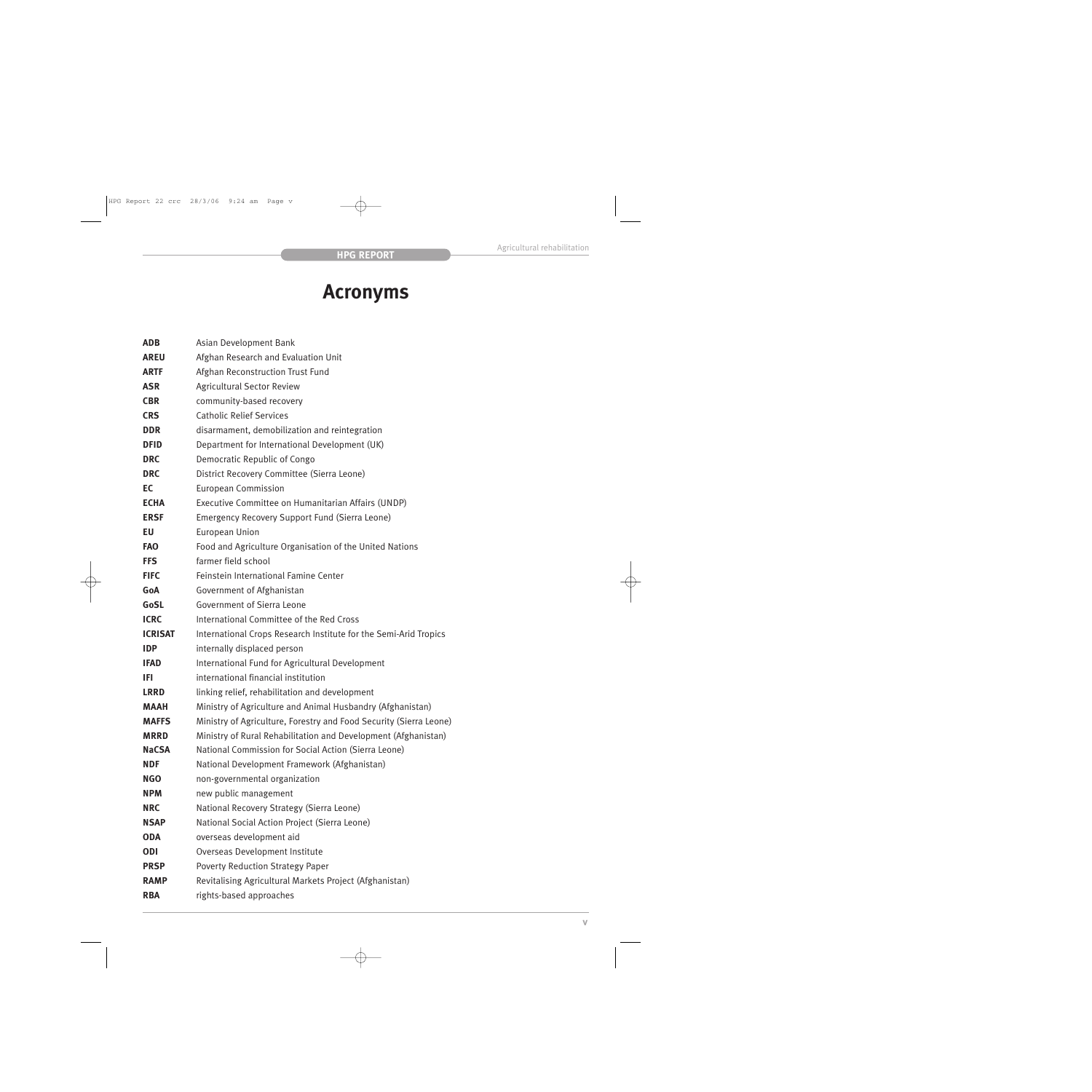# Acronyms

| | |
|---|---|
| **ADB** | Asian Development Bank |
| **AREU** | Afghan Research and Evaluation Unit |
| **ARTF** | Afghan Reconstruction Trust Fund |
| **ASR** | Agricultural Sector Review |
| **CBR** | community-based recovery |
| **CRS** | Catholic Relief Services |
| **DDR** | disarmament, demobilization and reintegration |
| **DFID** | Department for International Development (UK) |
| **DRC** | Democratic Republic of Congo |
| **DRC** | District Recovery Committee (Sierra Leone) |
| **EC** | European Commission |
| **ECHA** | Executive Committee on Humanitarian Affairs (UNDP) |
| **ERSF** | Emergency Recovery Support Fund (Sierra Leone) |
| **EU** | European Union |
| **FAO** | Food and Agriculture Organisation of the United Nations |
| **FFS** | farmer field school |
| **FIFC** | Feinstein International Famine Center |
| **GoA** | Government of Afghanistan |
| **GoSL** | Government of Sierra Leone |
| **ICRC** | International Committee of the Red Cross |
| **ICRISAT** | International Crops Research Institute for the Semi-Arid Tropics |
| **IDP** | internally displaced person |
| **IFAD** | International Fund for Agricultural Development |
| **IFI** | international financial institution |
| **LRRD** | linking relief, rehabilitation and development |
| **MAAH** | Ministry of Agriculture and Animal Husbandry (Afghanistan) |
| **MAFFS** | Ministry of Agriculture, Forestry and Food Security (Sierra Leone) |
| **MRRD** | Ministry of Rural Rehabilitation and Development (Afghanistan) |
| **NaCSA** | National Commission for Social Action (Sierra Leone) |
| **NDF** | National Development Framework (Afghanistan) |
| **NGO** | non-governmental organization |
| **NPM** | new public management |
| **NRC** | National Recovery Strategy (Sierra Leone) |
| **NSAP** | National Social Action Project (Sierra Leone) |
| **ODA** | overseas development aid |
| **ODI** | Overseas Development Institute |
| **PRSP** | Poverty Reduction Strategy Paper |
| **RAMP** | Revitalising Agricultural Markets Project (Afghanistan) |
| **RBA** | rights-based approaches |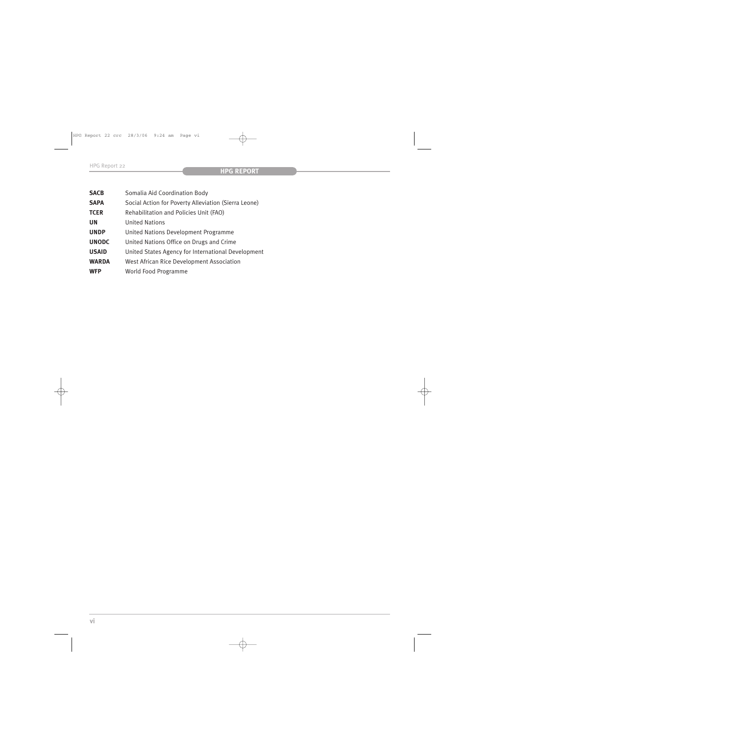| | |
|---|---|
| **SACB** | Somalia Aid Coordination Body |
| **SAPA** | Social Action for Poverty Alleviation (Sierra Leone) |
| **TCER** | Rehabilitation and Policies Unit (FAO) |
| **UN** | United Nations |
| **UNDP** | United Nations Development Programme |
| **UNODC** | United Nations Office on Drugs and Crime |
| **USAID** | United States Agency for International Development |
| **WARDA** | West African Rice Development Association |
| **WFP** | World Food Programme |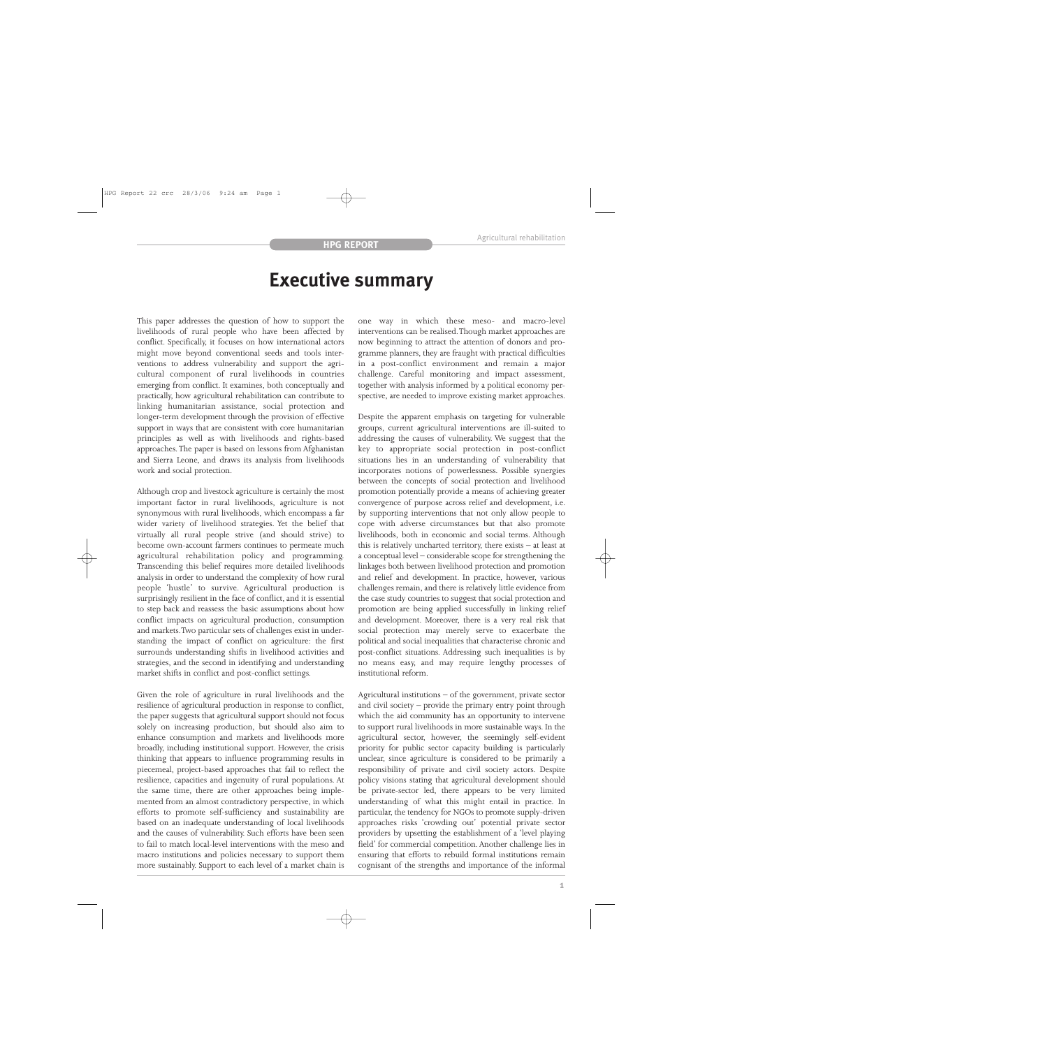# Executive summary

This paper addresses the question of how to support the livelihoods of rural people who have been affected by conflict. Specifically, it focuses on how international actors might move beyond conventional seeds and tools interventions to address vulnerability and support the agricultural component of rural livelihoods in countries emerging from conflict. It examines, both conceptually and practically, how agricultural rehabilitation can contribute to linking humanitarian assistance, social protection and longer-term development through the provision of effective support in ways that are consistent with core humanitarian principles as well as with livelihoods and rights-based approaches. The paper is based on lessons from Afghanistan and Sierra Leone, and draws its analysis from livelihoods work and social protection.

Although crop and livestock agriculture is certainly the most important factor in rural livelihoods, agriculture is not synonymous with rural livelihoods, which encompass a far wider variety of livelihood strategies. Yet the belief that virtually all rural people strive (and should strive) to become own-account farmers continues to permeate much agricultural rehabilitation policy and programming. Transcending this belief requires more detailed livelihoods analysis in order to understand the complexity of how rural people 'hustle' to survive. Agricultural production is surprisingly resilient in the face of conflict, and it is essential to step back and reassess the basic assumptions about how conflict impacts on agricultural production, consumption and markets. Two particular sets of challenges exist in understanding the impact of conflict on agriculture: the first surrounds understanding shifts in livelihood activities and strategies, and the second in identifying and understanding market shifts in conflict and post-conflict settings.

Given the role of agriculture in rural livelihoods and the resilience of agricultural production in response to conflict, the paper suggests that agricultural support should not focus solely on increasing production, but should also aim to enhance consumption and markets and livelihoods more broadly, including institutional support. However, the crisis thinking that appears to influence programming results in piecemeal, project-based approaches that fail to reflect the resilience, capacities and ingenuity of rural populations. At the same time, there are other approaches being implemented from an almost contradictory perspective, in which efforts to promote self-sufficiency and sustainability are based on an inadequate understanding of local livelihoods and the causes of vulnerability. Such efforts have been seen to fail to match local-level interventions with the meso and macro institutions and policies necessary to support them more sustainably. Support to each level of a market chain is one way in which these meso- and macro-level interventions can be realised. Though market approaches are now beginning to attract the attention of donors and programme planners, they are fraught with practical difficulties in a post-conflict environment and remain a major challenge. Careful monitoring and impact assessment, together with analysis informed by a political economy perspective, are needed to improve existing market approaches.

Despite the apparent emphasis on targeting for vulnerable groups, current agricultural interventions are ill-suited to addressing the causes of vulnerability. We suggest that the key to appropriate social protection in post-conflict situations lies in an understanding of vulnerability that incorporates notions of powerlessness. Possible synergies between the concepts of social protection and livelihood promotion potentially provide a means of achieving greater convergence of purpose across relief and development, i.e. by supporting interventions that not only allow people to cope with adverse circumstances but that also promote livelihoods, both in economic and social terms. Although this is relatively uncharted territory, there exists – at least at a conceptual level – considerable scope for strengthening the linkages both between livelihood protection and promotion and relief and development. In practice, however, various challenges remain, and there is relatively little evidence from the case study countries to suggest that social protection and promotion are being applied successfully in linking relief and development. Moreover, there is a very real risk that social protection may merely serve to exacerbate the political and social inequalities that characterise chronic and post-conflict situations. Addressing such inequalities is by no means easy, and may require lengthy processes of institutional reform.

Agricultural institutions – of the government, private sector and civil society – provide the primary entry point through which the aid community has an opportunity to intervene to support rural livelihoods in more sustainable ways. In the agricultural sector, however, the seemingly self-evident priority for public sector capacity building is particularly unclear, since agriculture is considered to be primarily a responsibility of private and civil society actors. Despite policy visions stating that agricultural development should be private-sector led, there appears to be very limited understanding of what this might entail in practice. In particular, the tendency for NGOs to promote supply-driven approaches risks 'crowding out' potential private sector providers by upsetting the establishment of a 'level playing field' for commercial competition. Another challenge lies in ensuring that efforts to rebuild formal institutions remain cognisant of the strengths and importance of the informal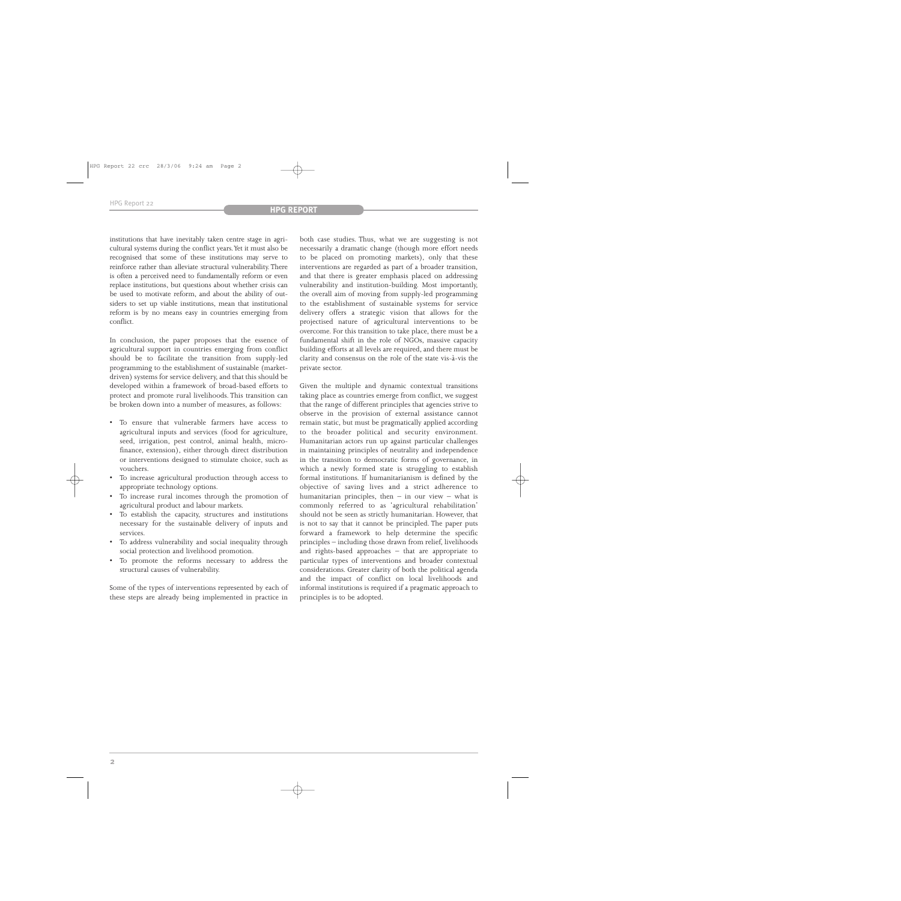institutions that have inevitably taken centre stage in agricultural systems during the conflict years. Yet it must also be recognised that some of these institutions may serve to reinforce rather than alleviate structural vulnerability. There is often a perceived need to fundamentally reform or even replace institutions, but questions about whether crisis can be used to motivate reform, and about the ability of outsiders to set up viable institutions, mean that institutional reform is by no means easy in countries emerging from conflict.

In conclusion, the paper proposes that the essence of agricultural support in countries emerging from conflict should be to facilitate the transition from supply-led programming to the establishment of sustainable (market-driven) systems for service delivery, and that this should be developed within a framework of broad-based efforts to protect and promote rural livelihoods. This transition can be broken down into a number of measures, as follows:

- To ensure that vulnerable farmers have access to agricultural inputs and services (food for agriculture, seed, irrigation, pest control, animal health, micro-finance, extension), either through direct distribution or interventions designed to stimulate choice, such as vouchers.
- To increase agricultural production through access to appropriate technology options.
- To increase rural incomes through the promotion of agricultural product and labour markets.
- To establish the capacity, structures and institutions necessary for the sustainable delivery of inputs and services.
- To address vulnerability and social inequality through social protection and livelihood promotion.
- To promote the reforms necessary to address the structural causes of vulnerability.

Some of the types of interventions represented by each of these steps are already being implemented in practice in both case studies. Thus, what we are suggesting is not necessarily a dramatic change (though more effort needs to be placed on promoting markets), only that these interventions are regarded as part of a broader transition, and that there is greater emphasis placed on addressing vulnerability and institution-building. Most importantly, the overall aim of moving from supply-led programming to the establishment of sustainable systems for service delivery offers a strategic vision that allows for the projectised nature of agricultural interventions to be overcome. For this transition to take place, there must be a fundamental shift in the role of NGOs, massive capacity building efforts at all levels are required, and there must be clarity and consensus on the role of the state vis-à-vis the private sector.

Given the multiple and dynamic contextual transitions taking place as countries emerge from conflict, we suggest that the range of different principles that agencies strive to observe in the provision of external assistance cannot remain static, but must be pragmatically applied according to the broader political and security environment. Humanitarian actors run up against particular challenges in maintaining principles of neutrality and independence in the transition to democratic forms of governance, in which a newly formed state is struggling to establish formal institutions. If humanitarianism is defined by the objective of saving lives and a strict adherence to humanitarian principles, then – in our view – what is commonly referred to as 'agricultural rehabilitation' should not be seen as strictly humanitarian. However, that is not to say that it cannot be principled. The paper puts forward a framework to help determine the specific principles – including those drawn from relief, livelihoods and rights-based approaches – that are appropriate to particular types of interventions and broader contextual considerations. Greater clarity of both the political agenda and the impact of conflict on local livelihoods and informal institutions is required if a pragmatic approach to principles is to be adopted.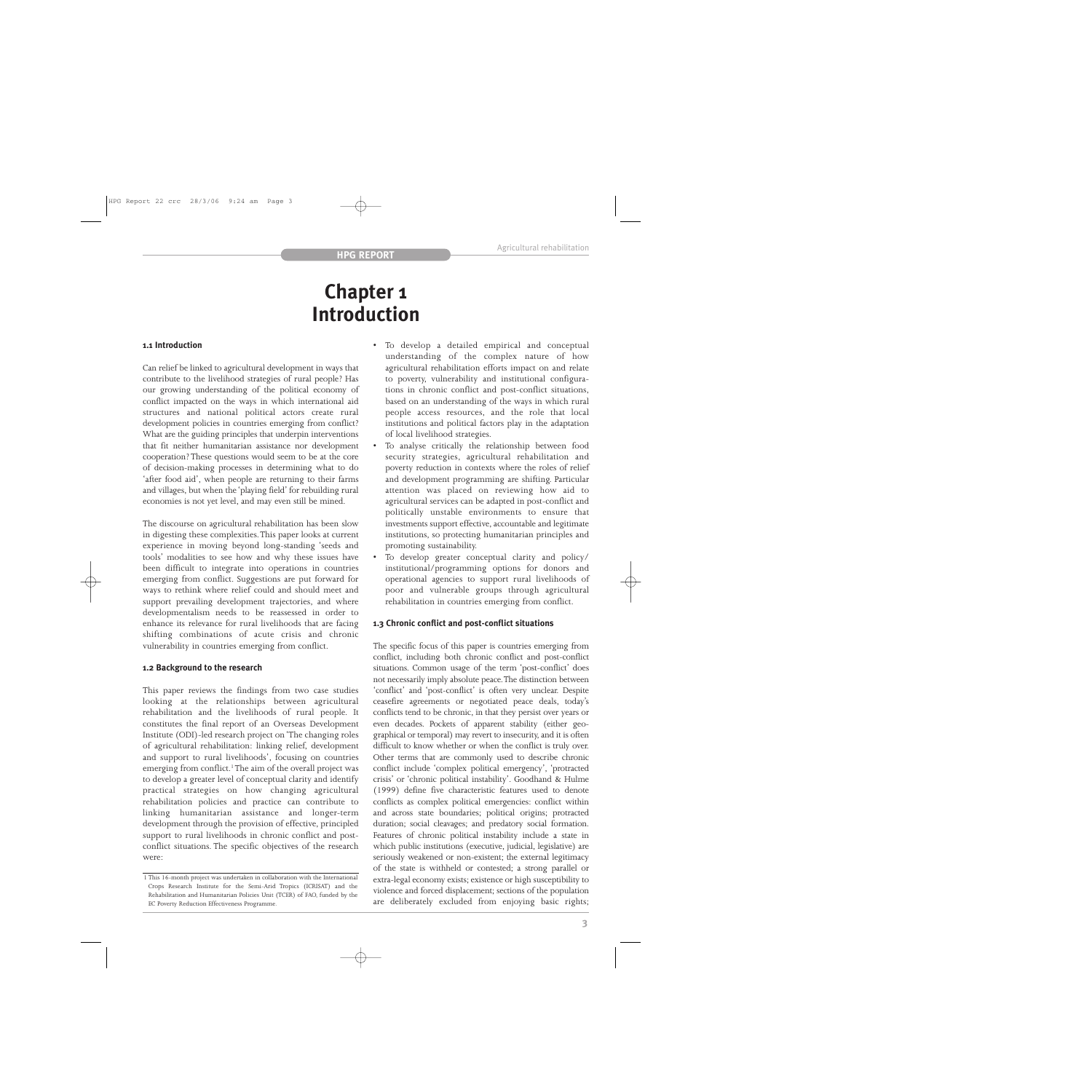# Chapter 1
# Introduction

### 1.1 Introduction

Can relief be linked to agricultural development in ways that contribute to the livelihood strategies of rural people? Has our growing understanding of the political economy of conflict impacted on the ways in which international aid structures and national political actors create rural development policies in countries emerging from conflict? What are the guiding principles that underpin interventions that fit neither humanitarian assistance nor development cooperation? These questions would seem to be at the core of decision-making processes in determining what to do 'after food aid', when people are returning to their farms and villages, but when the 'playing field' for rebuilding rural economies is not yet level, and may even still be mined.

The discourse on agricultural rehabilitation has been slow in digesting these complexities. This paper looks at current experience in moving beyond long-standing 'seeds and tools' modalities to see how and why these issues have been difficult to integrate into operations in countries emerging from conflict. Suggestions are put forward for ways to rethink where relief could and should meet and support prevailing development trajectories, and where developmentalism needs to be reassessed in order to enhance its relevance for rural livelihoods that are facing shifting combinations of acute crisis and chronic vulnerability in countries emerging from conflict.

### 1.2 Background to the research

This paper reviews the findings from two case studies looking at the relationships between agricultural rehabilitation and the livelihoods of rural people. It constitutes the final report of an Overseas Development Institute (ODI)-led research project on 'The changing roles of agricultural rehabilitation: linking relief, development and support to rural livelihoods', focusing on countries emerging from conflict.[1] The aim of the overall project was to develop a greater level of conceptual clarity and identify practical strategies on how changing agricultural rehabilitation policies and practice can contribute to linking humanitarian assistance and longer-term development through the provision of effective, principled support to rural livelihoods in chronic conflict and post-conflict situations. The specific objectives of the research were:

- To develop a detailed empirical and conceptual understanding of the complex nature of how agricultural rehabilitation efforts impact on and relate to poverty, vulnerability and institutional configurations in chronic conflict and post-conflict situations, based on an understanding of the ways in which rural people access resources, and the role that local institutions and political factors play in the adaptation of local livelihood strategies.
- To analyse critically the relationship between food security strategies, agricultural rehabilitation and poverty reduction in contexts where the roles of relief and development programming are shifting. Particular attention was placed on reviewing how aid to agricultural services can be adapted in post-conflict and politically unstable environments to ensure that investments support effective, accountable and legitimate institutions, so protecting humanitarian principles and promoting sustainability.
- To develop greater conceptual clarity and policy/institutional/programming options for donors and operational agencies to support rural livelihoods of poor and vulnerable groups through agricultural rehabilitation in countries emerging from conflict.

### 1.3 Chronic conflict and post-conflict situations

The specific focus of this paper is countries emerging from conflict, including both chronic conflict and post-conflict situations. Common usage of the term 'post-conflict' does not necessarily imply absolute peace. The distinction between 'conflict' and 'post-conflict' is often very unclear. Despite ceasefire agreements or negotiated peace deals, today's conflicts tend to be chronic, in that they persist over years or even decades. Pockets of apparent stability (either geographical or temporal) may revert to insecurity, and it is often difficult to know whether or when the conflict is truly over. Other terms that are commonly used to describe chronic conflict include 'complex political emergency', 'protracted crisis' or 'chronic political instability'. Goodhand & Hulme (1999) define five characteristic features used to denote conflicts as complex political emergencies: conflict within and across state boundaries; political origins; protracted duration; social cleavages; and predatory social formation. Features of chronic political instability include a state in which public institutions (executive, judicial, legislative) are seriously weakened or non-existent; the external legitimacy of the state is withheld or contested; a strong parallel or extra-legal economy exists; existence or high susceptibility to violence and forced displacement; sections of the population are deliberately excluded from enjoying basic rights;

1 This 16-month project was undertaken in collaboration with the International Crops Research Institute for the Semi-Arid Tropics (ICRISAT) and the Rehabilitation and Humanitarian Policies Unit (TCER) of FAO, funded by the EC Poverty Reduction Effectiveness Programme.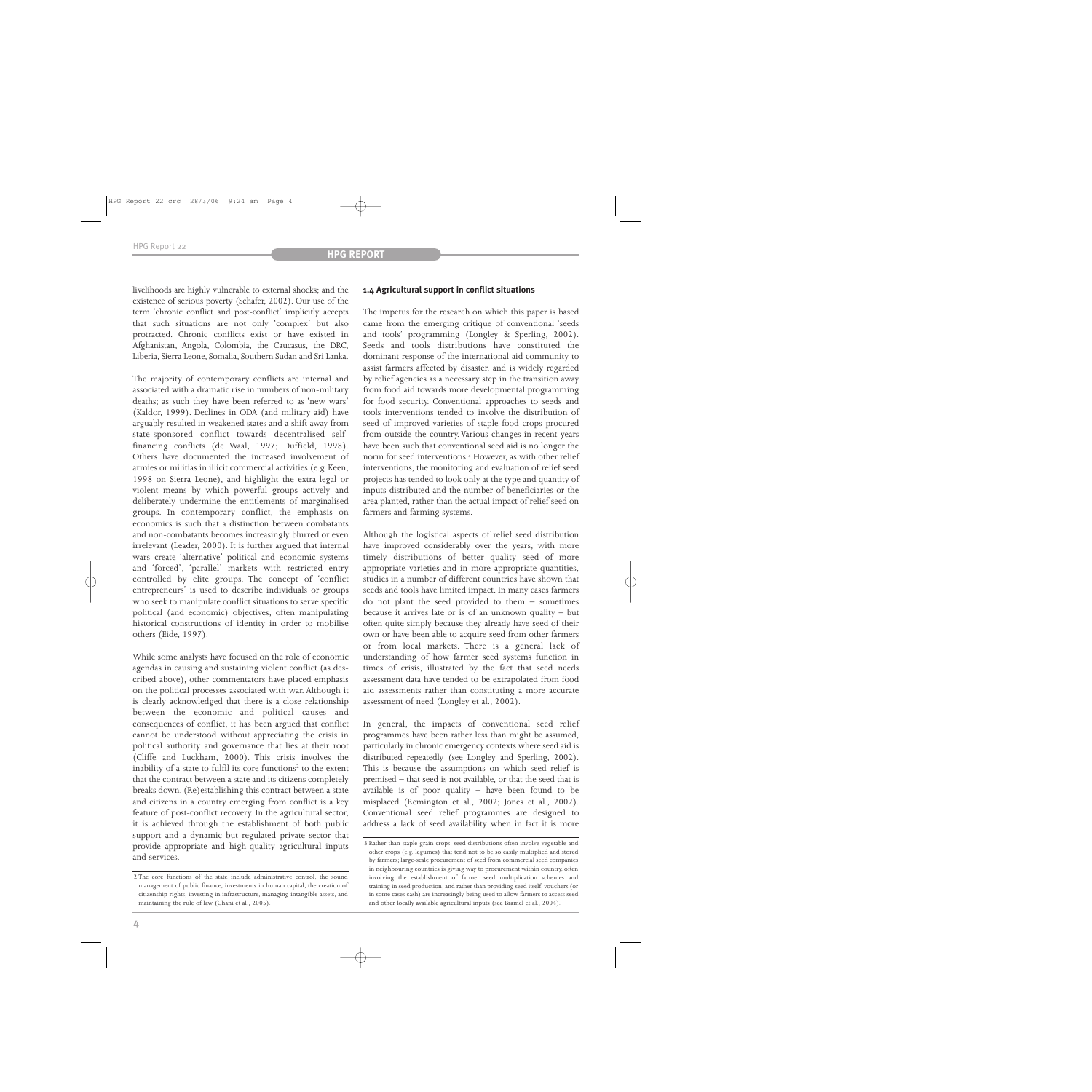livelihoods are highly vulnerable to external shocks; and the existence of serious poverty (Schafer, 2002). Our use of the term 'chronic conflict and post-conflict' implicitly accepts that such situations are not only 'complex' but also protracted. Chronic conflicts exist or have existed in Afghanistan, Angola, Colombia, the Caucasus, the DRC, Liberia, Sierra Leone, Somalia, Southern Sudan and Sri Lanka.

The majority of contemporary conflicts are internal and associated with a dramatic rise in numbers of non-military deaths; as such they have been referred to as 'new wars' (Kaldor, 1999). Declines in ODA (and military aid) have arguably resulted in weakened states and a shift away from state-sponsored conflict towards decentralised self-financing conflicts (de Waal, 1997; Duffield, 1998). Others have documented the increased involvement of armies or militias in illicit commercial activities (e.g. Keen, 1998 on Sierra Leone), and highlight the extra-legal or violent means by which powerful groups actively and deliberately undermine the entitlements of marginalised groups. In contemporary conflict, the emphasis on economics is such that a distinction between combatants and non-combatants becomes increasingly blurred or even irrelevant (Leader, 2000). It is further argued that internal wars create 'alternative' political and economic systems and 'forced', 'parallel' markets with restricted entry controlled by elite groups. The concept of 'conflict entrepreneurs' is used to describe individuals or groups who seek to manipulate conflict situations to serve specific political (and economic) objectives, often manipulating historical constructions of identity in order to mobilise others (Eide, 1997).

While some analysts have focused on the role of economic agendas in causing and sustaining violent conflict (as described above), other commentators have placed emphasis on the political processes associated with war. Although it is clearly acknowledged that there is a close relationship between the economic and political causes and consequences of conflict, it has been argued that conflict cannot be understood without appreciating the crisis in political authority and governance that lies at their root (Cliffe and Luckham, 2000). This crisis involves the inability of a state to fulfil its core functions[2] to the extent that the contract between a state and its citizens completely breaks down. (Re)establishing this contract between a state and citizens in a country emerging from conflict is a key feature of post-conflict recovery. In the agricultural sector, it is achieved through the establishment of both public support and a dynamic but regulated private sector that provide appropriate and high-quality agricultural inputs and services.

### 1.4 Agricultural support in conflict situations

The impetus for the research on which this paper is based came from the emerging critique of conventional 'seeds and tools' programming (Longley & Sperling, 2002). Seeds and tools distributions have constituted the dominant response of the international aid community to assist farmers affected by disaster, and is widely regarded by relief agencies as a necessary step in the transition away from food aid towards more developmental programming for food security. Conventional approaches to seeds and tools interventions tended to involve the distribution of seed of improved varieties of staple food crops procured from outside the country. Various changes in recent years have been such that conventional seed aid is no longer the norm for seed interventions.[3] However, as with other relief interventions, the monitoring and evaluation of relief seed projects has tended to look only at the type and quantity of inputs distributed and the number of beneficiaries or the area planted, rather than the actual impact of relief seed on farmers and farming systems.

Although the logistical aspects of relief seed distribution have improved considerably over the years, with more timely distributions of better quality seed of more appropriate varieties and in more appropriate quantities, studies in a number of different countries have shown that seeds and tools have limited impact. In many cases farmers do not plant the seed provided to them – sometimes because it arrives late or is of an unknown quality – but often quite simply because they already have seed of their own or have been able to acquire seed from other farmers or from local markets. There is a general lack of understanding of how farmer seed systems function in times of crisis, illustrated by the fact that seed needs assessment data have tended to be extrapolated from food aid assessments rather than constituting a more accurate assessment of need (Longley et al., 2002).

In general, the impacts of conventional seed relief programmes have been rather less than might be assumed, particularly in chronic emergency contexts where seed aid is distributed repeatedly (see Longley and Sperling, 2002). This is because the assumptions on which seed relief is premised – that seed is not available, or that the seed that is available is of poor quality – have been found to be misplaced (Remington et al., 2002; Jones et al., 2002). Conventional seed relief programmes are designed to address a lack of seed availability when in fact it is more

2 The core functions of the state include administrative control, the sound management of public finance, investments in human capital, the creation of citizenship rights, investing in infrastructure, managing intangible assets, and maintaining the rule of law (Ghani et al., 2005).

3 Rather than staple grain crops, seed distributions often involve vegetable and other crops (e.g. legumes) that tend not to be so easily multiplied and stored by farmers; large-scale procurement of seed from commercial seed companies in neighbouring countries is giving way to procurement within country, often involving the establishment of farmer seed multiplication schemes and training in seed production; and rather than providing seed itself, vouchers (or in some cases cash) are increasingly being used to allow farmers to access seed and other locally available agricultural inputs (see Bramel et al., 2004).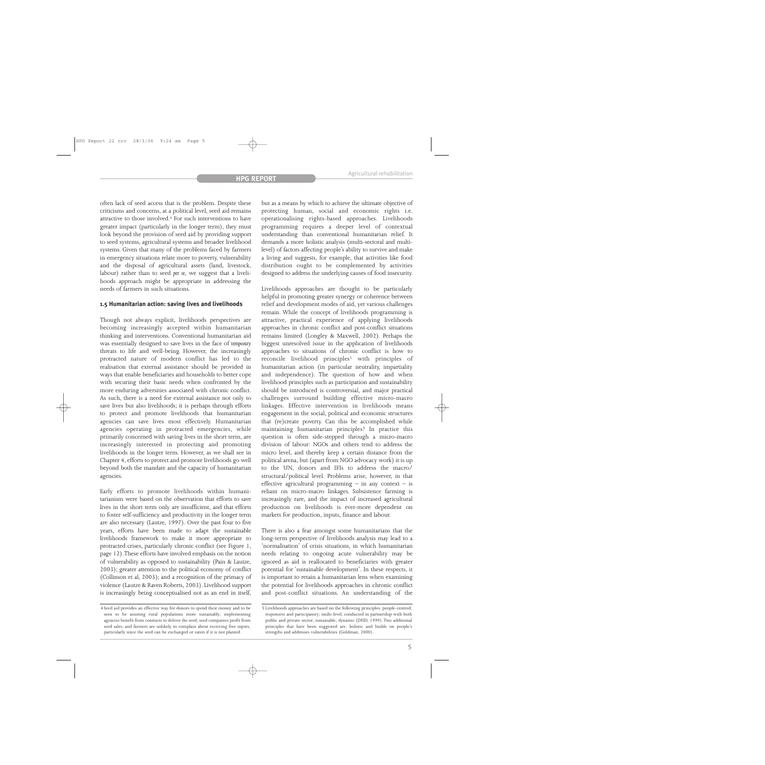often lack of seed access that is the problem. Despite these criticisms and concerns, at a political level, seed aid remains attractive to those involved.[4] For such interventions to have greater impact (particularly in the longer term), they must look beyond the provision of seed aid by providing support to seed systems, agricultural systems and broader livelihood systems. Given that many of the problems faced by farmers in emergency situations relate more to poverty, vulnerability and the disposal of agricultural assets (land, livestock, labour) rather than to seed *per se*, we suggest that a livelihoods approach might be appropriate in addressing the needs of farmers in such situations.

### 1.5 Humanitarian action: saving lives and livelihoods

Though not always explicit, livelihoods perspectives are becoming increasingly accepted within humanitarian thinking and interventions. Conventional humanitarian aid was essentially designed to save lives in the face of *temporary* threats to life and well-being. However, the increasingly protracted nature of modern conflict has led to the realisation that external assistance should be provided in ways that enable beneficiaries and households to better cope with securing their basic needs when confronted by the more enduring adversities associated with chronic conflict. As such, there is a need for external assistance not only to save lives but also livelihoods; it is perhaps through efforts to protect and promote livelihoods that humanitarian agencies can save lives most effectively. Humanitarian agencies operating in protracted emergencies, while primarily concerned with saving lives in the short term, are increasingly interested in protecting and promoting livelihoods in the longer term. However, as we shall see in Chapter 4, efforts to protect and promote livelihoods go well beyond both the mandate and the capacity of humanitarian agencies.

Early efforts to promote livelihoods within humanitarianism were based on the observation that efforts to save lives in the short term only are insufficient, and that efforts to foster self-sufficiency and productivity in the longer term are also necessary (Lautze, 1997). Over the past four to five years, efforts have been made to adapt the sustainable livelihoods framework to make it more appropriate to protracted crises, particularly chronic conflict (see Figure 1, page 12). These efforts have involved emphasis on the notion of vulnerability as opposed to sustainability (Pain & Lautze, 2003); greater attention to the political economy of conflict (Collinson et al, 2003); and a recognition of the primacy of violence (Lautze & Raven Roberts, 2003). Livelihood support is increasingly being conceptualised not as an end in itself, but as a means by which to achieve the ultimate objective of protecting human, social and economic rights i.e. operationalising rights-based approaches. Livelihoods programming requires a deeper level of contextual understanding than conventional humanitarian relief. It demands a more holistic analysis (multi-sectoral and multi-level) of factors affecting people's ability to survive and make a living and suggests, for example, that activities like food distribution ought to be complemented by activities designed to address the underlying causes of food insecurity.

Livelihoods approaches are thought to be particularly helpful in promoting greater synergy or coherence between relief and development modes of aid, yet various challenges remain. While the concept of livelihoods programming is attractive, practical experience of applying livelihoods approaches in chronic conflict and post-conflict situations remains limited (Longley & Maxwell, 2002). Perhaps the biggest unresolved issue in the application of livelihoods approaches to situations of chronic conflict is how to reconcile livelihood principles[5] with principles of humanitarian action (in particular neutrality, impartiality and independence). The question of how and when livelihood principles such as participation and sustainability should be introduced is controversial, and major practical challenges surround building effective micro-macro linkages. Effective intervention in livelihoods means engagement in the social, political and economic structures that (re)create poverty. Can this be accomplished while maintaining humanitarian principles? In practice this question is often side-stepped through a micro-macro division of labour: NGOs and others tend to address the micro level, and thereby keep a certain distance from the political arena, but (apart from NGO advocacy work) it is up to the UN, donors and IFIs to address the macro/structural/political level. Problems arise, however, in that effective agricultural programming – in any context – is reliant on micro-macro linkages. Subsistence farming is increasingly rare, and the impact of increased agricultural production on livelihoods is ever-more dependent on markets for production, inputs, finance and labour.

There is also a fear amongst some humanitarians that the long-term perspective of livelihoods analysis may lead to a 'normalisation' of crisis situations, in which humanitarian needs relating to ongoing acute vulnerability may be ignored as aid is reallocated to beneficiaries with greater potential for 'sustainable development'. In these respects, it is important to retain a humanitarian lens when examining the potential for livelihoods approaches in chronic conflict and post-conflict situations. An understanding of the

---

4 Seed aid provides an effective way for donors to spend their money and to be seen to be assisting rural populations more sustainably; implementing agencies benefit from contracts to deliver the seed; seed companies profit from seed sales; and farmers are unlikely to complain about receiving free inputs, particularly since the seed can be exchanged or eaten if it is not planted.

5 Livelihoods approaches are based on the following principles: people-centred; responsive and participatory; multi-level; conducted in partnership with both public and private sector; sustainable; dynamic (DFID, 1999). Two additional principles that have been suggested are: holistic and builds on people's strengths and addresses vulnerabilities (Goldman, 2000).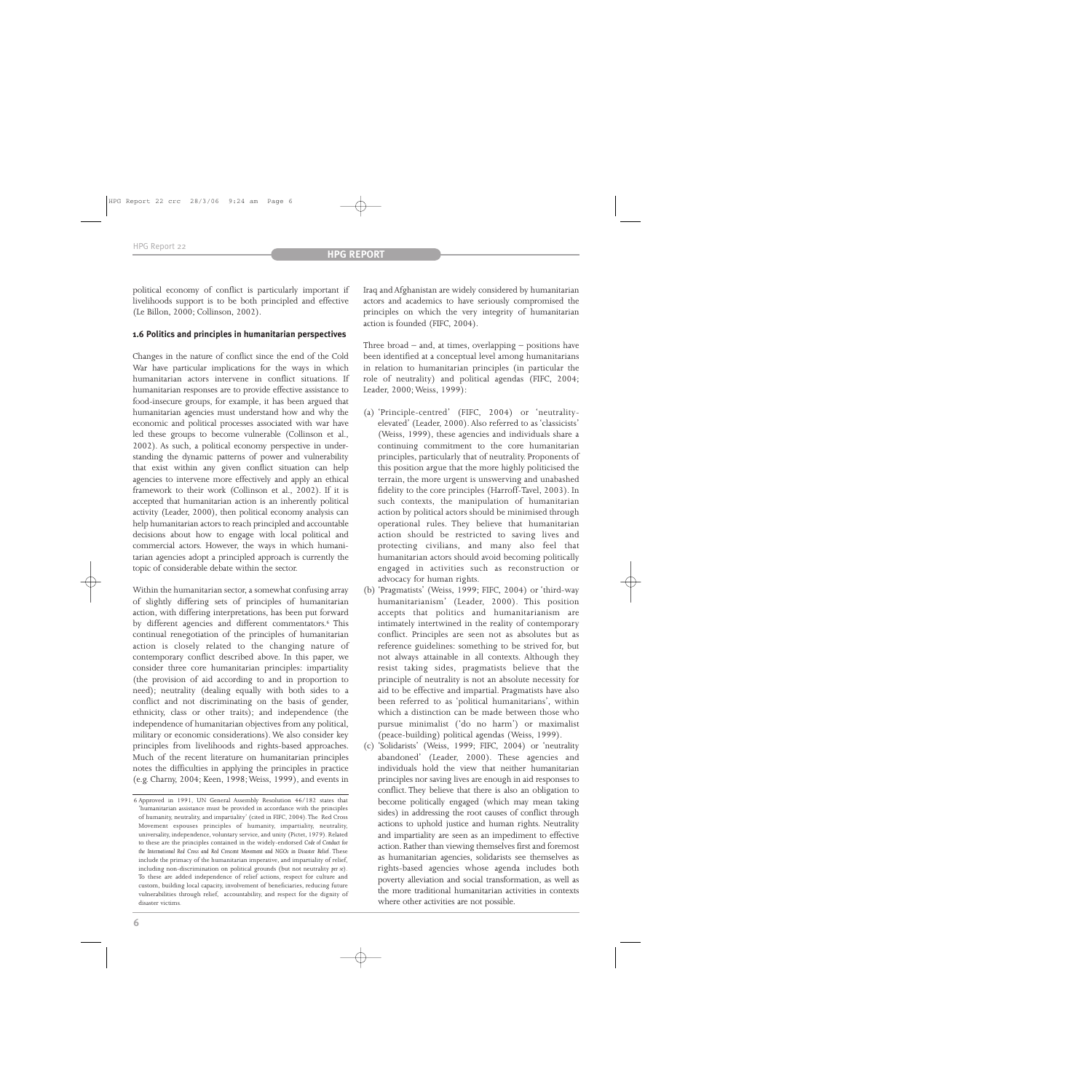political economy of conflict is particularly important if livelihoods support is to be both principled and effective (Le Billon, 2000; Collinson, 2002).

### 1.6 Politics and principles in humanitarian perspectives

Changes in the nature of conflict since the end of the Cold War have particular implications for the ways in which humanitarian actors intervene in conflict situations. If humanitarian responses are to provide effective assistance to food-insecure groups, for example, it has been argued that humanitarian agencies must understand how and why the economic and political processes associated with war have led these groups to become vulnerable (Collinson et al., 2002). As such, a political economy perspective in understanding the dynamic patterns of power and vulnerability that exist within any given conflict situation can help agencies to intervene more effectively and apply an ethical framework to their work (Collinson et al., 2002). If it is accepted that humanitarian action is an inherently political activity (Leader, 2000), then political economy analysis can help humanitarian actors to reach principled and accountable decisions about how to engage with local political and commercial actors. However, the ways in which humanitarian agencies adopt a principled approach is currently the topic of considerable debate within the sector.

Within the humanitarian sector, a somewhat confusing array of slightly differing sets of principles of humanitarian action, with differing interpretations, has been put forward by different agencies and different commentators.[6] This continual renegotiation of the principles of humanitarian action is closely related to the changing nature of contemporary conflict described above. In this paper, we consider three core humanitarian principles: impartiality (the provision of aid according to and in proportion to need); neutrality (dealing equally with both sides to a conflict and not discriminating on the basis of gender, ethnicity, class or other traits); and independence (the independence of humanitarian objectives from any political, military or economic considerations). We also consider key principles from livelihoods and rights-based approaches. Much of the recent literature on humanitarian principles notes the difficulties in applying the principles in practice (e.g. Charny, 2004; Keen, 1998; Weiss, 1999), and events in Iraq and Afghanistan are widely considered by humanitarian actors and academics to have seriously compromised the principles on which the very integrity of humanitarian action is founded (FIFC, 2004).

Three broad – and, at times, overlapping – positions have been identified at a conceptual level among humanitarians in relation to humanitarian principles (in particular the role of neutrality) and political agendas (FIFC, 2004; Leader, 2000; Weiss, 1999):

(a) 'Principle-centred' (FIFC, 2004) or 'neutrality-elevated' (Leader, 2000). Also referred to as 'classicists' (Weiss, 1999), these agencies and individuals share a continuing commitment to the core humanitarian principles, particularly that of neutrality. Proponents of this position argue that the more highly politicised the terrain, the more urgent is unswerving and unabashed fidelity to the core principles (Harroff-Tavel, 2003). In such contexts, the manipulation of humanitarian action by political actors should be minimised through operational rules. They believe that humanitarian action should be restricted to saving lives and protecting civilians, and many also feel that humanitarian actors should avoid becoming politically engaged in activities such as reconstruction or advocacy for human rights.

(b) 'Pragmatists' (Weiss, 1999; FIFC, 2004) or 'third-way humanitarianism' (Leader, 2000). This position accepts that politics and humanitarianism are intimately intertwined in the reality of contemporary conflict. Principles are seen not as absolutes but as reference guidelines: something to be strived for, but not always attainable in all contexts. Although they resist taking sides, pragmatists believe that the principle of neutrality is not an absolute necessity for aid to be effective and impartial. Pragmatists have also been referred to as 'political humanitarians', within which a distinction can be made between those who pursue minimalist ('do no harm') or maximalist (peace-building) political agendas (Weiss, 1999).

(c) 'Solidarists' (Weiss, 1999; FIFC, 2004) or 'neutrality abandoned' (Leader, 2000). These agencies and individuals hold the view that neither humanitarian principles nor saving lives are enough in aid responses to conflict. They believe that there is also an obligation to become politically engaged (which may mean taking sides) in addressing the root causes of conflict through actions to uphold justice and human rights. Neutrality and impartiality are seen as an impediment to effective action. Rather than viewing themselves first and foremost as humanitarian agencies, solidarists see themselves as rights-based agencies whose agenda includes both poverty alleviation and social transformation, as well as the more traditional humanitarian activities in contexts where other activities are not possible.

---

6 Approved in 1991, UN General Assembly Resolution 46/182 states that 'humanitarian assistance must be provided in accordance with the principles of humanity, neutrality, and impartiality' (cited in FIFC, 2004). The Red Cross Movement espouses principles of humanity, impartiality, neutrality, universality, independence, voluntary service, and unity (Pictet, 1979). Related to these are the principles contained in the widely-endorsed *Code of Conduct for the International Red Cross and Red Crescent Movement and NGOs in Disaster Relief*. These include the primacy of the humanitarian imperative, and impartiality of relief, including non-discrimination on political grounds (but not neutrality *per se*). To these are added independence of relief actions, respect for culture and custom, building local capacity, involvement of beneficiaries, reducing future vulnerabilities through relief, accountability, and respect for the dignity of disaster victims.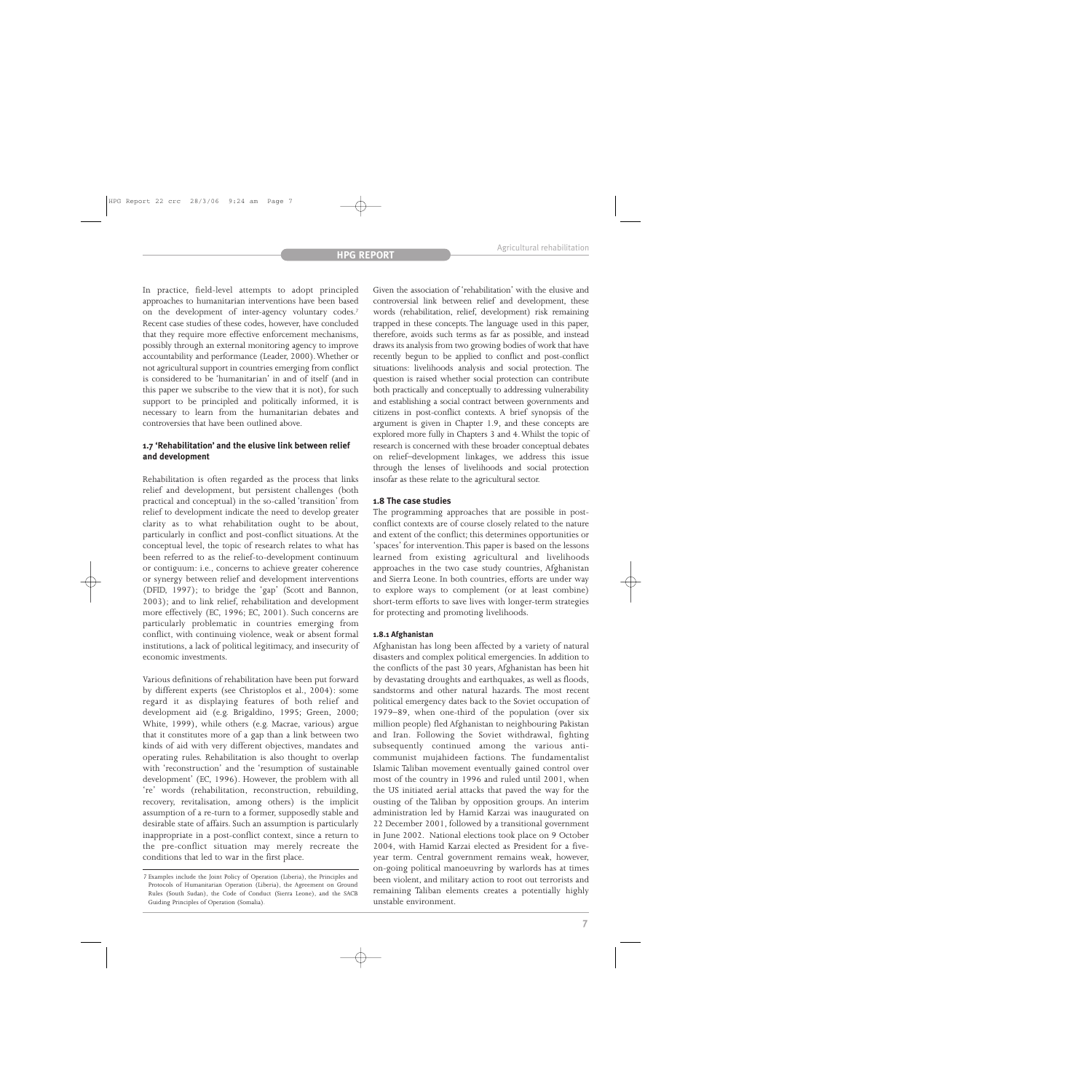In practice, field-level attempts to adopt principled approaches to humanitarian interventions have been based on the development of inter-agency voluntary codes.[7] Recent case studies of these codes, however, have concluded that they require more effective enforcement mechanisms, possibly through an external monitoring agency to improve accountability and performance (Leader, 2000). Whether or not agricultural support in countries emerging from conflict is considered to be 'humanitarian' in and of itself (and in this paper we subscribe to the view that it is not), for such support to be principled and politically informed, it is necessary to learn from the humanitarian debates and controversies that have been outlined above.

### 1.7 'Rehabilitation' and the elusive link between relief and development

Rehabilitation is often regarded as the process that links relief and development, but persistent challenges (both practical and conceptual) in the so-called 'transition' from relief to development indicate the need to develop greater clarity as to what rehabilitation ought to be about, particularly in conflict and post-conflict situations. At the conceptual level, the topic of research relates to what has been referred to as the relief-to-development continuum or contiguum: i.e., concerns to achieve greater coherence or synergy between relief and development interventions (DFID, 1997); to bridge the 'gap' (Scott and Bannon, 2003); and to link relief, rehabilitation and development more effectively (EC, 1996; EC, 2001). Such concerns are particularly problematic in countries emerging from conflict, with continuing violence, weak or absent formal institutions, a lack of political legitimacy, and insecurity of economic investments.

Various definitions of rehabilitation have been put forward by different experts (see Christoplos et al., 2004): some regard it as displaying features of both relief and development aid (e.g. Brigaldino, 1995; Green, 2000; White, 1999), while others (e.g. Macrae, various) argue that it constitutes more of a gap than a link between two kinds of aid with very different objectives, mandates and operating rules. Rehabilitation is also thought to overlap with 'reconstruction' and the 'resumption of sustainable development' (EC, 1996). However, the problem with all 're' words (rehabilitation, reconstruction, rebuilding, recovery, revitalisation, among others) is the implicit assumption of a re-turn to a former, supposedly stable and desirable state of affairs. Such an assumption is particularly inappropriate in a post-conflict context, since a return to the pre-conflict situation may merely recreate the conditions that led to war in the first place.

Given the association of 'rehabilitation' with the elusive and controversial link between relief and development, these words (rehabilitation, relief, development) risk remaining trapped in these concepts. The language used in this paper, therefore, avoids such terms as far as possible, and instead draws its analysis from two growing bodies of work that have recently begun to be applied to conflict and post-conflict situations: livelihoods analysis and social protection. The question is raised whether social protection can contribute both practically and conceptually to addressing vulnerability and establishing a social contract between governments and citizens in post-conflict contexts. A brief synopsis of the argument is given in Chapter 1.9, and these concepts are explored more fully in Chapters 3 and 4. Whilst the topic of research is concerned with these broader conceptual debates on relief–development linkages, we address this issue through the lenses of livelihoods and social protection insofar as these relate to the agricultural sector.

### 1.8 The case studies

The programming approaches that are possible in post-conflict contexts are of course closely related to the nature and extent of the conflict; this determines opportunities or 'spaces' for intervention. This paper is based on the lessons learned from existing agricultural and livelihoods approaches in the two case study countries, Afghanistan and Sierra Leone. In both countries, efforts are under way to explore ways to complement (or at least combine) short-term efforts to save lives with longer-term strategies for protecting and promoting livelihoods.

#### 1.8.1 Afghanistan

Afghanistan has long been affected by a variety of natural disasters and complex political emergencies. In addition to the conflicts of the past 30 years, Afghanistan has been hit by devastating droughts and earthquakes, as well as floods, sandstorms and other natural hazards. The most recent political emergency dates back to the Soviet occupation of 1979–89, when one-third of the population (over six million people) fled Afghanistan to neighbouring Pakistan and Iran. Following the Soviet withdrawal, fighting subsequently continued among the various anti-communist mujahideen factions. The fundamentalist Islamic Taliban movement eventually gained control over most of the country in 1996 and ruled until 2001, when the US initiated aerial attacks that paved the way for the ousting of the Taliban by opposition groups. An interim administration led by Hamid Karzai was inaugurated on 22 December 2001, followed by a transitional government in June 2002. National elections took place on 9 October 2004, with Hamid Karzai elected as President for a five-year term. Central government remains weak, however, on-going political manoeuvring by warlords has at times been violent, and military action to root out terrorists and remaining Taliban elements creates a potentially highly unstable environment.

---

7 Examples include the Joint Policy of Operation (Liberia), the Principles and Protocols of Humanitarian Operation (Liberia), the Agreement on Ground Rules (South Sudan), the Code of Conduct (Sierra Leone), and the SACB Guiding Principles of Operation (Somalia).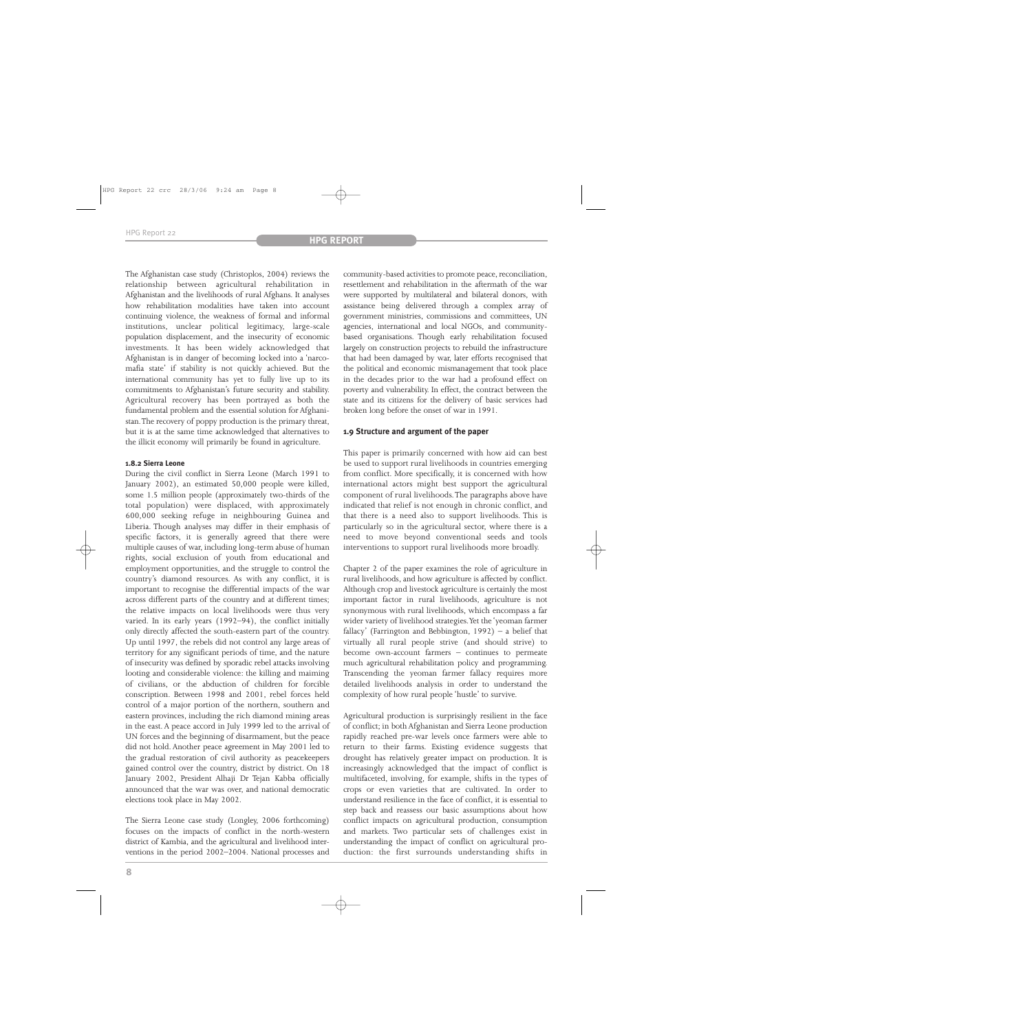The Afghanistan case study (Christoplos, 2004) reviews the relationship between agricultural rehabilitation in Afghanistan and the livelihoods of rural Afghans. It analyses how rehabilitation modalities have taken into account continuing violence, the weakness of formal and informal institutions, unclear political legitimacy, large-scale population displacement, and the insecurity of economic investments. It has been widely acknowledged that Afghanistan is in danger of becoming locked into a 'narco-mafia state' if stability is not quickly achieved. But the international community has yet to fully live up to its commitments to Afghanistan's future security and stability. Agricultural recovery has been portrayed as both the fundamental problem and the essential solution for Afghanistan. The recovery of poppy production is the primary threat, but it is at the same time acknowledged that alternatives to the illicit economy will primarily be found in agriculture.

#### 1.8.2 Sierra Leone

During the civil conflict in Sierra Leone (March 1991 to January 2002), an estimated 50,000 people were killed, some 1.5 million people (approximately two-thirds of the total population) were displaced, with approximately 600,000 seeking refuge in neighbouring Guinea and Liberia. Though analyses may differ in their emphasis of specific factors, it is generally agreed that there were multiple causes of war, including long-term abuse of human rights, social exclusion of youth from educational and employment opportunities, and the struggle to control the country's diamond resources. As with any conflict, it is important to recognise the differential impacts of the war across different parts of the country and at different times; the relative impacts on local livelihoods were thus very varied. In its early years (1992–94), the conflict initially only directly affected the south-eastern part of the country. Up until 1997, the rebels did not control any large areas of territory for any significant periods of time, and the nature of insecurity was defined by sporadic rebel attacks involving looting and considerable violence: the killing and maiming of civilians, or the abduction of children for forcible conscription. Between 1998 and 2001, rebel forces held control of a major portion of the northern, southern and eastern provinces, including the rich diamond mining areas in the east. A peace accord in July 1999 led to the arrival of UN forces and the beginning of disarmament, but the peace did not hold. Another peace agreement in May 2001 led to the gradual restoration of civil authority as peacekeepers gained control over the country, district by district. On 18 January 2002, President Alhaji Dr Tejan Kabba officially announced that the war was over, and national democratic elections took place in May 2002.

The Sierra Leone case study (Longley, 2006 forthcoming) focuses on the impacts of conflict in the north-western district of Kambia, and the agricultural and livelihood interventions in the period 2002–2004. National processes and community-based activities to promote peace, reconciliation, resettlement and rehabilitation in the aftermath of the war were supported by multilateral and bilateral donors, with assistance being delivered through a complex array of government ministries, commissions and committees, UN agencies, international and local NGOs, and community-based organisations. Though early rehabilitation focused largely on construction projects to rebuild the infrastructure that had been damaged by war, later efforts recognised that the political and economic mismanagement that took place in the decades prior to the war had a profound effect on poverty and vulnerability. In effect, the contract between the state and its citizens for the delivery of basic services had broken long before the onset of war in 1991.

### 1.9 Structure and argument of the paper

This paper is primarily concerned with how aid can best be used to support rural livelihoods in countries emerging from conflict. More specifically, it is concerned with how international actors might best support the agricultural component of rural livelihoods. The paragraphs above have indicated that relief is not enough in chronic conflict, and that there is a need also to support livelihoods. This is particularly so in the agricultural sector, where there is a need to move beyond conventional seeds and tools interventions to support rural livelihoods more broadly.

Chapter 2 of the paper examines the role of agriculture in rural livelihoods, and how agriculture is affected by conflict. Although crop and livestock agriculture is certainly the most important factor in rural livelihoods, agriculture is not synonymous with rural livelihoods, which encompass a far wider variety of livelihood strategies. Yet the 'yeoman farmer fallacy' (Farrington and Bebbington, 1992) – a belief that virtually all rural people strive (and should strive) to become own-account farmers – continues to permeate much agricultural rehabilitation policy and programming. Transcending the yeoman farmer fallacy requires more detailed livelihoods analysis in order to understand the complexity of how rural people 'hustle' to survive.

Agricultural production is surprisingly resilient in the face of conflict; in both Afghanistan and Sierra Leone production rapidly reached pre-war levels once farmers were able to return to their farms. Existing evidence suggests that drought has relatively greater impact on production. It is increasingly acknowledged that the impact of conflict is multifaceted, involving, for example, shifts in the types of crops or even varieties that are cultivated. In order to understand resilience in the face of conflict, it is essential to step back and reassess our basic assumptions about how conflict impacts on agricultural production, consumption and markets. Two particular sets of challenges exist in understanding the impact of conflict on agricultural production: the first surrounds understanding shifts in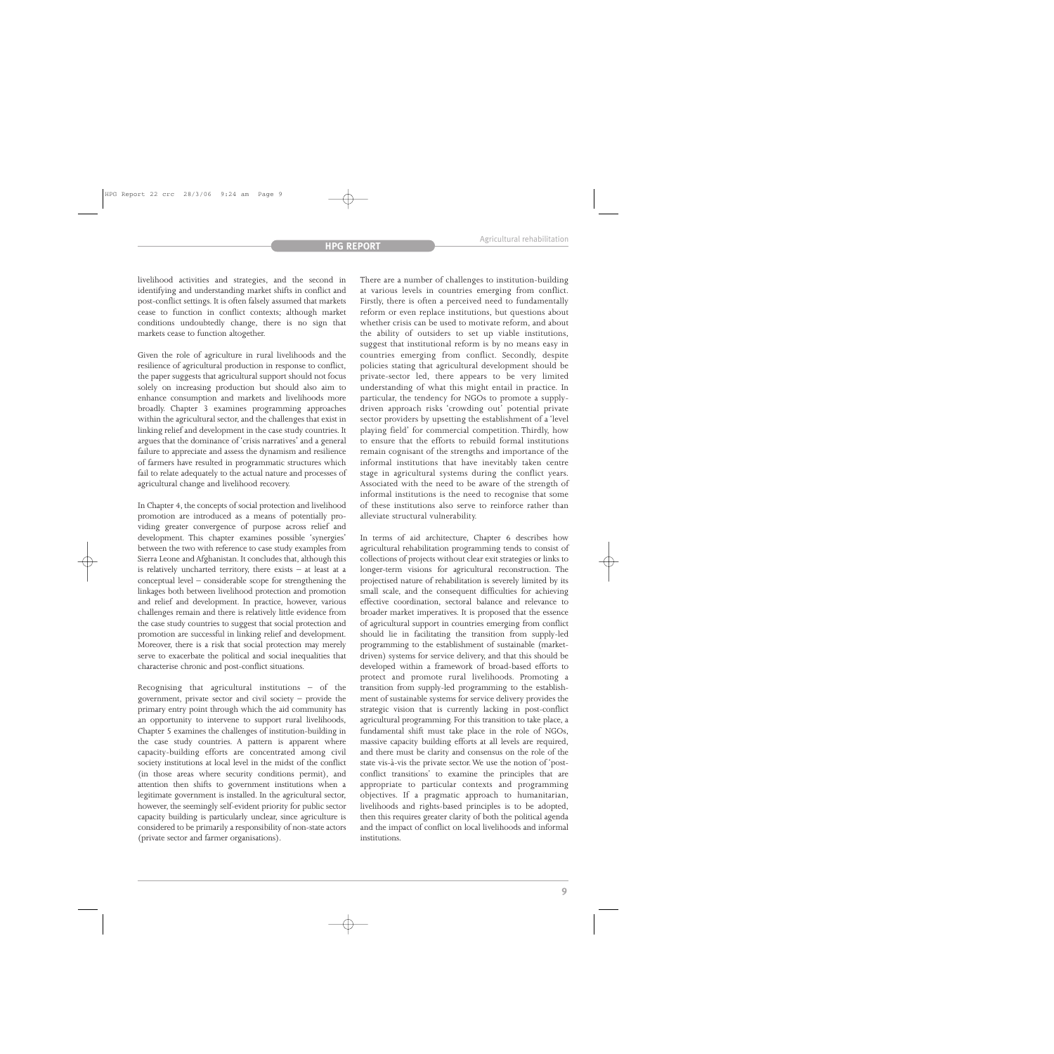livelihood activities and strategies, and the second in identifying and understanding market shifts in conflict and post-conflict settings. It is often falsely assumed that markets cease to function in conflict contexts; although market conditions undoubtedly change, there is no sign that markets cease to function altogether.

Given the role of agriculture in rural livelihoods and the resilience of agricultural production in response to conflict, the paper suggests that agricultural support should not focus solely on increasing production but should also aim to enhance consumption and markets and livelihoods more broadly. Chapter 3 examines programming approaches within the agricultural sector, and the challenges that exist in linking relief and development in the case study countries. It argues that the dominance of 'crisis narratives' and a general failure to appreciate and assess the dynamism and resilience of farmers have resulted in programmatic structures which fail to relate adequately to the actual nature and processes of agricultural change and livelihood recovery.

In Chapter 4, the concepts of social protection and livelihood promotion are introduced as a means of potentially providing greater convergence of purpose across relief and development. This chapter examines possible 'synergies' between the two with reference to case study examples from Sierra Leone and Afghanistan. It concludes that, although this is relatively uncharted territory, there exists – at least at a conceptual level – considerable scope for strengthening the linkages both between livelihood protection and promotion and relief and development. In practice, however, various challenges remain and there is relatively little evidence from the case study countries to suggest that social protection and promotion are successful in linking relief and development. Moreover, there is a risk that social protection may merely serve to exacerbate the political and social inequalities that characterise chronic and post-conflict situations.

Recognising that agricultural institutions – of the government, private sector and civil society – provide the primary entry point through which the aid community has an opportunity to intervene to support rural livelihoods, Chapter 5 examines the challenges of institution-building in the case study countries. A pattern is apparent where capacity-building efforts are concentrated among civil society institutions at local level in the midst of the conflict (in those areas where security conditions permit), and attention then shifts to government institutions when a legitimate government is installed. In the agricultural sector, however, the seemingly self-evident priority for public sector capacity building is particularly unclear, since agriculture is considered to be primarily a responsibility of non-state actors (private sector and farmer organisations).

There are a number of challenges to institution-building at various levels in countries emerging from conflict. Firstly, there is often a perceived need to fundamentally reform or even replace institutions, but questions about whether crisis can be used to motivate reform, and about the ability of outsiders to set up viable institutions, suggest that institutional reform is by no means easy in countries emerging from conflict. Secondly, despite policies stating that agricultural development should be private-sector led, there appears to be very limited understanding of what this might entail in practice. In particular, the tendency for NGOs to promote a supply-driven approach risks 'crowding out' potential private sector providers by upsetting the establishment of a 'level playing field' for commercial competition. Thirdly, how to ensure that the efforts to rebuild formal institutions remain cognisant of the strengths and importance of the informal institutions that have inevitably taken centre stage in agricultural systems during the conflict years. Associated with the need to be aware of the strength of informal institutions is the need to recognise that some of these institutions also serve to reinforce rather than alleviate structural vulnerability.

In terms of aid architecture, Chapter 6 describes how agricultural rehabilitation programming tends to consist of collections of projects without clear exit strategies or links to longer-term visions for agricultural reconstruction. The projectised nature of rehabilitation is severely limited by its small scale, and the consequent difficulties for achieving effective coordination, sectoral balance and relevance to broader market imperatives. It is proposed that the essence of agricultural support in countries emerging from conflict should lie in facilitating the transition from supply-led programming to the establishment of sustainable (market-driven) systems for service delivery, and that this should be developed within a framework of broad-based efforts to protect and promote rural livelihoods. Promoting a transition from supply-led programming to the establishment of sustainable systems for service delivery provides the strategic vision that is currently lacking in post-conflict agricultural programming. For this transition to take place, a fundamental shift must take place in the role of NGOs, massive capacity building efforts at all levels are required, and there must be clarity and consensus on the role of the state vis-à-vis the private sector. We use the notion of 'post-conflict transitions' to examine the principles that are appropriate to particular contexts and programming objectives. If a pragmatic approach to humanitarian, livelihoods and rights-based principles is to be adopted, then this requires greater clarity of both the political agenda and the impact of conflict on local livelihoods and informal institutions.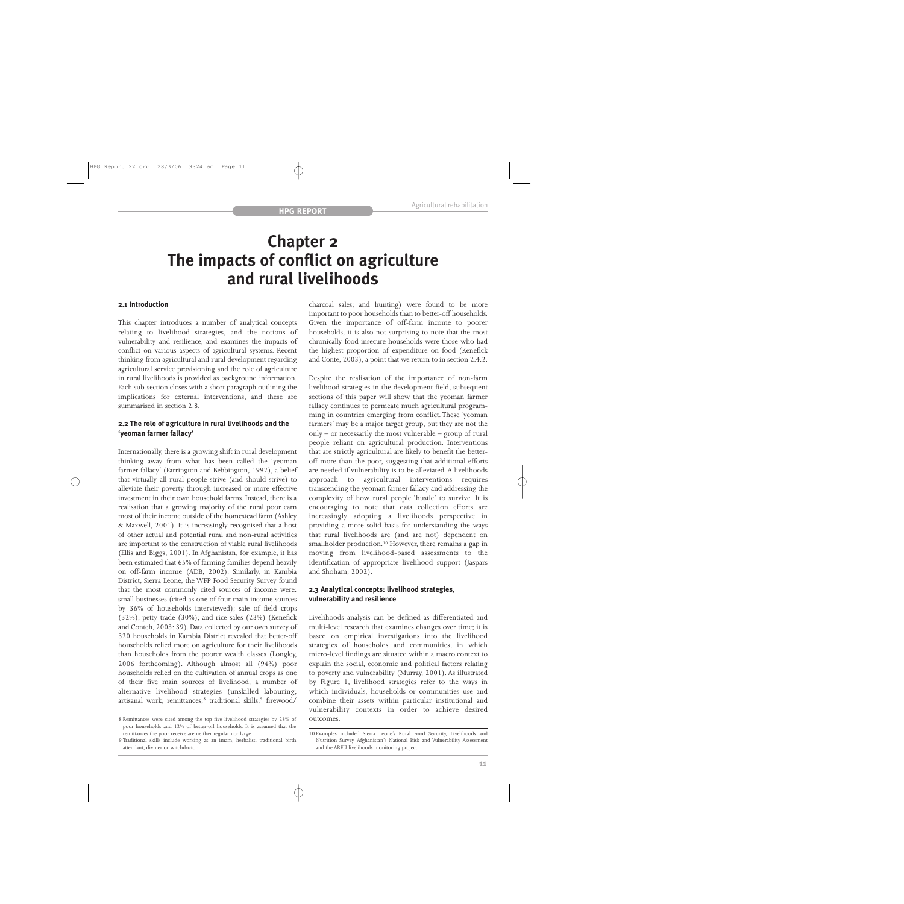# Chapter 2
# The impacts of conflict on agriculture and rural livelihoods

### 2.1 Introduction

This chapter introduces a number of analytical concepts relating to livelihood strategies, and the notions of vulnerability and resilience, and examines the impacts of conflict on various aspects of agricultural systems. Recent thinking from agricultural and rural development regarding agricultural service provisioning and the role of agriculture in rural livelihoods is provided as background information. Each sub-section closes with a short paragraph outlining the implications for external interventions, and these are summarised in section 2.8.

### 2.2 The role of agriculture in rural livelihoods and the 'yeoman farmer fallacy'

Internationally, there is a growing shift in rural development thinking away from what has been called the 'yeoman farmer fallacy' (Farrington and Bebbington, 1992), a belief that virtually all rural people strive (and should strive) to alleviate their poverty through increased or more effective investment in their own household farms. Instead, there is a realisation that a growing majority of the rural poor earn most of their income outside of the homestead farm (Ashley & Maxwell, 2001). It is increasingly recognised that a host of other actual and potential rural and non-rural activities are important to the construction of viable rural livelihoods (Ellis and Biggs, 2001). In Afghanistan, for example, it has been estimated that 65% of farming families depend heavily on off-farm income (ADB, 2002). Similarly, in Kambia District, Sierra Leone, the WFP Food Security Survey found that the most commonly cited sources of income were: small businesses (cited as one of four main income sources by 36% of households interviewed); sale of field crops (32%); petty trade (30%); and rice sales (23%) (Kenefick and Conteh, 2003: 39). Data collected by our own survey of 320 households in Kambia District revealed that better-off households relied more on agriculture for their livelihoods than households from the poorer wealth classes (Longley, 2006 forthcoming). Although almost all (94%) poor households relied on the cultivation of annual crops as one of their five main sources of livelihood, a number of alternative livelihood strategies (unskilled labouring; artisanal work; remittances;[8] traditional skills;[9] firewood/charcoal sales; and hunting) were found to be more important to poor households than to better-off households. Given the importance of off-farm income to poorer households, it is also not surprising to note that the most chronically food insecure households were those who had the highest proportion of expenditure on food (Kenefick and Conte, 2003), a point that we return to in section 2.4.2.

Despite the realisation of the importance of non-farm livelihood strategies in the development field, subsequent sections of this paper will show that the yeoman farmer fallacy continues to permeate much agricultural programming in countries emerging from conflict. These 'yeoman farmers' may be a major target group, but they are not the only – or necessarily the most vulnerable – group of rural people reliant on agricultural production. Interventions that are strictly agricultural are likely to benefit the better-off more than the poor, suggesting that additional efforts are needed if vulnerability is to be alleviated. A livelihoods approach to agricultural interventions requires transcending the yeoman farmer fallacy and addressing the complexity of how rural people 'hustle' to survive. It is encouraging to note that data collection efforts are increasingly adopting a livelihoods perspective in providing a more solid basis for understanding the ways that rural livelihoods are (and are not) dependent on smallholder production.[10] However, there remains a gap in moving from livelihood-based assessments to the identification of appropriate livelihood support (Jaspars and Shoham, 2002).

### 2.3 Analytical concepts: livelihood strategies, vulnerability and resilience

Livelihoods analysis can be defined as differentiated and multi-level research that examines changes over time; it is based on empirical investigations into the livelihood strategies of households and communities, in which micro-level findings are situated within a macro context to explain the social, economic and political factors relating to poverty and vulnerability (Murray, 2001). As illustrated by Figure 1, livelihood strategies refer to the ways in which individuals, households or communities use and combine their assets within particular institutional and vulnerability contexts in order to achieve desired outcomes.

8 Remittances were cited among the top five livelihood strategies by 28% of poor households and 12% of better-off households. It is assumed that the remittances the poor receive are neither regular nor large.

9 Traditional skills include working as an imam, herbalist, traditional birth attendant, diviner or witchdoctor.

10 Examples included Sierra Leone's Rural Food Security, Livelihoods and Nutrition Survey, Afghanistan's National Risk and Vulnerability Assessment and the AREU livelihoods monitoring project.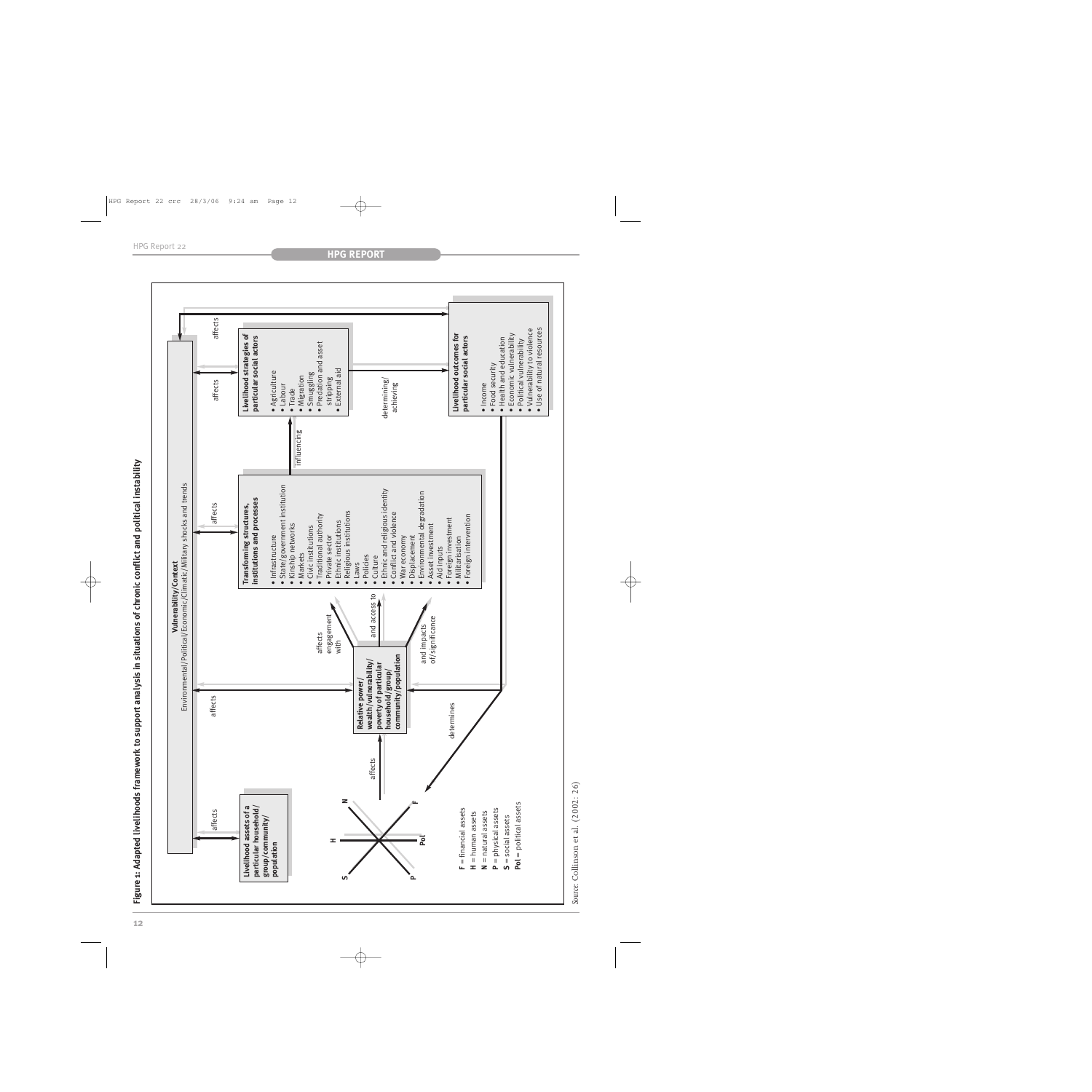**Figure 1: Adapted livelihoods framework to support analysis in situations of chronic conflict and political instability**

**Vulnerability/Context**

Environmental/Political/Economic/Climatic/Military shocks and trends

affects

affects

affects

affects

affects

**Livelihood assets of a particular household/ group/community/ population**

H

N

S

F

P

Pol

F = financial assets
H = human assets
N = natural assets
P = physical assets
S = social assets
Pol = political assets

affects

**Relative power/ wealth/vulnerability/ poverty of particular household/group/ community/population**

affects engagement with

and access to

and impacts of/significance

determines

**Transforming structures, institutions and processes**

- Infrastructure
- State/government institution
- Kinship networks
- Markets
- Civic institutions
- Traditional authority
- Private sector
- Ethnic institutions
- Religious institutions
- Laws
- Policies
- Culture
- Ethnic and religious identity
- Conflict and violence
- War economy
- Displacement
- Environmental degradation
- Asset investment
- Aid inputs
- Foreign investment
- Militarisation
- Foreign intervention

influencing

**Livelihood strategies of particular social actors**

- Agriculture
- Labour
- Trade
- Migration
- Smuggling
- Predation and asset stripping
- External aid

determining/ achieving

**Livelihood outcomes for particular social actors**

- Income
- Food security
- Health and education
- Economic vulnerability
- Political vulnerability
- Vulnerability to violence
- Use of natural resources

*Source*: Collinson et al. (2002: 26)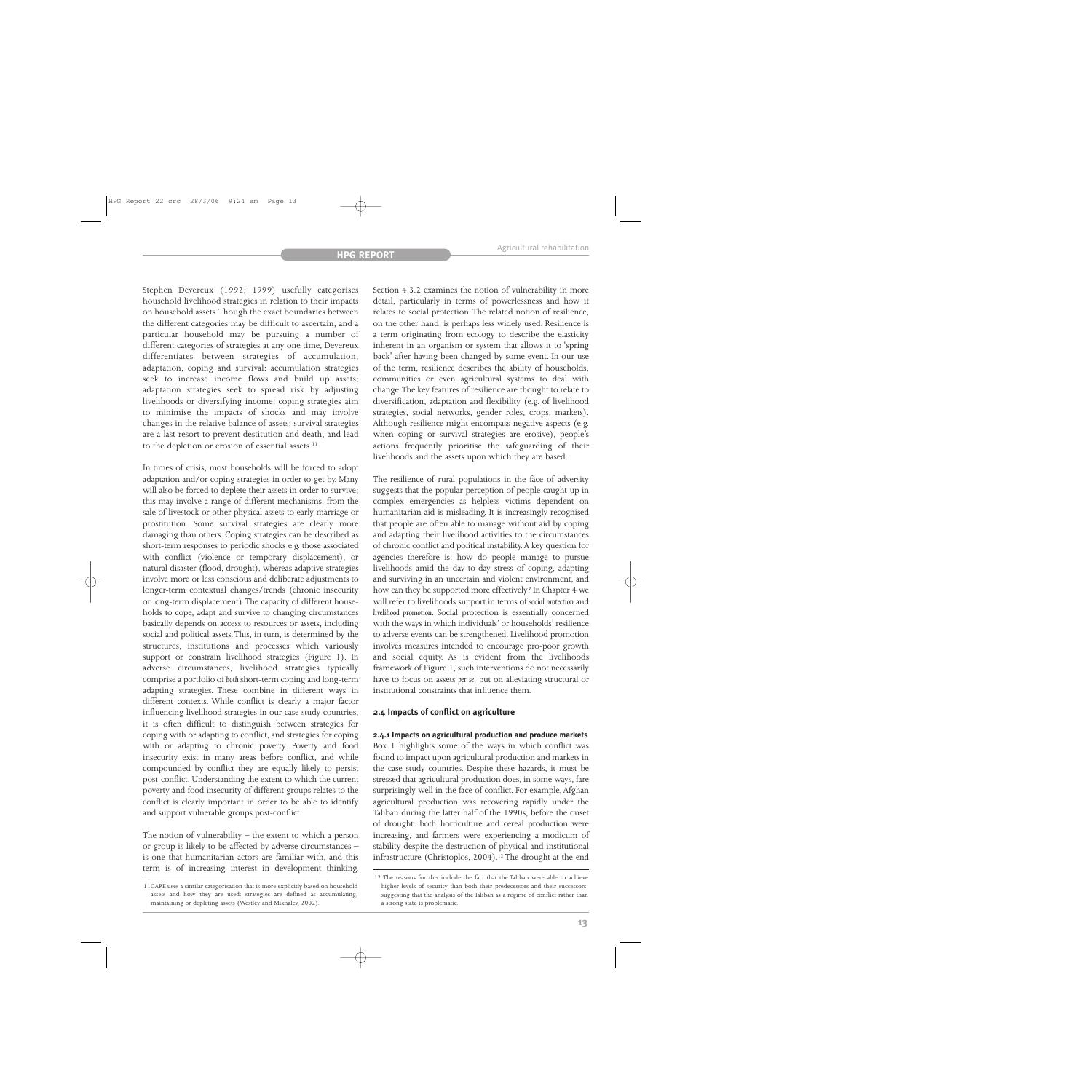Stephen Devereux (1992; 1999) usefully categorises household livelihood strategies in relation to their impacts on household assets. Though the exact boundaries between the different categories may be difficult to ascertain, and a particular household may be pursuing a number of different categories of strategies at any one time, Devereux differentiates between strategies of accumulation, adaptation, coping and survival: accumulation strategies seek to increase income flows and build up assets; adaptation strategies seek to spread risk by adjusting livelihoods or diversifying income; coping strategies aim to minimise the impacts of shocks and may involve changes in the relative balance of assets; survival strategies are a last resort to prevent destitution and death, and lead to the depletion or erosion of essential assets.[11]

In times of crisis, most households will be forced to adopt adaptation and/or coping strategies in order to get by. Many will also be forced to deplete their assets in order to survive; this may involve a range of different mechanisms, from the sale of livestock or other physical assets to early marriage or prostitution. Some survival strategies are clearly more damaging than others. Coping strategies can be described as short-term responses to periodic shocks e.g. those associated with conflict (violence or temporary displacement), or natural disaster (flood, drought), whereas adaptive strategies involve more or less conscious and deliberate adjustments to longer-term contextual changes/trends (chronic insecurity or long-term displacement). The capacity of different households to cope, adapt and survive to changing circumstances basically depends on access to resources or assets, including social and political assets. This, in turn, is determined by the structures, institutions and processes which variously support or constrain livelihood strategies (Figure 1). In adverse circumstances, livelihood strategies typically comprise a portfolio of *both* short-term coping and long-term adapting strategies. These combine in different ways in different contexts. While conflict is clearly a major factor influencing livelihood strategies in our case study countries, it is often difficult to distinguish between strategies for coping with or adapting to conflict, and strategies for coping with or adapting to chronic poverty. Poverty and food insecurity exist in many areas before conflict, and while compounded by conflict they are equally likely to persist post-conflict. Understanding the extent to which the current poverty and food insecurity of different groups relates to the conflict is clearly important in order to be able to identify and support vulnerable groups post-conflict.

The notion of vulnerability – the extent to which a person or group is likely to be affected by adverse circumstances – is one that humanitarian actors are familiar with, and this term is of increasing interest in development thinking. Section 4.3.2 examines the notion of vulnerability in more detail, particularly in terms of powerlessness and how it relates to social protection. The related notion of resilience, on the other hand, is perhaps less widely used. Resilience is a term originating from ecology to describe the elasticity inherent in an organism or system that allows it to 'spring back' after having been changed by some event. In our use of the term, resilience describes the ability of households, communities or even agricultural systems to deal with change. The key features of resilience are thought to relate to diversification, adaptation and flexibility (e.g. of livelihood strategies, social networks, gender roles, crops, markets). Although resilience might encompass negative aspects (e.g. when coping or survival strategies are erosive), people's actions frequently prioritise the safeguarding of their livelihoods and the assets upon which they are based.

The resilience of rural populations in the face of adversity suggests that the popular perception of people caught up in complex emergencies as helpless victims dependent on humanitarian aid is misleading. It is increasingly recognised that people are often able to manage without aid by coping and adapting their livelihood activities to the circumstances of chronic conflict and political instability. A key question for agencies therefore is: how do people manage to pursue livelihoods amid the day-to-day stress of coping, adapting and surviving in an uncertain and violent environment, and how can they be supported more effectively? In Chapter 4 we will refer to livelihoods support in terms of *social protection* and *livelihood promotion*. Social protection is essentially concerned with the ways in which individuals' or households' resilience to adverse events can be strengthened. Livelihood promotion involves measures intended to encourage pro-poor growth and social equity. As is evident from the livelihoods framework of Figure 1, such interventions do not necessarily have to focus on assets *per se*, but on alleviating structural or institutional constraints that influence them.

## 2.4 Impacts of conflict on agriculture

### 2.4.1 Impacts on agricultural production and produce markets

Box 1 highlights some of the ways in which conflict was found to impact upon agricultural production and markets in the case study countries. Despite these hazards, it must be stressed that agricultural production does, in some ways, fare surprisingly well in the face of conflict. For example, Afghan agricultural production was recovering rapidly under the Taliban during the latter half of the 1990s, before the onset of drought: both horticulture and cereal production were increasing, and farmers were experiencing a modicum of stability despite the destruction of physical and institutional infrastructure (Christoplos, 2004).[12] The drought at the end

11 CARE uses a similar categorisation that is more explicitly based on household assets and how they are used: strategies are defined as accumulating, maintaining or depleting assets (Westley and Mikhalev, 2002).

12 The reasons for this include the fact that the Taliban were able to achieve higher levels of security than both their predecessors and their successors, suggesting that the analysis of the Taliban as a regime of conflict rather than a strong state is problematic.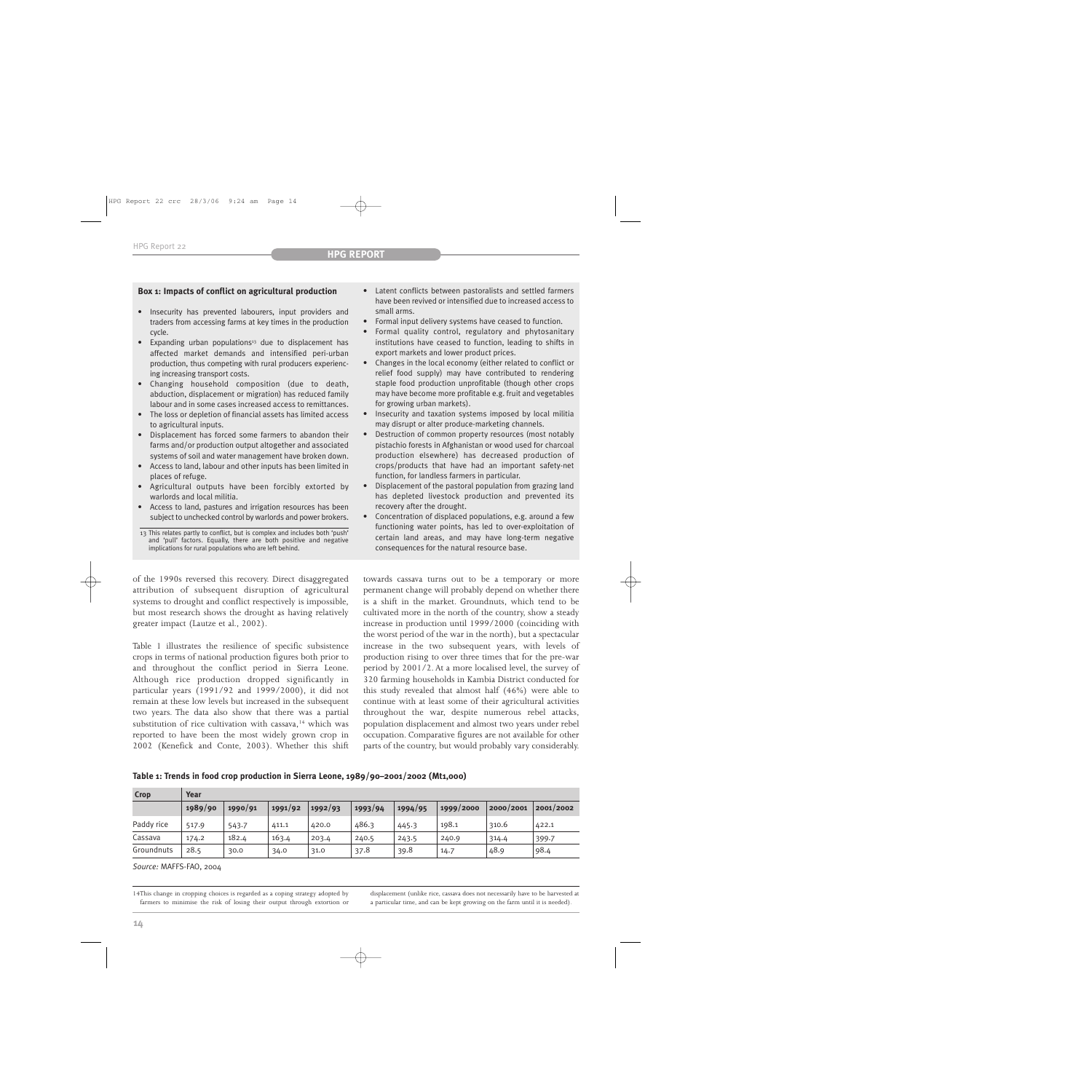### Box 1: Impacts of conflict on agricultural production

- Insecurity has prevented labourers, input providers and traders from accessing farms at key times in the production cycle.
- Expanding urban populations[13] due to displacement has affected market demands and intensified peri-urban production, thus competing with rural producers experiencing increasing transport costs.
- Changing household composition (due to death, abduction, displacement or migration) has reduced family labour and in some cases increased access to remittances.
- The loss or depletion of financial assets has limited access to agricultural inputs.
- Displacement has forced some farmers to abandon their farms and/or production output altogether and associated systems of soil and water management have broken down.
- Access to land, labour and other inputs has been limited in places of refuge.
- Agricultural outputs have been forcibly extorted by warlords and local militia.
- Access to land, pastures and irrigation resources has been subject to unchecked control by warlords and power brokers.
- Latent conflicts between pastoralists and settled farmers have been revived or intensified due to increased access to small arms.
- Formal input delivery systems have ceased to function.
- Formal quality control, regulatory and phytosanitary institutions have ceased to function, leading to shifts in export markets and lower product prices.
- Changes in the local economy (either related to conflict or relief food supply) may have contributed to rendering staple food production unprofitable (though other crops may have become more profitable e.g. fruit and vegetables for growing urban markets).
- Insecurity and taxation systems imposed by local militia may disrupt or alter produce-marketing channels.
- Destruction of common property resources (most notably pistachio forests in Afghanistan or wood used for charcoal production elsewhere) has decreased production of crops/products that have had an important safety-net function, for landless farmers in particular.
- Displacement of the pastoral population from grazing land has depleted livestock production and prevented its recovery after the drought.
- Concentration of displaced populations, e.g. around a few functioning water points, has led to over-exploitation of certain land areas, and may have long-term negative consequences for the natural resource base.

13 This relates partly to conflict, but is complex and includes both 'push' and 'pull' factors. Equally, there are both positive and negative implications for rural populations who are left behind.

of the 1990s reversed this recovery. Direct disaggregated attribution of subsequent disruption of agricultural systems to drought and conflict respectively is impossible, but most research shows the drought as having relatively greater impact (Lautze et al., 2002).

Table 1 illustrates the resilience of specific subsistence crops in terms of national production figures both prior to and throughout the conflict period in Sierra Leone. Although rice production dropped significantly in particular years (1991/92 and 1999/2000), it did not remain at these low levels but increased in the subsequent two years. The data also show that there was a partial substitution of rice cultivation with cassava,[14] which was reported to have been the most widely grown crop in 2002 (Kenefick and Conte, 2003). Whether this shift towards cassava turns out to be a temporary or more permanent change will probably depend on whether there is a shift in the market. Groundnuts, which tend to be cultivated more in the north of the country, show a steady increase in production until 1999/2000 (coinciding with the worst period of the war in the north), but a spectacular increase in the two subsequent years, with levels of production rising to over three times that for the pre-war period by 2001/2. At a more localised level, the survey of 320 farming households in Kambia District conducted for this study revealed that almost half (46%) were able to continue with at least some of their agricultural activities throughout the war, despite numerous rebel attacks, population displacement and almost two years under rebel occupation. Comparative figures are not available for other parts of the country, but would probably vary considerably.

**Table 1: Trends in food crop production in Sierra Leone, 1989/90–2001/2002 (Mt1,000)**

| Crop | Year | | | | | | | | |
|---|---|---|---|---|---|---|---|---|---|
| | 1989/90 | 1990/91 | 1991/92 | 1992/93 | 1993/94 | 1994/95 | 1999/2000 | 2000/2001 | 2001/2002 |
| Paddy rice | 517.9 | 543.7 | 411.1 | 420.0 | 486.3 | 445.3 | 198.1 | 310.6 | 422.1 |
| Cassava | 174.2 | 182.4 | 163.4 | 203.4 | 240.5 | 243.5 | 240.9 | 314.4 | 399.7 |
| Groundnuts | 28.5 | 30.0 | 34.0 | 31.0 | 37.8 | 39.8 | 14.7 | 48.9 | 98.4 |

*Source:* MAFFS-FAO, 2004

14 This change in cropping choices is regarded as a coping strategy adopted by farmers to minimise the risk of losing their output through extortion or displacement (unlike rice, cassava does not necessarily have to be harvested at a particular time, and can be kept growing on the farm until it is needed).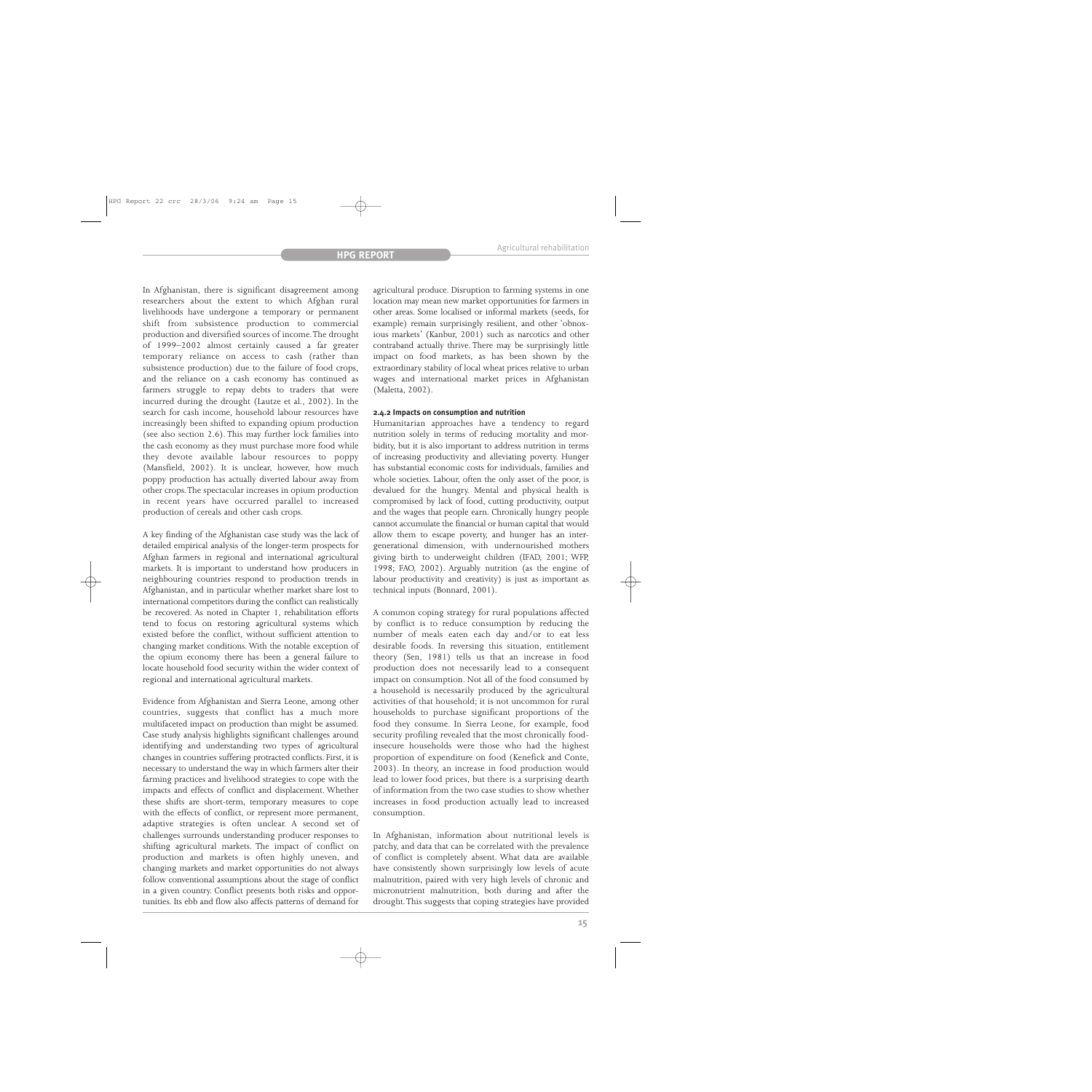In Afghanistan, there is significant disagreement among researchers about the extent to which Afghan rural livelihoods have undergone a temporary or permanent shift from subsistence production to commercial production and diversified sources of income. The drought of 1999–2002 almost certainly caused a far greater temporary reliance on access to cash (rather than subsistence production) due to the failure of food crops, and the reliance on a cash economy has continued as farmers struggle to repay debts to traders that were incurred during the drought (Lautze et al., 2002). In the search for cash income, household labour resources have increasingly been shifted to expanding opium production (see also section 2.6). This may further lock families into the cash economy as they must purchase more food while they devote available labour resources to poppy (Mansfield, 2002). It is unclear, however, how much poppy production has actually diverted labour away from other crops. The spectacular increases in opium production in recent years have occurred parallel to increased production of cereals and other cash crops.

A key finding of the Afghanistan case study was the lack of detailed empirical analysis of the longer-term prospects for Afghan farmers in regional and international agricultural markets. It is important to understand how producers in neighbouring countries respond to production trends in Afghanistan, and in particular whether market share lost to international competitors during the conflict can realistically be recovered. As noted in Chapter 1, rehabilitation efforts tend to focus on restoring agricultural systems which existed before the conflict, without sufficient attention to changing market conditions. With the notable exception of the opium economy there has been a general failure to locate household food security within the wider context of regional and international agricultural markets.

Evidence from Afghanistan and Sierra Leone, among other countries, suggests that conflict has a much more multifaceted impact on production than might be assumed. Case study analysis highlights significant challenges around identifying and understanding two types of agricultural changes in countries suffering protracted conflicts. First, it is necessary to understand the way in which farmers alter their farming practices and livelihood strategies to cope with the impacts and effects of conflict and displacement. Whether these shifts are short-term, temporary measures to cope with the effects of conflict, or represent more permanent, adaptive strategies is often unclear. A second set of challenges surrounds understanding producer responses to shifting agricultural markets. The impact of conflict on production and markets is often highly uneven, and changing markets and market opportunities do not always follow conventional assumptions about the stage of conflict in a given country. Conflict presents both risks and opportunities. Its ebb and flow also affects patterns of demand for agricultural produce. Disruption to farming systems in one location may mean new market opportunities for farmers in other areas. Some localised or informal markets (seeds, for example) remain surprisingly resilient, and other 'obnoxious markets' (Kanbur, 2001) such as narcotics and other contraband actually thrive. There may be surprisingly little impact on food markets, as has been shown by the extraordinary stability of local wheat prices relative to urban wages and international market prices in Afghanistan (Maletta, 2002).

#### 2.4.2 Impacts on consumption and nutrition

Humanitarian approaches have a tendency to regard nutrition solely in terms of reducing mortality and morbidity, but it is also important to address nutrition in terms of increasing productivity and alleviating poverty. Hunger has substantial economic costs for individuals, families and whole societies. Labour, often the only asset of the poor, is devalued for the hungry. Mental and physical health is compromised by lack of food, cutting productivity, output and the wages that people earn. Chronically hungry people cannot accumulate the financial or human capital that would allow them to escape poverty, and hunger has an intergenerational dimension, with undernourished mothers giving birth to underweight children (IFAD, 2001; WFP, 1998; FAO, 2002). Arguably nutrition (as the engine of labour productivity and creativity) is just as important as technical inputs (Bonnard, 2001).

A common coping strategy for rural populations affected by conflict is to reduce consumption by reducing the number of meals eaten each day and/or to eat less desirable foods. In reversing this situation, entitlement theory (Sen, 1981) tells us that an increase in food production does not necessarily lead to a consequent impact on consumption. Not all of the food consumed by a household is necessarily produced by the agricultural activities of that household; it is not uncommon for rural households to purchase significant proportions of the food they consume. In Sierra Leone, for example, food security profiling revealed that the most chronically food-insecure households were those who had the highest proportion of expenditure on food (Kenefick and Conte, 2003). In theory, an increase in food production would lead to lower food prices, but there is a surprising dearth of information from the two case studies to show whether increases in food production actually lead to increased consumption.

In Afghanistan, information about nutritional levels is patchy, and data that can be correlated with the prevalence of conflict is completely absent. What data are available have consistently shown surprisingly low levels of acute malnutrition, paired with very high levels of chronic and micronutrient malnutrition, both during and after the drought. This suggests that coping strategies have provided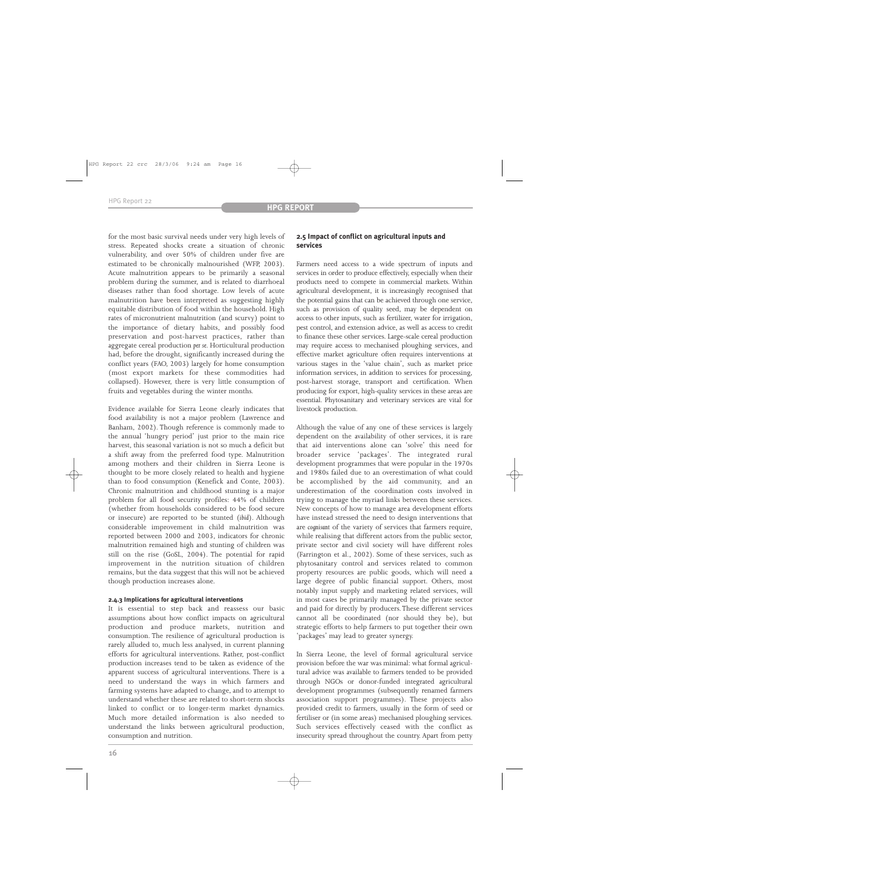for the most basic survival needs under very high levels of stress. Repeated shocks create a situation of chronic vulnerability, and over 50% of children under five are estimated to be chronically malnourished (WFP, 2003). Acute malnutrition appears to be primarily a seasonal problem during the summer, and is related to diarrhoeal diseases rather than food shortage. Low levels of acute malnutrition have been interpreted as suggesting highly equitable distribution of food within the household. High rates of micronutrient malnutrition (and scurvy) point to the importance of dietary habits, and possibly food preservation and post-harvest practices, rather than aggregate cereal production *per se*. Horticultural production had, before the drought, significantly increased during the conflict years (FAO, 2003) largely for home consumption (most export markets for these commodities had collapsed). However, there is very little consumption of fruits and vegetables during the winter months.

Evidence available for Sierra Leone clearly indicates that food availability is not a major problem (Lawrence and Banham, 2002). Though reference is commonly made to the annual 'hungry period' just prior to the main rice harvest, this seasonal variation is not so much a deficit but a shift away from the preferred food type. Malnutrition among mothers and their children in Sierra Leone is thought to be more closely related to health and hygiene than to food consumption (Kenefick and Conte, 2003). Chronic malnutrition and childhood stunting is a major problem for all food security profiles: 44% of children (whether from households considered to be food secure or insecure) are reported to be stunted (*ibid*). Although considerable improvement in child malnutrition was reported between 2000 and 2003, indicators for chronic malnutrition remained high and stunting of children was still on the rise (GoSL, 2004). The potential for rapid improvement in the nutrition situation of children remains, but the data suggest that this will not be achieved though production increases alone.

#### 2.4.3 Implications for agricultural interventions

It is essential to step back and reassess our basic assumptions about how conflict impacts on agricultural production and produce markets, nutrition and consumption. The resilience of agricultural production is rarely alluded to, much less analysed, in current planning efforts for agricultural interventions. Rather, post-conflict production increases tend to be taken as evidence of the apparent success of agricultural interventions. There is a need to understand the ways in which farmers and farming systems have adapted to change, and to attempt to understand whether these are related to short-term shocks linked to conflict or to longer-term market dynamics. Much more detailed information is also needed to understand the links between agricultural production, consumption and nutrition.

### 2.5 Impact of conflict on agricultural inputs and services

Farmers need access to a wide spectrum of inputs and services in order to produce effectively, especially when their products need to compete in commercial markets. Within agricultural development, it is increasingly recognised that the potential gains that can be achieved through one service, such as provision of quality seed, may be dependent on access to other inputs, such as fertilizer, water for irrigation, pest control, and extension advice, as well as access to credit to finance these other services. Large-scale cereal production may require access to mechanised ploughing services, and effective market agriculture often requires interventions at various stages in the 'value chain', such as market price information services, in addition to services for processing, post-harvest storage, transport and certification. When producing for export, high-quality services in these areas are essential. Phytosanitary and veterinary services are vital for livestock production.

Although the value of any one of these services is largely dependent on the availability of other services, it is rare that aid interventions alone can 'solve' this need for broader service 'packages'. The integrated rural development programmes that were popular in the 1970s and 1980s failed due to an overestimation of what could be accomplished by the aid community, and an underestimation of the coordination costs involved in trying to manage the myriad links between these services. New concepts of how to manage area development efforts have instead stressed the need to design interventions that are *cognisant* of the variety of services that farmers require, while realising that different actors from the public sector, private sector and civil society will have different roles (Farrington et al., 2002). Some of these services, such as phytosanitary control and services related to common property resources are public goods, which will need a large degree of public financial support. Others, most notably input supply and marketing related services, will in most cases be primarily managed by the private sector and paid for directly by producers. These different services cannot all be coordinated (nor should they be), but strategic efforts to help farmers to put together their own 'packages' may lead to greater synergy.

In Sierra Leone, the level of formal agricultural service provision before the war was minimal: what formal agricultural advice was available to farmers tended to be provided through NGOs or donor-funded integrated agricultural development programmes (subsequently renamed farmers association support programmes). These projects also provided credit to farmers, usually in the form of seed or fertiliser or (in some areas) mechanised ploughing services. Such services effectively ceased with the conflict as insecurity spread throughout the country. Apart from petty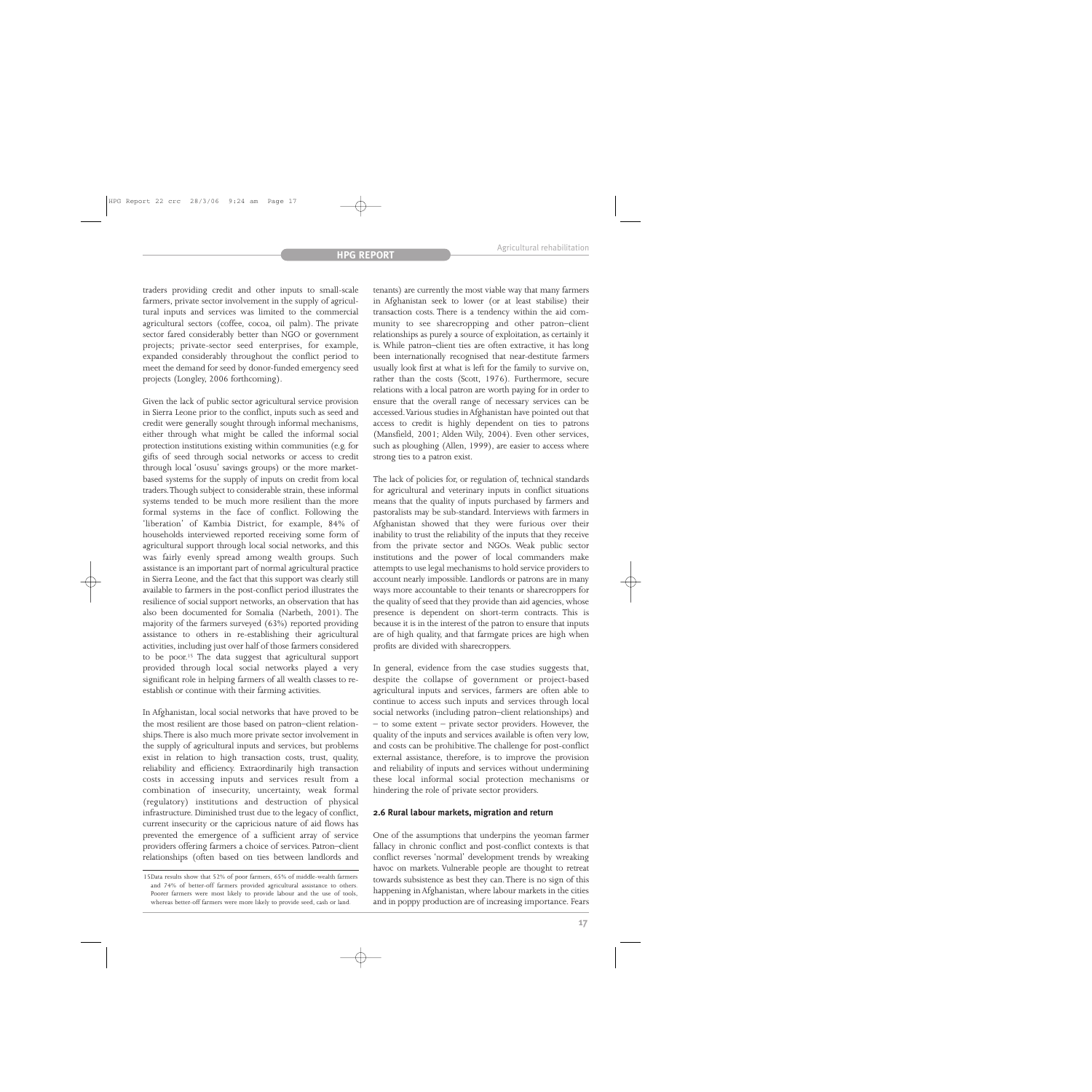traders providing credit and other inputs to small-scale farmers, private sector involvement in the supply of agricultural inputs and services was limited to the commercial agricultural sectors (coffee, cocoa, oil palm). The private sector fared considerably better than NGO or government projects; private-sector seed enterprises, for example, expanded considerably throughout the conflict period to meet the demand for seed by donor-funded emergency seed projects (Longley, 2006 forthcoming).

Given the lack of public sector agricultural service provision in Sierra Leone prior to the conflict, inputs such as seed and credit were generally sought through informal mechanisms, either through what might be called the informal social protection institutions existing within communities (e.g. for gifts of seed through social networks or access to credit through local 'osusu' savings groups) or the more market-based systems for the supply of inputs on credit from local traders. Though subject to considerable strain, these informal systems tended to be much more resilient than the more formal systems in the face of conflict. Following the 'liberation' of Kambia District, for example, 84% of households interviewed reported receiving some form of agricultural support through local social networks, and this was fairly evenly spread among wealth groups. Such assistance is an important part of normal agricultural practice in Sierra Leone, and the fact that this support was clearly still available to farmers in the post-conflict period illustrates the resilience of social support networks, an observation that has also been documented for Somalia (Narbeth, 2001). The majority of the farmers surveyed (63%) reported providing assistance to others in re-establishing their agricultural activities, including just over half of those farmers considered to be poor.[15] The data suggest that agricultural support provided through local social networks played a very significant role in helping farmers of all wealth classes to re-establish or continue with their farming activities.

In Afghanistan, local social networks that have proved to be the most resilient are those based on patron–client relationships. There is also much more private sector involvement in the supply of agricultural inputs and services, but problems exist in relation to high transaction costs, trust, quality, reliability and efficiency. Extraordinarily high transaction costs in accessing inputs and services result from a combination of insecurity, uncertainty, weak formal (regulatory) institutions and destruction of physical infrastructure. Diminished trust due to the legacy of conflict, current insecurity or the capricious nature of aid flows has prevented the emergence of a sufficient array of service providers offering farmers a choice of services. Patron–client relationships (often based on ties between landlords and tenants) are currently the most viable way that many farmers in Afghanistan seek to lower (or at least stabilise) their transaction costs. There is a tendency within the aid community to see sharecropping and other patron–client relationships as purely a source of exploitation, as certainly it is. While patron–client ties are often extractive, it has long been internationally recognised that near-destitute farmers usually look first at what is left for the family to survive on, rather than the costs (Scott, 1976). Furthermore, secure relations with a local patron are worth paying for in order to ensure that the overall range of necessary services can be accessed. Various studies in Afghanistan have pointed out that access to credit is highly dependent on ties to patrons (Mansfield, 2001; Alden Wily, 2004). Even other services, such as ploughing (Allen, 1999), are easier to access where strong ties to a patron exist.

The lack of policies for, or regulation of, technical standards for agricultural and veterinary inputs in conflict situations means that the quality of inputs purchased by farmers and pastoralists may be sub-standard. Interviews with farmers in Afghanistan showed that they were furious over their inability to trust the reliability of the inputs that they receive from the private sector and NGOs. Weak public sector institutions and the power of local commanders make attempts to use legal mechanisms to hold service providers to account nearly impossible. Landlords or patrons are in many ways more accountable to their tenants or sharecroppers for the quality of seed that they provide than aid agencies, whose presence is dependent on short-term contracts. This is because it is in the interest of the patron to ensure that inputs are of high quality, and that farmgate prices are high when profits are divided with sharecroppers.

In general, evidence from the case studies suggests that, despite the collapse of government or project-based agricultural inputs and services, farmers are often able to continue to access such inputs and services through local social networks (including patron–client relationships) and – to some extent – private sector providers. However, the quality of the inputs and services available is often very low, and costs can be prohibitive. The challenge for post-conflict external assistance, therefore, is to improve the provision and reliability of inputs and services without undermining these local informal social protection mechanisms or hindering the role of private sector providers.

### 2.6 Rural labour markets, migration and return

One of the assumptions that underpins the yeoman farmer fallacy in chronic conflict and post-conflict contexts is that conflict reverses 'normal' development trends by wreaking havoc on markets. Vulnerable people are thought to retreat towards subsistence as best they can. There is no sign of this happening in Afghanistan, where labour markets in the cities and in poppy production are of increasing importance. Fears

15 Data results show that 52% of poor farmers, 65% of middle-wealth farmers and 74% of better-off farmers provided agricultural assistance to others. Poorer farmers were most likely to provide labour and the use of tools, whereas better-off farmers were more likely to provide seed, cash or land.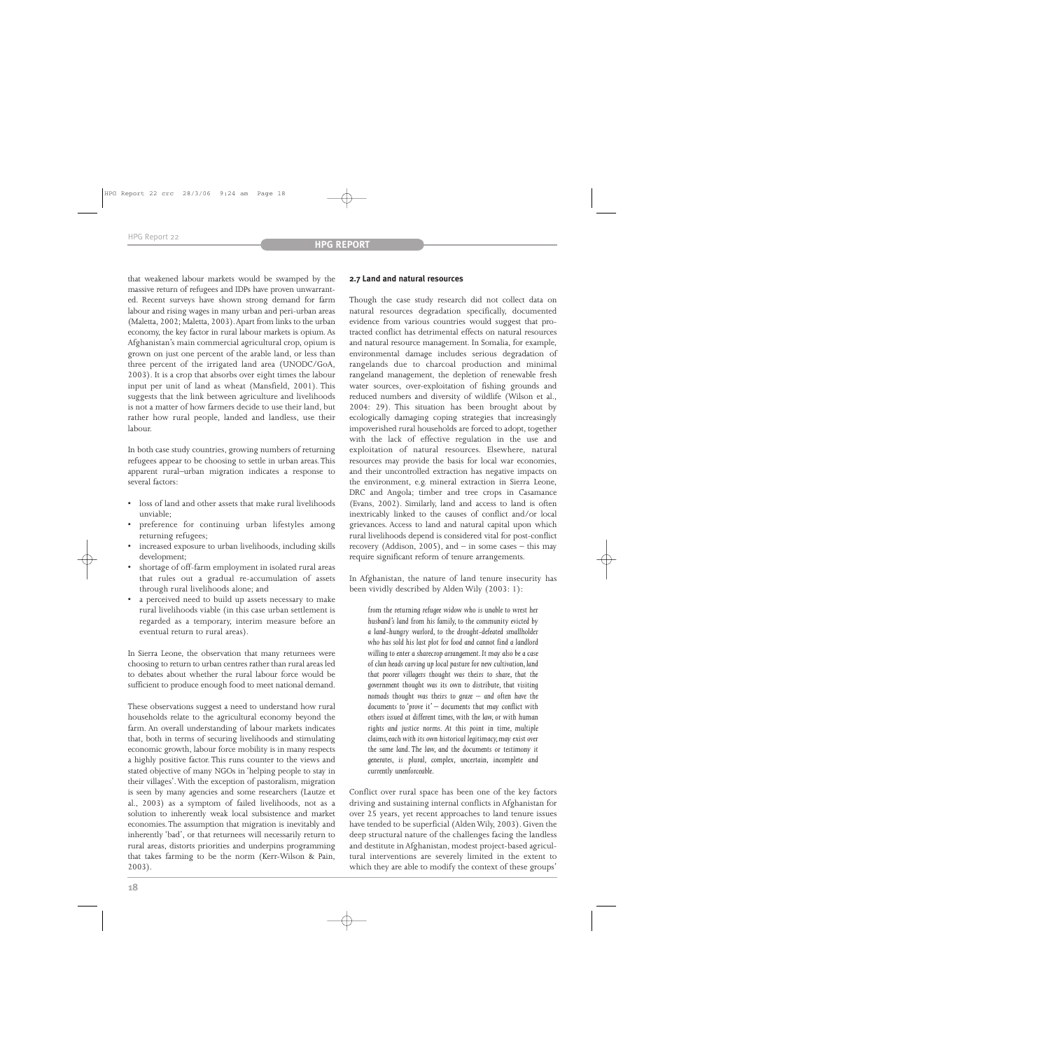that weakened labour markets would be swamped by the massive return of refugees and IDPs have proven unwarranted. Recent surveys have shown strong demand for farm labour and rising wages in many urban and peri-urban areas (Maletta, 2002; Maletta, 2003). Apart from links to the urban economy, the key factor in rural labour markets is opium. As Afghanistan's main commercial agricultural crop, opium is grown on just one percent of the arable land, or less than three percent of the irrigated land area (UNODC/GoA, 2003). It is a crop that absorbs over eight times the labour input per unit of land as wheat (Mansfield, 2001). This suggests that the link between agriculture and livelihoods is not a matter of how farmers decide to use their land, but rather how rural people, landed and landless, use their labour.

In both case study countries, growing numbers of returning refugees appear to be choosing to settle in urban areas. This apparent rural–urban migration indicates a response to several factors:

- loss of land and other assets that make rural livelihoods unviable;
- preference for continuing urban lifestyles among returning refugees;
- increased exposure to urban livelihoods, including skills development;
- shortage of off-farm employment in isolated rural areas that rules out a gradual re-accumulation of assets through rural livelihoods alone; and
- a perceived need to build up assets necessary to make rural livelihoods viable (in this case urban settlement is regarded as a temporary, interim measure before an eventual return to rural areas).

In Sierra Leone, the observation that many returnees were choosing to return to urban centres rather than rural areas led to debates about whether the rural labour force would be sufficient to produce enough food to meet national demand.

These observations suggest a need to understand how rural households relate to the agricultural economy beyond the farm. An overall understanding of labour markets indicates that, both in terms of securing livelihoods and stimulating economic growth, labour force mobility is in many respects a highly positive factor. This runs counter to the views and stated objective of many NGOs in 'helping people to stay in their villages'. With the exception of pastoralism, migration is seen by many agencies and some researchers (Lautze et al., 2003) as a symptom of failed livelihoods, not as a solution to inherently weak local subsistence and market economies. The assumption that migration is inevitably and inherently 'bad', or that returnees will necessarily return to rural areas, distorts priorities and underpins programming that takes farming to be the norm (Kerr-Wilson & Pain, 2003).

### 2.7 Land and natural resources

Though the case study research did not collect data on natural resources degradation specifically, documented evidence from various countries would suggest that protracted conflict has detrimental effects on natural resources and natural resource management. In Somalia, for example, environmental damage includes serious degradation of rangelands due to charcoal production and minimal rangeland management, the depletion of renewable fresh water sources, over-exploitation of fishing grounds and reduced numbers and diversity of wildlife (Wilson et al., 2004: 29). This situation has been brought about by ecologically damaging coping strategies that increasingly impoverished rural households are forced to adopt, together with the lack of effective regulation in the use and exploitation of natural resources. Elsewhere, natural resources may provide the basis for local war economies, and their uncontrolled extraction has negative impacts on the environment, e.g. mineral extraction in Sierra Leone, DRC and Angola; timber and tree crops in Casamance (Evans, 2002). Similarly, land and access to land is often inextricably linked to the causes of conflict and/or local grievances. Access to land and natural capital upon which rural livelihoods depend is considered vital for post-conflict recovery (Addison, 2005), and – in some cases – this may require significant reform of tenure arrangements.

In Afghanistan, the nature of land tenure insecurity has been vividly described by Alden Wily (2003: 1):

> *from the returning refugee widow who is unable to wrest her husband's land from his family, to the community evicted by a land-hungry warlord, to the drought-defeated smallholder who has sold his last plot for food and cannot find a landlord willing to enter a sharecrop arrangement. It may also be a case of clan heads carving up local pasture for new cultivation, land that poorer villagers thought was theirs to share, that the government thought was its own to distribute, that visiting nomads thought was theirs to graze – and often have the documents to 'prove it' – documents that may conflict with others issued at different times, with the law, or with human rights and justice norms. At this point in time, multiple claims, each with its own historical legitimacy, may exist over the same land. The law, and the documents or testimony it generates, is plural, complex, uncertain, incomplete and currently unenforceable.*

Conflict over rural space has been one of the key factors driving and sustaining internal conflicts in Afghanistan for over 25 years, yet recent approaches to land tenure issues have tended to be superficial (Alden Wily, 2003). Given the deep structural nature of the challenges facing the landless and destitute in Afghanistan, modest project-based agricultural interventions are severely limited in the extent to which they are able to modify the context of these groups'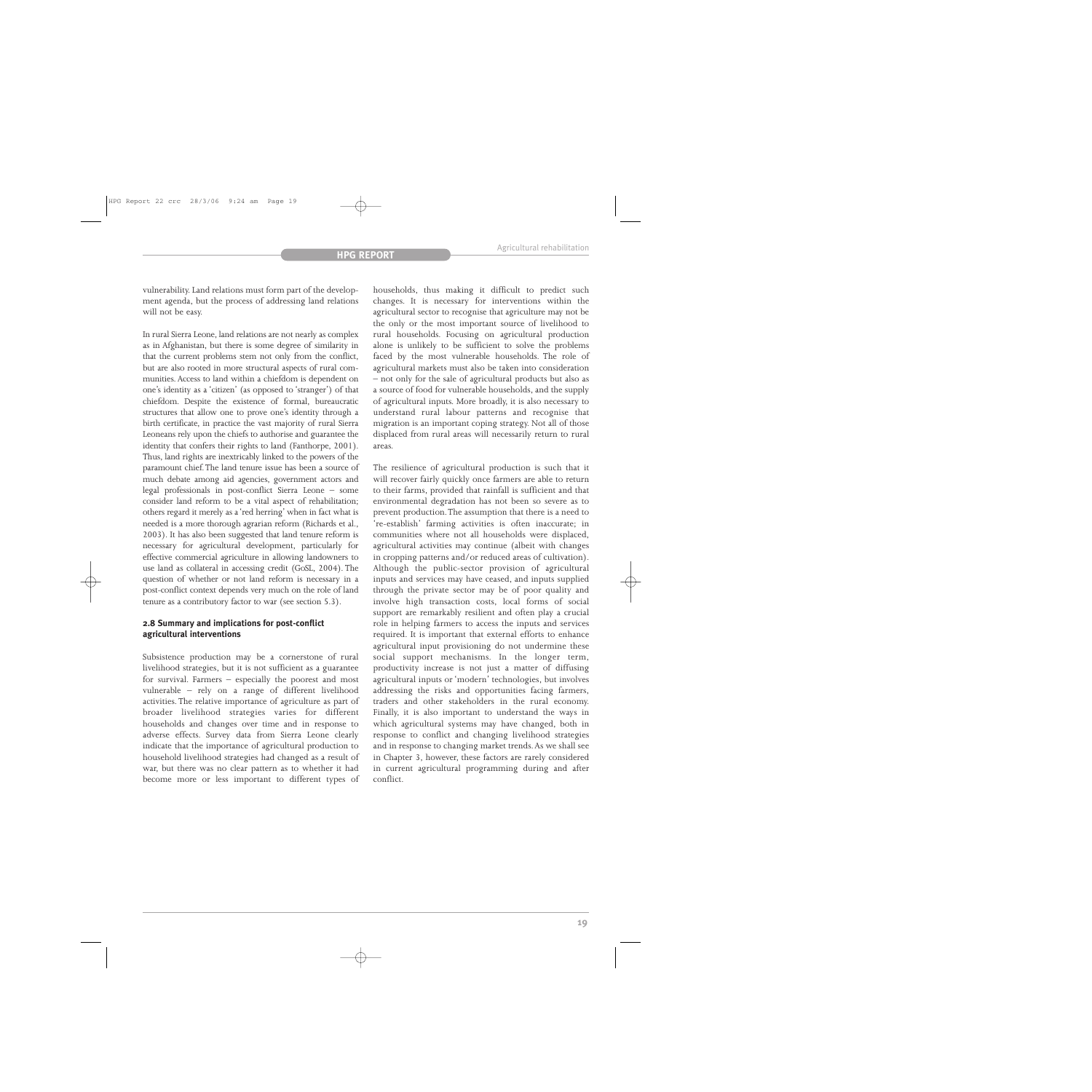vulnerability. Land relations must form part of the development agenda, but the process of addressing land relations will not be easy.

In rural Sierra Leone, land relations are not nearly as complex as in Afghanistan, but there is some degree of similarity in that the current problems stem not only from the conflict, but are also rooted in more structural aspects of rural communities. Access to land within a chiefdom is dependent on one's identity as a 'citizen' (as opposed to 'stranger') of that chiefdom. Despite the existence of formal, bureaucratic structures that allow one to prove one's identity through a birth certificate, in practice the vast majority of rural Sierra Leoneans rely upon the chiefs to authorise and guarantee the identity that confers their rights to land (Fanthorpe, 2001). Thus, land rights are inextricably linked to the powers of the paramount chief. The land tenure issue has been a source of much debate among aid agencies, government actors and legal professionals in post-conflict Sierra Leone – some consider land reform to be a vital aspect of rehabilitation; others regard it merely as a 'red herring' when in fact what is needed is a more thorough agrarian reform (Richards et al., 2003). It has also been suggested that land tenure reform is necessary for agricultural development, particularly for effective commercial agriculture in allowing landowners to use land as collateral in accessing credit (GoSL, 2004). The question of whether or not land reform is necessary in a post-conflict context depends very much on the role of land tenure as a contributory factor to war (see section 5.3).

### 2.8 Summary and implications for post-conflict agricultural interventions

Subsistence production may be a cornerstone of rural livelihood strategies, but it is not sufficient as a guarantee for survival. Farmers – especially the poorest and most vulnerable – rely on a range of different livelihood activities. The relative importance of agriculture as part of broader livelihood strategies varies for different households and changes over time and in response to adverse effects. Survey data from Sierra Leone clearly indicate that the importance of agricultural production to household livelihood strategies had changed as a result of war, but there was no clear pattern as to whether it had become more or less important to different types of households, thus making it difficult to predict such changes. It is necessary for interventions within the agricultural sector to recognise that agriculture may not be the only or the most important source of livelihood to rural households. Focusing on agricultural production alone is unlikely to be sufficient to solve the problems faced by the most vulnerable households. The role of agricultural markets must also be taken into consideration – not only for the sale of agricultural products but also as a source of food for vulnerable households, and the supply of agricultural inputs. More broadly, it is also necessary to understand rural labour patterns and recognise that migration is an important coping strategy. Not all of those displaced from rural areas will necessarily return to rural areas.

The resilience of agricultural production is such that it will recover fairly quickly once farmers are able to return to their farms, provided that rainfall is sufficient and that environmental degradation has not been so severe as to prevent production. The assumption that there is a need to 're-establish' farming activities is often inaccurate; in communities where not all households were displaced, agricultural activities may continue (albeit with changes in cropping patterns and/or reduced areas of cultivation). Although the public-sector provision of agricultural inputs and services may have ceased, and inputs supplied through the private sector may be of poor quality and involve high transaction costs, local forms of social support are remarkably resilient and often play a crucial role in helping farmers to access the inputs and services required. It is important that external efforts to enhance agricultural input provisioning do not undermine these social support mechanisms. In the longer term, productivity increase is not just a matter of diffusing agricultural inputs or 'modern' technologies, but involves addressing the risks and opportunities facing farmers, traders and other stakeholders in the rural economy. Finally, it is also important to understand the ways in which agricultural systems may have changed, both in response to conflict and changing livelihood strategies and in response to changing market trends. As we shall see in Chapter 3, however, these factors are rarely considered in current agricultural programming during and after conflict.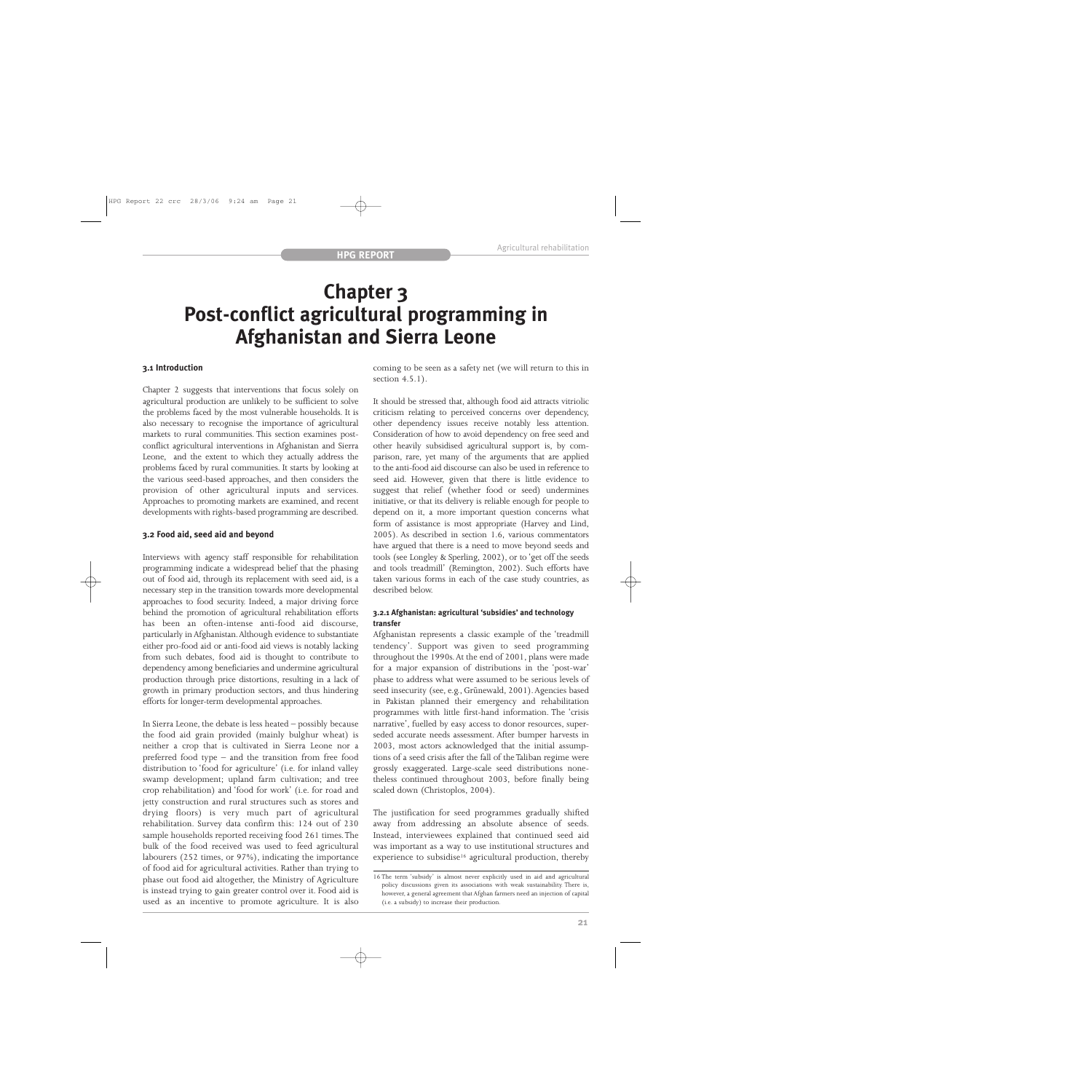# Chapter 3
# Post-conflict agricultural programming in Afghanistan and Sierra Leone

### 3.1 Introduction

Chapter 2 suggests that interventions that focus solely on agricultural production are unlikely to be sufficient to solve the problems faced by the most vulnerable households. It is also necessary to recognise the importance of agricultural markets to rural communities. This section examines post-conflict agricultural interventions in Afghanistan and Sierra Leone, and the extent to which they actually address the problems faced by rural communities. It starts by looking at the various seed-based approaches, and then considers the provision of other agricultural inputs and services. Approaches to promoting markets are examined, and recent developments with rights-based programming are described.

### 3.2 Food aid, seed aid and beyond

Interviews with agency staff responsible for rehabilitation programming indicate a widespread belief that the phasing out of food aid, through its replacement with seed aid, is a necessary step in the transition towards more developmental approaches to food security. Indeed, a major driving force behind the promotion of agricultural rehabilitation efforts has been an often-intense anti-food aid discourse, particularly in Afghanistan. Although evidence to substantiate either pro-food aid or anti-food aid views is notably lacking from such debates, food aid is thought to contribute to dependency among beneficiaries and undermine agricultural production through price distortions, resulting in a lack of growth in primary production sectors, and thus hindering efforts for longer-term developmental approaches.

In Sierra Leone, the debate is less heated – possibly because the food aid grain provided (mainly bulghur wheat) is neither a crop that is cultivated in Sierra Leone nor a preferred food type – and the transition from free food distribution to 'food for agriculture' (i.e. for inland valley swamp development; upland farm cultivation; and tree crop rehabilitation) and 'food for work' (i.e. for road and jetty construction and rural structures such as stores and drying floors) is very much part of agricultural rehabilitation. Survey data confirm this: 124 out of 230 sample households reported receiving food 261 times. The bulk of the food received was used to feed agricultural labourers (252 times, or 97%), indicating the importance of food aid for agricultural activities. Rather than trying to phase out food aid altogether, the Ministry of Agriculture is instead trying to gain greater control over it. Food aid is used as an incentive to promote agriculture. It is also coming to be seen as a safety net (we will return to this in section 4.5.1).

It should be stressed that, although food aid attracts vitriolic criticism relating to perceived concerns over dependency, other dependency issues receive notably less attention. Consideration of how to avoid dependency on free seed and other heavily subsidised agricultural support is, by comparison, rare, yet many of the arguments that are applied to the anti-food aid discourse can also be used in reference to seed aid. However, given that there is little evidence to suggest that relief (whether food or seed) undermines initiative, or that its delivery is reliable enough for people to depend on it, a more important question concerns what form of assistance is most appropriate (Harvey and Lind, 2005). As described in section 1.6, various commentators have argued that there is a need to move beyond seeds and tools (see Longley & Sperling, 2002), or to 'get off the seeds and tools treadmill' (Remington, 2002). Such efforts have taken various forms in each of the case study countries, as described below.

#### 3.2.1 Afghanistan: agricultural 'subsidies' and technology transfer

Afghanistan represents a classic example of the 'treadmill tendency'. Support was given to seed programming throughout the 1990s. At the end of 2001, plans were made for a major expansion of distributions in the 'post-war' phase to address what were assumed to be serious levels of seed insecurity (see, e.g., Grünewald, 2001). Agencies based in Pakistan planned their emergency and rehabilitation programmes with little first-hand information. The 'crisis narrative', fuelled by easy access to donor resources, superseded accurate needs assessment. After bumper harvests in 2003, most actors acknowledged that the initial assumptions of a seed crisis after the fall of the Taliban regime were grossly exaggerated. Large-scale seed distributions nonetheless continued throughout 2003, before finally being scaled down (Christoplos, 2004).

The justification for seed programmes gradually shifted away from addressing an absolute absence of seeds. Instead, interviewees explained that continued seed aid was important as a way to use institutional structures and experience to subsidise[16] agricultural production, thereby

16 The term 'subsidy' is almost never explicitly used in aid and agricultural policy discussions given its associations with weak sustainability. There is, however, a general agreement that Afghan farmers need an injection of capital (i.e. a subsidy) to increase their production.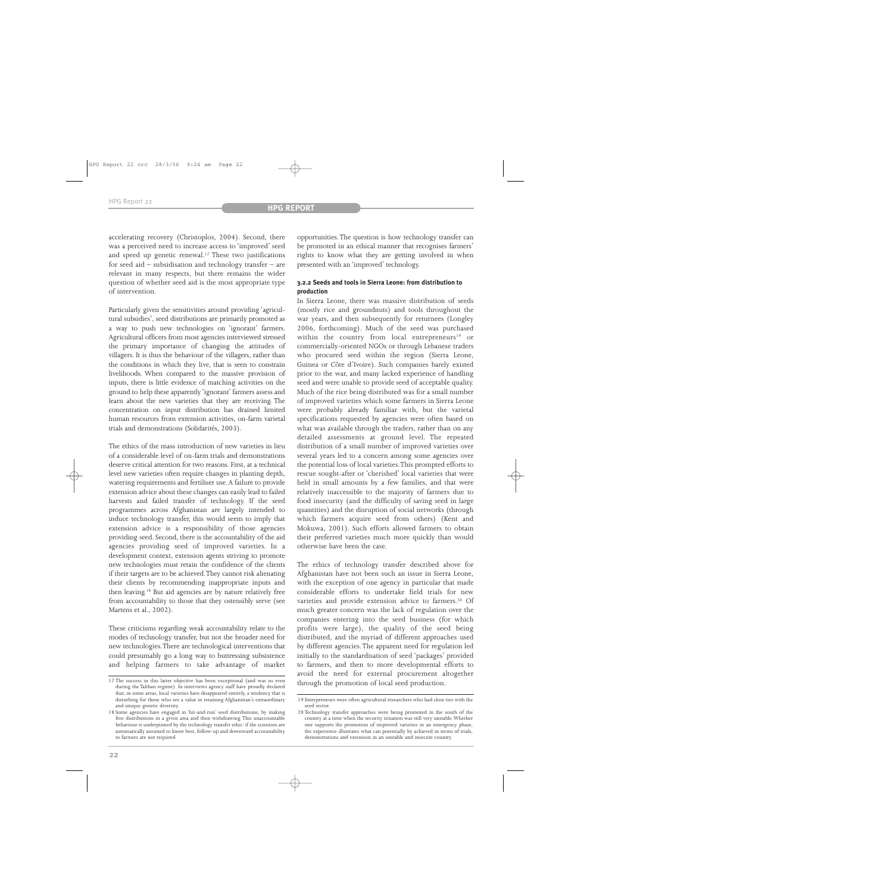accelerating recovery (Christoplos, 2004). Second, there was a perceived need to increase access to 'improved' seed and speed up genetic renewal.[17] These two justifications for seed aid – subsidisation and technology transfer – are relevant in many respects, but there remains the wider question of whether seed aid is the most appropriate type of intervention.

Particularly given the sensitivities around providing 'agricultural subsidies', seed distributions are primarily promoted as a way to push new technologies on 'ignorant' farmers. Agricultural officers from most agencies interviewed stressed the primary importance of changing the attitudes of villagers. It is thus the behaviour of the villagers, rather than the conditions in which they live, that is seen to constrain livelihoods. When compared to the massive provision of inputs, there is little evidence of matching activities on the ground to help these apparently 'ignorant' farmers assess and learn about the new varieties that they are receiving. The concentration on input distribution has drained limited human resources from extension activities, on-farm varietal trials and demonstrations (Solidarités, 2003).

The ethics of the mass introduction of new varieties in lieu of a considerable level of on-farm trials and demonstrations deserve critical attention for two reasons. First, at a technical level new varieties often require changes in planting depth, watering requirements and fertiliser use. A failure to provide extension advice about these changes can easily lead to failed harvests and failed transfer of technology. If the seed programmes across Afghanistan are largely intended to induce technology transfer, this would seem to imply that extension advice is a responsibility of those agencies providing seed. Second, there is the accountability of the aid agencies providing seed of improved varieties. In a development context, extension agents striving to promote new technologies must retain the confidence of the clients if their targets are to be achieved. They cannot risk alienating their clients by recommending inappropriate inputs and then leaving.[18] But aid agencies are by nature relatively free from accountability to those that they ostensibly serve (see Martens et al., 2002).

These criticisms regarding weak accountability relate to the modes of technology transfer, but not the broader need for new technologies. There are technological interventions that could presumably go a long way to buttressing subsistence and helping farmers to take advantage of market opportunities. The question is how technology transfer can be promoted in an ethical manner that recognises farmers' rights to know what they are getting involved in when presented with an 'improved' technology.

#### 3.2.2 Seeds and tools in Sierra Leone: from distribution to production

In Sierra Leone, there was massive distribution of seeds (mostly rice and groundnuts) and tools throughout the war years, and then subsequently for returnees (Longley 2006, forthcoming). Much of the seed was purchased within the country from local entrepreneurs[19] or commercially-oriented NGOs or through Lebanese traders who procured seed within the region (Sierra Leone, Guinea or Côte d'Ivoire). Such companies barely existed prior to the war, and many lacked experience of handling seed and were unable to provide seed of acceptable quality. Much of the rice being distributed was for a small number of improved varieties which some farmers in Sierra Leone were probably already familiar with, but the varietal specifications requested by agencies were often based on what was available through the traders, rather than on any detailed assessments at ground level. The repeated distribution of a small number of improved varieties over several years led to a concern among some agencies over the potential loss of local varieties. This prompted efforts to rescue sought-after or 'cherished' local varieties that were held in small amounts by a few families, and that were relatively inaccessible to the majority of farmers due to food insecurity (and the difficulty of saving seed in large quantities) and the disruption of social networks (through which farmers acquire seed from others) (Kent and Mokuwa, 2001). Such efforts allowed farmers to obtain their preferred varieties much more quickly than would otherwise have been the case.

The ethics of technology transfer described above for Afghanistan have not been such an issue in Sierra Leone, with the exception of one agency in particular that made considerable efforts to undertake field trials for new varieties and provide extension advice to farmers.[20] Of much greater concern was the lack of regulation over the companies entering into the seed business (for which profits were large), the quality of the seed being distributed, and the myriad of different approaches used by different agencies. The apparent need for regulation led initially to the standardisation of seed 'packages' provided to farmers, and then to more developmental efforts to avoid the need for external procurement altogether through the promotion of local seed production.

---

17 The success in this latter objective has been exceptional (and was so even during the Taliban regime). In interviews agency staff have proudly declared that, in some areas, local varieties have disappeared entirely, a tendency that is disturbing for those who see a value in retaining Afghanistan's extraordinary and unique genetic diversity.

18 Some agencies have engaged in 'hit-and-run' seed distributions, by making free distributions in a given area and then withdrawing. This unaccountable behaviour is underpinned by the technology transfer ethic: if the scientists are automatically assumed to know best, follow-up and downward accountability to farmers are not required.

19 Entrepreneurs were often agricultural researchers who had close ties with the seed sector.

20 Technology transfer approaches were being promoted in the south of the country at a time when the security situation was still very unstable. Whether one supports the promotion of improved varieties in an emergency phase, the experience illustrates what can potentially by achieved in terms of trials, demonstrations and extension in an unstable and insecure country.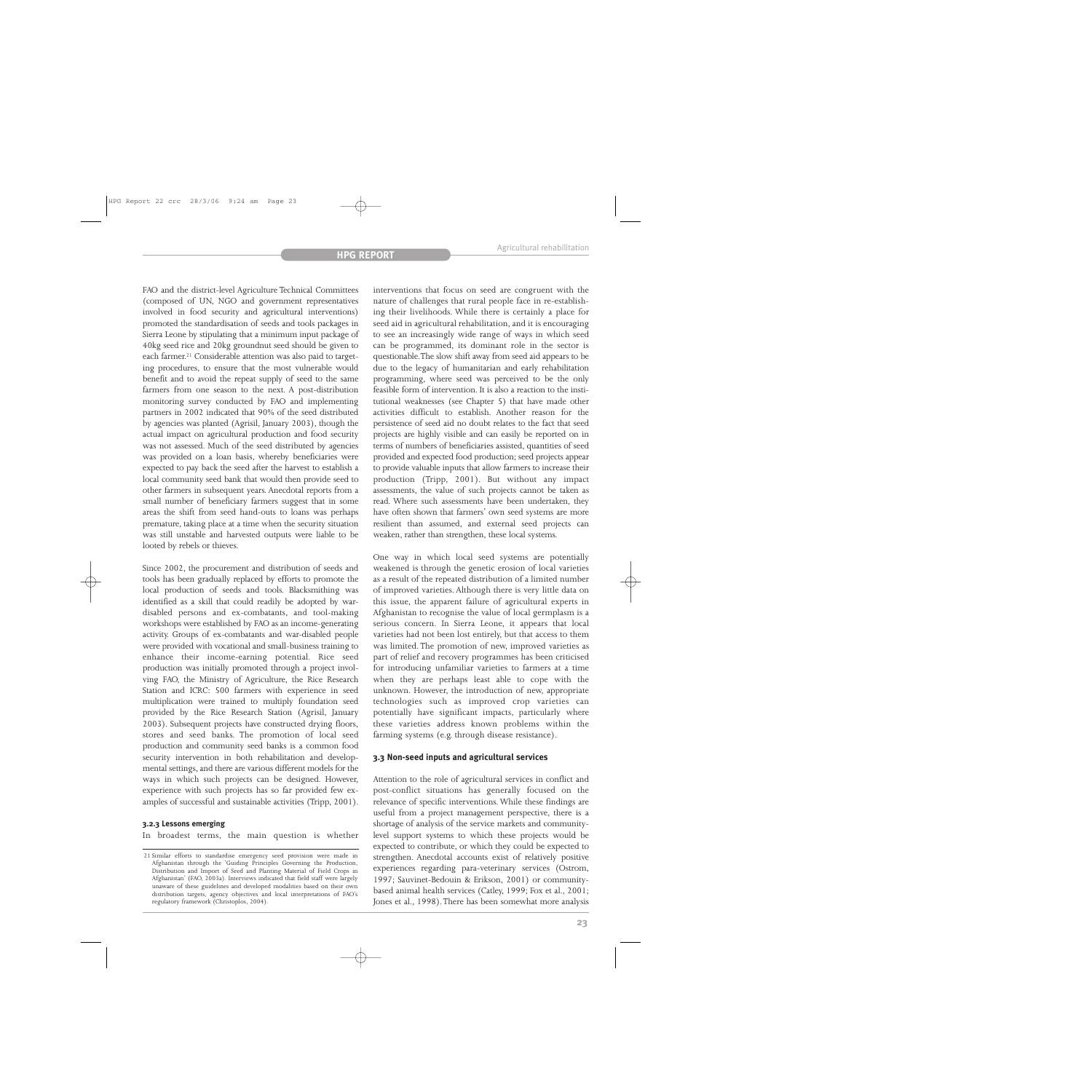FAO and the district-level Agriculture Technical Committees (composed of UN, NGO and government representatives involved in food security and agricultural interventions) promoted the standardisation of seeds and tools packages in Sierra Leone by stipulating that a minimum input package of 40kg seed rice and 20kg groundnut seed should be given to each farmer.[21] Considerable attention was also paid to targeting procedures, to ensure that the most vulnerable would benefit and to avoid the repeat supply of seed to the same farmers from one season to the next. A post-distribution monitoring survey conducted by FAO and implementing partners in 2002 indicated that 90% of the seed distributed by agencies was planted (Agrisil, January 2003), though the actual impact on agricultural production and food security was not assessed. Much of the seed distributed by agencies was provided on a loan basis, whereby beneficiaries were expected to pay back the seed after the harvest to establish a local community seed bank that would then provide seed to other farmers in subsequent years. Anecdotal reports from a small number of beneficiary farmers suggest that in some areas the shift from seed hand-outs to loans was perhaps premature, taking place at a time when the security situation was still unstable and harvested outputs were liable to be looted by rebels or thieves.

Since 2002, the procurement and distribution of seeds and tools has been gradually replaced by efforts to promote the local production of seeds and tools. Blacksmithing was identified as a skill that could readily be adopted by war-disabled persons and ex-combatants, and tool-making workshops were established by FAO as an income-generating activity. Groups of ex-combatants and war-disabled people were provided with vocational and small-business training to enhance their income-earning potential. Rice seed production was initially promoted through a project involving FAO, the Ministry of Agriculture, the Rice Research Station and ICRC: 500 farmers with experience in seed multiplication were trained to multiply foundation seed provided by the Rice Research Station (Agrisil, January 2003). Subsequent projects have constructed drying floors, stores and seed banks. The promotion of local seed production and community seed banks is a common food security intervention in both rehabilitation and developmental settings, and there are various different models for the ways in which such projects can be designed. However, experience with such projects has so far provided few examples of successful and sustainable activities (Tripp, 2001).

#### 3.2.3 Lessons emerging

In broadest terms, the main question is whether interventions that focus on seed are congruent with the nature of challenges that rural people face in re-establishing their livelihoods. While there is certainly a place for seed aid in agricultural rehabilitation, and it is encouraging to see an increasingly wide range of ways in which seed can be programmed, its dominant role in the sector is questionable. The slow shift away from seed aid appears to be due to the legacy of humanitarian and early rehabilitation programming, where seed was perceived to be the only feasible form of intervention. It is also a reaction to the institutional weaknesses (see Chapter 5) that have made other activities difficult to establish. Another reason for the persistence of seed aid no doubt relates to the fact that seed projects are highly visible and can easily be reported on in terms of numbers of beneficiaries assisted, quantities of seed provided and expected food production; seed projects appear to provide valuable inputs that allow farmers to increase their production (Tripp, 2001). But without any impact assessments, the value of such projects cannot be taken as read. Where such assessments have been undertaken, they have often shown that farmers' own seed systems are more resilient than assumed, and external seed projects can weaken, rather than strengthen, these local systems.

One way in which local seed systems are potentially weakened is through the genetic erosion of local varieties as a result of the repeated distribution of a limited number of improved varieties. Although there is very little data on this issue, the apparent failure of agricultural experts in Afghanistan to recognise the value of local germplasm is a serious concern. In Sierra Leone, it appears that local varieties had not been lost entirely, but that access to them was limited. The promotion of new, improved varieties as part of relief and recovery programmes has been criticised for introducing unfamiliar varieties to farmers at a time when they are perhaps least able to cope with the unknown. However, the introduction of new, appropriate technologies such as improved crop varieties can potentially have significant impacts, particularly where these varieties address known problems within the farming systems (e.g. through disease resistance).

### 3.3 Non-seed inputs and agricultural services

Attention to the role of agricultural services in conflict and post-conflict situations has generally focused on the relevance of specific interventions. While these findings are useful from a project management perspective, there is a shortage of analysis of the service markets and community-level support systems to which these projects would be expected to contribute, or which they could be expected to strengthen. Anecdotal accounts exist of relatively positive experiences regarding para-veterinary services (Ostrom, 1997; Sauvinet-Bedouin & Erikson, 2001) or community-based animal health services (Catley, 1999; Fox et al., 2001; Jones et al., 1998). There has been somewhat more analysis

---

[21] Similar efforts to standardise emergency seed provision were made in Afghanistan through the 'Guiding Principles Governing the Production, Distribution and Import of Seed and Planting Material of Field Crops in Afghanistan' (FAO, 2003a). Interviews indicated that field staff were largely unaware of these guidelines and developed modalities based on their own distribution targets, agency objectives and local interpretations of FAO's regulatory framework (Christoplos, 2004).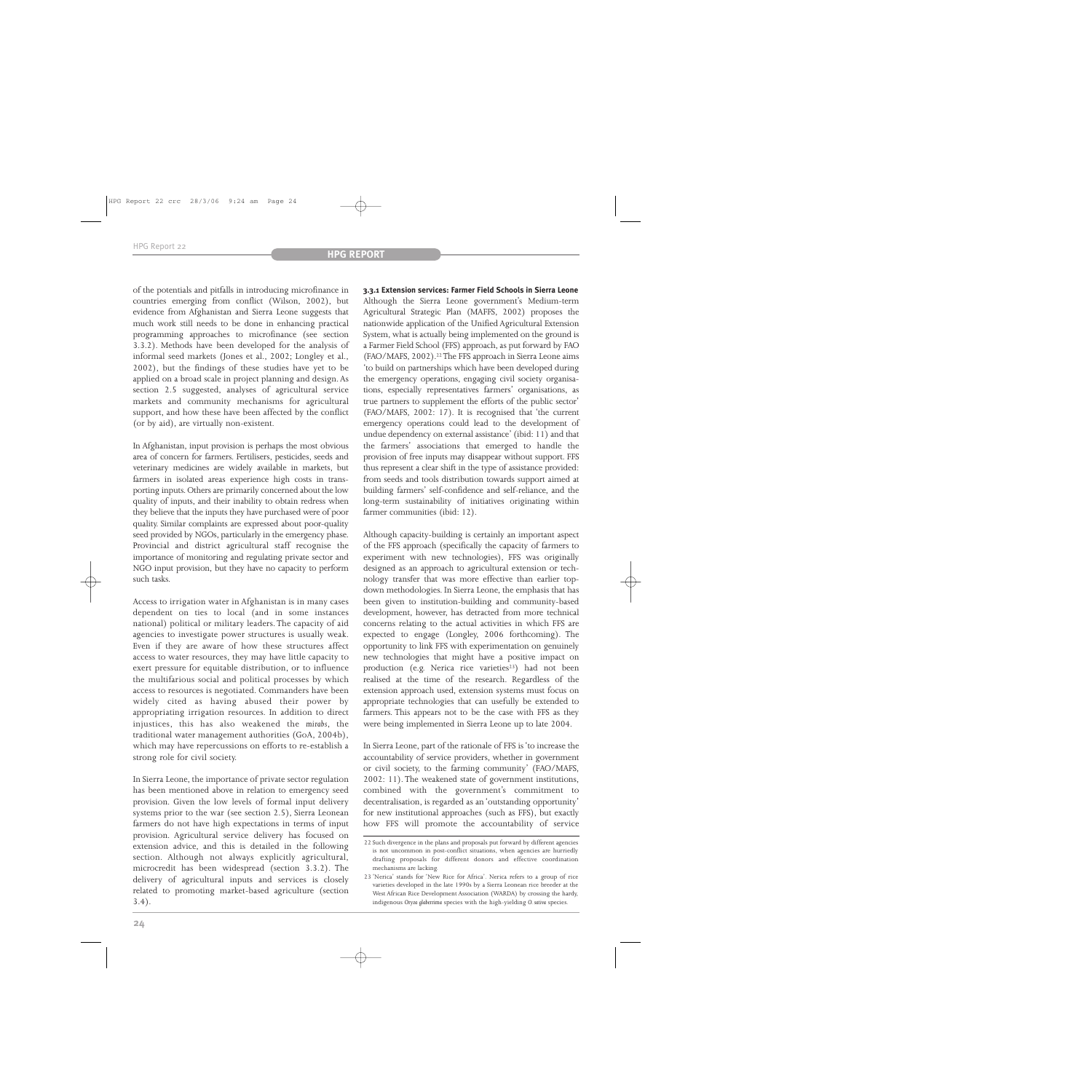of the potentials and pitfalls in introducing microfinance in countries emerging from conflict (Wilson, 2002), but evidence from Afghanistan and Sierra Leone suggests that much work still needs to be done in enhancing practical programming approaches to microfinance (see section 3.3.2). Methods have been developed for the analysis of informal seed markets (Jones et al., 2002; Longley et al., 2002), but the findings of these studies have yet to be applied on a broad scale in project planning and design. As section 2.5 suggested, analyses of agricultural service markets and community mechanisms for agricultural support, and how these have been affected by the conflict (or by aid), are virtually non-existent.

In Afghanistan, input provision is perhaps the most obvious area of concern for farmers. Fertilisers, pesticides, seeds and veterinary medicines are widely available in markets, but farmers in isolated areas experience high costs in transporting inputs. Others are primarily concerned about the low quality of inputs, and their inability to obtain redress when they believe that the inputs they have purchased were of poor quality. Similar complaints are expressed about poor-quality seed provided by NGOs, particularly in the emergency phase. Provincial and district agricultural staff recognise the importance of monitoring and regulating private sector and NGO input provision, but they have no capacity to perform such tasks.

Access to irrigation water in Afghanistan is in many cases dependent on ties to local (and in some instances national) political or military leaders. The capacity of aid agencies to investigate power structures is usually weak. Even if they are aware of how these structures affect access to water resources, they may have little capacity to exert pressure for equitable distribution, or to influence the multifarious social and political processes by which access to resources is negotiated. Commanders have been widely cited as having abused their power by appropriating irrigation resources. In addition to direct injustices, this has also weakened the *mirabs*, the traditional water management authorities (GoA, 2004b), which may have repercussions on efforts to re-establish a strong role for civil society.

In Sierra Leone, the importance of private sector regulation has been mentioned above in relation to emergency seed provision. Given the low levels of formal input delivery systems prior to the war (see section 2.5), Sierra Leonean farmers do not have high expectations in terms of input provision. Agricultural service delivery has focused on extension advice, and this is detailed in the following section. Although not always explicitly agricultural, microcredit has been widespread (section 3.3.2). The delivery of agricultural inputs and services is closely related to promoting market-based agriculture (section 3.4).

#### 3.3.1 Extension services: Farmer Field Schools in Sierra Leone

Although the Sierra Leone government's Medium-term Agricultural Strategic Plan (MAFFS, 2002) proposes the nationwide application of the Unified Agricultural Extension System, what is actually being implemented on the ground is a Farmer Field School (FFS) approach, as put forward by FAO (FAO/MAFS, 2002).[22] The FFS approach in Sierra Leone aims 'to build on partnerships which have been developed during the emergency operations, engaging civil society organisations, especially representatives farmers' organisations, as true partners to supplement the efforts of the public sector' (FAO/MAFS, 2002: 17). It is recognised that 'the current emergency operations could lead to the development of undue dependency on external assistance' (ibid: 11) and that the farmers' associations that emerged to handle the provision of free inputs may disappear without support. FFS thus represent a clear shift in the type of assistance provided: from seeds and tools distribution towards support aimed at building farmers' self-confidence and self-reliance, and the long-term sustainability of initiatives originating within farmer communities (ibid: 12).

Although capacity-building is certainly an important aspect of the FFS approach (specifically the capacity of farmers to experiment with new technologies), FFS was originally designed as an approach to agricultural extension or technology transfer that was more effective than earlier top-down methodologies. In Sierra Leone, the emphasis that has been given to institution-building and community-based development, however, has detracted from more technical concerns relating to the actual activities in which FFS are expected to engage (Longley, 2006 forthcoming). The opportunity to link FFS with experimentation on genuinely new technologies that might have a positive impact on production (e.g. Nerica rice varieties[23]) had not been realised at the time of the research. Regardless of the extension approach used, extension systems must focus on appropriate technologies that can usefully be extended to farmers. This appears not to be the case with FFS as they were being implemented in Sierra Leone up to late 2004.

In Sierra Leone, part of the rationale of FFS is 'to increase the accountability of service providers, whether in government or civil society, to the farming community' (FAO/MAFS, 2002: 11). The weakened state of government institutions, combined with the government's commitment to decentralisation, is regarded as an 'outstanding opportunity' for new institutional approaches (such as FFS), but exactly how FFS will promote the accountability of service

22 Such divergence in the plans and proposals put forward by different agencies is not uncommon in post-conflict situations, when agencies are hurriedly drafting proposals for different donors and effective coordination mechanisms are lacking.

23 'Nerica' stands for 'New Rice for Africa'. Nerica refers to a group of rice varieties developed in the late 1990s by a Sierra Leonean rice breeder at the West African Rice Development Association (WARDA) by crossing the hardy, indigenous *Oryza glaberrima* species with the high-yielding *O. sativa* species.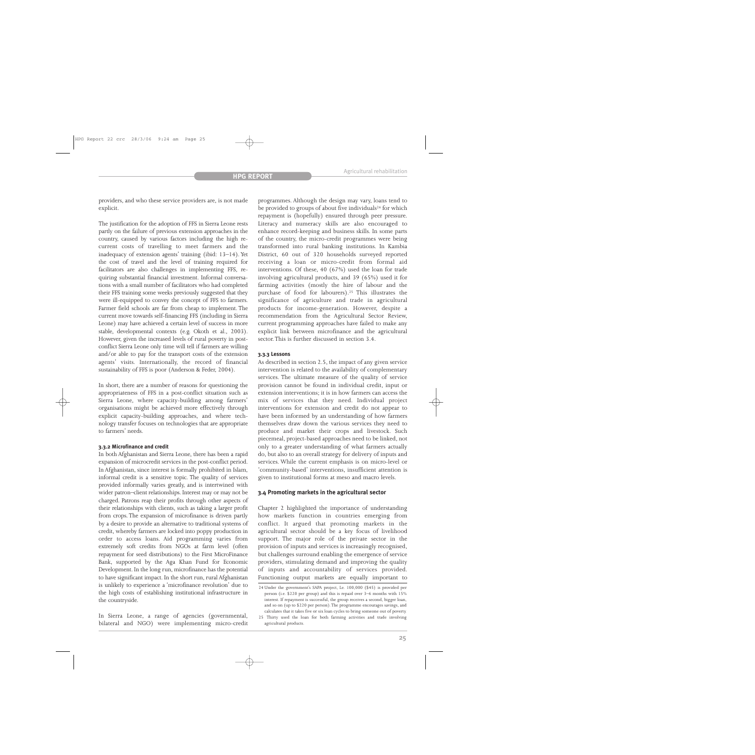providers, and who these service providers are, is not made explicit.

The justification for the adoption of FFS in Sierra Leone rests partly on the failure of previous extension approaches in the country, caused by various factors including the high recurrent costs of travelling to meet farmers and the inadequacy of extension agents' training (ibid: 13–14). Yet the cost of travel and the level of training required for facilitators are also challenges in implementing FFS, requiring substantial financial investment. Informal conversations with a small number of facilitators who had completed their FFS training some weeks previously suggested that they were ill-equipped to convey the concept of FFS to farmers. Farmer field schools are far from cheap to implement. The current move towards self-financing FFS (including in Sierra Leone) may have achieved a certain level of success in more stable, developmental contexts (e.g. Okoth et al., 2003). However, given the increased levels of rural poverty in post-conflict Sierra Leone only time will tell if farmers are willing and/or able to pay for the transport costs of the extension agents' visits. Internationally, the record of financial sustainability of FFS is poor (Anderson & Feder, 2004).

In short, there are a number of reasons for questioning the appropriateness of FFS in a post-conflict situation such as Sierra Leone, where capacity-building among farmers' organisations might be achieved more effectively through explicit capacity-building approaches, and where technology transfer focuses on technologies that are appropriate to farmers' needs.

### 3.3.2 Microfinance and credit

In both Afghanistan and Sierra Leone, there has been a rapid expansion of microcredit services in the post-conflict period. In Afghanistan, since interest is formally prohibited in Islam, informal credit is a sensitive topic. The quality of services provided informally varies greatly, and is intertwined with wider patron–client relationships. Interest may or may not be charged. Patrons reap their profits through other aspects of their relationships with clients, such as taking a larger profit from crops. The expansion of microfinance is driven partly by a desire to provide an alternative to traditional systems of credit, whereby farmers are locked into poppy production in order to access loans. Aid programming varies from extremely soft credits from NGOs at farm level (often repayment for seed distributions) to the First MicroFinance Bank, supported by the Aga Khan Fund for Economic Development. In the long run, microfinance has the potential to have significant impact. In the short run, rural Afghanistan is unlikely to experience a 'microfinance revolution' due to the high costs of establishing institutional infrastructure in the countryside.

In Sierra Leone, a range of agencies (governmental, bilateral and NGO) were implementing micro-credit programmes. Although the design may vary, loans tend to be provided to groups of about five individuals[24] for which repayment is (hopefully) ensured through peer pressure. Literacy and numeracy skills are also encouraged to enhance record-keeping and business skills. In some parts of the country, the micro-credit programmes were being transformed into rural banking institutions. In Kambia District, 60 out of 320 households surveyed reported receiving a loan or micro-credit from formal aid interventions. Of these, 40 (67%) used the loan for trade involving agricultural products, and 39 (65%) used it for farming activities (mostly the hire of labour and the purchase of food for labourers).[25] This illustrates the significance of agriculture and trade in agricultural products for income-generation. However, despite a recommendation from the Agricultural Sector Review, current programming approaches have failed to make any explicit link between microfinance and the agricultural sector. This is further discussed in section 3.4.

### 3.3.3 Lessons

As described in section 2.5, the impact of any given service intervention is related to the availability of complementary services. The ultimate measure of the quality of service provision cannot be found in individual credit, input or extension interventions; it is in how farmers can access the mix of services that they need. Individual project interventions for extension and credit do not appear to have been informed by an understanding of how farmers themselves draw down the various services they need to produce and market their crops and livestock. Such piecemeal, project-based approaches need to be linked, not only to a greater understanding of what farmers actually do, but also to an overall strategy for delivery of inputs and services. While the current emphasis is on micro-level or 'community-based' interventions, insufficient attention is given to institutional forms at meso and macro levels.

## 3.4 Promoting markets in the agricultural sector

Chapter 2 highlighted the importance of understanding how markets function in countries emerging from conflict. It argued that promoting markets in the agricultural sector should be a key focus of livelihood support. The major role of the private sector in the provision of inputs and services is increasingly recognised, but challenges surround enabling the emergence of service providers, stimulating demand and improving the quality of inputs and accountability of services provided. Functioning output markets are equally important to

24 Under the government's SAPA project, Le. 100,000 ($45) is provided per person (i.e. $220 per group) and this is repaid over 3–6 months with 15% interest. If repayment is successful, the group receives a second, bigger loan, and so on (up to $220 per person). The programme encourages savings, and calculates that it takes five or six loan cycles to bring someone out of poverty.

25 Thirty used the loan for both farming activities and trade involving agricultural products.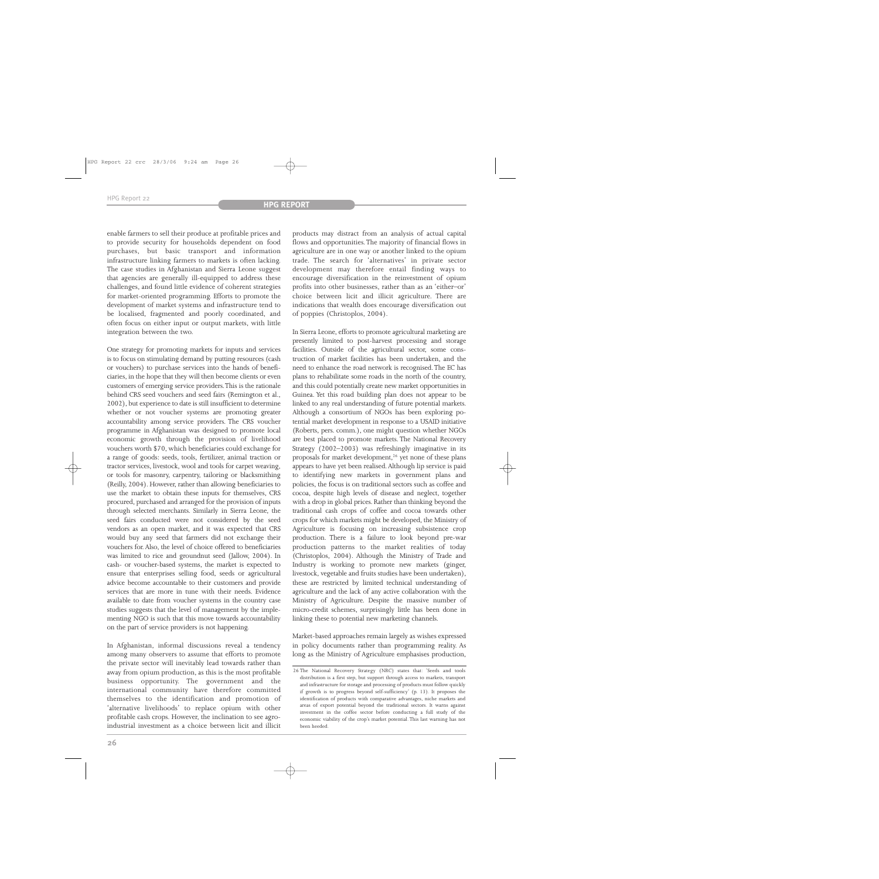enable farmers to sell their produce at profitable prices and to provide security for households dependent on food purchases, but basic transport and information infrastructure linking farmers to markets is often lacking. The case studies in Afghanistan and Sierra Leone suggest that agencies are generally ill-equipped to address these challenges, and found little evidence of coherent strategies for market-oriented programming. Efforts to promote the development of market systems and infrastructure tend to be localised, fragmented and poorly coordinated, and often focus on either input or output markets, with little integration between the two.

One strategy for promoting markets for inputs and services is to focus on stimulating demand by putting resources (cash or vouchers) to purchase services into the hands of beneficiaries, in the hope that they will then become clients or even customers of emerging service providers. This is the rationale behind CRS seed vouchers and seed fairs (Remington et al., 2002), but experience to date is still insufficient to determine whether or not voucher systems are promoting greater accountability among service providers. The CRS voucher programme in Afghanistan was designed to promote local economic growth through the provision of livelihood vouchers worth $70, which beneficiaries could exchange for a range of goods: seeds, tools, fertilizer, animal traction or tractor services, livestock, wool and tools for carpet weaving, or tools for masonry, carpentry, tailoring or blacksmithing (Reilly, 2004). However, rather than allowing beneficiaries to use the market to obtain these inputs for themselves, CRS procured, purchased and arranged for the provision of inputs through selected merchants. Similarly in Sierra Leone, the seed fairs conducted were not considered by the seed vendors as an open market, and it was expected that CRS would buy any seed that farmers did not exchange their vouchers for. Also, the level of choice offered to beneficiaries was limited to rice and groundnut seed (Jallow, 2004). In cash- or voucher-based systems, the market is expected to ensure that enterprises selling food, seeds or agricultural advice become accountable to their customers and provide services that are more in tune with their needs. Evidence available to date from voucher systems in the country case studies suggests that the level of management by the implementing NGO is such that this move towards accountability on the part of service providers is not happening.

In Afghanistan, informal discussions reveal a tendency among many observers to assume that efforts to promote the private sector will inevitably lead towards rather than away from opium production, as this is the most profitable business opportunity. The government and the international community have therefore committed themselves to the identification and promotion of 'alternative livelihoods' to replace opium with other profitable cash crops. However, the inclination to see agro-industrial investment as a choice between licit and illicit products may distract from an analysis of actual capital flows and opportunities. The majority of financial flows in agriculture are in one way or another linked to the opium trade. The search for 'alternatives' in private sector development may therefore entail finding ways to encourage diversification in the reinvestment of opium profits into other businesses, rather than as an 'either–or' choice between licit and illicit agriculture. There are indications that wealth does encourage diversification out of poppies (Christoplos, 2004).

In Sierra Leone, efforts to promote agricultural marketing are presently limited to post-harvest processing and storage facilities. Outside of the agricultural sector, some construction of market facilities has been undertaken, and the need to enhance the road network is recognised. The EC has plans to rehabilitate some roads in the north of the country, and this could potentially create new market opportunities in Guinea. Yet this road building plan does not appear to be linked to any real understanding of future potential markets. Although a consortium of NGOs has been exploring potential market development in response to a USAID initiative (Roberts, pers. comm.), one might question whether NGOs are best placed to promote markets. The National Recovery Strategy (2002–2003) was refreshingly imaginative in its proposals for market development,[26] yet none of these plans appears to have yet been realised. Although lip service is paid to identifying new markets in government plans and policies, the focus is on traditional sectors such as coffee and cocoa, despite high levels of disease and neglect, together with a drop in global prices. Rather than thinking beyond the traditional cash crops of coffee and cocoa towards other crops for which markets might be developed, the Ministry of Agriculture is focusing on increasing subsistence crop production. There is a failure to look beyond pre-war production patterns to the market realities of today (Christoplos, 2004). Although the Ministry of Trade and Industry is working to promote new markets (ginger, livestock, vegetable and fruits studies have been undertaken), these are restricted by limited technical understanding of agriculture and the lack of any active collaboration with the Ministry of Agriculture. Despite the massive number of micro-credit schemes, surprisingly little has been done in linking these to potential new marketing channels.

Market-based approaches remain largely as wishes expressed in policy documents rather than programming reality. As long as the Ministry of Agriculture emphasises production,

---

26 The National Recovery Strategy (NRC) states that: 'Seeds and tools distribution is a first step, but support through access to markets, transport and infrastructure for storage and processing of products must follow quickly if growth is to progress beyond self-sufficiency' (p. 13). It proposes the identification of products with comparative advantages, niche markets and areas of export potential beyond the traditional sectors. It warns against investment in the coffee sector before conducting a full study of the economic viability of the crop's market potential. This last warning has not been heeded.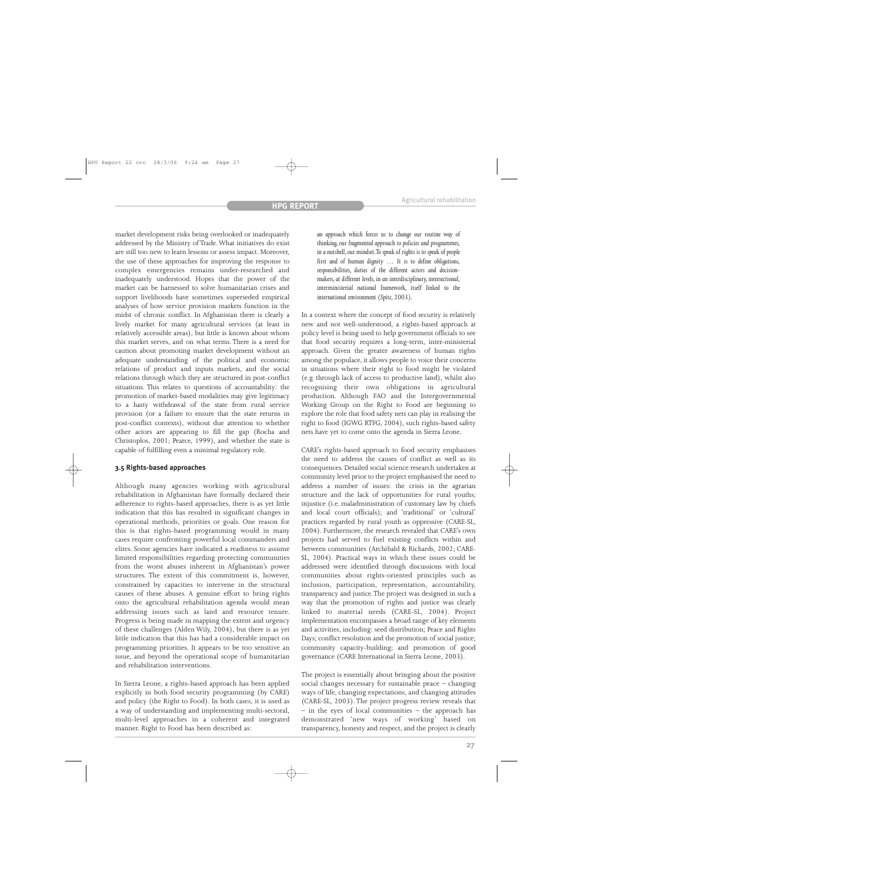market development risks being overlooked or inadequately addressed by the Ministry of Trade. What initiatives do exist are still too new to learn lessons or assess impact. Moreover, the use of these approaches for improving the response to complex emergencies remains under-researched and inadequately understood. Hopes that the power of the market can be harnessed to solve humanitarian crises and support livelihoods have sometimes superseded empirical analyses of how service provision markets function in the midst of chronic conflict. In Afghanistan there is clearly a lively market for many agricultural services (at least in relatively accessible areas), but little is known about whom this market serves, and on what terms. There is a need for caution about promoting market development without an adequate understanding of the political and economic relations of product and inputs markets, and the social relations through which they are structured in post-conflict situations. This relates to questions of accountability: the promotion of market-based modalities may give legitimacy to a hasty withdrawal of the state from rural service provision (or a failure to ensure that the state returns in post-conflict contexts), without due attention to whether other actors are appearing to fill the gap (Rocha and Christoplos, 2001; Pearce, 1999), and whether the state is capable of fulfilling even a minimal regulatory role.

### 3.5 Rights-based approaches

Although many agencies working with agricultural rehabilitation in Afghanistan have formally declared their adherence to rights-based approaches, there is as yet little indication that this has resulted in significant changes in operational methods, priorities or goals. One reason for this is that rights-based programming would in many cases require confronting powerful local commanders and elites. Some agencies have indicated a readiness to assume limited responsibilities regarding protecting communities from the worst abuses inherent in Afghanistan's power structures. The extent of this commitment is, however, constrained by capacities to intervene in the structural causes of these abuses. A genuine effort to bring rights onto the agricultural rehabilitation agenda would mean addressing issues such as land and resource tenure. Progress is being made in mapping the extent and urgency of these challenges (Alden Wily, 2004), but there is as yet little indication that this has had a considerable impact on programming priorities. It appears to be too sensitive an issue, and beyond the operational scope of humanitarian and rehabilitation interventions.

In Sierra Leone, a rights-based approach has been applied explicitly in both food security programming (by CARE) and policy (the Right to Food). In both cases, it is used as a way of understanding and implementing multi-sectoral, multi-level approaches in a coherent and integrated manner. Right to Food has been described as:

> *an approach which forces us to change our routine way of thinking, our fragmented approach to policies and programmes, in a nutshell, our mindset. To speak of rights is to speak of people first and of human dignity … It is to define obligations, responsibilities, duties of the different actors and decision-makers, at different levels, in an interdisciplinary, intersectional, interministerial national framework, itself linked to the international environment* (Spitz, 2003).

In a context where the concept of food security is relatively new and not well-understood, a rights-based approach at policy level is being used to help government officials to see that food security requires a long-term, inter-ministerial approach. Given the greater awareness of human rights among the populace, it allows people to voice their concerns in situations where their right to food might be violated (e.g. through lack of access to productive land), whilst also recognising their own obligations in agricultural production. Although FAO and the Intergovernmental Working Group on the Right to Food are beginning to explore the role that food safety nets can play in realising the right to food (IGWG RTFG, 2004), such rights-based safety nets have yet to come onto the agenda in Sierra Leone.

CARE's rights-based approach to food security emphasises the need to address the causes of conflict as well as its consequences. Detailed social science research undertaken at community level prior to the project emphasised the need to address a number of issues: the crisis in the agrarian structure and the lack of opportunities for rural youths; injustice (i.e. maladministration of customary law by chiefs and local court officials); and 'traditional' or 'cultural' practices regarded by rural youth as oppressive (CARE-SL, 2004). Furthermore, the research revealed that CARE's own projects had served to fuel existing conflicts within and between communities (Archibald & Richards, 2002; CARE-SL, 2004). Practical ways in which these issues could be addressed were identified through discussions with local communities about rights-oriented principles such as inclusion, participation, representation, accountability, transparency and justice. The project was designed in such a way that the promotion of rights and justice was clearly linked to material needs (CARE-SL, 2004). Project implementation encompasses a broad range of key elements and activities, including: seed distribution; Peace and Rights Days; conflict resolution and the promotion of social justice; community capacity-building; and promotion of good governance (CARE International in Sierra Leone, 2003).

The project is essentially about bringing about the positive social changes necessary for sustainable peace – changing ways of life, changing expectations, and changing attitudes (CARE-SL, 2003). The project progress review reveals that – in the eyes of local communities – the approach has demonstrated 'new ways of working' based on transparency, honesty and respect, and the project is clearly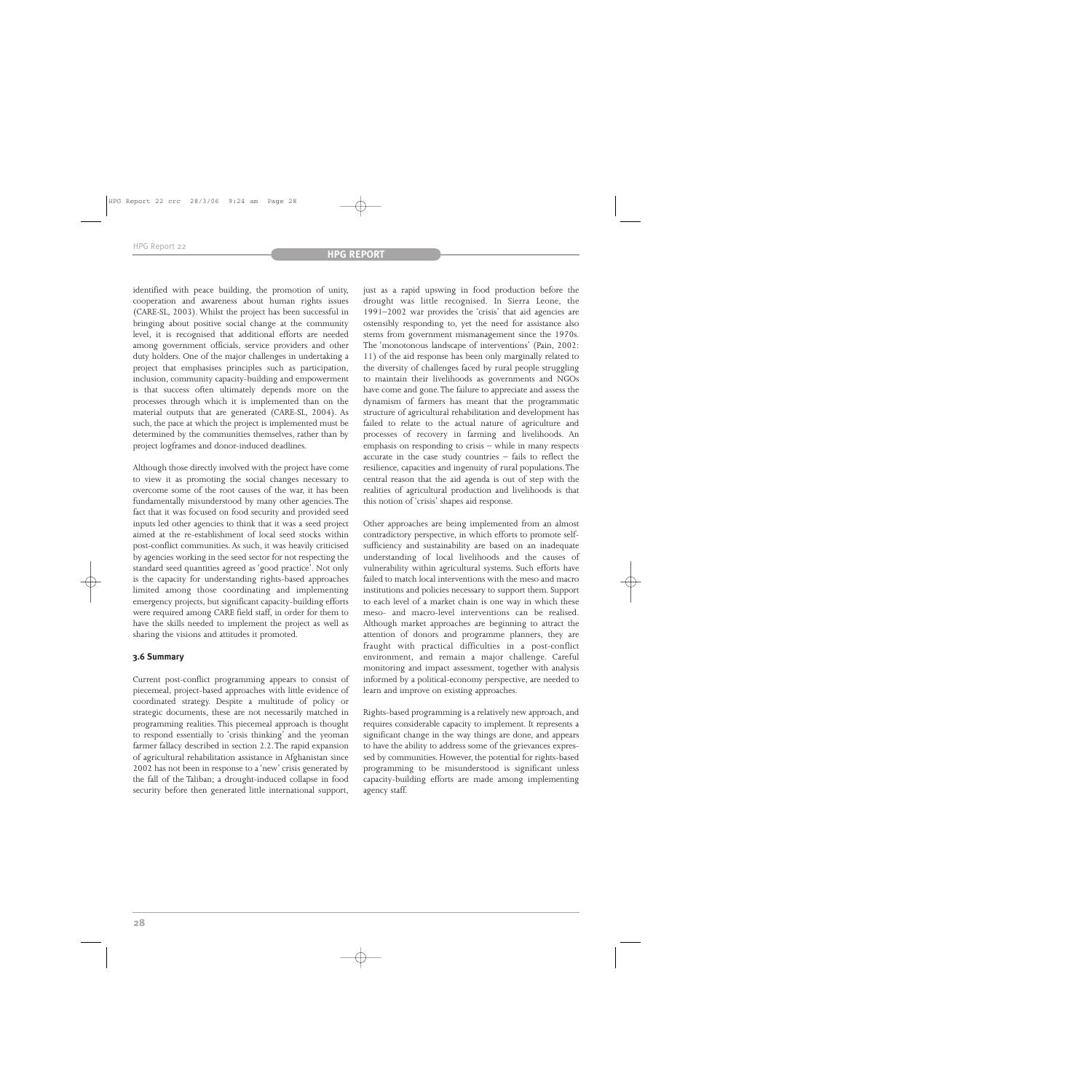identified with peace building, the promotion of unity, cooperation and awareness about human rights issues (CARE-SL, 2003). Whilst the project has been successful in bringing about positive social change at the community level, it is recognised that additional efforts are needed among government officials, service providers and other duty holders. One of the major challenges in undertaking a project that emphasises principles such as participation, inclusion, community capacity-building and empowerment is that success often ultimately depends more on the processes through which it is implemented than on the material outputs that are generated (CARE-SL, 2004). As such, the pace at which the project is implemented must be determined by the communities themselves, rather than by project logframes and donor-induced deadlines.

Although those directly involved with the project have come to view it as promoting the social changes necessary to overcome some of the root causes of the war, it has been fundamentally misunderstood by many other agencies. The fact that it was focused on food security and provided seed inputs led other agencies to think that it was a seed project aimed at the re-establishment of local seed stocks within post-conflict communities. As such, it was heavily criticised by agencies working in the seed sector for not respecting the standard seed quantities agreed as 'good practice'. Not only is the capacity for understanding rights-based approaches limited among those coordinating and implementing emergency projects, but significant capacity-building efforts were required among CARE field staff, in order for them to have the skills needed to implement the project as well as sharing the visions and attitudes it promoted.

### 3.6 Summary

Current post-conflict programming appears to consist of piecemeal, project-based approaches with little evidence of coordinated strategy. Despite a multitude of policy or strategic documents, these are not necessarily matched in programming realities. This piecemeal approach is thought to respond essentially to 'crisis thinking' and the yeoman farmer fallacy described in section 2.2. The rapid expansion of agricultural rehabilitation assistance in Afghanistan since 2002 has not been in response to a 'new' crisis generated by the fall of the Taliban; a drought-induced collapse in food security before then generated little international support, just as a rapid upswing in food production before the drought was little recognised. In Sierra Leone, the 1991–2002 war provides the 'crisis' that aid agencies are ostensibly responding to, yet the need for assistance also stems from government mismanagement since the 1970s. The 'monotonous landscape of interventions' (Pain, 2002: 11) of the aid response has been only marginally related to the diversity of challenges faced by rural people struggling to maintain their livelihoods as governments and NGOs have come and gone. The failure to appreciate and assess the dynamism of farmers has meant that the programmatic structure of agricultural rehabilitation and development has failed to relate to the actual nature of agriculture and processes of recovery in farming and livelihoods. An emphasis on responding to crisis – while in many respects accurate in the case study countries – fails to reflect the resilience, capacities and ingenuity of rural populations. The central reason that the aid agenda is out of step with the realities of agricultural production and livelihoods is that this notion of 'crisis' shapes aid response.

Other approaches are being implemented from an almost contradictory perspective, in which efforts to promote self-sufficiency and sustainability are based on an inadequate understanding of local livelihoods and the causes of vulnerability within agricultural systems. Such efforts have failed to match local interventions with the meso and macro institutions and policies necessary to support them. Support to each level of a market chain is one way in which these meso- and macro-level interventions can be realised. Although market approaches are beginning to attract the attention of donors and programme planners, they are fraught with practical difficulties in a post-conflict environment, and remain a major challenge. Careful monitoring and impact assessment, together with analysis informed by a political-economy perspective, are needed to learn and improve on existing approaches.

Rights-based programming is a relatively new approach, and requires considerable capacity to implement. It represents a significant change in the way things are done, and appears to have the ability to address some of the grievances expressed by communities. However, the potential for rights-based programming to be misunderstood is significant unless capacity-building efforts are made among implementing agency staff.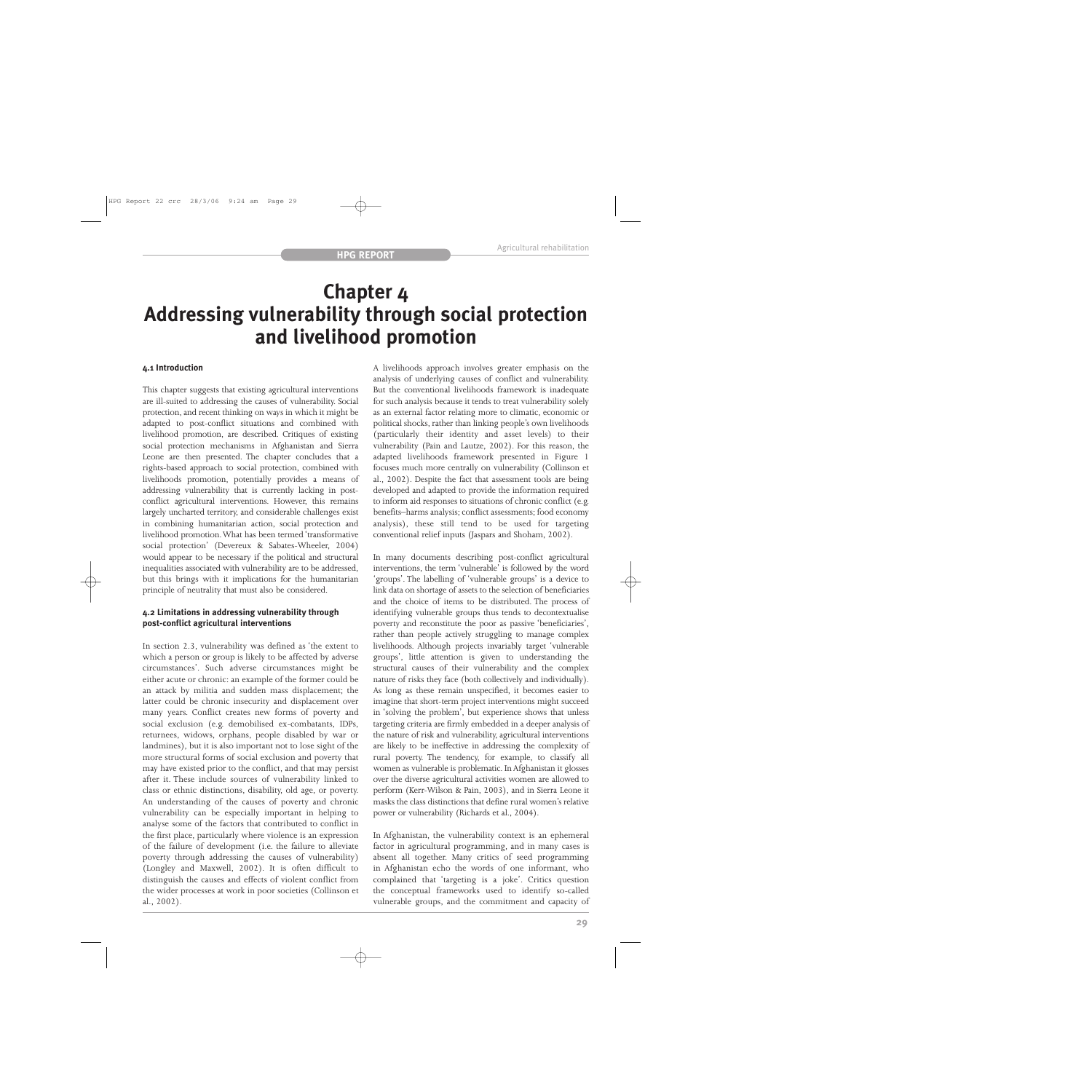# Chapter 4
# Addressing vulnerability through social protection and livelihood promotion

### 4.1 Introduction

This chapter suggests that existing agricultural interventions are ill-suited to addressing the causes of vulnerability. Social protection, and recent thinking on ways in which it might be adapted to post-conflict situations and combined with livelihood promotion, are described. Critiques of existing social protection mechanisms in Afghanistan and Sierra Leone are then presented. The chapter concludes that a rights-based approach to social protection, combined with livelihoods promotion, potentially provides a means of addressing vulnerability that is currently lacking in post-conflict agricultural interventions. However, this remains largely uncharted territory, and considerable challenges exist in combining humanitarian action, social protection and livelihood promotion. What has been termed 'transformative social protection' (Devereux & Sabates-Wheeler, 2004) would appear to be necessary if the political and structural inequalities associated with vulnerability are to be addressed, but this brings with it implications for the humanitarian principle of neutrality that must also be considered.

### 4.2 Limitations in addressing vulnerability through post-conflict agricultural interventions

In section 2.3, vulnerability was defined as 'the extent to which a person or group is likely to be affected by adverse circumstances'. Such adverse circumstances might be either acute or chronic: an example of the former could be an attack by militia and sudden mass displacement; the latter could be chronic insecurity and displacement over many years. Conflict creates new forms of poverty and social exclusion (e.g. demobilised ex-combatants, IDPs, returnees, widows, orphans, people disabled by war or landmines), but it is also important not to lose sight of the more structural forms of social exclusion and poverty that may have existed prior to the conflict, and that may persist after it. These include sources of vulnerability linked to class or ethnic distinctions, disability, old age, or poverty. An understanding of the causes of poverty and chronic vulnerability can be especially important in helping to analyse some of the factors that contributed to conflict in the first place, particularly where violence is an expression of the failure of development (i.e. the failure to alleviate poverty through addressing the causes of vulnerability) (Longley and Maxwell, 2002). It is often difficult to distinguish the causes and effects of violent conflict from the wider processes at work in poor societies (Collinson et al., 2002).

A livelihoods approach involves greater emphasis on the analysis of underlying causes of conflict and vulnerability. But the conventional livelihoods framework is inadequate for such analysis because it tends to treat vulnerability solely as an external factor relating more to climatic, economic or political shocks, rather than linking people's own livelihoods (particularly their identity and asset levels) to their vulnerability (Pain and Lautze, 2002). For this reason, the adapted livelihoods framework presented in Figure 1 focuses much more centrally on vulnerability (Collinson et al., 2002). Despite the fact that assessment tools are being developed and adapted to provide the information required to inform aid responses to situations of chronic conflict (e.g. benefits–harms analysis; conflict assessments; food economy analysis), these still tend to be used for targeting conventional relief inputs (Jaspars and Shoham, 2002).

In many documents describing post-conflict agricultural interventions, the term 'vulnerable' is followed by the word 'groups'. The labelling of 'vulnerable groups' is a device to link data on shortage of assets to the selection of beneficiaries and the choice of items to be distributed. The process of identifying vulnerable groups thus tends to decontextualise poverty and reconstitute the poor as passive 'beneficiaries', rather than people actively struggling to manage complex livelihoods. Although projects invariably target 'vulnerable groups', little attention is given to understanding the structural causes of their vulnerability and the complex nature of risks they face (both collectively and individually). As long as these remain unspecified, it becomes easier to imagine that short-term project interventions might succeed in 'solving the problem', but experience shows that unless targeting criteria are firmly embedded in a deeper analysis of the nature of risk and vulnerability, agricultural interventions are likely to be ineffective in addressing the complexity of rural poverty. The tendency, for example, to classify all women as vulnerable is problematic. In Afghanistan it glosses over the diverse agricultural activities women are allowed to perform (Kerr-Wilson & Pain, 2003), and in Sierra Leone it masks the class distinctions that define rural women's relative power or vulnerability (Richards et al., 2004).

In Afghanistan, the vulnerability context is an ephemeral factor in agricultural programming, and in many cases is absent all together. Many critics of seed programming in Afghanistan echo the words of one informant, who complained that 'targeting is a joke'. Critics question the conceptual frameworks used to identify so-called vulnerable groups, and the commitment and capacity of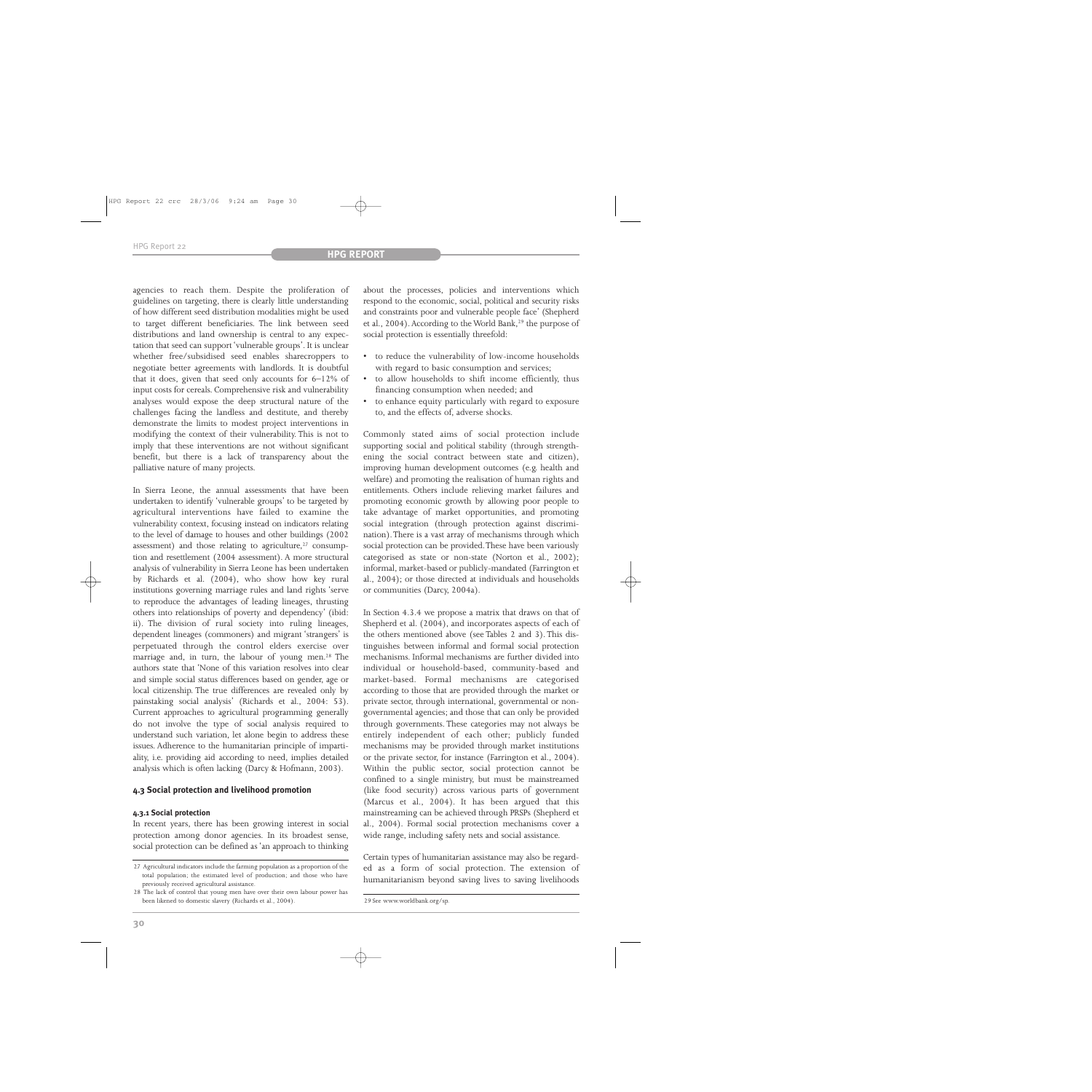agencies to reach them. Despite the proliferation of guidelines on targeting, there is clearly little understanding of how different seed distribution modalities might be used to target different beneficiaries. The link between seed distributions and land ownership is central to any expectation that seed can support 'vulnerable groups'. It is unclear whether free/subsidised seed enables sharecroppers to negotiate better agreements with landlords. It is doubtful that it does, given that seed only accounts for 6–12% of input costs for cereals. Comprehensive risk and vulnerability analyses would expose the deep structural nature of the challenges facing the landless and destitute, and thereby demonstrate the limits to modest project interventions in modifying the context of their vulnerability. This is not to imply that these interventions are not without significant benefit, but there is a lack of transparency about the palliative nature of many projects.

In Sierra Leone, the annual assessments that have been undertaken to identify 'vulnerable groups' to be targeted by agricultural interventions have failed to examine the vulnerability context, focusing instead on indicators relating to the level of damage to houses and other buildings (2002 assessment) and those relating to agriculture,[27] consumption and resettlement (2004 assessment). A more structural analysis of vulnerability in Sierra Leone has been undertaken by Richards et al. (2004), who show how key rural institutions governing marriage rules and land rights 'serve to reproduce the advantages of leading lineages, thrusting others into relationships of poverty and dependency' (ibid: ii). The division of rural society into ruling lineages, dependent lineages (commoners) and migrant 'strangers' is perpetuated through the control elders exercise over marriage and, in turn, the labour of young men.[28] The authors state that 'None of this variation resolves into clear and simple social status differences based on gender, age or local citizenship. The true differences are revealed only by painstaking social analysis' (Richards et al., 2004: 53). Current approaches to agricultural programming generally do not involve the type of social analysis required to understand such variation, let alone begin to address these issues. Adherence to the humanitarian principle of impartiality, i.e. providing aid according to need, implies detailed analysis which is often lacking (Darcy & Hofmann, 2003).

### 4.3 Social protection and livelihood promotion

#### 4.3.1 Social protection

In recent years, there has been growing interest in social protection among donor agencies. In its broadest sense, social protection can be defined as 'an approach to thinking about the processes, policies and interventions which respond to the economic, social, political and security risks and constraints poor and vulnerable people face' (Shepherd et al., 2004). According to the World Bank,[29] the purpose of social protection is essentially threefold:

- to reduce the vulnerability of low-income households with regard to basic consumption and services;
- to allow households to shift income efficiently, thus financing consumption when needed; and
- to enhance equity particularly with regard to exposure to, and the effects of, adverse shocks.

Commonly stated aims of social protection include supporting social and political stability (through strengthening the social contract between state and citizen), improving human development outcomes (e.g. health and welfare) and promoting the realisation of human rights and entitlements. Others include relieving market failures and promoting economic growth by allowing poor people to take advantage of market opportunities, and promoting social integration (through protection against discrimination). There is a vast array of mechanisms through which social protection can be provided. These have been variously categorised as state or non-state (Norton et al., 2002); informal, market-based or publicly-mandated (Farrington et al., 2004); or those directed at individuals and households or communities (Darcy, 2004a).

In Section 4.3.4 we propose a matrix that draws on that of Shepherd et al. (2004), and incorporates aspects of each of the others mentioned above (see Tables 2 and 3). This distinguishes between informal and formal social protection mechanisms. Informal mechanisms are further divided into individual or household-based, community-based and market-based. Formal mechanisms are categorised according to those that are provided through the market or private sector, through international, governmental or non-governmental agencies; and those that can only be provided through governments. These categories may not always be entirely independent of each other; publicly funded mechanisms may be provided through market institutions or the private sector, for instance (Farrington et al., 2004). Within the public sector, social protection cannot be confined to a single ministry, but must be mainstreamed (like food security) across various parts of government (Marcus et al., 2004). It has been argued that this mainstreaming can be achieved through PRSPs (Shepherd et al., 2004). Formal social protection mechanisms cover a wide range, including safety nets and social assistance.

Certain types of humanitarian assistance may also be regarded as a form of social protection. The extension of humanitarianism beyond saving lives to saving livelihoods

---

27 Agricultural indicators include the farming population as a proportion of the total population; the estimated level of production; and those who have previously received agricultural assistance.

28 The lack of control that young men have over their own labour power has been likened to domestic slavery (Richards et al., 2004).

29 See www.worldbank.org/sp.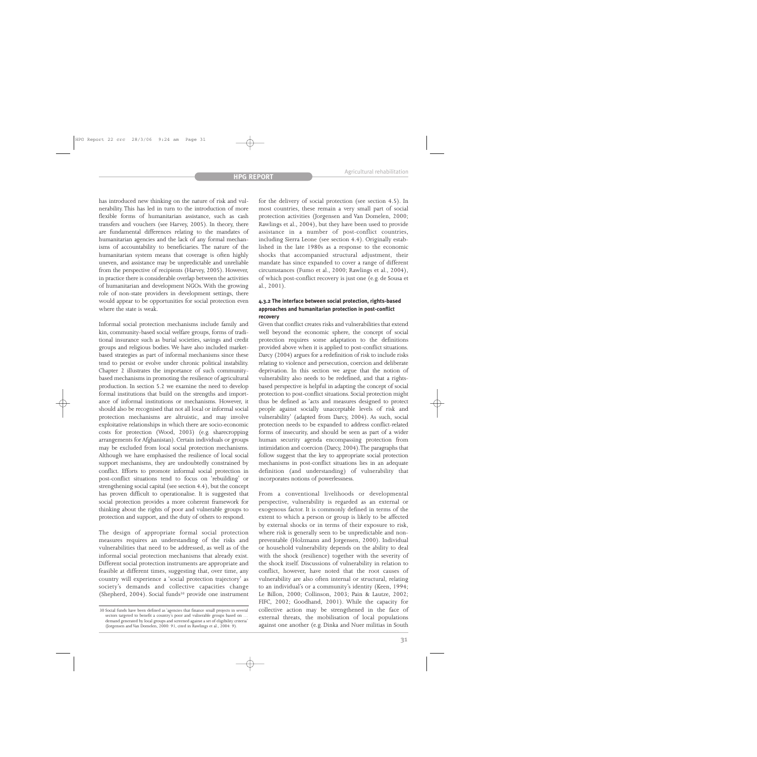has introduced new thinking on the nature of risk and vulnerability. This has led in turn to the introduction of more flexible forms of humanitarian assistance, such as cash transfers and vouchers (see Harvey, 2005). In theory, there are fundamental differences relating to the mandates of humanitarian agencies and the lack of any formal mechanisms of accountability to beneficiaries. The nature of the humanitarian system means that coverage is often highly uneven, and assistance may be unpredictable and unreliable from the perspective of recipients (Harvey, 2005). However, in practice there is considerable overlap between the activities of humanitarian and development NGOs. With the growing role of non-state providers in development settings, there would appear to be opportunities for social protection even where the state is weak.

Informal social protection mechanisms include family and kin, community-based social welfare groups, forms of traditional insurance such as burial societies, savings and credit groups and religious bodies. We have also included market-based strategies as part of informal mechanisms since these tend to persist or evolve under chronic political instability. Chapter 2 illustrates the importance of such community-based mechanisms in promoting the resilience of agricultural production. In section 5.2 we examine the need to develop formal institutions that build on the strengths and importance of informal institutions or mechanisms. However, it should also be recognised that not all local or informal social protection mechanisms are altruistic, and may involve exploitative relationships in which there are socio-economic costs for protection (Wood, 2003) (e.g. sharecropping arrangements for Afghanistan). Certain individuals or groups may be excluded from local social protection mechanisms. Although we have emphasised the resilience of local social support mechanisms, they are undoubtedly constrained by conflict. Efforts to promote informal social protection in post-conflict situations tend to focus on 'rebuilding' or strengthening social capital (see section 4.4), but the concept has proven difficult to operationalise. It is suggested that social protection provides a more coherent framework for thinking about the rights of poor and vulnerable groups to protection and support, and the duty of others to respond.

The design of appropriate formal social protection measures requires an understanding of the risks and vulnerabilities that need to be addressed, as well as of the informal social protection mechanisms that already exist. Different social protection instruments are appropriate and feasible at different times, suggesting that, over time, any country will experience a 'social protection trajectory' as society's demands and collective capacities change (Shepherd, 2004). Social funds[30] provide one instrument for the delivery of social protection (see section 4.5). In most countries, these remain a very small part of social protection activities (Jorgensen and Van Domelen, 2000; Rawlings et al., 2004), but they have been used to provide assistance in a number of post-conflict countries, including Sierra Leone (see section 4.4). Originally established in the late 1980s as a response to the economic shocks that accompanied structural adjustment, their mandate has since expanded to cover a range of different circumstances (Fumo et al., 2000; Rawlings et al., 2004), of which post-conflict recovery is just one (e.g. de Sousa et al., 2001).

#### 4.3.2 The interface between social protection, rights-based approaches and humanitarian protection in post-conflict recovery

Given that conflict creates risks and vulnerabilities that extend well beyond the economic sphere, the concept of social protection requires some adaptation to the definitions provided above when it is applied to post-conflict situations. Darcy (2004) argues for a redefinition of risk to include risks relating to violence and persecution, coercion and deliberate deprivation. In this section we argue that the notion of vulnerability also needs to be redefined, and that a rights-based perspective is helpful in adapting the concept of social protection to post-conflict situations. Social protection might thus be defined as 'acts and measures designed to protect people against socially unacceptable levels of risk and vulnerability' (adapted from Darcy, 2004). As such, social protection needs to be expanded to address conflict-related forms of insecurity, and should be seen as part of a wider human security agenda encompassing protection from intimidation and coercion (Darcy, 2004). The paragraphs that follow suggest that the key to appropriate social protection mechanisms in post-conflict situations lies in an adequate definition (and understanding) of vulnerability that incorporates notions of powerlessness.

From a conventional livelihoods or developmental perspective, vulnerability is regarded as an external or exogenous factor. It is commonly defined in terms of the extent to which a person or group is likely to be affected by external shocks or in terms of their exposure to risk, where risk is generally seen to be unpredictable and non-preventable (Holzmann and Jorgensen, 2000). Individual or household vulnerability depends on the ability to deal with the shock (resilience) together with the severity of the shock itself. Discussions of vulnerability in relation to conflict, however, have noted that the root causes of vulnerability are also often internal or structural, relating to an individual's or a community's identity (Keen, 1994; Le Billon, 2000; Collinson, 2003; Pain & Lautze, 2002; FIFC, 2002; Goodhand, 2001). While the capacity for collective action may be strengthened in the face of external threats, the mobilisation of local populations against one another (e.g. Dinka and Nuer militias in South

30 Social funds have been defined as 'agencies that finance small projects in several sectors targeted to benefit a country's poor and vulnerable groups based on … demand generated by local groups and screened against a set of eligibility criteria' (Jorgensen and Van Domelen, 2000: 91, cited in Rawlings et al., 2004: 9).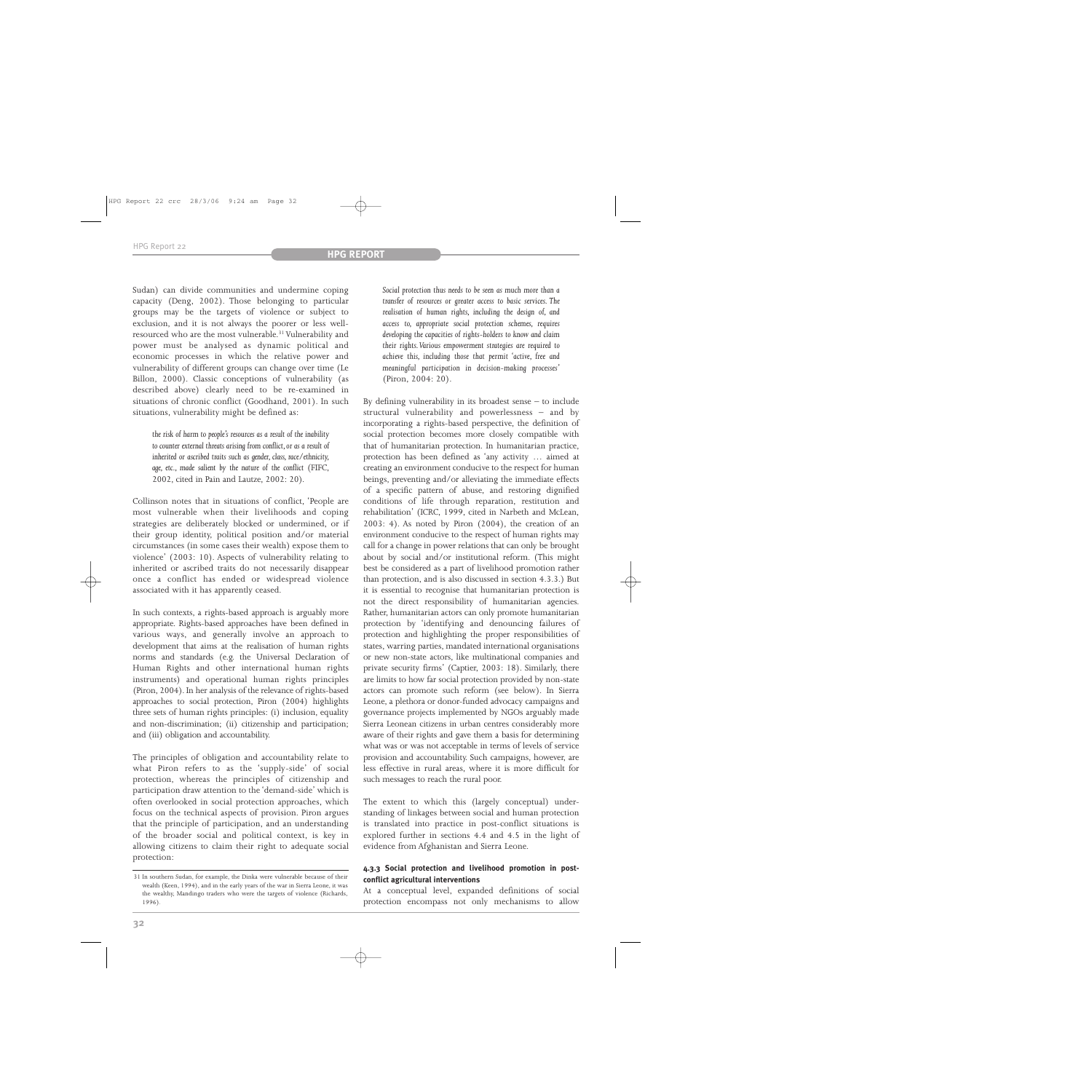Sudan) can divide communities and undermine coping capacity (Deng, 2002). Those belonging to particular groups may be the targets of violence or subject to exclusion, and it is not always the poorer or less well-resourced who are the most vulnerable.[31] Vulnerability and power must be analysed as dynamic political and economic processes in which the relative power and vulnerability of different groups can change over time (Le Billon, 2000). Classic conceptions of vulnerability (as described above) clearly need to be re-examined in situations of chronic conflict (Goodhand, 2001). In such situations, vulnerability might be defined as:

> *the risk of harm to people's resources as a result of the inability to counter external threats arising from conflict, or as a result of inherited or ascribed traits such as gender, class, race/ethnicity, age, etc., made salient by the nature of the conflict* (FIFC, 2002, cited in Pain and Lautze, 2002: 20).

Collinson notes that in situations of conflict, 'People are most vulnerable when their livelihoods and coping strategies are deliberately blocked or undermined, or if their group identity, political position and/or material circumstances (in some cases their wealth) expose them to violence' (2003: 10). Aspects of vulnerability relating to inherited or ascribed traits do not necessarily disappear once a conflict has ended or widespread violence associated with it has apparently ceased.

In such contexts, a rights-based approach is arguably more appropriate. Rights-based approaches have been defined in various ways, and generally involve an approach to development that aims at the realisation of human rights norms and standards (e.g. the Universal Declaration of Human Rights and other international human rights instruments) and operational human rights principles (Piron, 2004). In her analysis of the relevance of rights-based approaches to social protection, Piron (2004) highlights three sets of human rights principles: (i) inclusion, equality and non-discrimination; (ii) citizenship and participation; and (iii) obligation and accountability.

The principles of obligation and accountability relate to what Piron refers to as the 'supply-side' of social protection, whereas the principles of citizenship and participation draw attention to the 'demand-side' which is often overlooked in social protection approaches, which focus on the technical aspects of provision. Piron argues that the principle of participation, and an understanding of the broader social and political context, is key in allowing citizens to claim their right to adequate social protection:

> *Social protection thus needs to be seen as much more than a transfer of resources or greater access to basic services. The realisation of human rights, including the design of, and access to, appropriate social protection schemes, requires developing the capacities of rights-holders to know and claim their rights. Various empowerment strategies are required to achieve this, including those that permit 'active, free and meaningful participation in decision-making processes'* (Piron, 2004: 20).

By defining vulnerability in its broadest sense – to include structural vulnerability and powerlessness – and by incorporating a rights-based perspective, the definition of social protection becomes more closely compatible with that of humanitarian protection. In humanitarian practice, protection has been defined as 'any activity … aimed at creating an environment conducive to the respect for human beings, preventing and/or alleviating the immediate effects of a specific pattern of abuse, and restoring dignified conditions of life through reparation, restitution and rehabilitation' (ICRC, 1999, cited in Narbeth and McLean, 2003: 4). As noted by Piron (2004), the creation of an environment conducive to the respect of human rights may call for a change in power relations that can only be brought about by social and/or institutional reform. (This might best be considered as a part of livelihood promotion rather than protection, and is also discussed in section 4.3.3.) But it is essential to recognise that humanitarian protection is not the direct responsibility of humanitarian agencies. Rather, humanitarian actors can only promote humanitarian protection by 'identifying and denouncing failures of protection and highlighting the proper responsibilities of states, warring parties, mandated international organisations or new non-state actors, like multinational companies and private security firms' (Captier, 2003: 18). Similarly, there are limits to how far social protection provided by non-state actors can promote such reform (see below). In Sierra Leone, a plethora or donor-funded advocacy campaigns and governance projects implemented by NGOs arguably made Sierra Leonean citizens in urban centres considerably more aware of their rights and gave them a basis for determining what was or was not acceptable in terms of levels of service provision and accountability. Such campaigns, however, are less effective in rural areas, where it is more difficult for such messages to reach the rural poor.

The extent to which this (largely conceptual) understanding of linkages between social and human protection is translated into practice in post-conflict situations is explored further in sections 4.4 and 4.5 in the light of evidence from Afghanistan and Sierra Leone.

#### 4.3.3 Social protection and livelihood promotion in post-conflict agricultural interventions

At a conceptual level, expanded definitions of social protection encompass not only mechanisms to allow

---

[31] In southern Sudan, for example, the Dinka were vulnerable because of their wealth (Keen, 1994), and in the early years of the war in Sierra Leone, it was the wealthy, Mandingo traders who were the targets of violence (Richards, 1996).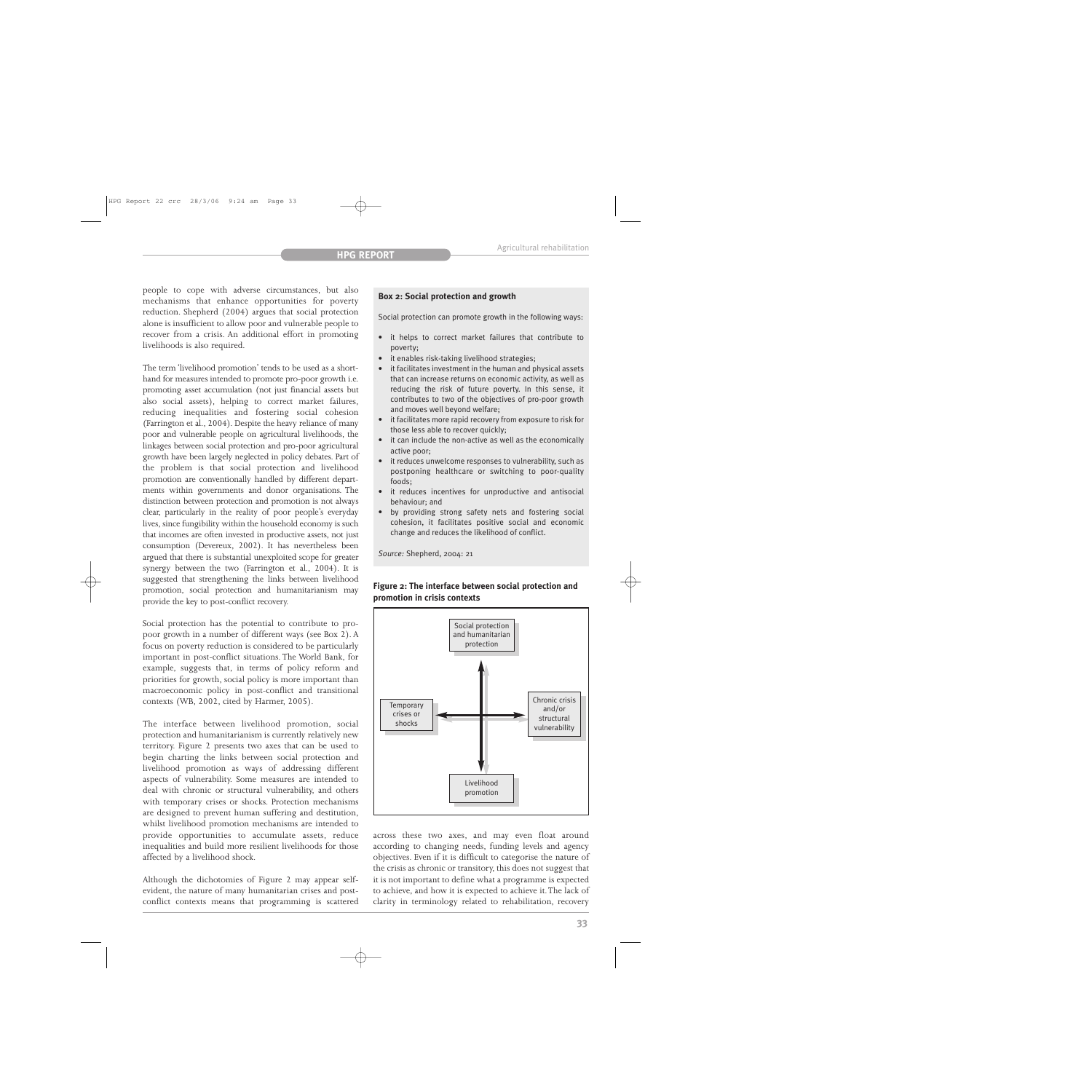people to cope with adverse circumstances, but also mechanisms that enhance opportunities for poverty reduction. Shepherd (2004) argues that social protection alone is insufficient to allow poor and vulnerable people to recover from a crisis. An additional effort in promoting livelihoods is also required.

The term 'livelihood promotion' tends to be used as a shorthand for measures intended to promote pro-poor growth i.e. promoting asset accumulation (not just financial assets but also social assets), helping to correct market failures, reducing inequalities and fostering social cohesion (Farrington et al., 2004). Despite the heavy reliance of many poor and vulnerable people on agricultural livelihoods, the linkages between social protection and pro-poor agricultural growth have been largely neglected in policy debates. Part of the problem is that social protection and livelihood promotion are conventionally handled by different departments within governments and donor organisations. The distinction between protection and promotion is not always clear, particularly in the reality of poor people's everyday lives, since fungibility within the household economy is such that incomes are often invested in productive assets, not just consumption (Devereux, 2002). It has nevertheless been argued that there is substantial unexploited scope for greater synergy between the two (Farrington et al., 2004). It is suggested that strengthening the links between livelihood promotion, social protection and humanitarianism may provide the key to post-conflict recovery.

Social protection has the potential to contribute to pro-poor growth in a number of different ways (see Box 2). A focus on poverty reduction is considered to be particularly important in post-conflict situations. The World Bank, for example, suggests that, in terms of policy reform and priorities for growth, social policy is more important than macroeconomic policy in post-conflict and transitional contexts (WB, 2002, cited by Harmer, 2005).

The interface between livelihood promotion, social protection and humanitarianism is currently relatively new territory. Figure 2 presents two axes that can be used to begin charting the links between social protection and livelihood promotion as ways of addressing different aspects of vulnerability. Some measures are intended to deal with chronic or structural vulnerability, and others with temporary crises or shocks. Protection mechanisms are designed to prevent human suffering and destitution, whilst livelihood promotion mechanisms are intended to provide opportunities to accumulate assets, reduce inequalities and build more resilient livelihoods for those affected by a livelihood shock.

Although the dichotomies of Figure 2 may appear self-evident, the nature of many humanitarian crises and post-conflict contexts means that programming is scattered across these two axes, and may even float around according to changing needs, funding levels and agency objectives. Even if it is difficult to categorise the nature of the crisis as chronic or transitory, this does not suggest that it is not important to define what a programme is expected to achieve, and how it is expected to achieve it. The lack of clarity in terminology related to rehabilitation, recovery

**Box 2: Social protection and growth**

Social protection can promote growth in the following ways:

- it helps to correct market failures that contribute to poverty;
- it enables risk-taking livelihood strategies;
- it facilitates investment in the human and physical assets that can increase returns on economic activity, as well as reducing the risk of future poverty. In this sense, it contributes to two of the objectives of pro-poor growth and moves well beyond welfare;
- it facilitates more rapid recovery from exposure to risk for those less able to recover quickly;
- it can include the non-active as well as the economically active poor;
- it reduces unwelcome responses to vulnerability, such as postponing healthcare or switching to poor-quality foods;
- it reduces incentives for unproductive and antisocial behaviour; and
- by providing strong safety nets and fostering social cohesion, it facilitates positive social and economic change and reduces the likelihood of conflict.

*Source:* Shepherd, 2004: 21

**Figure 2: The interface between social protection and promotion in crisis contexts**

Social protection and humanitarian protection

Temporary crises or shocks

Chronic crisis and/or structural vulnerability

Livelihood promotion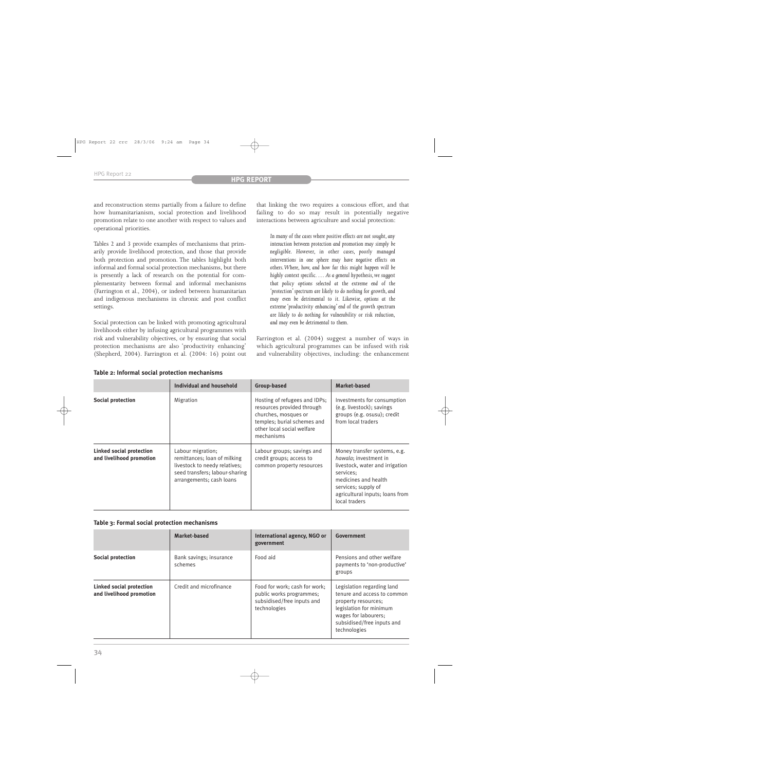and reconstruction stems partially from a failure to define how humanitarianism, social protection and livelihood promotion relate to one another with respect to values and operational priorities.

Tables 2 and 3 provide examples of mechanisms that primarily provide livelihood protection, and those that provide both protection and promotion. The tables highlight both informal and formal social protection mechanisms, but there is presently a lack of research on the potential for complementarity between formal and informal mechanisms (Farrington et al., 2004), or indeed between humanitarian and indigenous mechanisms in chronic and post conflict settings.

Social protection can be linked with promoting agricultural livelihoods either by infusing agricultural programmes with risk and vulnerability objectives, or by ensuring that social protection mechanisms are also 'productivity enhancing' (Shepherd, 2004). Farrington et al. (2004: 16) point out that linking the two requires a conscious effort, and that failing to do so may result in potentially negative interactions between agriculture and social protection:

> *In many of the cases where positive effects are not sought, any interaction between protection and promotion may simply be negligible. However, in other cases, poorly managed interventions in one sphere may have negative effects on others. Where, how, and how far this might happen will be highly context specific. … As a general hypothesis, we suggest that policy options selected at the extreme end of the 'protection' spectrum are likely to do nothing for growth, and may even be detrimental to it. Likewise, options at the extreme 'productivity enhancing' end of the growth spectrum are likely to do nothing for vulnerability or risk reduction, and may even be detrimental to them.*

Farrington et al. (2004) suggest a number of ways in which agricultural programmes can be infused with risk and vulnerability objectives, including: the enhancement

**Table 2: Informal social protection mechanisms**

| | Individual and household | Group-based | Market-based |
|---|---|---|---|
| **Social protection** | Migration | Hosting of refugees and IDPs; resources provided through churches, mosques or temples; burial schemes and other local social welfare mechanisms | Investments for consumption (e.g. livestock); savings groups (e.g. osusu); credit from local traders |
| **Linked social protection and livelihood promotion** | Labour migration; remittances; loan of milking livestock to needy relatives; seed transfers; labour-sharing arrangements; cash loans | Labour groups; savings and credit groups; access to common property resources | Money transfer systems, e.g. *hawala*; investment in livestock, water and irrigation services; medicines and health services; supply of agricultural inputs; loans from local traders |

**Table 3: Formal social protection mechanisms**

| | Market-based | International agency, NGO or government | Government |
|---|---|---|---|
| **Social protection** | Bank savings; insurance schemes | Food aid | Pensions and other welfare payments to 'non-productive' groups |
| **Linked social protection and livelihood promotion** | Credit and microfinance | Food for work; cash for work; public works programmes; subsidised/free inputs and technologies | Legislation regarding land tenure and access to common property resources; legislation for minimum wages for labourers; subsidised/free inputs and technologies |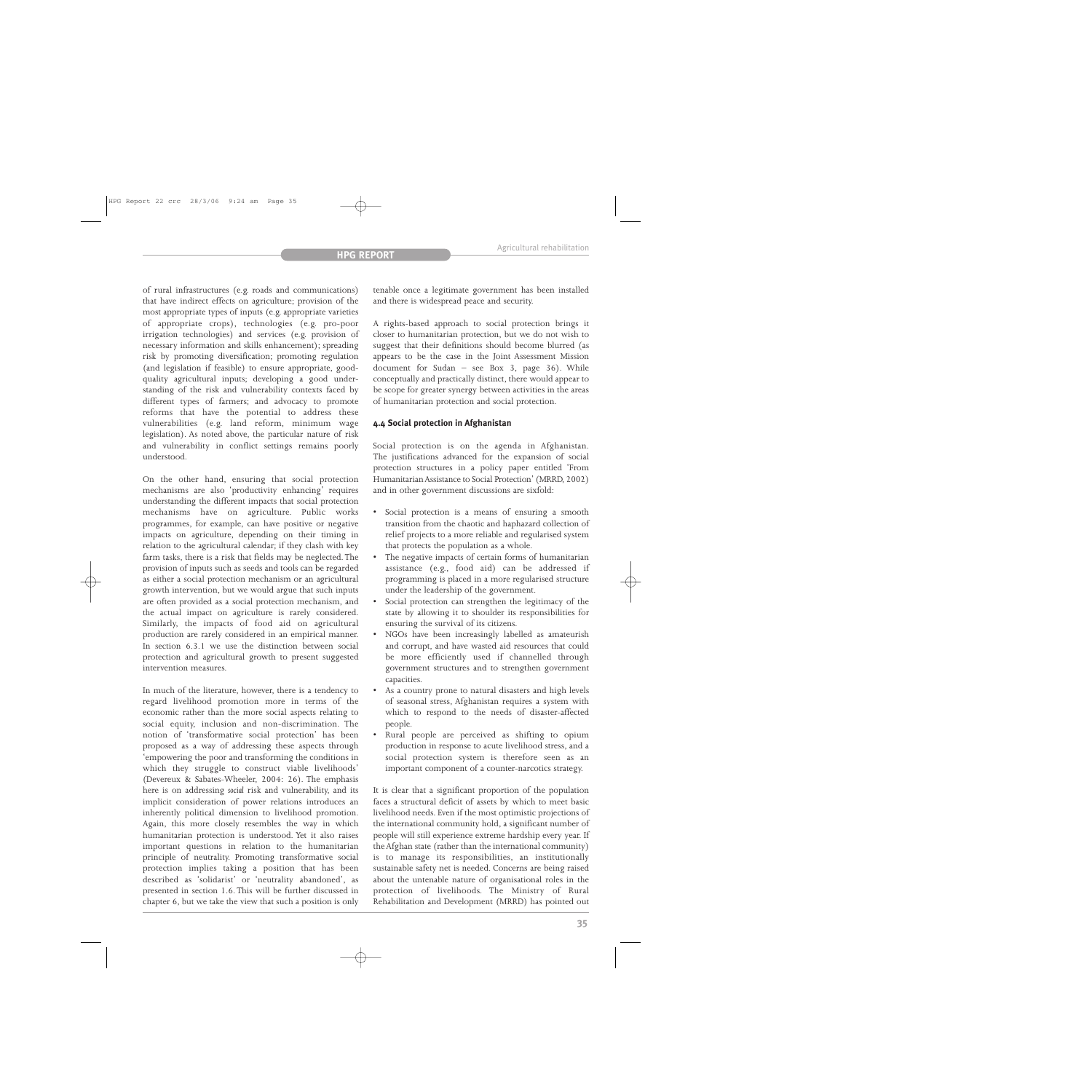of rural infrastructures (e.g. roads and communications) that have indirect effects on agriculture; provision of the most appropriate types of inputs (e.g. appropriate varieties of appropriate crops), technologies (e.g. pro-poor irrigation technologies) and services (e.g. provision of necessary information and skills enhancement); spreading risk by promoting diversification; promoting regulation (and legislation if feasible) to ensure appropriate, good-quality agricultural inputs; developing a good understanding of the risk and vulnerability contexts faced by different types of farmers; and advocacy to promote reforms that have the potential to address these vulnerabilities (e.g. land reform, minimum wage legislation). As noted above, the particular nature of risk and vulnerability in conflict settings remains poorly understood.

On the other hand, ensuring that social protection mechanisms are also 'productivity enhancing' requires understanding the different impacts that social protection mechanisms have on agriculture. Public works programmes, for example, can have positive or negative impacts on agriculture, depending on their timing in relation to the agricultural calendar; if they clash with key farm tasks, there is a risk that fields may be neglected. The provision of inputs such as seeds and tools can be regarded as either a social protection mechanism or an agricultural growth intervention, but we would argue that such inputs are often provided as a social protection mechanism, and the actual impact on agriculture is rarely considered. Similarly, the impacts of food aid on agricultural production are rarely considered in an empirical manner. In section 6.3.1 we use the distinction between social protection and agricultural growth to present suggested intervention measures.

In much of the literature, however, there is a tendency to regard livelihood promotion more in terms of the economic rather than the more social aspects relating to social equity, inclusion and non-discrimination. The notion of 'transformative social protection' has been proposed as a way of addressing these aspects through 'empowering the poor and transforming the conditions in which they struggle to construct viable livelihoods' (Devereux & Sabates-Wheeler, 2004: 26). The emphasis here is on addressing *social* risk and vulnerability, and its implicit consideration of power relations introduces an inherently political dimension to livelihood promotion. Again, this more closely resembles the way in which humanitarian protection is understood. Yet it also raises important questions in relation to the humanitarian principle of neutrality. Promoting transformative social protection implies taking a position that has been described as 'solidarist' or 'neutrality abandoned', as presented in section 1.6. This will be further discussed in chapter 6, but we take the view that such a position is only tenable once a legitimate government has been installed and there is widespread peace and security.

A rights-based approach to social protection brings it closer to humanitarian protection, but we do not wish to suggest that their definitions should become blurred (as appears to be the case in the Joint Assessment Mission document for Sudan – see Box 3, page 36). While conceptually and practically distinct, there would appear to be scope for greater synergy between activities in the areas of humanitarian protection and social protection.

### 4.4 Social protection in Afghanistan

Social protection is on the agenda in Afghanistan. The justifications advanced for the expansion of social protection structures in a policy paper entitled 'From Humanitarian Assistance to Social Protection' (MRRD, 2002) and in other government discussions are sixfold:

- Social protection is a means of ensuring a smooth transition from the chaotic and haphazard collection of relief projects to a more reliable and regularised system that protects the population as a whole.
- The negative impacts of certain forms of humanitarian assistance (e.g., food aid) can be addressed if programming is placed in a more regularised structure under the leadership of the government.
- Social protection can strengthen the legitimacy of the state by allowing it to shoulder its responsibilities for ensuring the survival of its citizens.
- NGOs have been increasingly labelled as amateurish and corrupt, and have wasted aid resources that could be more efficiently used if channelled through government structures and to strengthen government capacities.
- As a country prone to natural disasters and high levels of seasonal stress, Afghanistan requires a system with which to respond to the needs of disaster-affected people.
- Rural people are perceived as shifting to opium production in response to acute livelihood stress, and a social protection system is therefore seen as an important component of a counter-narcotics strategy.

It is clear that a significant proportion of the population faces a structural deficit of assets by which to meet basic livelihood needs. Even if the most optimistic projections of the international community hold, a significant number of people will still experience extreme hardship every year. If the Afghan state (rather than the international community) is to manage its responsibilities, an institutionally sustainable safety net is needed. Concerns are being raised about the untenable nature of organisational roles in the protection of livelihoods. The Ministry of Rural Rehabilitation and Development (MRRD) has pointed out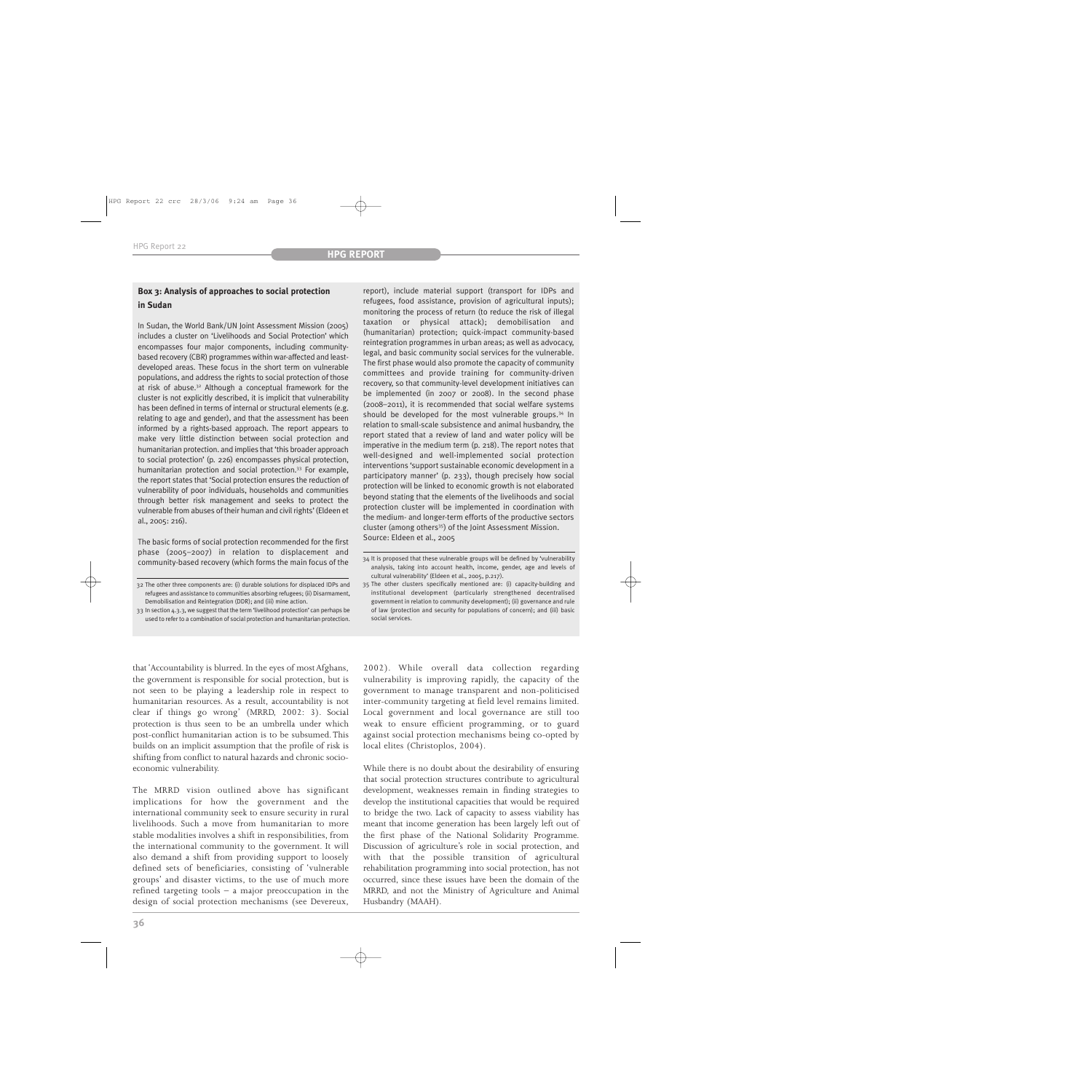### Box 3: Analysis of approaches to social protection in Sudan

In Sudan, the World Bank/UN Joint Assessment Mission (2005) includes a cluster on 'Livelihoods and Social Protection' which encompasses four major components, including community-based recovery (CBR) programmes within war-affected and least-developed areas. These focus in the short term on vulnerable populations, and address the rights to social protection of those at risk of abuse.[32] Although a conceptual framework for the cluster is not explicitly described, it is implicit that vulnerability has been defined in terms of internal or structural elements (e.g. relating to age and gender), and that the assessment has been informed by a rights-based approach. The report appears to make very little distinction between social protection and humanitarian protection. and implies that 'this broader approach to social protection' (p. 226) encompasses physical protection, humanitarian protection and social protection.[33] For example, the report states that 'Social protection ensures the reduction of vulnerability of poor individuals, households and communities through better risk management and seeks to protect the vulnerable from abuses of their human and civil rights' (Eldeen et al., 2005: 216).

The basic forms of social protection recommended for the first phase (2005–2007) in relation to displacement and community-based recovery (which forms the main focus of the report), include material support (transport for IDPs and refugees, food assistance, provision of agricultural inputs); monitoring the process of return (to reduce the risk of illegal taxation or physical attack); demobilisation and (humanitarian) protection; quick-impact community-based reintegration programmes in urban areas; as well as advocacy, legal, and basic community social services for the vulnerable. The first phase would also promote the capacity of community committees and provide training for community-driven recovery, so that community-level development initiatives can be implemented (in 2007 or 2008). In the second phase (2008–2011), it is recommended that social welfare systems should be developed for the most vulnerable groups.[34] In relation to small-scale subsistence and animal husbandry, the report stated that a review of land and water policy will be imperative in the medium term (p. 218). The report notes that well-designed and well-implemented social protection interventions 'support sustainable economic development in a participatory manner' (p. 233), though precisely how social protection will be linked to economic growth is not elaborated beyond stating that the elements of the livelihoods and social protection cluster will be implemented in coordination with the medium- and longer-term efforts of the productive sectors cluster (among others[35]) of the Joint Assessment Mission.

Source: Eldeen et al., 2005

32 The other three components are: (i) durable solutions for displaced IDPs and refugees and assistance to communities absorbing refugees; (ii) Disarmament, Demobilisation and Reintegration (DDR); and (iii) mine action.

33 In section 4.3.3, we suggest that the term 'livelihood protection' can perhaps be used to refer to a combination of social protection and humanitarian protection.

34 It is proposed that these vulnerable groups will be defined by 'vulnerability analysis, taking into account health, income, gender, age and levels of cultural vulnerability' (Eldeen et al., 2005, p.217).

35 The other clusters specifically mentioned are: (i) capacity-building and institutional development (particularly strengthened decentralised government in relation to community development); (ii) governance and rule of law (protection and security for populations of concern); and (iii) basic social services.

that 'Accountability is blurred. In the eyes of most Afghans, the government is responsible for social protection, but is not seen to be playing a leadership role in respect to humanitarian resources. As a result, accountability is not clear if things go wrong' (MRRD, 2002: 3). Social protection is thus seen to be an umbrella under which post-conflict humanitarian action is to be subsumed. This builds on an implicit assumption that the profile of risk is shifting from conflict to natural hazards and chronic socio-economic vulnerability.

The MRRD vision outlined above has significant implications for how the government and the international community seek to ensure security in rural livelihoods. Such a move from humanitarian to more stable modalities involves a shift in responsibilities, from the international community to the government. It will also demand a shift from providing support to loosely defined sets of beneficiaries, consisting of 'vulnerable groups' and disaster victims, to the use of much more refined targeting tools – a major preoccupation in the design of social protection mechanisms (see Devereux, 2002). While overall data collection regarding vulnerability is improving rapidly, the capacity of the government to manage transparent and non-politicised inter-community targeting at field level remains limited. Local government and local governance are still too weak to ensure efficient programming, or to guard against social protection mechanisms being co-opted by local elites (Christoplos, 2004).

While there is no doubt about the desirability of ensuring that social protection structures contribute to agricultural development, weaknesses remain in finding strategies to develop the institutional capacities that would be required to bridge the two. Lack of capacity to assess viability has meant that income generation has been largely left out of the first phase of the National Solidarity Programme. Discussion of agriculture's role in social protection, and with that the possible transition of agricultural rehabilitation programming into social protection, has not occurred, since these issues have been the domain of the MRRD, and not the Ministry of Agriculture and Animal Husbandry (MAAH).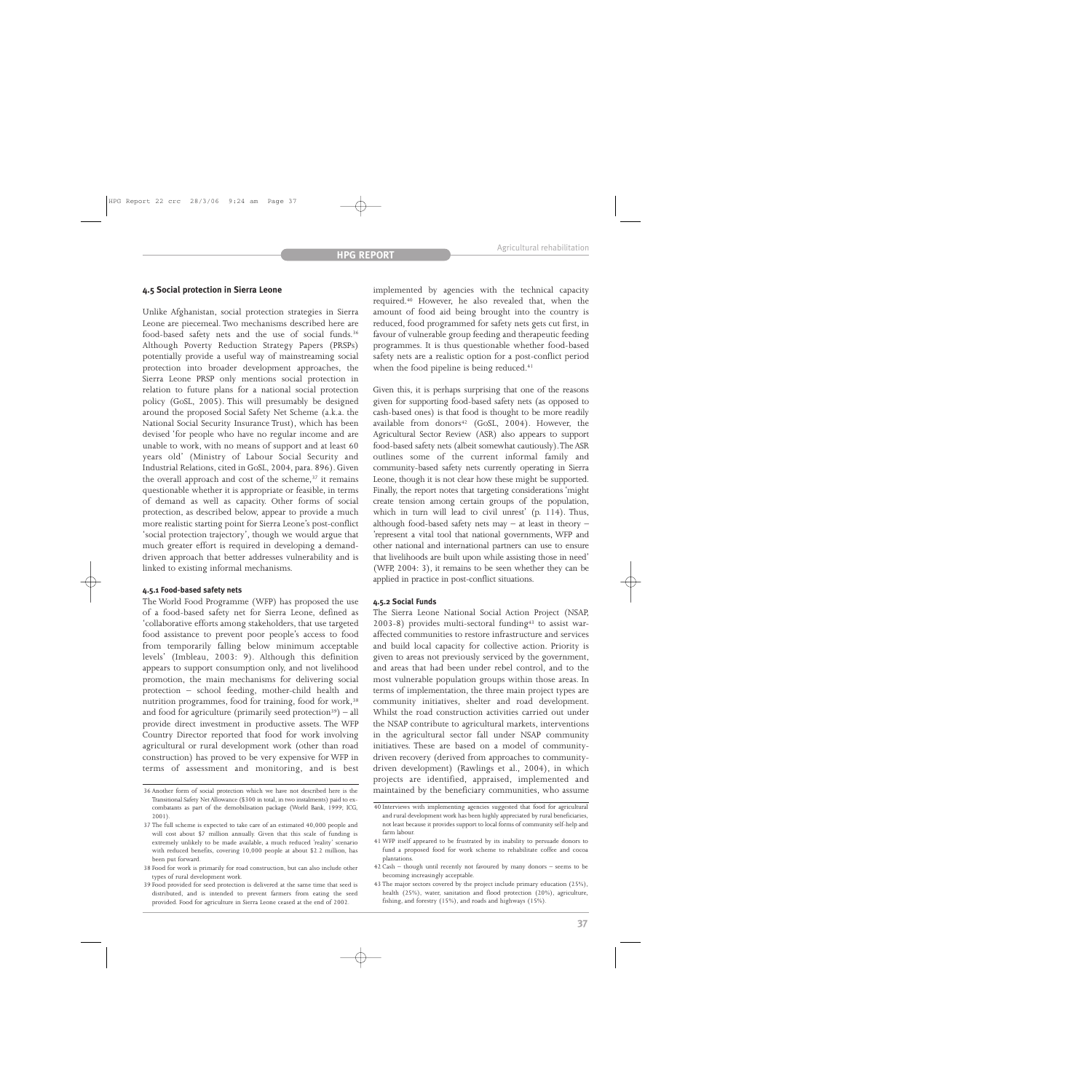### 4.5 Social protection in Sierra Leone

Unlike Afghanistan, social protection strategies in Sierra Leone are piecemeal. Two mechanisms described here are food-based safety nets and the use of social funds.[36] Although Poverty Reduction Strategy Papers (PRSPs) potentially provide a useful way of mainstreaming social protection into broader development approaches, the Sierra Leone PRSP only mentions social protection in relation to future plans for a national social protection policy (GoSL, 2005). This will presumably be designed around the proposed Social Safety Net Scheme (a.k.a. the National Social Security Insurance Trust), which has been devised 'for people who have no regular income and are unable to work, with no means of support and at least 60 years old' (Ministry of Labour Social Security and Industrial Relations, cited in GoSL, 2004, para. 896). Given the overall approach and cost of the scheme,[37] it remains questionable whether it is appropriate or feasible, in terms of demand as well as capacity. Other forms of social protection, as described below, appear to provide a much more realistic starting point for Sierra Leone's post-conflict 'social protection trajectory', though we would argue that much greater effort is required in developing a demand-driven approach that better addresses vulnerability and is linked to existing informal mechanisms.

#### 4.5.1 Food-based safety nets

The World Food Programme (WFP) has proposed the use of a food-based safety net for Sierra Leone, defined as 'collaborative efforts among stakeholders, that use targeted food assistance to prevent poor people's access to food from temporarily falling below minimum acceptable levels' (Imbleau, 2003: 9). Although this definition appears to support consumption only, and not livelihood promotion, the main mechanisms for delivering social protection – school feeding, mother-child health and nutrition programmes, food for training, food for work,[38] and food for agriculture (primarily seed protection[39]) – all provide direct investment in productive assets. The WFP Country Director reported that food for work involving agricultural or rural development work (other than road construction) has proved to be very expensive for WFP in terms of assessment and monitoring, and is best implemented by agencies with the technical capacity required.[40] However, he also revealed that, when the amount of food aid being brought into the country is reduced, food programmed for safety nets gets cut first, in favour of vulnerable group feeding and therapeutic feeding programmes. It is thus questionable whether food-based safety nets are a realistic option for a post-conflict period when the food pipeline is being reduced.[41]

Given this, it is perhaps surprising that one of the reasons given for supporting food-based safety nets (as opposed to cash-based ones) is that food is thought to be more readily available from donors[42] (GoSL, 2004). However, the Agricultural Sector Review (ASR) also appears to support food-based safety nets (albeit somewhat cautiously). The ASR outlines some of the current informal family and community-based safety nets currently operating in Sierra Leone, though it is not clear how these might be supported. Finally, the report notes that targeting considerations 'might create tension among certain groups of the population, which in turn will lead to civil unrest' (p. 114). Thus, although food-based safety nets may – at least in theory – 'represent a vital tool that national governments, WFP and other national and international partners can use to ensure that livelihoods are built upon while assisting those in need' (WFP, 2004: 3), it remains to be seen whether they can be applied in practice in post-conflict situations.

#### 4.5.2 Social Funds

The Sierra Leone National Social Action Project (NSAP, 2003-8) provides multi-sectoral funding[43] to assist war-affected communities to restore infrastructure and services and build local capacity for collective action. Priority is given to areas not previously serviced by the government, and areas that had been under rebel control, and to the most vulnerable population groups within those areas. In terms of implementation, the three main project types are community initiatives, shelter and road development. Whilst the road construction activities carried out under the NSAP contribute to agricultural markets, interventions in the agricultural sector fall under NSAP community initiatives. These are based on a model of community-driven recovery (derived from approaches to community-driven development) (Rawlings et al., 2004), in which projects are identified, appraised, implemented and maintained by the beneficiary communities, who assume

---

36 Another form of social protection which we have not described here is the Transitional Safety Net Allowance ($300 in total, in two instalments) paid to ex-combatants as part of the demobilisation package (World Bank, 1999; ICG, 2001).

37 The full scheme is expected to take care of an estimated 40,000 people and will cost about $7 million annually. Given that this scale of funding is extremely unlikely to be made available, a much reduced 'reality' scenario with reduced benefits, covering 10,000 people at about $2.2 million, has been put forward.

38 Food for work is primarily for road construction, but can also include other types of rural development work.

39 Food provided for seed protection is delivered at the same time that seed is distributed, and is intended to prevent farmers from eating the seed provided. Food for agriculture in Sierra Leone ceased at the end of 2002.

40 Interviews with implementing agencies suggested that food for agricultural and rural development work has been highly appreciated by rural beneficiaries, not least because it provides support to local forms of community self-help and farm labour.

41 WFP itself appeared to be frustrated by its inability to persuade donors to fund a proposed food for work scheme to rehabilitate coffee and cocoa plantations.

42 Cash – though until recently not favoured by many donors – seems to be becoming increasingly acceptable.

43 The major sectors covered by the project include primary education (25%), health (25%), water, sanitation and flood protection (20%), agriculture, fishing, and forestry (15%), and roads and highways (15%).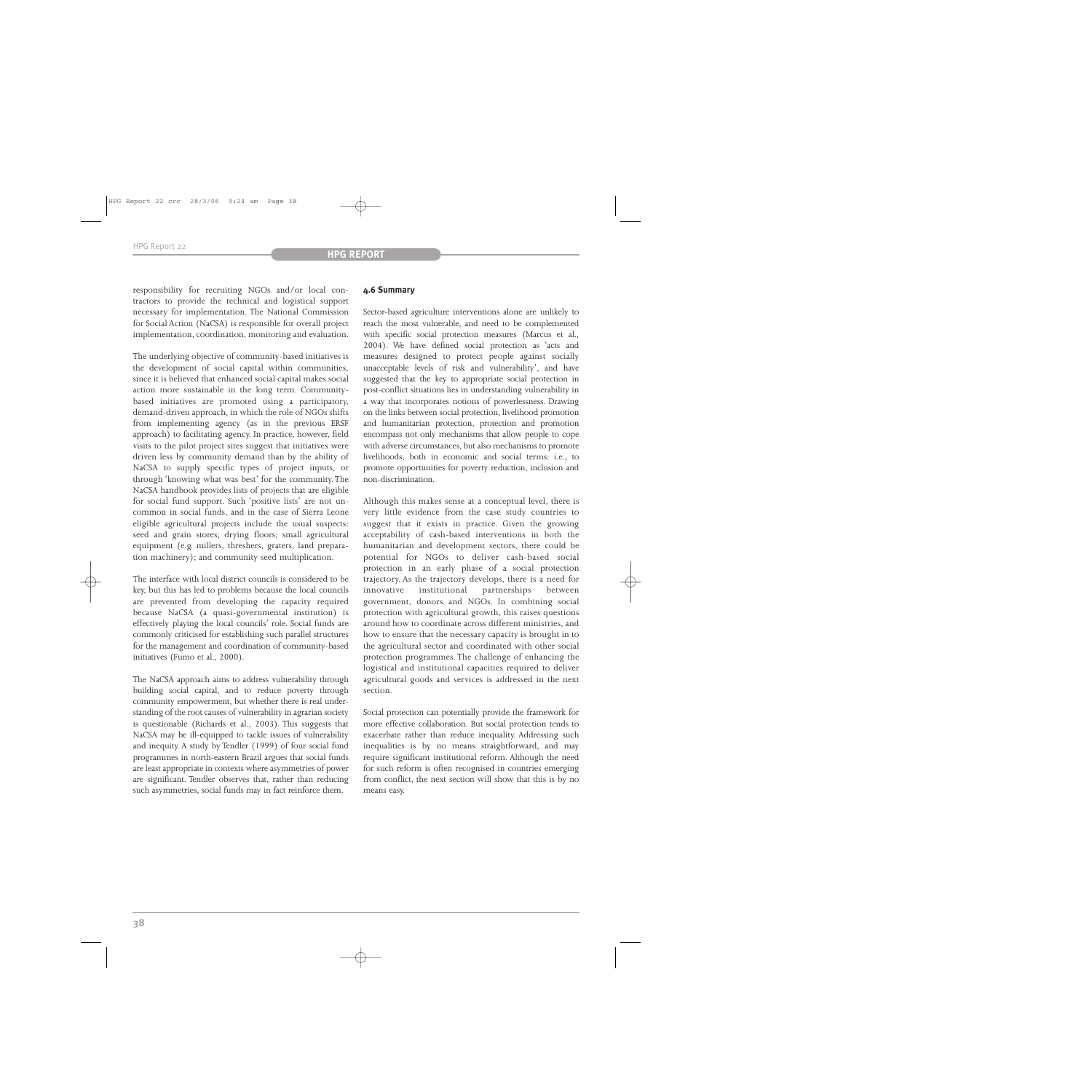responsibility for recruiting NGOs and/or local contractors to provide the technical and logistical support necessary for implementation. The National Commission for Social Action (NaCSA) is responsible for overall project implementation, coordination, monitoring and evaluation.

The underlying objective of community-based initiatives is the development of social capital within communities, since it is believed that enhanced social capital makes social action more sustainable in the long term. Community-based initiatives are promoted using a participatory, demand-driven approach, in which the role of NGOs shifts from implementing agency (as in the previous ERSF approach) to facilitating agency. In practice, however, field visits to the pilot project sites suggest that initiatives were driven less by community demand than by the ability of NaCSA to supply specific types of project inputs, or through 'knowing what was best' for the community. The NaCSA handbook provides lists of projects that are eligible for social fund support. Such 'positive lists' are not uncommon in social funds, and in the case of Sierra Leone eligible agricultural projects include the usual suspects: seed and grain stores; drying floors; small agricultural equipment (e.g. millers, threshers, graters, land preparation machinery); and community seed multiplication.

The interface with local district councils is considered to be key, but this has led to problems because the local councils are prevented from developing the capacity required because NaCSA (a quasi-governmental institution) is effectively playing the local councils' role. Social funds are commonly criticised for establishing such parallel structures for the management and coordination of community-based initiatives (Fumo et al., 2000).

The NaCSA approach aims to address vulnerability through building social capital, and to reduce poverty through community empowerment, but whether there is real understanding of the root causes of vulnerability in agrarian society is questionable (Richards et al., 2003). This suggests that NaCSA may be ill-equipped to tackle issues of vulnerability and inequity. A study by Tendler (1999) of four social fund programmes in north-eastern Brazil argues that social funds are least appropriate in contexts where asymmetries of power are significant. Tendler observes that, rather than reducing such asymmetries, social funds may in fact reinforce them.

### 4.6 Summary

Sector-based agriculture interventions alone are unlikely to reach the most vulnerable, and need to be complemented with specific social protection measures (Marcus et al., 2004). We have defined social protection as 'acts and measures designed to protect people against socially unacceptable levels of risk and vulnerability', and have suggested that the key to appropriate social protection in post-conflict situations lies in understanding vulnerability in a way that incorporates notions of powerlessness. Drawing on the links between social protection, livelihood promotion and humanitarian protection, protection and promotion encompass not only mechanisms that allow people to cope with adverse circumstances, but also mechanisms to promote livelihoods, both in economic and social terms: i.e., to promote opportunities for poverty reduction, inclusion and non-discrimination.

Although this makes sense at a conceptual level, there is very little evidence from the case study countries to suggest that it exists in practice. Given the growing acceptability of cash-based interventions in both the humanitarian and development sectors, there could be potential for NGOs to deliver cash-based social protection in an early phase of a social protection trajectory. As the trajectory develops, there is a need for innovative institutional partnerships between government, donors and NGOs. In combining social protection with agricultural growth, this raises questions around how to coordinate across different ministries, and how to ensure that the necessary capacity is brought in to the agricultural sector and coordinated with other social protection programmes. The challenge of enhancing the logistical and institutional capacities required to deliver agricultural goods and services is addressed in the next section.

Social protection can potentially provide the framework for more effective collaboration. But social protection tends to exacerbate rather than reduce inequality. Addressing such inequalities is by no means straightforward, and may require significant institutional reform. Although the need for such reform is often recognised in countries emerging from conflict, the next section will show that this is by no means easy.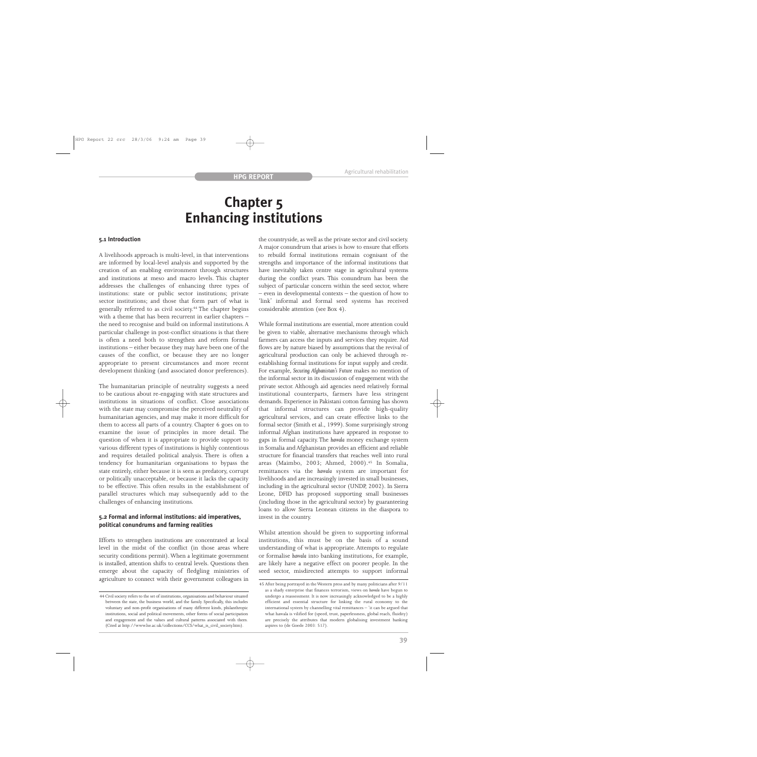# Chapter 5
# Enhancing institutions

### 5.1 Introduction

A livelihoods approach is multi-level, in that interventions are informed by local-level analysis and supported by the creation of an enabling environment through structures and institutions at meso and macro levels. This chapter addresses the challenges of enhancing three types of institutions: state or public sector institutions; private sector institutions; and those that form part of what is generally referred to as civil society.[44] The chapter begins with a theme that has been recurrent in earlier chapters – the need to recognise and build on informal institutions. A particular challenge in post-conflict situations is that there is often a need both to strengthen and reform formal institutions – either because they may have been one of the causes of the conflict, or because they are no longer appropriate to present circumstances and more recent development thinking (and associated donor preferences).

The humanitarian principle of neutrality suggests a need to be cautious about re-engaging with state structures and institutions in situations of conflict. Close associations with the state may compromise the perceived neutrality of humanitarian agencies, and may make it more difficult for them to access all parts of a country. Chapter 6 goes on to examine the issue of principles in more detail. The question of when it is appropriate to provide support to various different types of institutions is highly contentious and requires detailed political analysis. There is often a tendency for humanitarian organisations to bypass the state entirely, either because it is seen as predatory, corrupt or politically unacceptable, or because it lacks the capacity to be effective. This often results in the establishment of parallel structures which may subsequently add to the challenges of enhancing institutions.

### 5.2 Formal and informal institutions: aid imperatives, political conundrums and farming realities

Efforts to strengthen institutions are concentrated at local level in the midst of the conflict (in those areas where security conditions permit). When a legitimate government is installed, attention shifts to central levels. Questions then emerge about the capacity of fledgling ministries of agriculture to connect with their government colleagues in the countryside, as well as the private sector and civil society. A major conundrum that arises is how to ensure that efforts to rebuild formal institutions remain cognisant of the strengths and importance of the informal institutions that have inevitably taken centre stage in agricultural systems during the conflict years. This conundrum has been the subject of particular concern within the seed sector, where – even in developmental contexts – the question of how to 'link' informal and formal seed systems has received considerable attention (see Box 4).

While formal institutions are essential, more attention could be given to viable, alternative mechanisms through which farmers can access the inputs and services they require. Aid flows are by nature biased by assumptions that the revival of agricultural production can only be achieved through re-establishing formal institutions for input supply and credit. For example, *Securing Afghanistan's Future* makes no mention of the informal sector in its discussion of engagement with the private sector. Although aid agencies need relatively formal institutional counterparts, farmers have less stringent demands. Experience in Pakistani cotton farming has shown that informal structures can provide high-quality agricultural services, and can create effective links to the formal sector (Smith et al., 1999). Some surprisingly strong informal Afghan institutions have appeared in response to gaps in formal capacity. The *hawala* money exchange system in Somalia and Afghanistan provides an efficient and reliable structure for financial transfers that reaches well into rural areas (Maimbo, 2003; Ahmed, 2000).[45] In Somalia, remittances via the *hawala* system are important for livelihoods and are increasingly invested in small businesses, including in the agricultural sector (UNDP, 2002). In Sierra Leone, DFID has proposed supporting small businesses (including those in the agricultural sector) by guaranteeing loans to allow Sierra Leonean citizens in the diaspora to invest in the country.

Whilst attention should be given to supporting informal institutions, this must be on the basis of a sound understanding of what is appropriate. Attempts to regulate or formalise *hawala* into banking institutions, for example, are likely have a negative effect on poorer people. In the seed sector, misdirected attempts to support informal

44 Civil society refers to the set of institutions, organisations and behaviour situated between the state, the business world, and the family. Specifically, this includes voluntary and non-profit organisations of many different kinds, philanthropic institutions, social and political movements, other forms of social participation and engagement and the values and cultural patterns associated with them. (Cited at http://www.lse.ac.uk/collections/CCS/what_is_civil_society.htm).

45 After being portrayed in the Western press and by many politicians after 9/11 as a shady enterprise that finances terrorism, views on *hawala* have begun to undergo a reassessment. It is now increasingly acknowledged to be a highly efficient and essential structure for linking the rural economy to the international system by channelling vital remittances – 'it can be argued that what hawala is vilified for (speed, trust, paperlessness, global reach, fluidity) are precisely the attributes that modern globalising investment banking aspires to (de Goede 2003: 517).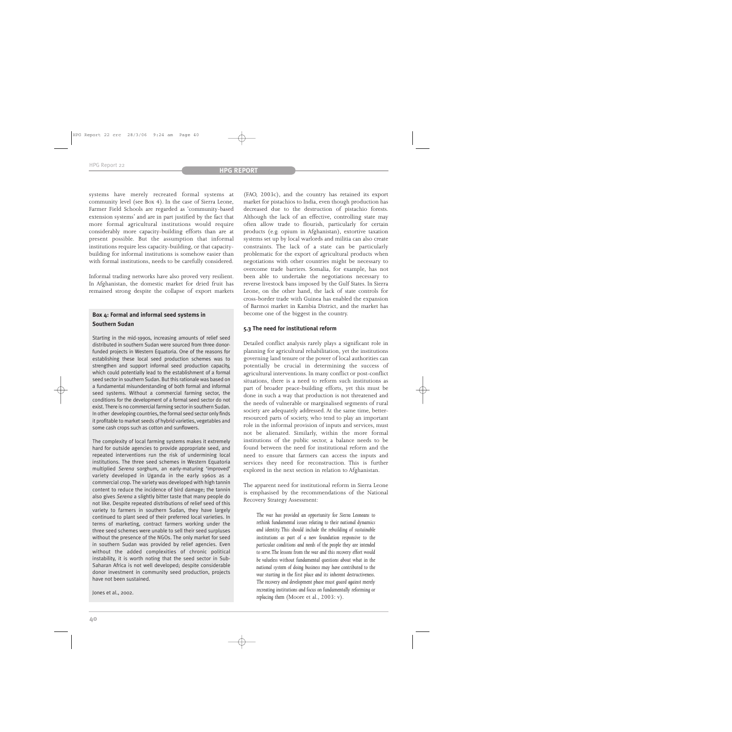systems have merely recreated formal systems at community level (see Box 4). In the case of Sierra Leone, Farmer Field Schools are regarded as 'community-based extension systems' and are in part justified by the fact that more formal agricultural institutions would require considerably more capacity-building efforts than are at present possible. But the assumption that informal institutions require less capacity-building, or that capacity-building for informal institutions is somehow easier than with formal institutions, needs to be carefully considered.

Informal trading networks have also proved very resilient. In Afghanistan, the domestic market for dried fruit has remained strong despite the collapse of export markets (FAO, 2003c), and the country has retained its export market for pistachios to India, even though production has decreased due to the destruction of pistachio forests. Although the lack of an effective, controlling state may often allow trade to flourish, particularly for certain products (e.g. opium in Afghanistan), extortive taxation systems set up by local warlords and militia can also create constraints. The lack of a state can be particularly problematic for the export of agricultural products when negotiations with other countries might be necessary to overcome trade barriers. Somalia, for example, has not been able to undertake the negotiations necessary to reverse livestock bans imposed by the Gulf States. In Sierra Leone, on the other hand, the lack of state controls for cross-border trade with Guinea has enabled the expansion of Barmoi market in Kambia District, and the market has become one of the biggest in the country.

### Box 4: Formal and informal seed systems in Southern Sudan

Starting in the mid-1990s, increasing amounts of relief seed distributed in southern Sudan were sourced from three donor-funded projects in Western Equatoria. One of the reasons for establishing these local seed production schemes was to strengthen and support informal seed production capacity, which could potentially lead to the establishment of a formal seed sector in southern Sudan. But this rationale was based on a fundamental misunderstanding of both formal and informal seed systems. Without a commercial farming sector, the conditions for the development of a formal seed sector do not exist. There is no commercial farming sector in southern Sudan. In other developing countries, the formal seed sector only finds it profitable to market seeds of hybrid varieties, vegetables and some cash crops such as cotton and sunflowers.

The complexity of local farming systems makes it extremely hard for outside agencies to provide appropriate seed, and repeated interventions run the risk of undermining local institutions. The three seed schemes in Western Equatoria multiplied *Serena* sorghum, an early-maturing 'improved' variety developed in Uganda in the early 1960s as a commercial crop. The variety was developed with high tannin content to reduce the incidence of bird damage; the tannin also gives *Serena* a slightly bitter taste that many people do not like. Despite repeated distributions of relief seed of this variety to farmers in southern Sudan, they have largely continued to plant seed of their preferred local varieties. In terms of marketing, contract farmers working under the three seed schemes were unable to sell their seed surpluses without the presence of the NGOs. The only market for seed in southern Sudan was provided by relief agencies. Even without the added complexities of chronic political instability, it is worth noting that the seed sector in Sub-Saharan Africa is not well developed; despite considerable donor investment in community seed production, projects have not been sustained.

Jones et al., 2002.

### 5.3 The need for institutional reform

Detailed conflict analysis rarely plays a significant role in planning for agricultural rehabilitation, yet the institutions governing land tenure or the power of local authorities can potentially be crucial in determining the success of agricultural interventions. In many conflict or post-conflict situations, there is a need to reform such institutions as part of broader peace-building efforts, yet this must be done in such a way that production is not threatened and the needs of vulnerable or marginalised segments of rural society are adequately addressed. At the same time, better-resourced parts of society, who tend to play an important role in the informal provision of inputs and services, must not be alienated. Similarly, within the more formal institutions of the public sector, a balance needs to be found between the need for institutional reform and the need to ensure that farmers can access the inputs and services they need for reconstruction. This is further explored in the next section in relation to Afghanistan.

The apparent need for institutional reform in Sierra Leone is emphasised by the recommendations of the National Recovery Strategy Assessment:

> *The war has provided an opportunity for Sierra Leoneans to rethink fundamental issues relating to their national dynamics and identity. This should include the rebuilding of sustainable institutions as part of a new foundation responsive to the particular conditions and needs of the people they are intended to serve. The lessons from the war and this recovery effort would be valueless without fundamental questions about what in the national system of doing business may have contributed to the war starting in the first place and its inherent destructiveness. The recovery and development phase must guard against merely recreating institutions and focus on fundamentally reforming or replacing them* (Moore et al., 2003: v).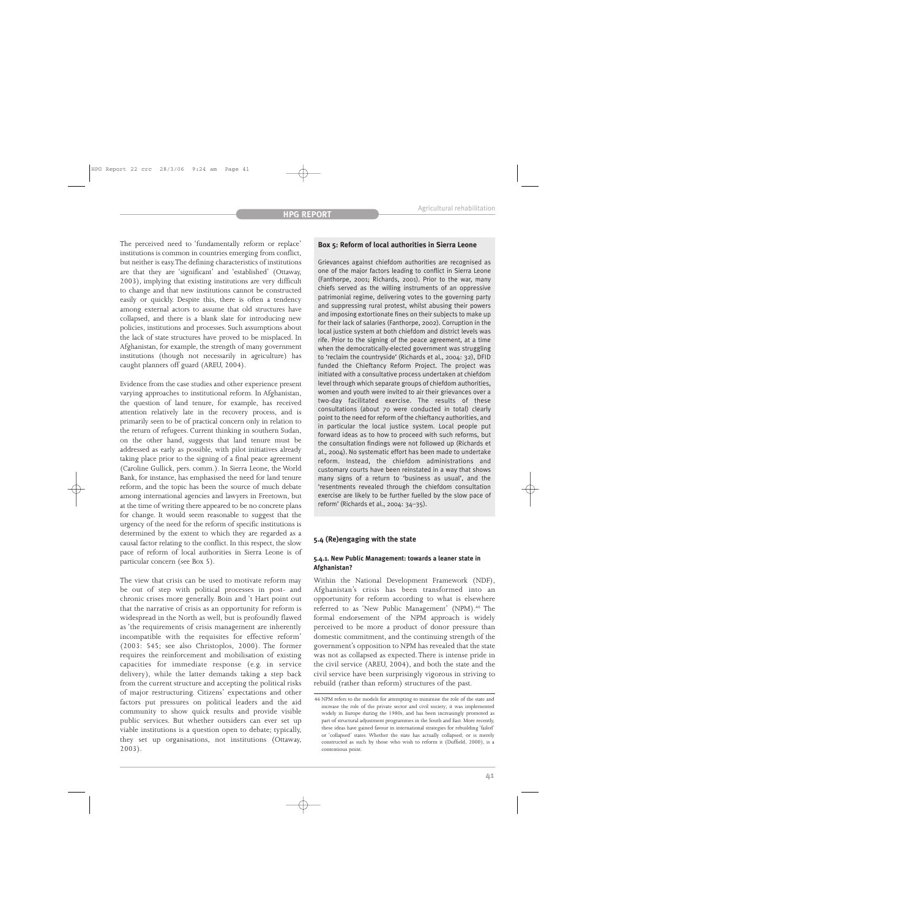The perceived need to 'fundamentally reform or replace' institutions is common in countries emerging from conflict, but neither is easy. The defining characteristics of institutions are that they are 'significant' and 'established' (Ottaway, 2003), implying that existing institutions are very difficult to change and that new institutions cannot be constructed easily or quickly. Despite this, there is often a tendency among external actors to assume that old structures have collapsed, and there is a blank slate for introducing new policies, institutions and processes. Such assumptions about the lack of state structures have proved to be misplaced. In Afghanistan, for example, the strength of many government institutions (though not necessarily in agriculture) has caught planners off guard (AREU, 2004).

Evidence from the case studies and other experience present varying approaches to institutional reform. In Afghanistan, the question of land tenure, for example, has received attention relatively late in the recovery process, and is primarily seen to be of practical concern only in relation to the return of refugees. Current thinking in southern Sudan, on the other hand, suggests that land tenure must be addressed as early as possible, with pilot initiatives already taking place prior to the signing of a final peace agreement (Caroline Gullick, pers. comm.). In Sierra Leone, the World Bank, for instance, has emphasised the need for land tenure reform, and the topic has been the source of much debate among international agencies and lawyers in Freetown, but at the time of writing there appeared to be no concrete plans for change. It would seem reasonable to suggest that the urgency of the need for the reform of specific institutions is determined by the extent to which they are regarded as a causal factor relating to the conflict. In this respect, the slow pace of reform of local authorities in Sierra Leone is of particular concern (see Box 5).

The view that crisis can be used to motivate reform may be out of step with political processes in post- and chronic crises more generally. Boin and 't Hart point out that the narrative of crisis as an opportunity for reform is widespread in the North as well, but is profoundly flawed as 'the requirements of crisis management are inherently incompatible with the requisites for effective reform' (2003: 545; see also Christoplos, 2000). The former requires the reinforcement and mobilisation of existing capacities for immediate response (e.g. in service delivery), while the latter demands taking a step back from the current structure and accepting the political risks of major restructuring. Citizens' expectations and other factors put pressures on political leaders and the aid community to show quick results and provide visible public services. But whether outsiders can ever set up viable institutions is a question open to debate; typically, they set up organisations, not institutions (Ottaway, 2003).

**Box 5: Reform of local authorities in Sierra Leone**

Grievances against chiefdom authorities are recognised as one of the major factors leading to conflict in Sierra Leone (Fanthorpe, 2001; Richards, 2001). Prior to the war, many chiefs served as the willing instruments of an oppressive patrimonial regime, delivering votes to the governing party and suppressing rural protest, whilst abusing their powers and imposing extortionate fines on their subjects to make up for their lack of salaries (Fanthorpe, 2002). Corruption in the local justice system at both chiefdom and district levels was rife. Prior to the signing of the peace agreement, at a time when the democratically-elected government was struggling to 'reclaim the countryside' (Richards et al., 2004: 32), DFID funded the Chieftancy Reform Project. The project was initiated with a consultative process undertaken at chiefdom level through which separate groups of chiefdom authorities, women and youth were invited to air their grievances over a two-day facilitated exercise. The results of these consultations (about 70 were conducted in total) clearly point to the need for reform of the chieftancy authorities, and in particular the local justice system. Local people put forward ideas as to how to proceed with such reforms, but the consultation findings were not followed up (Richards et al., 2004). No systematic effort has been made to undertake reform. Instead, the chiefdom administrations and customary courts have been reinstated in a way that shows many signs of a return to 'business as usual', and the 'resentments revealed through the chiefdom consultation exercise are likely to be further fuelled by the slow pace of reform' (Richards et al., 2004: 34–35).

### 5.4 (Re)engaging with the state

#### 5.4.1. New Public Management: towards a leaner state in Afghanistan?

Within the National Development Framework (NDF), Afghanistan's crisis has been transformed into an opportunity for reform according to what is elsewhere referred to as 'New Public Management' (NPM).[46] The formal endorsement of the NPM approach is widely perceived to be more a product of donor pressure than domestic commitment, and the continuing strength of the government's opposition to NPM has revealed that the state was not as collapsed as expected. There is intense pride in the civil service (AREU, 2004), and both the state and the civil service have been surprisingly vigorous in striving to rebuild (rather than reform) structures of the past.

46 NPM refers to the models for attempting to minimise the role of the state and increase the role of the private sector and civil society; it was implemented widely in Europe during the 1980s, and has been increasingly promoted as part of structural adjustment programmes in the South and East. More recently, these ideas have gained favour in international strategies for rebuilding 'failed' or 'collapsed' states. Whether the state has actually collapsed, or is merely constructed as such by those who wish to reform it (Duffield, 2000), is a contentious point.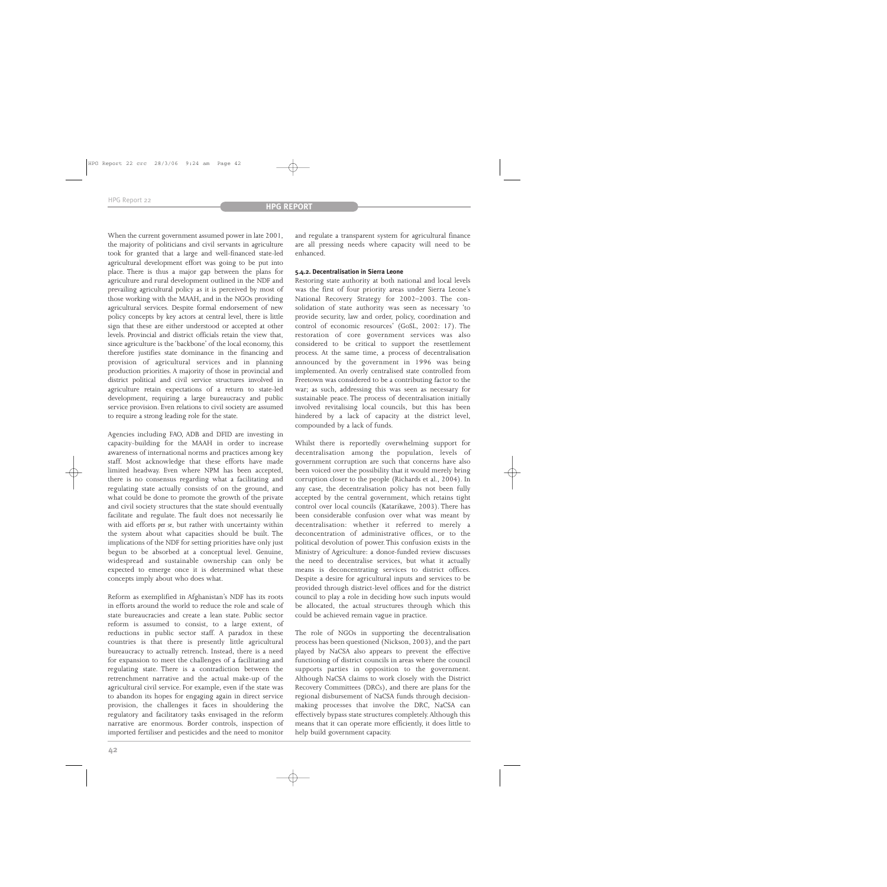When the current government assumed power in late 2001, the majority of politicians and civil servants in agriculture took for granted that a large and well-financed state-led agricultural development effort was going to be put into place. There is thus a major gap between the plans for agriculture and rural development outlined in the NDF and prevailing agricultural policy as it is perceived by most of those working with the MAAH, and in the NGOs providing agricultural services. Despite formal endorsement of new policy concepts by key actors at central level, there is little sign that these are either understood or accepted at other levels. Provincial and district officials retain the view that, since agriculture is the 'backbone' of the local economy, this therefore justifies state dominance in the financing and provision of agricultural services and in planning production priorities. A majority of those in provincial and district political and civil service structures involved in agriculture retain expectations of a return to state-led development, requiring a large bureaucracy and public service provision. Even relations to civil society are assumed to require a strong leading role for the state.

Agencies including FAO, ADB and DFID are investing in capacity-building for the MAAH in order to increase awareness of international norms and practices among key staff. Most acknowledge that these efforts have made limited headway. Even where NPM has been accepted, there is no consensus regarding what a facilitating and regulating state actually consists of on the ground, and what could be done to promote the growth of the private and civil society structures that the state should eventually facilitate and regulate. The fault does not necessarily lie with aid efforts *per se*, but rather with uncertainty within the system about what capacities should be built. The implications of the NDF for setting priorities have only just begun to be absorbed at a conceptual level. Genuine, widespread and sustainable ownership can only be expected to emerge once it is determined what these concepts imply about who does what.

Reform as exemplified in Afghanistan's NDF has its roots in efforts around the world to reduce the role and scale of state bureaucracies and create a lean state. Public sector reform is assumed to consist, to a large extent, of reductions in public sector staff. A paradox in these countries is that there is presently little agricultural bureaucracy to actually retrench. Instead, there is a need for expansion to meet the challenges of a facilitating and regulating state. There is a contradiction between the retrenchment narrative and the actual make-up of the agricultural civil service. For example, even if the state was to abandon its hopes for engaging again in direct service provision, the challenges it faces in shouldering the regulatory and facilitatory tasks envisaged in the reform narrative are enormous. Border controls, inspection of imported fertiliser and pesticides and the need to monitor and regulate a transparent system for agricultural finance are all pressing needs where capacity will need to be enhanced.

#### 5.4.2. Decentralisation in Sierra Leone

Restoring state authority at both national and local levels was the first of four priority areas under Sierra Leone's National Recovery Strategy for 2002–2003. The consolidation of state authority was seen as necessary 'to provide security, law and order, policy, coordination and control of economic resources' (GoSL, 2002: 17). The restoration of core government services was also considered to be critical to support the resettlement process. At the same time, a process of decentralisation announced by the government in 1996 was being implemented. An overly centralised state controlled from Freetown was considered to be a contributing factor to the war; as such, addressing this was seen as necessary for sustainable peace. The process of decentralisation initially involved revitalising local councils, but this has been hindered by a lack of capacity at the district level, compounded by a lack of funds.

Whilst there is reportedly overwhelming support for decentralisation among the population, levels of government corruption are such that concerns have also been voiced over the possibility that it would merely bring corruption closer to the people (Richards et al., 2004). In any case, the decentralisation policy has not been fully accepted by the central government, which retains tight control over local councils (Katarikawe, 2003). There has been considerable confusion over what was meant by decentralisation: whether it referred to merely a deconcentration of administrative offices, or to the political devolution of power. This confusion exists in the Ministry of Agriculture: a donor-funded review discusses the need to decentralise services, but what it actually means is deconcentrating services to district offices. Despite a desire for agricultural inputs and services to be provided through district-level offices and for the district council to play a role in deciding how such inputs would be allocated, the actual structures through which this could be achieved remain vague in practice.

The role of NGOs in supporting the decentralisation process has been questioned (Nickson, 2003), and the part played by NaCSA also appears to prevent the effective functioning of district councils in areas where the council supports parties in opposition to the government. Although NaCSA claims to work closely with the District Recovery Committees (DRCs), and there are plans for the regional disbursement of NaCSA funds through decision-making processes that involve the DRC, NaCSA can effectively bypass state structures completely. Although this means that it can operate more efficiently, it does little to help build government capacity.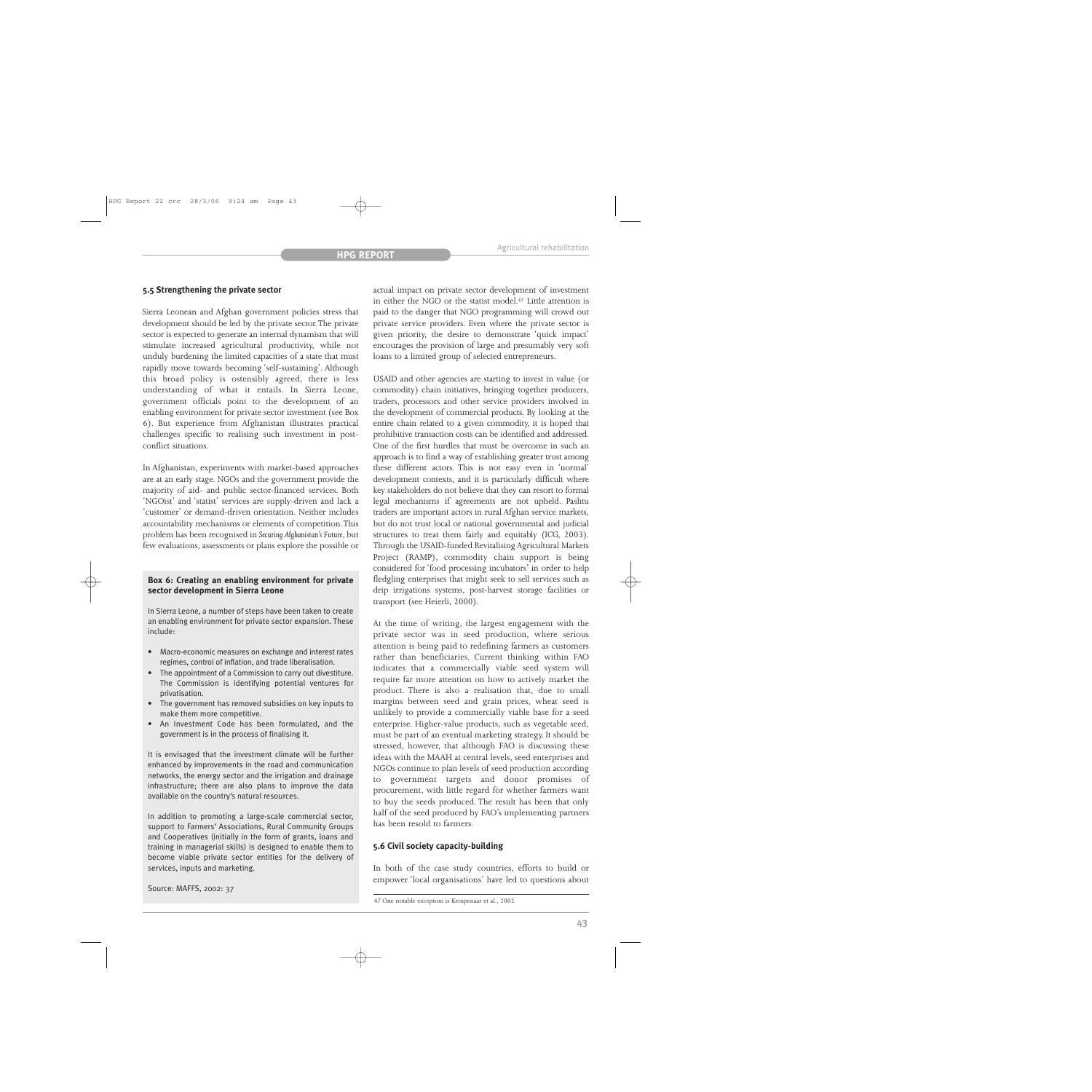### 5.5 Strengthening the private sector

Sierra Leonean and Afghan government policies stress that development should be led by the private sector. The private sector is expected to generate an internal dynamism that will stimulate increased agricultural productivity, while not unduly burdening the limited capacities of a state that must rapidly move towards becoming 'self-sustaining'. Although this broad policy is ostensibly agreed, there is less understanding of what it entails. In Sierra Leone, government officials point to the development of an enabling environment for private sector investment (see Box 6). But experience from Afghanistan illustrates practical challenges specific to realising such investment in post-conflict situations.

In Afghanistan, experiments with market-based approaches are at an early stage. NGOs and the government provide the majority of aid- and public sector-financed services. Both 'NGOist' and 'statist' services are supply-driven and lack a 'customer' or demand-driven orientation. Neither includes accountability mechanisms or elements of competition. This problem has been recognised in *Securing Afghanistan's Future*, but few evaluations, assessments or plans explore the possible or actual impact on private sector development of investment in either the NGO or the statist model.[47] Little attention is paid to the danger that NGO programming will crowd out private service providers. Even where the private sector is given priority, the desire to demonstrate 'quick impact' encourages the provision of large and presumably very soft loans to a limited group of selected entrepreneurs.

**Box 6: Creating an enabling environment for private sector development in Sierra Leone**

In Sierra Leone, a number of steps have been taken to create an enabling environment for private sector expansion. These include:

- Macro-economic measures on exchange and interest rates regimes, control of inflation, and trade liberalisation.
- The appointment of a Commission to carry out divestiture. The Commission is identifying potential ventures for privatisation.
- The government has removed subsidies on key inputs to make them more competitive.
- An Investment Code has been formulated, and the government is in the process of finalising it.

It is envisaged that the investment climate will be further enhanced by improvements in the road and communication networks, the energy sector and the irrigation and drainage infrastructure; there are also plans to improve the data available on the country's natural resources.

In addition to promoting a large-scale commercial sector, support to Farmers' Associations, Rural Community Groups and Cooperatives (initially in the form of grants, loans and training in managerial skills) is designed to enable them to become viable private sector entities for the delivery of services, inputs and marketing.

Source: MAFFS, 2002: 37

USAID and other agencies are starting to invest in value (or commodity) chain initiatives, bringing together producers, traders, processors and other service providers involved in the development of commercial products. By looking at the entire chain related to a given commodity, it is hoped that prohibitive transaction costs can be identified and addressed. One of the first hurdles that must be overcome in such an approach is to find a way of establishing greater trust among these different actors. This is not easy even in 'normal' development contexts, and it is particularly difficult where key stakeholders do not believe that they can resort to formal legal mechanisms if agreements are not upheld. Pashtu traders are important actors in rural Afghan service markets, but do not trust local or national governmental and judicial structures to treat them fairly and equitably (ICG, 2003). Through the USAID-funded Revitalising Agricultural Markets Project (RAMP), commodity chain support is being considered for 'food processing incubators' in order to help fledgling enterprises that might seek to sell services such as drip irrigations systems, post-harvest storage facilities or transport (see Heierli, 2000).

At the time of writing, the largest engagement with the private sector was in seed production, where serious attention is being paid to redefining farmers as customers rather than beneficiaries. Current thinking within FAO indicates that a commercially viable seed system will require far more attention on how to actively market the product. There is also a realisation that, due to small margins between seed and grain prices, wheat seed is unlikely to provide a commercially viable base for a seed enterprise. Higher-value products, such as vegetable seed, must be part of an eventual marketing strategy. It should be stressed, however, that although FAO is discussing these ideas with the MAAH at central levels, seed enterprises and NGOs continue to plan levels of seed production according to government targets and donor promises of procurement, with little regard for whether farmers want to buy the seeds produced. The result has been that only half of the seed produced by FAO's implementing partners has been resold to farmers.

### 5.6 Civil society capacity-building

In both of the case study countries, efforts to build or empower 'local organisations' have led to questions about

47 One notable exception is Kempenaar et al., 2002.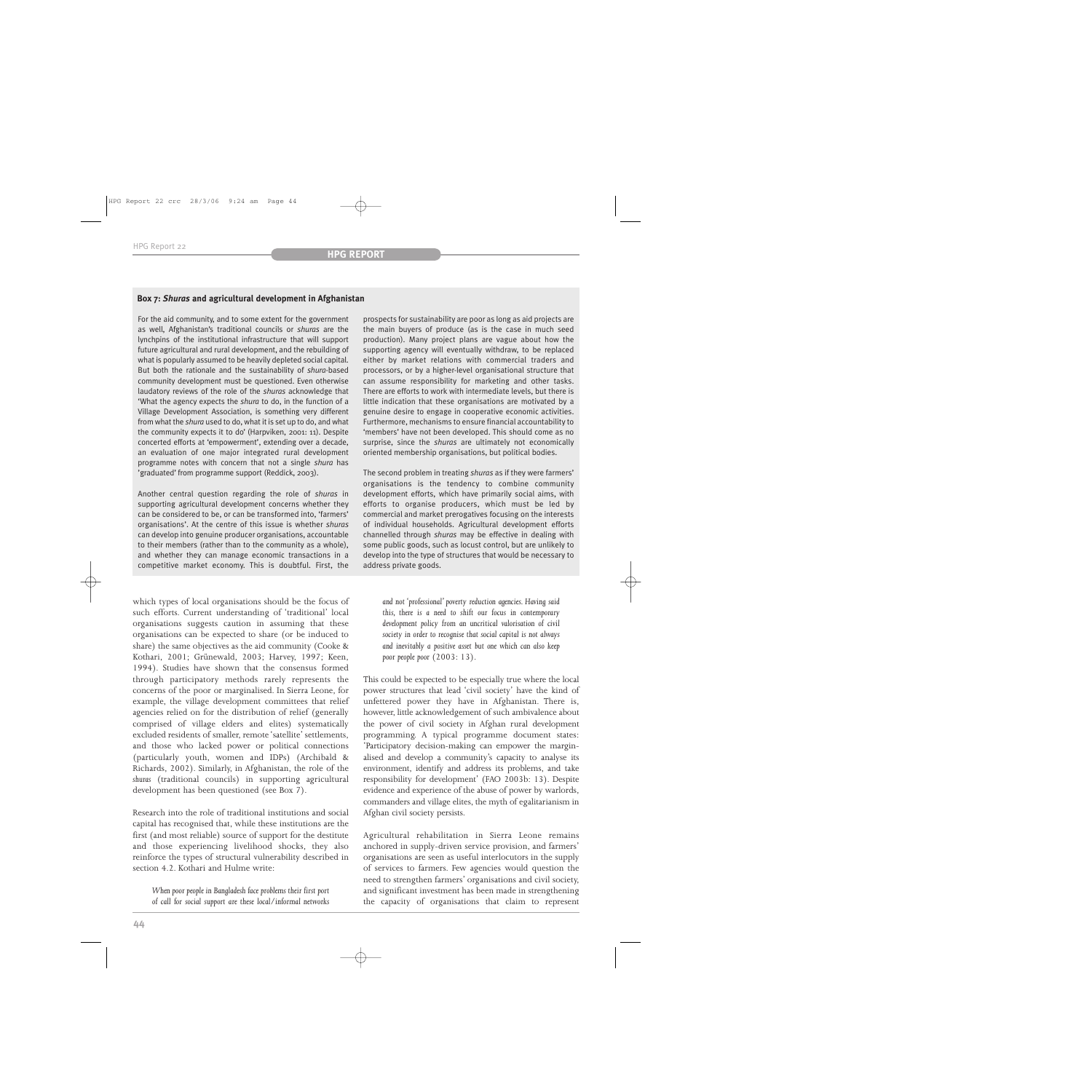**Box 7: *Shuras* and agricultural development in Afghanistan**

For the aid community, and to some extent for the government as well, Afghanistan's traditional councils or *shuras* are the lynchpins of the institutional infrastructure that will support future agricultural and rural development, and the rebuilding of what is popularly assumed to be heavily depleted social capital. But both the rationale and the sustainability of *shura*-based community development must be questioned. Even otherwise laudatory reviews of the role of the *shuras* acknowledge that 'What the agency expects the *shura* to do, in the function of a Village Development Association, is something very different from what the *shura* used to do, what it is set up to do, and what the community expects it to do' (Harpviken, 2001: 11). Despite concerted efforts at 'empowerment', extending over a decade, an evaluation of one major integrated rural development programme notes with concern that not a single *shura* has 'graduated' from programme support (Reddick, 2003).

Another central question regarding the role of *shuras* in supporting agricultural development concerns whether they can be considered to be, or can be transformed into, 'farmers' organisations'. At the centre of this issue is whether *shuras* can develop into genuine producer organisations, accountable to their members (rather than to the community as a whole), and whether they can manage economic transactions in a competitive market economy. This is doubtful. First, the prospects for sustainability are poor as long as aid projects are the main buyers of produce (as is the case in much seed production). Many project plans are vague about how the supporting agency will eventually withdraw, to be replaced either by market relations with commercial traders and processors, or by a higher-level organisational structure that can assume responsibility for marketing and other tasks. There are efforts to work with intermediate levels, but there is little indication that these organisations are motivated by a genuine desire to engage in cooperative economic activities. Furthermore, mechanisms to ensure financial accountability to 'members' have not been developed. This should come as no surprise, since the *shuras* are ultimately not economically oriented membership organisations, but political bodies.

The second problem in treating *shuras* as if they were farmers' organisations is the tendency to combine community development efforts, which have primarily social aims, with efforts to organise producers, which must be led by commercial and market prerogatives focusing on the interests of individual households. Agricultural development efforts channelled through *shuras* may be effective in dealing with some public goods, such as locust control, but are unlikely to develop into the type of structures that would be necessary to address private goods.

which types of local organisations should be the focus of such efforts. Current understanding of 'traditional' local organisations suggests caution in assuming that these organisations can be expected to share (or be induced to share) the same objectives as the aid community (Cooke & Kothari, 2001; Grünewald, 2003; Harvey, 1997; Keen, 1994). Studies have shown that the consensus formed through participatory methods rarely represents the concerns of the poor or marginalised. In Sierra Leone, for example, the village development committees that relief agencies relied on for the distribution of relief (generally comprised of village elders and elites) systematically excluded residents of smaller, remote 'satellite' settlements, and those who lacked power or political connections (particularly youth, women and IDPs) (Archibald & Richards, 2002). Similarly, in Afghanistan, the role of the *shuras* (traditional councils) in supporting agricultural development has been questioned (see Box 7).

Research into the role of traditional institutions and social capital has recognised that, while these institutions are the first (and most reliable) source of support for the destitute and those experiencing livelihood shocks, they also reinforce the types of structural vulnerability described in section 4.2. Kothari and Hulme write:

> *When poor people in Bangladesh face problems their first port of call for social support are these local/informal networks and not 'professional' poverty reduction agencies. Having said this, there is a need to shift our focus in contemporary development policy from an uncritical valorisation of civil society in order to recognise that social capital is not always and inevitably a positive asset but one which can also keep poor people poor* (2003: 13).

This could be expected to be especially true where the local power structures that lead 'civil society' have the kind of unfettered power they have in Afghanistan. There is, however, little acknowledgement of such ambivalence about the power of civil society in Afghan rural development programming. A typical programme document states: 'Participatory decision-making can empower the marginalised and develop a community's capacity to analyse its environment, identify and address its problems, and take responsibility for development' (FAO 2003b: 13). Despite evidence and experience of the abuse of power by warlords, commanders and village elites, the myth of egalitarianism in Afghan civil society persists.

Agricultural rehabilitation in Sierra Leone remains anchored in supply-driven service provision, and farmers' organisations are seen as useful interlocutors in the supply of services to farmers. Few agencies would question the need to strengthen farmers' organisations and civil society, and significant investment has been made in strengthening the capacity of organisations that claim to represent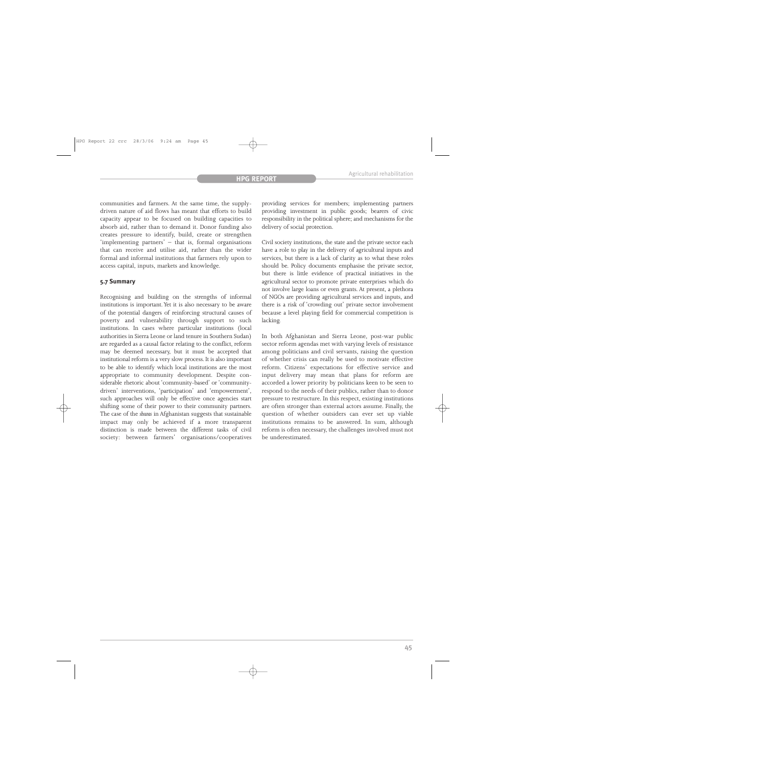communities and farmers. At the same time, the supply-driven nature of aid flows has meant that efforts to build capacity appear to be focused on building capacities to absorb aid, rather than to demand it. Donor funding also creates pressure to identify, build, create or strengthen 'implementing partners' – that is, formal organisations that can receive and utilise aid, rather than the wider formal and informal institutions that farmers rely upon to access capital, inputs, markets and knowledge.

### 5.7 Summary

Recognising and building on the strengths of informal institutions is important. Yet it is also necessary to be aware of the potential dangers of reinforcing structural causes of poverty and vulnerability through support to such institutions. In cases where particular institutions (local authorities in Sierra Leone or land tenure in Southern Sudan) are regarded as a causal factor relating to the conflict, reform may be deemed necessary, but it must be accepted that institutional reform is a very slow process. It is also important to be able to identify which local institutions are the most appropriate to community development. Despite considerable rhetoric about 'community-based' or 'community-driven' interventions, 'participation' and 'empowerment', such approaches will only be effective once agencies start shifting some of their power to their community partners. The case of the *shuras* in Afghanistan suggests that sustainable impact may only be achieved if a more transparent distinction is made between the different tasks of civil society: between farmers' organisations/cooperatives providing services for members; implementing partners providing investment in public goods; bearers of civic responsibility in the political sphere; and mechanisms for the delivery of social protection.

Civil society institutions, the state and the private sector each have a role to play in the delivery of agricultural inputs and services, but there is a lack of clarity as to what these roles should be. Policy documents emphasise the private sector, but there is little evidence of practical initiatives in the agricultural sector to promote private enterprises which do not involve large loans or even grants. At present, a plethora of NGOs are providing agricultural services and inputs, and there is a risk of 'crowding out' private sector involvement because a level playing field for commercial competition is lacking.

In both Afghanistan and Sierra Leone, post-war public sector reform agendas met with varying levels of resistance among politicians and civil servants, raising the question of whether crisis can really be used to motivate effective reform. Citizens' expectations for effective service and input delivery may mean that plans for reform are accorded a lower priority by politicians keen to be seen to respond to the needs of their publics, rather than to donor pressure to restructure. In this respect, existing institutions are often stronger than external actors assume. Finally, the question of whether outsiders can ever set up viable institutions remains to be answered. In sum, although reform is often necessary, the challenges involved must not be underestimated.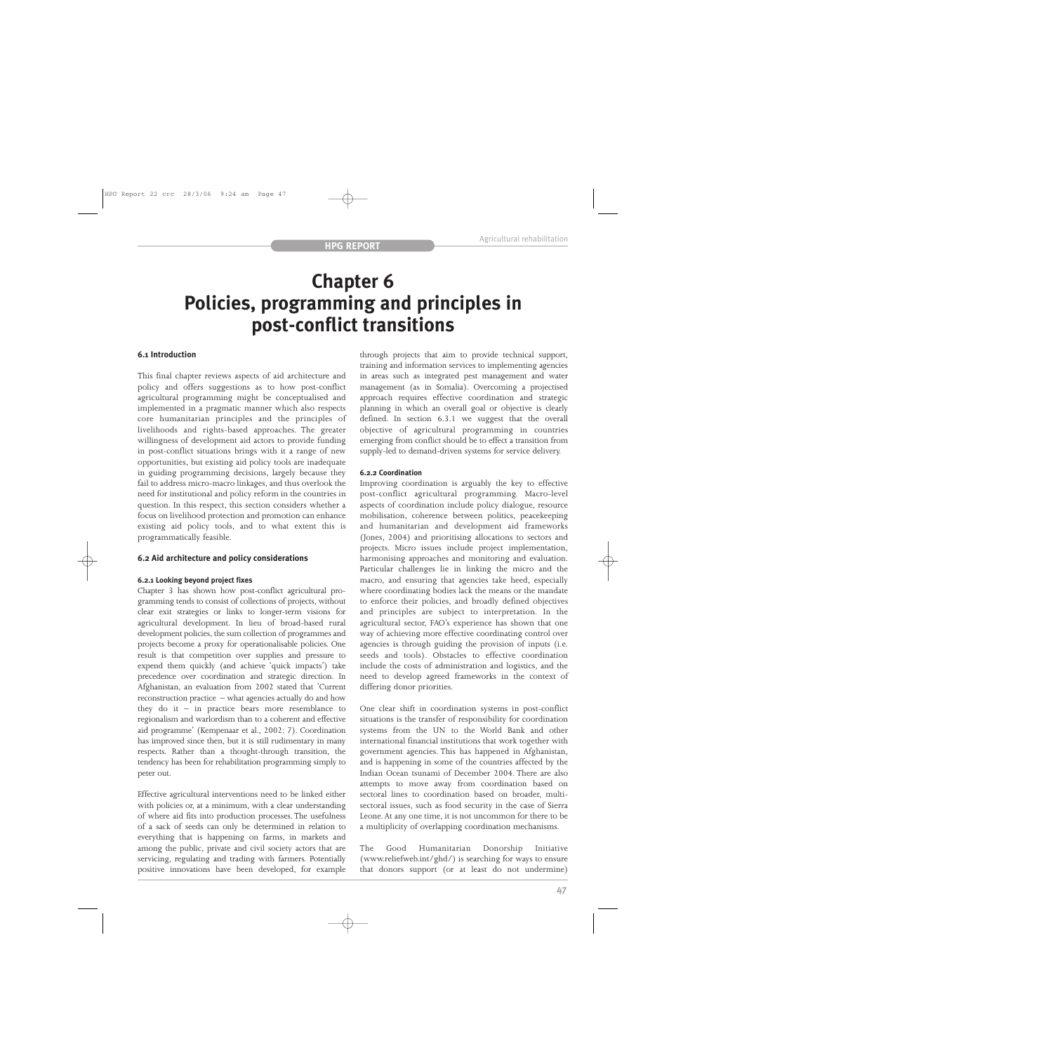# Chapter 6
# Policies, programming and principles in post-conflict transitions

### 6.1 Introduction

This final chapter reviews aspects of aid architecture and policy and offers suggestions as to how post-conflict agricultural programming might be conceptualised and implemented in a pragmatic manner which also respects core humanitarian principles and the principles of livelihoods and rights-based approaches. The greater willingness of development aid actors to provide funding in post-conflict situations brings with it a range of new opportunities, but existing aid policy tools are inadequate in guiding programming decisions, largely because they fail to address micro-macro linkages, and thus overlook the need for institutional and policy reform in the countries in question. In this respect, this section considers whether a focus on livelihood protection and promotion can enhance existing aid policy tools, and to what extent this is programmatically feasible.

### 6.2 Aid architecture and policy considerations

#### 6.2.1 Looking beyond project fixes

Chapter 3 has shown how post-conflict agricultural programming tends to consist of collections of projects, without clear exit strategies or links to longer-term visions for agricultural development. In lieu of broad-based rural development policies, the sum collection of programmes and projects become a proxy for operationalisable policies. One result is that competition over supplies and pressure to expend them quickly (and achieve 'quick impacts') take precedence over coordination and strategic direction. In Afghanistan, an evaluation from 2002 stated that 'Current reconstruction practice – what agencies actually do and how they do it – in practice bears more resemblance to regionalism and warlordism than to a coherent and effective aid programme' (Kempenaar et al., 2002: 7). Coordination has improved since then, but it is still rudimentary in many respects. Rather than a thought-through transition, the tendency has been for rehabilitation programming simply to peter out.

Effective agricultural interventions need to be linked either with policies or, at a minimum, with a clear understanding of where aid fits into production processes. The usefulness of a sack of seeds can only be determined in relation to everything that is happening on farms, in markets and among the public, private and civil society actors that are servicing, regulating and trading with farmers. Potentially positive innovations have been developed, for example through projects that aim to provide technical support, training and information services to implementing agencies in areas such as integrated pest management and water management (as in Somalia). Overcoming a projectised approach requires effective coordination and strategic planning in which an overall goal or objective is clearly defined. In section 6.3.1 we suggest that the overall objective of agricultural programming in countries emerging from conflict should be to effect a transition from supply-led to demand-driven systems for service delivery.

#### 6.2.2 Coordination

Improving coordination is arguably the key to effective post-conflict agricultural programming. Macro-level aspects of coordination include policy dialogue, resource mobilisation, coherence between politics, peacekeeping and humanitarian and development aid frameworks (Jones, 2004) and prioritising allocations to sectors and projects. Micro issues include project implementation, harmonising approaches and monitoring and evaluation. Particular challenges lie in linking the micro and the macro, and ensuring that agencies take heed, especially where coordinating bodies lack the means or the mandate to enforce their policies, and broadly defined objectives and principles are subject to interpretation. In the agricultural sector, FAO's experience has shown that one way of achieving more effective coordinating control over agencies is through guiding the provision of inputs (i.e. seeds and tools). Obstacles to effective coordination include the costs of administration and logistics, and the need to develop agreed frameworks in the context of differing donor priorities.

One clear shift in coordination systems in post-conflict situations is the transfer of responsibility for coordination systems from the UN to the World Bank and other international financial institutions that work together with government agencies. This has happened in Afghanistan, and is happening in some of the countries affected by the Indian Ocean tsunami of December 2004. There are also attempts to move away from coordination based on sectoral lines to coordination based on broader, multi-sectoral issues, such as food security in the case of Sierra Leone. At any one time, it is not uncommon for there to be a multiplicity of overlapping coordination mechanisms.

The Good Humanitarian Donorship Initiative (www.reliefweb.int/ghd/) is searching for ways to ensure that donors support (or at least do not undermine)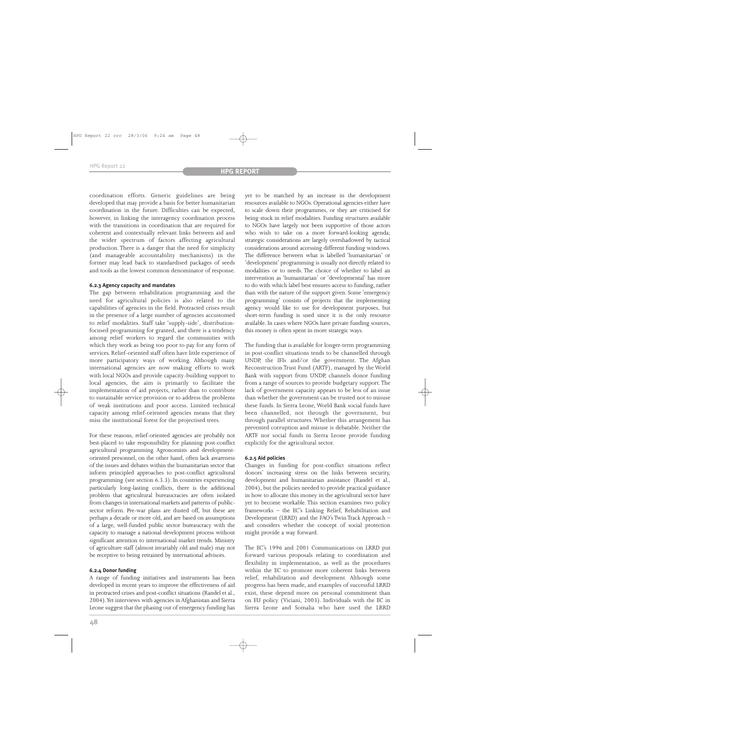coordination efforts. Generic guidelines are being developed that may provide a basis for better humanitarian coordination in the future. Difficulties can be expected, however, in linking the interagency coordination process with the transitions in coordination that are required for coherent and contextually relevant links between aid and the wider spectrum of factors affecting agricultural production. There is a danger that the need for simplicity (and manageable accountability mechanisms) in the former may lead back to standardised packages of seeds and tools as the lowest common denominator of response.

#### 6.2.3 Agency capacity and mandates

The gap between rehabilitation programming and the need for agricultural policies is also related to the capabilities of agencies in the field. Protracted crises result in the presence of a large number of agencies accustomed to relief modalities. Staff take 'supply-side', distribution-focused programming for granted, and there is a tendency among relief workers to regard the communities with which they work as being too poor to pay for any form of services. Relief-oriented staff often have little experience of more participatory ways of working. Although many international agencies are now making efforts to work with local NGOs and provide capacity-building support to local agencies, the aim is primarily to facilitate the implementation of aid projects, rather than to contribute to sustainable service provision or to address the problems of weak institutions and poor access. Limited technical capacity among relief-oriented agencies means that they miss the institutional forest for the projectised trees.

For these reasons, relief-oriented agencies are probably not best-placed to take responsibility for planning post-conflict agricultural programming. Agronomists and development-oriented personnel, on the other hand, often lack awareness of the issues and debates within the humanitarian sector that inform principled approaches to post-conflict agricultural programming (see section 6.3.3). In countries experiencing particularly long-lasting conflicts, there is the additional problem that agricultural bureaucracies are often isolated from changes in international markets and patterns of public-sector reform. Pre-war plans are dusted off, but these are perhaps a decade or more old, and are based on assumptions of a large, well-funded public sector bureaucracy with the capacity to manage a national development process without significant attention to international market trends. Ministry of agriculture staff (almost invariably old and male) may not be receptive to being retrained by international advisors.

#### 6.2.4 Donor funding

A range of funding initiatives and instruments has been developed in recent years to improve the effectiveness of aid in protracted crises and post-conflict situations (Randel et al., 2004). Yet interviews with agencies in Afghanistan and Sierra Leone suggest that the phasing out of emergency funding has yet to be matched by an increase in the development resources available to NGOs. Operational agencies either have to scale down their programmes, or they are criticised for being stuck in relief modalities. Funding structures available to NGOs have largely not been supportive of those actors who wish to take on a more forward-looking agenda; strategic considerations are largely overshadowed by tactical considerations around accessing different funding windows. The difference between what is labelled 'humanitarian' or 'development' programming is usually not directly related to modalities or to needs. The choice of whether to label an intervention as 'humanitarian' or 'developmental' has more to do with which label best ensures access to funding, rather than with the nature of the support given. Some 'emergency programming' consists of projects that the implementing agency would like to use for development purposes, but short-term funding is used since it is the only resource available. In cases where NGOs have private funding sources, this money is often spent in more strategic ways.

The funding that is available for longer-term programming in post-conflict situations tends to be channelled through UNDP, the IFIs and/or the government. The Afghan Reconstruction Trust Fund (ARTF), managed by the World Bank with support from UNDP, channels donor funding from a range of sources to provide budgetary support. The lack of government capacity appears to be less of an issue than whether the government can be trusted not to misuse these funds. In Sierra Leone, World Bank social funds have been channelled, not through the government, but through parallel structures. Whether this arrangement has prevented corruption and misuse is debatable. Neither the ARTF nor social funds in Sierra Leone provide funding explicitly for the agricultural sector.

#### 6.2.5 Aid policies

Changes in funding for post-conflict situations reflect donors' increasing stress on the links between security, development and humanitarian assistance (Randel et al., 2004), but the policies needed to provide practical guidance in how to allocate this money in the agricultural sector have yet to become workable. This section examines two policy frameworks – the EC's Linking Relief, Rehabilitation and Development (LRRD) and the FAO's Twin Track Approach – and considers whether the concept of social protection might provide a way forward.

The EC's 1996 and 2001 Communications on LRRD put forward various proposals relating to coordination and flexibility in implementation, as well as the procedures within the EC to promote more coherent links between relief, rehabilitation and development. Although some progress has been made, and examples of successful LRRD exist, these depend more on personal commitment than on EU policy (Viciani, 2003). Individuals with the EC in Sierra Leone and Somalia who have used the LRRD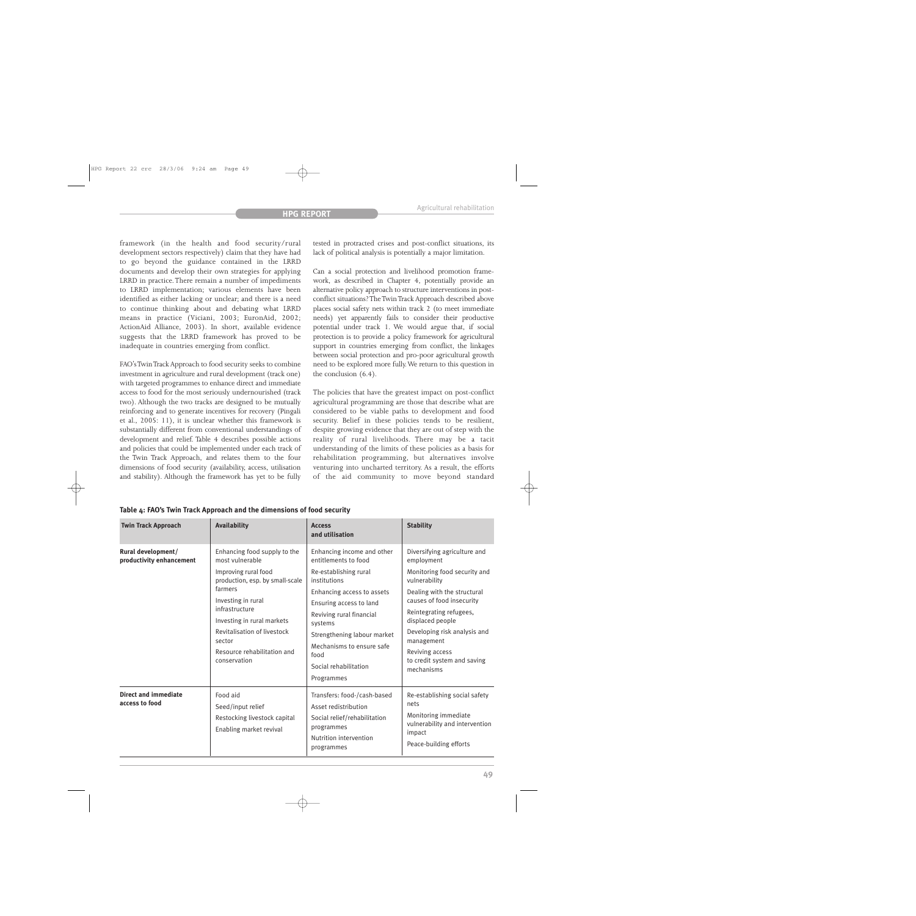framework (in the health and food security/rural development sectors respectively) claim that they have had to go beyond the guidance contained in the LRRD documents and develop their own strategies for applying LRRD in practice. There remain a number of impediments to LRRD implementation; various elements have been identified as either lacking or unclear; and there is a need to continue thinking about and debating what LRRD means in practice (Viciani, 2003; EuronAid, 2002; ActionAid Alliance, 2003). In short, available evidence suggests that the LRRD framework has proved to be inadequate in countries emerging from conflict.

FAO's Twin Track Approach to food security seeks to combine investment in agriculture and rural development (track one) with targeted programmes to enhance direct and immediate access to food for the most seriously undernourished (track two). Although the two tracks are designed to be mutually reinforcing and to generate incentives for recovery (Pingali et al., 2005: 11), it is unclear whether this framework is substantially different from conventional understandings of development and relief. Table 4 describes possible actions and policies that could be implemented under each track of the Twin Track Approach, and relates them to the four dimensions of food security (availability, access, utilisation and stability). Although the framework has yet to be fully tested in protracted crises and post-conflict situations, its lack of political analysis is potentially a major limitation.

Can a social protection and livelihood promotion framework, as described in Chapter 4, potentially provide an alternative policy approach to structure interventions in post-conflict situations? The Twin Track Approach described above places social safety nets within track 2 (to meet immediate needs) yet apparently fails to consider their productive potential under track 1. We would argue that, if social protection is to provide a policy framework for agricultural support in countries emerging from conflict, the linkages between social protection and pro-poor agricultural growth need to be explored more fully. We return to this question in the conclusion (6.4).

The policies that have the greatest impact on post-conflict agricultural programming are those that describe what are considered to be viable paths to development and food security. Belief in these policies tends to be resilient, despite growing evidence that they are out of step with the reality of rural livelihoods. There may be a tacit understanding of the limits of these policies as a basis for rehabilitation programming, but alternatives involve venturing into uncharted territory. As a result, the efforts of the aid community to move beyond standard

**Table 4: FAO's Twin Track Approach and the dimensions of food security**

| Twin Track Approach | Availability | Access and utilisation | Stability |
|---|---|---|---|
| **Rural development/ productivity enhancement** | Enhancing food supply to the most vulnerable<br>Improving rural food production, esp. by small-scale farmers<br>Investing in rural infrastructure<br>Investing in rural markets<br>Revitalisation of livestock sector<br>Resource rehabilitation and conservation | Enhancing income and other entitlements to food<br>Re-establishing rural institutions<br>Enhancing access to assets<br>Ensuring access to land<br>Reviving rural financial systems<br>Strengthening labour market<br>Mechanisms to ensure safe food<br>Social rehabilitation<br>Programmes | Diversifying agriculture and employment<br>Monitoring food security and vulnerability<br>Dealing with the structural causes of food insecurity<br>Reintegrating refugees, displaced people<br>Developing risk analysis and management<br>Reviving access to credit system and saving mechanisms |
| **Direct and immediate access to food** | Food aid<br>Seed/input relief<br>Restocking livestock capital<br>Enabling market revival | Transfers: food-/cash-based<br>Asset redistribution<br>Social relief/rehabilitation programmes<br>Nutrition intervention programmes | Re-establishing social safety nets<br>Monitoring immediate vulnerability and intervention impact<br>Peace-building efforts |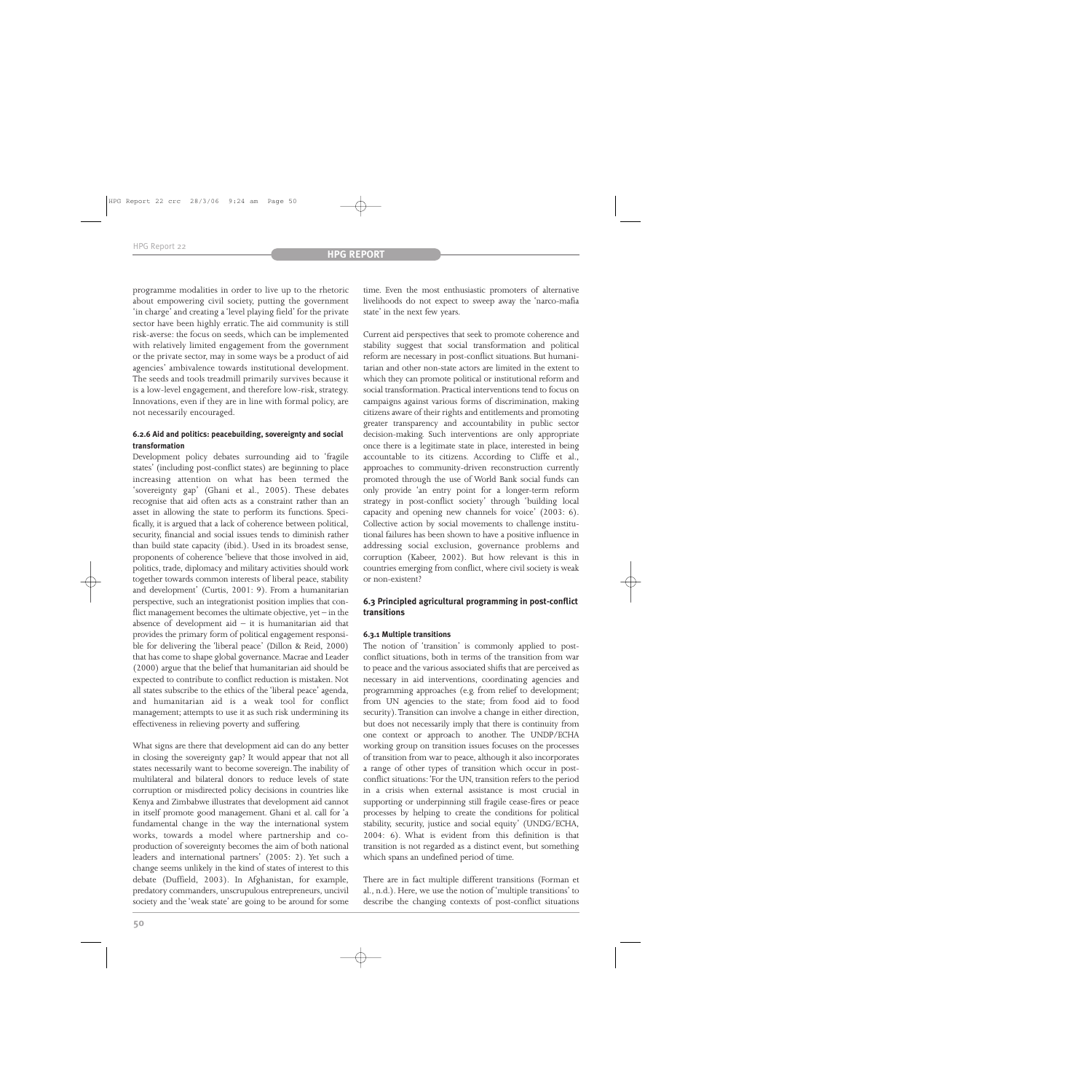programme modalities in order to live up to the rhetoric about empowering civil society, putting the government 'in charge' and creating a 'level playing field' for the private sector have been highly erratic. The aid community is still risk-averse: the focus on seeds, which can be implemented with relatively limited engagement from the government or the private sector, may in some ways be a product of aid agencies' ambivalence towards institutional development. The seeds and tools treadmill primarily survives because it is a low-level engagement, and therefore low-risk, strategy. Innovations, even if they are in line with formal policy, are not necessarily encouraged.

#### 6.2.6 Aid and politics: peacebuilding, sovereignty and social transformation

Development policy debates surrounding aid to 'fragile states' (including post-conflict states) are beginning to place increasing attention on what has been termed the 'sovereignty gap' (Ghani et al., 2005). These debates recognise that aid often acts as a constraint rather than an asset in allowing the state to perform its functions. Specifically, it is argued that a lack of coherence between political, security, financial and social issues tends to diminish rather than build state capacity (ibid.). Used in its broadest sense, proponents of coherence 'believe that those involved in aid, politics, trade, diplomacy and military activities should work together towards common interests of liberal peace, stability and development' (Curtis, 2001: 9). From a humanitarian perspective, such an integrationist position implies that conflict management becomes the ultimate objective, yet – in the absence of development aid – it is humanitarian aid that provides the primary form of political engagement responsible for delivering the 'liberal peace' (Dillon & Reid, 2000) that has come to shape global governance. Macrae and Leader (2000) argue that the belief that humanitarian aid should be expected to contribute to conflict reduction is mistaken. Not all states subscribe to the ethics of the 'liberal peace' agenda, and humanitarian aid is a weak tool for conflict management; attempts to use it as such risk undermining its effectiveness in relieving poverty and suffering.

What signs are there that development aid can do any better in closing the sovereignty gap? It would appear that not all states necessarily want to become sovereign. The inability of multilateral and bilateral donors to reduce levels of state corruption or misdirected policy decisions in countries like Kenya and Zimbabwe illustrates that development aid cannot in itself promote good management. Ghani et al. call for 'a fundamental change in the way the international system works, towards a model where partnership and co-production of sovereignty becomes the aim of both national leaders and international partners' (2005: 2). Yet such a change seems unlikely in the kind of states of interest to this debate (Duffield, 2003). In Afghanistan, for example, predatory commanders, unscrupulous entrepreneurs, uncivil society and the 'weak state' are going to be around for some time. Even the most enthusiastic promoters of alternative livelihoods do not expect to sweep away the 'narco-mafia state' in the next few years.

Current aid perspectives that seek to promote coherence and stability suggest that social transformation and political reform are necessary in post-conflict situations. But humanitarian and other non-state actors are limited in the extent to which they can promote political or institutional reform and social transformation. Practical interventions tend to focus on campaigns against various forms of discrimination, making citizens aware of their rights and entitlements and promoting greater transparency and accountability in public sector decision-making. Such interventions are only appropriate once there is a legitimate state in place, interested in being accountable to its citizens. According to Cliffe et al., approaches to community-driven reconstruction currently promoted through the use of World Bank social funds can only provide 'an entry point for a longer-term reform strategy in post-conflict society' through 'building local capacity and opening new channels for voice' (2003: 6). Collective action by social movements to challenge institutional failures has been shown to have a positive influence in addressing social exclusion, governance problems and corruption (Kabeer, 2002). But how relevant is this in countries emerging from conflict, where civil society is weak or non-existent?

### 6.3 Principled agricultural programming in post-conflict transitions

#### 6.3.1 Multiple transitions

The notion of 'transition' is commonly applied to post-conflict situations, both in terms of the transition from war to peace and the various associated shifts that are perceived as necessary in aid interventions, coordinating agencies and programming approaches (e.g. from relief to development; from UN agencies to the state; from food aid to food security). Transition can involve a change in either direction, but does not necessarily imply that there is continuity from one context or approach to another. The UNDP/ECHA working group on transition issues focuses on the processes of transition from war to peace, although it also incorporates a range of other types of transition which occur in post-conflict situations: 'For the UN, transition refers to the period in a crisis when external assistance is most crucial in supporting or underpinning still fragile cease-fires or peace processes by helping to create the conditions for political stability, security, justice and social equity' (UNDG/ECHA, 2004: 6). What is evident from this definition is that transition is not regarded as a distinct event, but something which spans an undefined period of time.

There are in fact multiple different transitions (Forman et al., n.d.). Here, we use the notion of 'multiple transitions' to describe the changing contexts of post-conflict situations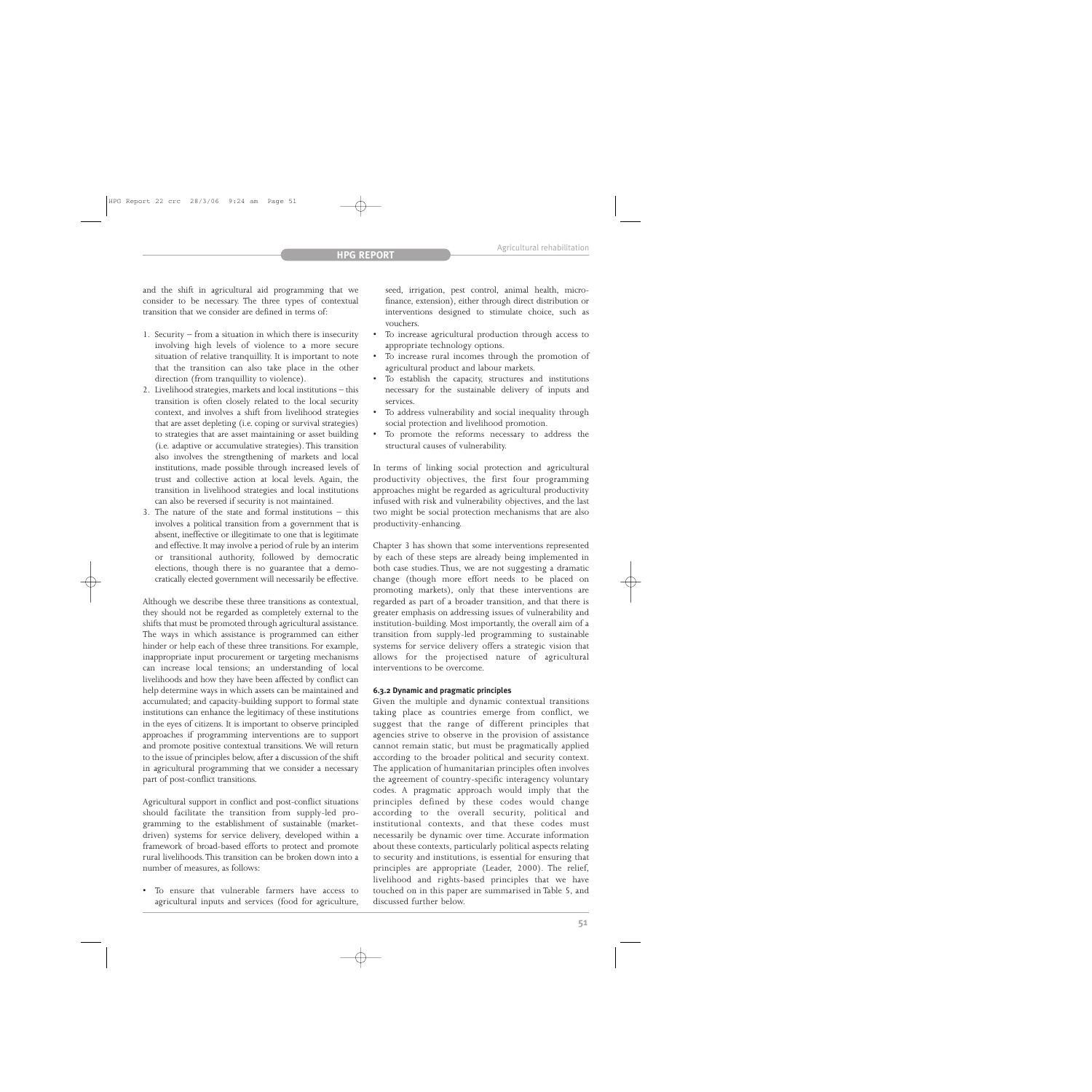and the shift in agricultural aid programming that we consider to be necessary. The three types of contextual transition that we consider are defined in terms of:

1. Security – from a situation in which there is insecurity involving high levels of violence to a more secure situation of relative tranquillity. It is important to note that the transition can also take place in the other direction (from tranquillity to violence).
2. Livelihood strategies, markets and local institutions – this transition is often closely related to the local security context, and involves a shift from livelihood strategies that are asset depleting (i.e. coping or survival strategies) to strategies that are asset maintaining or asset building (i.e. adaptive or accumulative strategies). This transition also involves the strengthening of markets and local institutions, made possible through increased levels of trust and collective action at local levels. Again, the transition in livelihood strategies and local institutions can also be reversed if security is not maintained.
3. The nature of the state and formal institutions – this involves a political transition from a government that is absent, ineffective or illegitimate to one that is legitimate and effective. It may involve a period of rule by an interim or transitional authority, followed by democratic elections, though there is no guarantee that a democratically elected government will necessarily be effective.

Although we describe these three transitions as contextual, they should not be regarded as completely external to the shifts that must be promoted through agricultural assistance. The ways in which assistance is programmed can either hinder or help each of these three transitions. For example, inappropriate input procurement or targeting mechanisms can increase local tensions; an understanding of local livelihoods and how they have been affected by conflict can help determine ways in which assets can be maintained and accumulated; and capacity-building support to formal state institutions can enhance the legitimacy of these institutions in the eyes of citizens. It is important to observe principled approaches if programming interventions are to support and promote positive contextual transitions. We will return to the issue of principles below, after a discussion of the shift in agricultural programming that we consider a necessary part of post-conflict transitions.

Agricultural support in conflict and post-conflict situations should facilitate the transition from supply-led programming to the establishment of sustainable (market-driven) systems for service delivery, developed within a framework of broad-based efforts to protect and promote rural livelihoods. This transition can be broken down into a number of measures, as follows:

- To ensure that vulnerable farmers have access to agricultural inputs and services (food for agriculture, seed, irrigation, pest control, animal health, microfinance, extension), either through direct distribution or interventions designed to stimulate choice, such as vouchers.
- To increase agricultural production through access to appropriate technology options.
- To increase rural incomes through the promotion of agricultural product and labour markets.
- To establish the capacity, structures and institutions necessary for the sustainable delivery of inputs and services.
- To address vulnerability and social inequality through social protection and livelihood promotion.
- To promote the reforms necessary to address the structural causes of vulnerability.

In terms of linking social protection and agricultural productivity objectives, the first four programming approaches might be regarded as agricultural productivity infused with risk and vulnerability objectives, and the last two might be social protection mechanisms that are also productivity-enhancing.

Chapter 3 has shown that some interventions represented by each of these steps are already being implemented in both case studies. Thus, we are not suggesting a dramatic change (though more effort needs to be placed on promoting markets), only that these interventions are regarded as part of a broader transition, and that there is greater emphasis on addressing issues of vulnerability and institution-building. Most importantly, the overall aim of a transition from supply-led programming to sustainable systems for service delivery offers a strategic vision that allows for the projectised nature of agricultural interventions to be overcome.

#### 6.3.2 Dynamic and pragmatic principles

Given the multiple and dynamic contextual transitions taking place as countries emerge from conflict, we suggest that the range of different principles that agencies strive to observe in the provision of assistance cannot remain static, but must be pragmatically applied according to the broader political and security context. The application of humanitarian principles often involves the agreement of country-specific interagency voluntary codes. A pragmatic approach would imply that the principles defined by these codes would change according to the overall security, political and institutional contexts, and that these codes must necessarily be dynamic over time. Accurate information about these contexts, particularly political aspects relating to security and institutions, is essential for ensuring that principles are appropriate (Leader, 2000). The relief, livelihood and rights-based principles that we have touched on in this paper are summarised in Table 5, and discussed further below.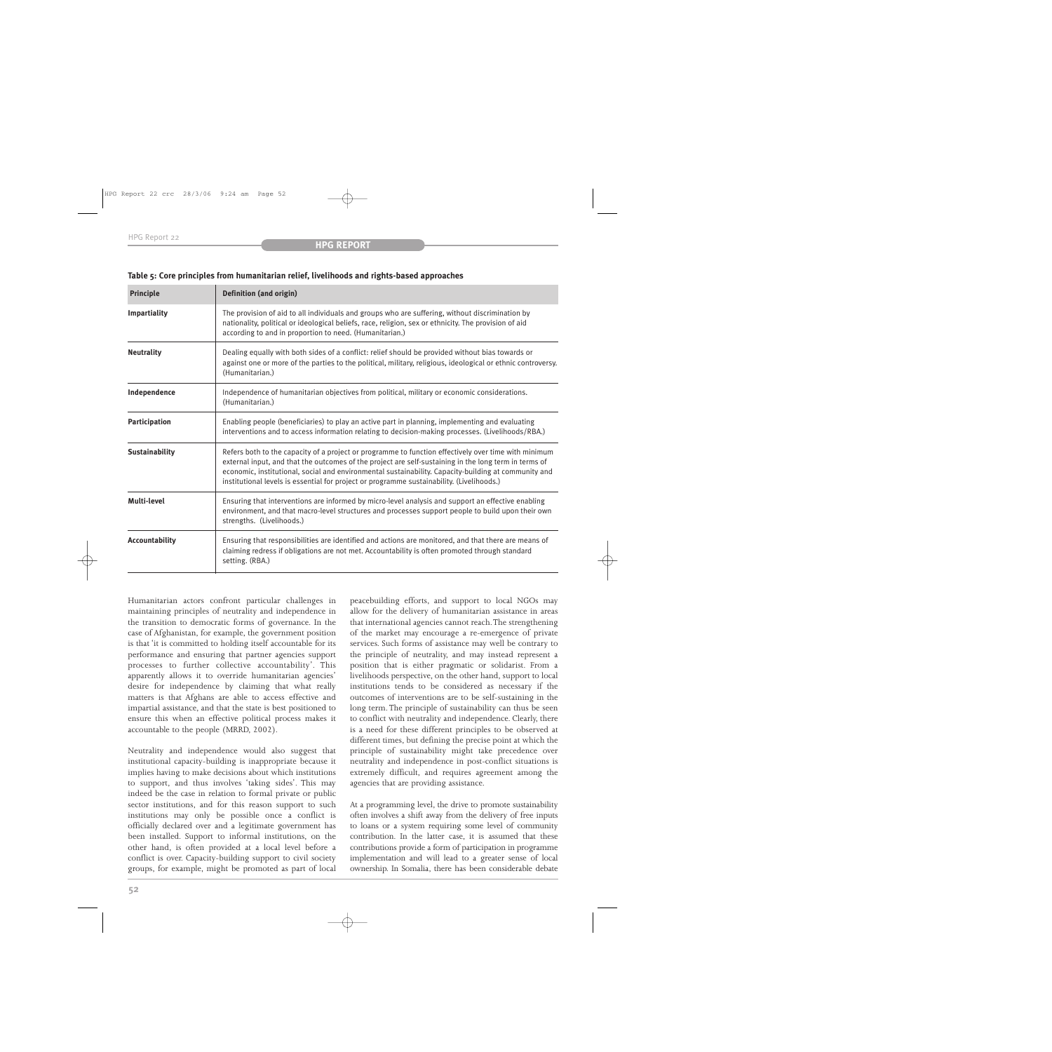**Table 5: Core principles from humanitarian relief, livelihoods and rights-based approaches**

| Principle | Definition (and origin) |
|---|---|
| **Impartiality** | The provision of aid to all individuals and groups who are suffering, without discrimination by nationality, political or ideological beliefs, race, religion, sex or ethnicity. The provision of aid according to and in proportion to need. (Humanitarian.) |
| **Neutrality** | Dealing equally with both sides of a conflict: relief should be provided without bias towards or against one or more of the parties to the political, military, religious, ideological or ethnic controversy. (Humanitarian.) |
| **Independence** | Independence of humanitarian objectives from political, military or economic considerations. (Humanitarian.) |
| **Participation** | Enabling people (beneficiaries) to play an active part in planning, implementing and evaluating interventions and to access information relating to decision-making processes. (Livelihoods/RBA.) |
| **Sustainability** | Refers both to the capacity of a project or programme to function effectively over time with minimum external input, and that the outcomes of the project are self-sustaining in the long term in terms of economic, institutional, social and environmental sustainability. Capacity-building at community and institutional levels is essential for project or programme sustainability. (Livelihoods.) |
| **Multi-level** | Ensuring that interventions are informed by micro-level analysis and support an effective enabling environment, and that macro-level structures and processes support people to build upon their own strengths. (Livelihoods.) |
| **Accountability** | Ensuring that responsibilities are identified and actions are monitored, and that there are means of claiming redress if obligations are not met. Accountability is often promoted through standard setting. (RBA.) |

Humanitarian actors confront particular challenges in maintaining principles of neutrality and independence in the transition to democratic forms of governance. In the case of Afghanistan, for example, the government position is that 'it is committed to holding itself accountable for its performance and ensuring that partner agencies support processes to further collective accountability'. This apparently allows it to override humanitarian agencies' desire for independence by claiming that what really matters is that Afghans are able to access effective and impartial assistance, and that the state is best positioned to ensure this when an effective political process makes it accountable to the people (MRRD, 2002).

Neutrality and independence would also suggest that institutional capacity-building is inappropriate because it implies having to make decisions about which institutions to support, and thus involves 'taking sides'. This may indeed be the case in relation to formal private or public sector institutions, and for this reason support to such institutions may only be possible once a conflict is officially declared over and a legitimate government has been installed. Support to informal institutions, on the other hand, is often provided at a local level before a conflict is over. Capacity-building support to civil society groups, for example, might be promoted as part of local peacebuilding efforts, and support to local NGOs may allow for the delivery of humanitarian assistance in areas that international agencies cannot reach. The strengthening of the market may encourage a re-emergence of private services. Such forms of assistance may well be contrary to the principle of neutrality, and may instead represent a position that is either pragmatic or solidarist. From a livelihoods perspective, on the other hand, support to local institutions tends to be considered as necessary if the outcomes of interventions are to be self-sustaining in the long term. The principle of sustainability can thus be seen to conflict with neutrality and independence. Clearly, there is a need for these different principles to be observed at different times, but defining the precise point at which the principle of sustainability might take precedence over neutrality and independence in post-conflict situations is extremely difficult, and requires agreement among the agencies that are providing assistance.

At a programming level, the drive to promote sustainability often involves a shift away from the delivery of free inputs to loans or a system requiring some level of community contribution. In the latter case, it is assumed that these contributions provide a form of participation in programme implementation and will lead to a greater sense of local ownership. In Somalia, there has been considerable debate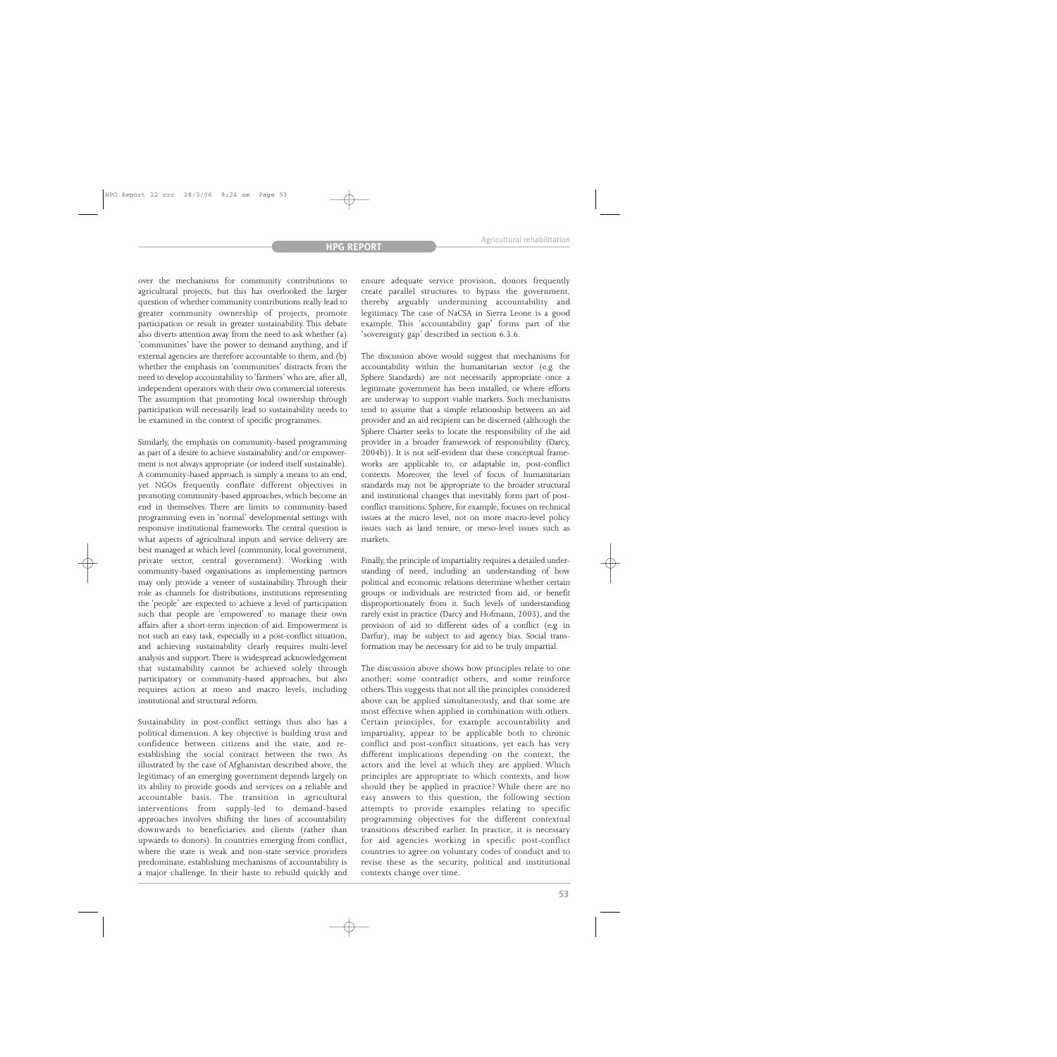over the mechanisms for community contributions to agricultural projects, but this has overlooked the larger question of whether community contributions really lead to greater community ownership of projects, promote participation or result in greater sustainability. This debate also diverts attention away from the need to ask whether (a) 'communities' have the power to demand anything, and if external agencies are therefore accountable to them, and (b) whether the emphasis on 'communities' distracts from the need to develop accountability to 'farmers' who are, after all, independent operators with their own commercial interests. The assumption that promoting local ownership through participation will necessarily lead to sustainability needs to be examined in the context of specific programmes.

Similarly, the emphasis on community-based programming as part of a desire to achieve sustainability and/or empowerment is not always appropriate (or indeed itself sustainable). A community-based approach is simply a means to an end, yet NGOs frequently conflate different objectives in promoting community-based approaches, which become an end in themselves. There are limits to community-based programming even in 'normal' developmental settings with responsive institutional frameworks. The central question is what aspects of agricultural inputs and service delivery are best managed at which level (community, local government, private sector, central government). Working with community-based organisations as implementing partners may only provide a veneer of sustainability. Through their role as channels for distributions, institutions representing the 'people' are expected to achieve a level of participation such that people are 'empowered' to manage their own affairs after a short-term injection of aid. Empowerment is not such an easy task, especially in a post-conflict situation, and achieving sustainability clearly requires multi-level analysis and support. There is widespread acknowledgement that sustainability cannot be achieved solely through participatory or community-based approaches, but also requires action at meso and macro levels, including institutional and structural reform.

Sustainability in post-conflict settings thus also has a political dimension. A key objective is building trust and confidence between citizens and the state, and re-establishing the social contract between the two. As illustrated by the case of Afghanistan described above, the legitimacy of an emerging government depends largely on its ability to provide goods and services on a reliable and accountable basis. The transition in agricultural interventions from supply-led to demand-based approaches involves shifting the lines of accountability downwards to beneficiaries and clients (rather than upwards to donors). In countries emerging from conflict, where the state is weak and non-state service providers predominate, establishing mechanisms of accountability is a major challenge. In their haste to rebuild quickly and ensure adequate service provision, donors frequently create parallel structures to bypass the government, thereby arguably undermining accountability and legitimacy. The case of NaCSA in Sierra Leone is a good example. This 'accountability gap' forms part of the 'sovereignty gap' described in section 6.3.6.

The discussion above would suggest that mechanisms for accountability within the humanitarian sector (e.g. the Sphere Standards) are not necessarily appropriate once a legitimate government has been installed, or where efforts are underway to support viable markets. Such mechanisms tend to assume that a simple relationship between an aid provider and an aid recipient can be discerned (although the Sphere Charter seeks to locate the responsibility of the aid provider in a broader framework of responsibility (Darcy, 2004b)). It is not self-evident that these conceptual frameworks are applicable to, or adaptable in, post-conflict contexts. Moreover, the level of focus of humanitarian standards may not be appropriate to the broader structural and institutional changes that inevitably form part of post-conflict transitions. Sphere, for example, focuses on technical issues at the micro level, not on more macro-level policy issues such as land tenure, or meso-level issues such as markets.

Finally, the principle of impartiality requires a detailed understanding of need, including an understanding of how political and economic relations determine whether certain groups or individuals are restricted from aid, or benefit disproportionately from it. Such levels of understanding rarely exist in practice (Darcy and Hofmann, 2003), and the provision of aid to different sides of a conflict (e.g. in Darfur), may be subject to aid agency bias. Social transformation may be necessary for aid to be truly impartial.

The discussion above shows how principles relate to one another; some contradict others, and some reinforce others. This suggests that not all the principles considered above can be applied simultaneously, and that some are most effective when applied in combination with others. Certain principles, for example accountability and impartiality, appear to be applicable both to chronic conflict and post-conflict situations, yet each has very different implications depending on the context, the actors and the level at which they are applied. Which principles are appropriate to which contexts, and how should they be applied in practice? While there are no easy answers to this question, the following section attempts to provide examples relating to specific programming objectives for the different contextual transitions described earlier. In practice, it is necessary for aid agencies working in specific post-conflict countries to agree on voluntary codes of conduct and to revise these as the security, political and institutional contexts change over time.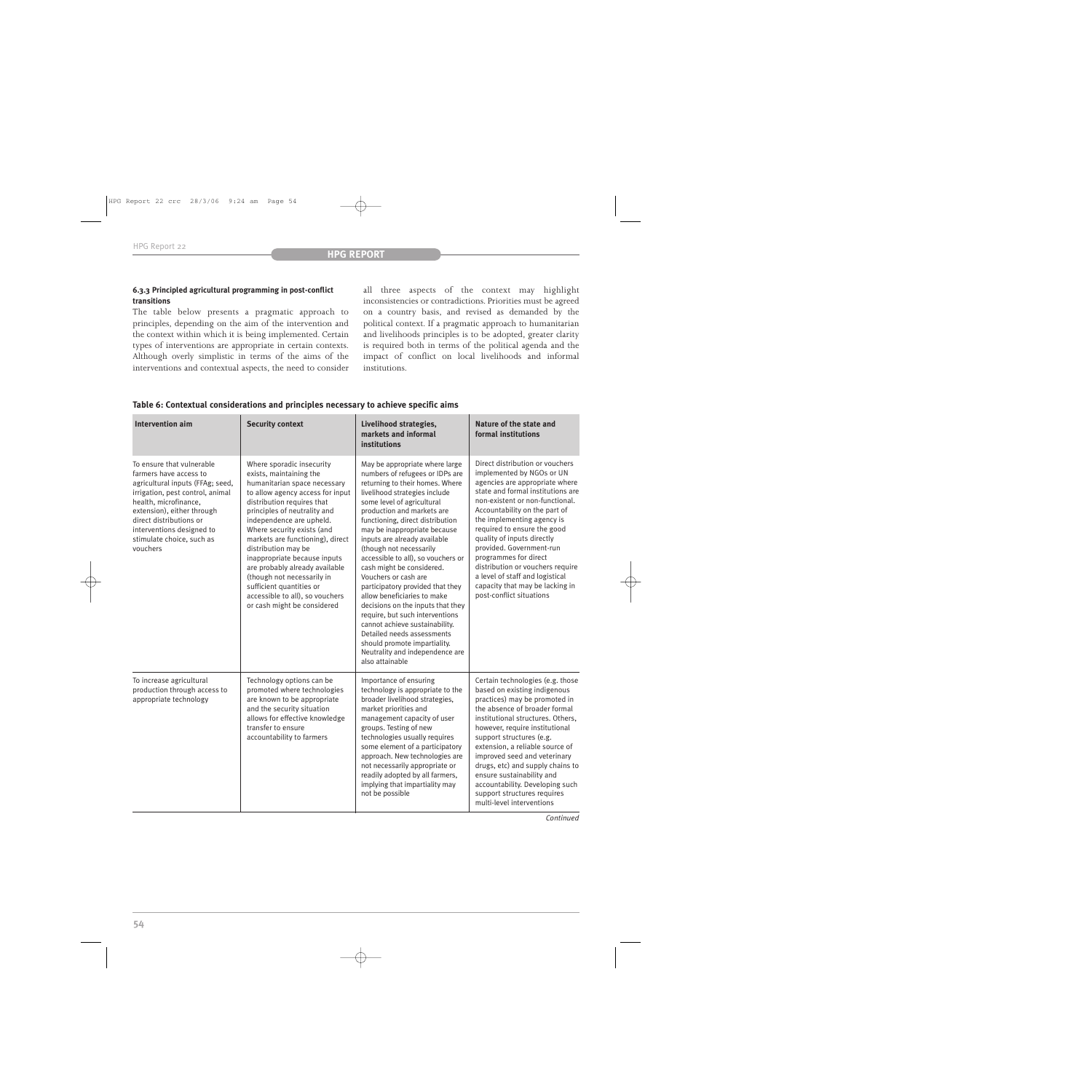#### 6.3.3 Principled agricultural programming in post-conflict transitions

The table below presents a pragmatic approach to principles, depending on the aim of the intervention and the context within which it is being implemented. Certain types of interventions are appropriate in certain contexts. Although overly simplistic in terms of the aims of the interventions and contextual aspects, the need to consider all three aspects of the context may highlight inconsistencies or contradictions. Priorities must be agreed on a country basis, and revised as demanded by the political context. If a pragmatic approach to humanitarian and livelihoods principles is to be adopted, greater clarity is required both in terms of the political agenda and the impact of conflict on local livelihoods and informal institutions.

**Table 6: Contextual considerations and principles necessary to achieve specific aims**

| Intervention aim | Security context | Livelihood strategies, markets and informal institutions | Nature of the state and formal institutions |
|---|---|---|---|
| To ensure that vulnerable farmers have access to agricultural inputs (FFAg; seed, irrigation, pest control, animal health, microfinance, extension), either through direct distributions or interventions designed to stimulate choice, such as vouchers | Where sporadic insecurity exists, maintaining the humanitarian space necessary to allow agency access for input distribution requires that principles of neutrality and independence are upheld. Where security exists (and markets are functioning), direct distribution may be inappropriate because inputs are probably already available (though not necessarily in sufficient quantities or accessible to all), so vouchers or cash might be considered | May be appropriate where large numbers of refugees or IDPs are returning to their homes. Where livelihood strategies include some level of agricultural production and markets are functioning, direct distribution may be inappropriate because inputs are already available (though not necessarily accessible to all), so vouchers or cash might be considered. Vouchers or cash are participatory provided that they allow beneficiaries to make decisions on the inputs that they require, but such interventions cannot achieve sustainability. Detailed needs assessments should promote impartiality. Neutrality and independence are also attainable | Direct distribution or vouchers implemented by NGOs or UN agencies are appropriate where state and formal institutions are non-existent or non-functional. Accountability on the part of the implementing agency is required to ensure the good quality of inputs directly provided. Government-run programmes for direct distribution or vouchers require a level of staff and logistical capacity that may be lacking in post-conflict situations |
| To increase agricultural production through access to appropriate technology | Technology options can be promoted where technologies are known to be appropriate and the security situation allows for effective knowledge transfer to ensure accountability to farmers | Importance of ensuring technology is appropriate to the broader livelihood strategies, market priorities and management capacity of user groups. Testing of new technologies usually requires some element of a participatory approach. New technologies are not necessarily appropriate or readily adopted by all farmers, implying that impartiality may not be possible | Certain technologies (e.g. those based on existing indigenous practices) may be promoted in the absence of broader formal institutional structures. Others, however, require institutional support structures (e.g. extension, a reliable source of improved seed and veterinary drugs, etc) and supply chains to ensure sustainability and accountability. Developing such support structures requires multi-level interventions |

*Continued*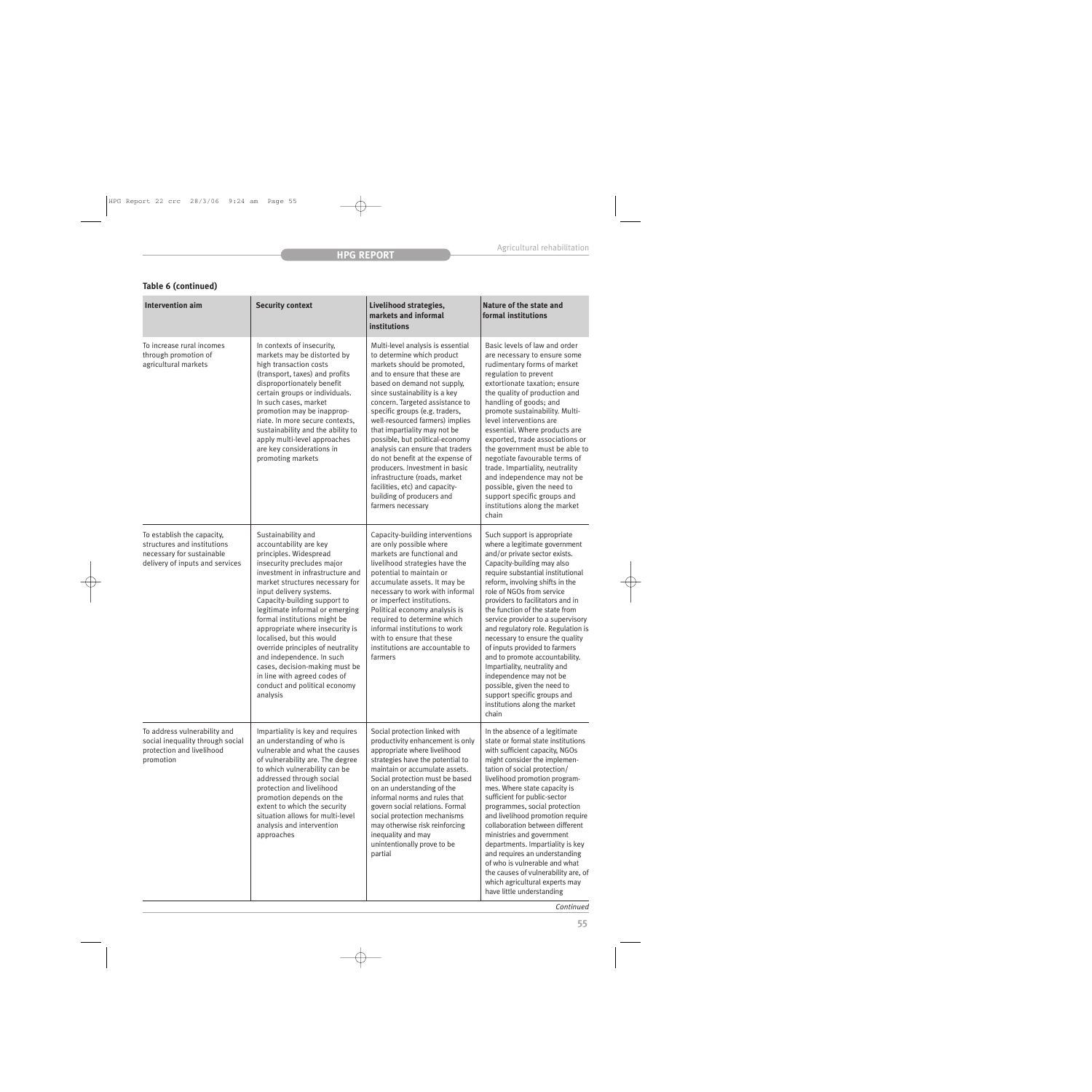**Table 6 (continued)**

| Intervention aim | Security context | Livelihood strategies, markets and informal institutions | Nature of the state and formal institutions |
|---|---|---|---|
| To increase rural incomes through promotion of agricultural markets | In contexts of insecurity, markets may be distorted by high transaction costs (transport, taxes) and profits disproportionately benefit certain groups or individuals. In such cases, market promotion may be inappropriate. In more secure contexts, sustainability and the ability to apply multi-level approaches are key considerations in promoting markets | Multi-level analysis is essential to determine which product markets should be promoted, and to ensure that these are based on demand not supply, since sustainability is a key concern. Targeted assistance to specific groups (e.g. traders, well-resourced farmers) implies that impartiality may not be possible, but political-economy analysis can ensure that traders do not benefit at the expense of producers. Investment in basic infrastructure (roads, market facilities, etc) and capacity-building of producers and farmers necessary | Basic levels of law and order are necessary to ensure some rudimentary forms of market regulation to prevent extortionate taxation; ensure the quality of production and handling of goods; and promote sustainability. Multi-level interventions are essential. Where products are exported, trade associations or the government must be able to negotiate favourable terms of trade. Impartiality, neutrality and independence may not be possible, given the need to support specific groups and institutions along the market chain |
| To establish the capacity, structures and institutions necessary for sustainable delivery of inputs and services | Sustainability and accountability are key principles. Widespread insecurity precludes major investment in infrastructure and market structures necessary for input delivery systems. Capacity-building support to legitimate informal or emerging formal institutions might be appropriate where insecurity is localised, but this would override principles of neutrality and independence. In such cases, decision-making must be in line with agreed codes of conduct and political economy analysis | Capacity-building interventions are only possible where markets are functional and livelihood strategies have the potential to maintain or accumulate assets. It may be necessary to work with informal or imperfect institutions. Political economy analysis is required to determine which informal institutions to work with to ensure that these institutions are accountable to farmers | Such support is appropriate where a legitimate government and/or private sector exists. Capacity-building may also require substantial institutional reform, involving shifts in the role of NGOs from service providers to facilitators and in the function of the state from service provider to a supervisory and regulatory role. Regulation is necessary to ensure the quality of inputs provided to farmers and to promote accountability. Impartiality, neutrality and independence may not be possible, given the need to support specific groups and institutions along the market chain |
| To address vulnerability and social inequality through social protection and livelihood promotion | Impartiality is key and requires an understanding of who is vulnerable and what the causes of vulnerability are. The degree to which vulnerability can be addressed through social protection and livelihood promotion depends on the extent to which the security situation allows for multi-level analysis and intervention approaches | Social protection linked with productivity enhancement is only appropriate where livelihood strategies have the potential to maintain or accumulate assets. Social protection must be based on an understanding of the informal norms and rules that govern social relations. Formal social protection mechanisms may otherwise risk reinforcing inequality and may unintentionally prove to be partial | In the absence of a legitimate state or formal state institutions with sufficient capacity, NGOs might consider the implementation of social protection/ livelihood promotion programmes. Where state capacity is sufficient for public-sector programmes, social protection and livelihood promotion require collaboration between different ministries and government departments. Impartiality is key and requires an understanding of who is vulnerable and what the causes of vulnerability are, of which agricultural experts may have little understanding |

*Continued*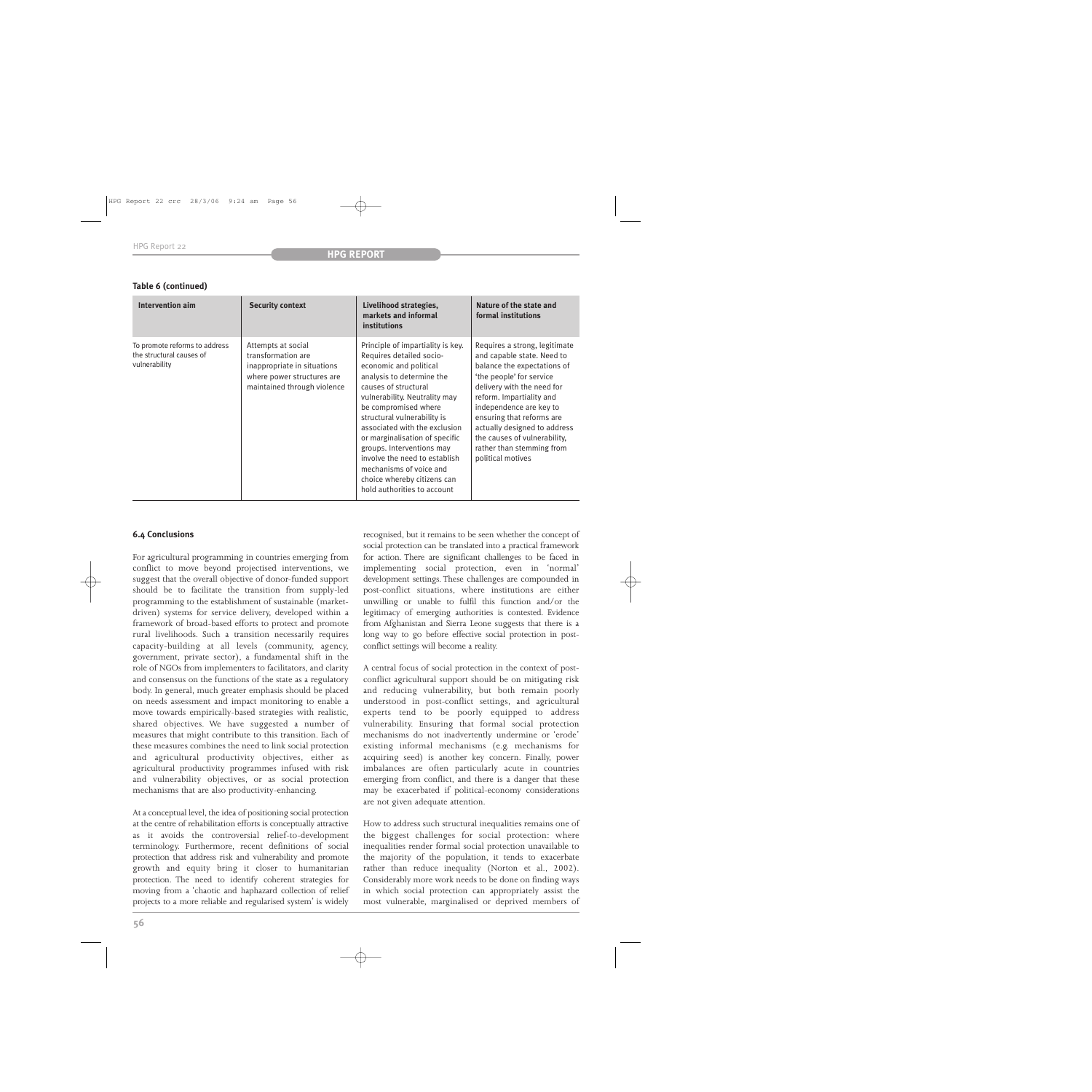**Table 6 (continued)**

| Intervention aim | Security context | Livelihood strategies, markets and informal institutions | Nature of the state and formal institutions |
|---|---|---|---|
| To promote reforms to address the structural causes of vulnerability | Attempts at social transformation are inappropriate in situations where power structures are maintained through violence | Principle of impartiality is key. Requires detailed socio-economic and political analysis to determine the causes of structural vulnerability. Neutrality may be compromised where structural vulnerability is associated with the exclusion or marginalisation of specific groups. Interventions may involve the need to establish mechanisms of voice and choice whereby citizens can hold authorities to account | Requires a strong, legitimate and capable state. Need to balance the expectations of 'the people' for service delivery with the need for reform. Impartiality and independence are key to ensuring that reforms are actually designed to address the causes of vulnerability, rather than stemming from political motives |

### 6.4 Conclusions

For agricultural programming in countries emerging from conflict to move beyond projectised interventions, we suggest that the overall objective of donor-funded support should be to facilitate the transition from supply-led programming to the establishment of sustainable (market-driven) systems for service delivery, developed within a framework of broad-based efforts to protect and promote rural livelihoods. Such a transition necessarily requires capacity-building at all levels (community, agency, government, private sector), a fundamental shift in the role of NGOs from implementers to facilitators, and clarity and consensus on the functions of the state as a regulatory body. In general, much greater emphasis should be placed on needs assessment and impact monitoring to enable a move towards empirically-based strategies with realistic, shared objectives. We have suggested a number of measures that might contribute to this transition. Each of these measures combines the need to link social protection and agricultural productivity objectives, either as agricultural productivity programmes infused with risk and vulnerability objectives, or as social protection mechanisms that are also productivity-enhancing.

At a conceptual level, the idea of positioning social protection at the centre of rehabilitation efforts is conceptually attractive as it avoids the controversial relief-to-development terminology. Furthermore, recent definitions of social protection that address risk and vulnerability and promote growth and equity bring it closer to humanitarian protection. The need to identify coherent strategies for moving from a 'chaotic and haphazard collection of relief projects to a more reliable and regularised system' is widely recognised, but it remains to be seen whether the concept of social protection can be translated into a practical framework for action. There are significant challenges to be faced in implementing social protection, even in 'normal' development settings. These challenges are compounded in post-conflict situations, where institutions are either unwilling or unable to fulfil this function and/or the legitimacy of emerging authorities is contested. Evidence from Afghanistan and Sierra Leone suggests that there is a long way to go before effective social protection in post-conflict settings will become a reality.

A central focus of social protection in the context of post-conflict agricultural support should be on mitigating risk and reducing vulnerability, but both remain poorly understood in post-conflict settings, and agricultural experts tend to be poorly equipped to address vulnerability. Ensuring that formal social protection mechanisms do not inadvertently undermine or 'erode' existing informal mechanisms (e.g. mechanisms for acquiring seed) is another key concern. Finally, power imbalances are often particularly acute in countries emerging from conflict, and there is a danger that these may be exacerbated if political-economy considerations are not given adequate attention.

How to address such structural inequalities remains one of the biggest challenges for social protection: where inequalities render formal social protection unavailable to the majority of the population, it tends to exacerbate rather than reduce inequality (Norton et al., 2002). Considerably more work needs to be done on finding ways in which social protection can appropriately assist the most vulnerable, marginalised or deprived members of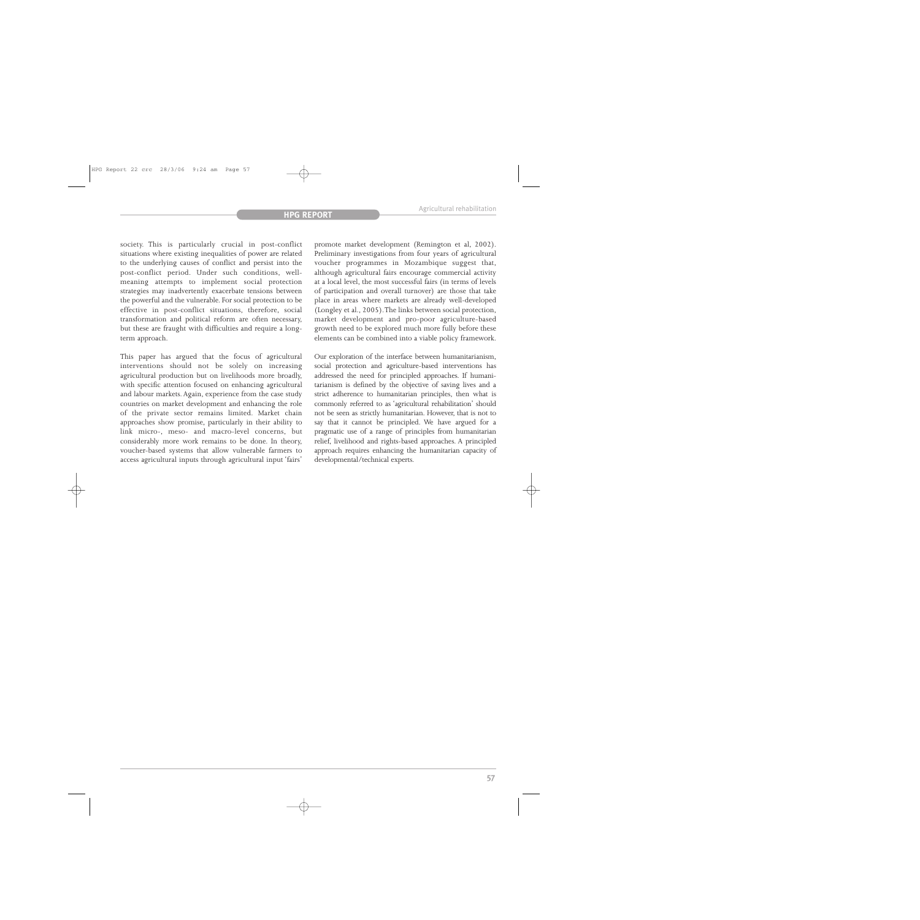society. This is particularly crucial in post-conflict situations where existing inequalities of power are related to the underlying causes of conflict and persist into the post-conflict period. Under such conditions, well-meaning attempts to implement social protection strategies may inadvertently exacerbate tensions between the powerful and the vulnerable. For social protection to be effective in post-conflict situations, therefore, social transformation and political reform are often necessary, but these are fraught with difficulties and require a long-term approach.

This paper has argued that the focus of agricultural interventions should not be solely on increasing agricultural production but on livelihoods more broadly, with specific attention focused on enhancing agricultural and labour markets. Again, experience from the case study countries on market development and enhancing the role of the private sector remains limited. Market chain approaches show promise, particularly in their ability to link micro-, meso- and macro-level concerns, but considerably more work remains to be done. In theory, voucher-based systems that allow vulnerable farmers to access agricultural inputs through agricultural input 'fairs' promote market development (Remington et al, 2002). Preliminary investigations from four years of agricultural voucher programmes in Mozambique suggest that, although agricultural fairs encourage commercial activity at a local level, the most successful fairs (in terms of levels of participation and overall turnover) are those that take place in areas where markets are already well-developed (Longley et al., 2005). The links between social protection, market development and pro-poor agriculture-based growth need to be explored much more fully before these elements can be combined into a viable policy framework.

Our exploration of the interface between humanitarianism, social protection and agriculture-based interventions has addressed the need for principled approaches. If humanitarianism is defined by the objective of saving lives and a strict adherence to humanitarian principles, then what is commonly referred to as 'agricultural rehabilitation' should not be seen as strictly humanitarian. However, that is not to say that it cannot be principled. We have argued for a pragmatic use of a range of principles from humanitarian relief, livelihood and rights-based approaches. A principled approach requires enhancing the humanitarian capacity of developmental/technical experts.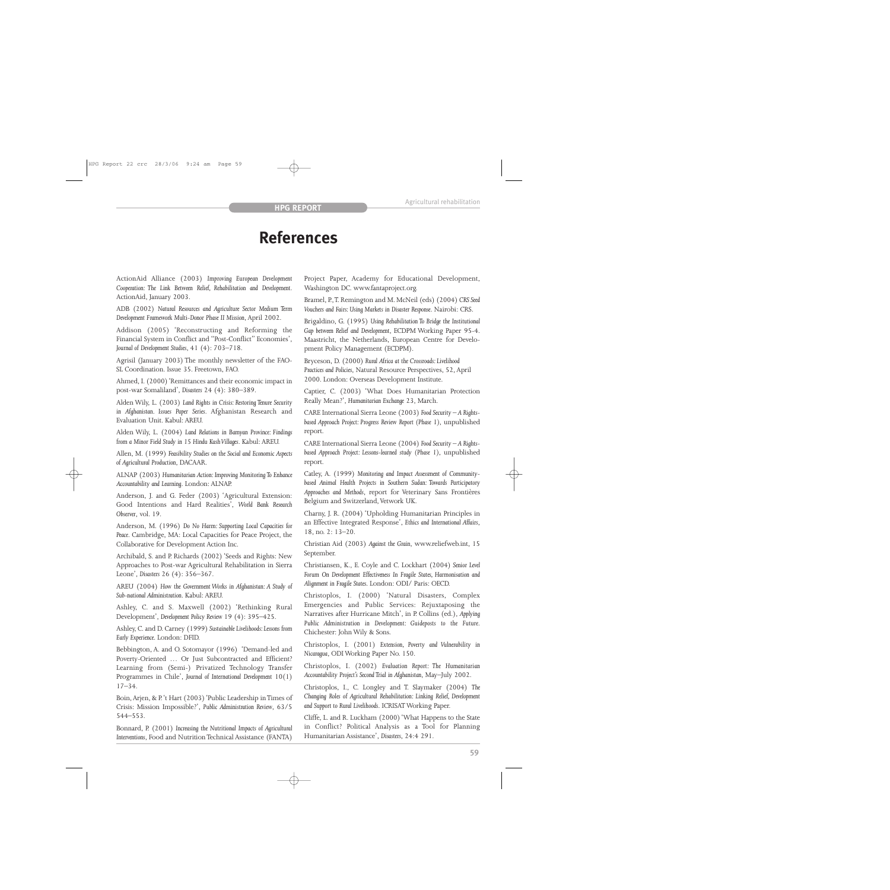# References

ActionAid Alliance (2003) *Improving European Development Cooperation: The Link Between Relief, Rehabilitation and Development*. ActionAid, January 2003.

ADB (2002) *Natural Resources and Agriculture Sector Medium Term Development Framework Multi-Donor Phase II Mission*, April 2002.

Addison (2005) 'Reconstructing and Reforming the Financial System in Conflict and "Post-Conflict" Economies', *Journal of Development Studies*, 41 (4): 703–718.

Agrisil (January 2003) The monthly newsletter of the FAO-SL Coordination. Issue 35. Freetown, FAO.

Ahmed, I. (2000) 'Remittances and their economic impact in post-war Somaliland', *Disasters* 24 (4): 380–389.

Alden Wily, L. (2003) *Land Rights in Crisis: Restoring Tenure Security in Afghanistan. Issues Paper Series*. Afghanistan Research and Evaluation Unit. Kabul: AREU.

Alden Wily, L. (2004) *Land Relations in Bamyan Province: Findings from a Minor Field Study in 15 Hindu Kush Villages*. Kabul: AREU.

Allen, M. (1999) *Feasibility Studies on the Social and Economic Aspects of Agricultural Production*, DACAAR.

ALNAP (2003) *Humanitarian Action: Improving Monitoring To Enhance Accountability and Learning*. London: ALNAP.

Anderson, J. and G. Feder (2003) 'Agricultural Extension: Good Intentions and Hard Realities', *World Bank Research Observer*, vol. 19.

Anderson, M. (1996) *Do No Harm: Supporting Local Capacities for Peace*. Cambridge, MA: Local Capacities for Peace Project, the Collaborative for Development Action Inc.

Archibald, S. and P. Richards (2002) 'Seeds and Rights: New Approaches to Post-war Agricultural Rehabilitation in Sierra Leone', *Disasters* 26 (4): 356–367.

AREU (2004) *How the Government Works in Afghanistan: A Study of Sub-national Administration*. Kabul: AREU.

Ashley, C. and S. Maxwell (2002) 'Rethinking Rural Development', *Development Policy Review* 19 (4): 395–425.

Ashley, C. and D. Carney (1999) *Sustainable Livelihoods: Lessons from Early Experience*. London: DFID.

Bebbington, A. and O. Sotomayor (1996) 'Demand-led and Poverty-Oriented … Or Just Subcontracted and Efficient? Learning from (Semi-) Privatized Technology Transfer Programmes in Chile', *Journal of International Development* 10(1) 17–34.

Boin, Arjen, & P. 't Hart (2003) 'Public Leadership in Times of Crisis: Mission Impossible?', *Public Administration Review*, 63/5 544–553.

Bonnard, P. (2001) *Increasing the Nutritional Impacts of Agricultural Interventions*, Food and Nutrition Technical Assistance (FANTA) Project Paper, Academy for Educational Development, Washington DC. www.fantaproject.org.

Bramel, P., T. Remington and M. McNeil (eds) (2004) *CRS Seed Vouchers and Fairs: Using Markets in Disaster Response*. Nairobi: CRS.

Brigaldino, G. (1995) *Using Rehabilitation To Bridge the Institutional Gap between Relief and Development*, ECDPM Working Paper 95-4. Maastricht, the Netherlands, European Centre for Development Policy Management (ECDPM).

Bryceson, D. (2000) *Rural Africa at the Crossroads: Livelihood Practices and Policies*, Natural Resource Perspectives, 52, April 2000. London: Overseas Development Institute.

Captier, C. (2003) 'What Does Humanitarian Protection Really Mean?', *Humanitarian Exchange* 23, March.

CARE International Sierra Leone (2003) *Food Security – A Rights-based Approach Project: Progress Review Report (Phase 1)*, unpublished report.

CARE International Sierra Leone (2004) *Food Security – A Rights-based Approach Project: Lessons-learned study (Phase 1)*, unpublished report.

Catley, A. (1999) *Monitoring and Impact Assessment of Community-based Animal Health Projects in Southern Sudan: Towards Participatory Approaches and Methods*, report for Veterinary Sans Frontières Belgium and Switzerland, Vetwork UK.

Charny, J. R. (2004) 'Upholding Humanitarian Principles in an Effective Integrated Response', *Ethics and International Affairs*, 18, no. 2: 13–20.

Christian Aid (2003) *Against the Grain*, www.reliefweb.int, 15 September.

Christiansen, K., E. Coyle and C. Lockhart (2004) *Senior Level Forum On Development Effectiveness In Fragile States, Harmonisation and Alignment in Fragile States*. London: ODI/ Paris: OECD.

Christoplos, I. (2000) 'Natural Disasters, Complex Emergencies and Public Services: Rejuxtaposing the Narratives after Hurricane Mitch', in P. Collins (ed.), *Applying Public Administration in Development: Guideposts to the Future*. Chichester: John Wily & Sons.

Christoplos, I. (2001) *Extension, Poverty and Vulnerability in Nicaragua*, ODI Working Paper No. 150.

Christoplos, I. (2002) *Evaluation Report: The Humanitarian Accountability Project's Second Trial in Afghanistan*, May–July 2002.

Christoplos, I., C. Longley and T. Slaymaker (2004) *The Changing Roles of Agricultural Rehabilitation: Linking Relief, Development and Support to Rural Livelihoods*. ICRISAT Working Paper.

Cliffe, L. and R. Luckham (2000) 'What Happens to the State in Conflict? Political Analysis as a Tool for Planning Humanitarian Assistance', *Disasters*, 24:4 291.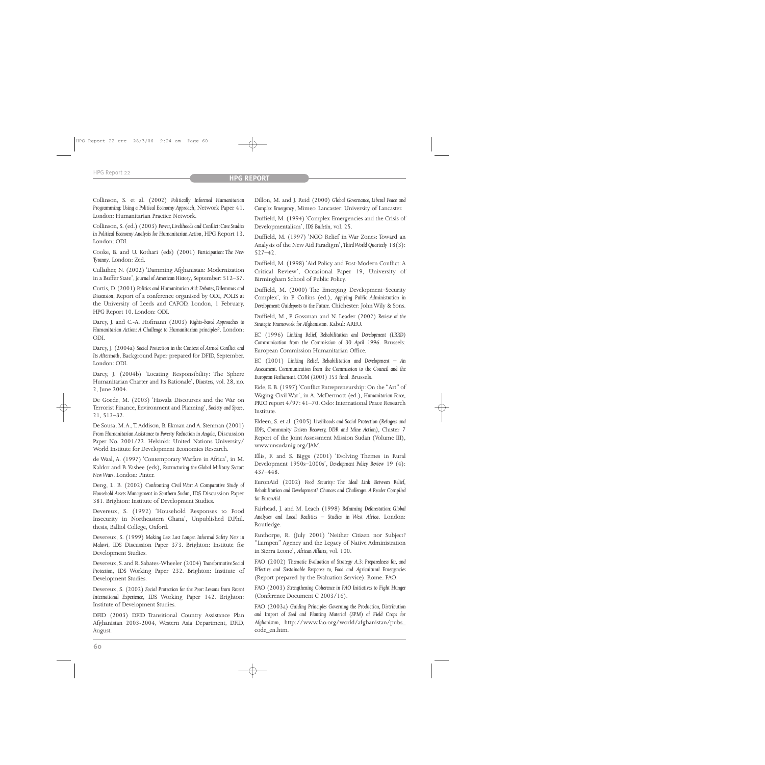Collinson, S. et al. (2002) *Politically Informed Humanitarian Programming: Using a Political Economy Approach*, Network Paper 41. London: Humanitarian Practice Network.

Collinson, S. (ed.) (2003) *Power, Livelihoods and Conflict: Case Studies in Political Economy Analysis for Humanitarian Action*, HPG Report 13. London: ODI.

Cooke, B. and U. Kothari (eds) (2001) *Participation: The New Tyranny*. London: Zed.

Cullather, N. (2002) 'Damming Afghanistan: Modernization in a Buffer State', *Journal of American History*, September: 512–37.

Curtis, D. (2001) *Politics and Humanitarian Aid: Debates, Dilemmas and Dissension*, Report of a conference organised by ODI, POLIS at the University of Leeds and CAFOD, London, 1 February, HPG Report 10. London: ODI.

Darcy, J. and C.-A. Hofmann (2003) *Rights-based Approaches to Humanitarian Action: A Challenge to Humanitarian principles?*. London: ODI.

Darcy, J. (2004a) *Social Protection in the Context of Armed Conflict and Its Aftermath*, Background Paper prepared for DFID, September. London: ODI.

Darcy, J. (2004b) 'Locating Responsibility: The Sphere Humanitarian Charter and Its Rationale', *Disasters*, vol. 28, no. 2, June 2004.

De Goede, M. (2003) 'Hawala Discourses and the War on Terrorist Finance, Environment and Planning', *Society and Space*, 21, 513–32.

De Sousa, M. A., T. Addison, B. Ekman and A. Stenman (2001) *From Humanitarian Assistance to Poverty Reduction in Angola*, Discussion Paper No. 2001/22. Helsinki: United Nations University/ World Institute for Development Economics Research.

de Waal, A. (1997) 'Contemporary Warfare in Africa', in M. Kaldor and B. Vashee (eds), *Restructuring the Global Military Sector: New Wars*. London: Pinter.

Deng, L. B. (2002) *Confronting Civil War: A Comparative Study of Household Assets Management in Southern Sudan*, IDS Discussion Paper 381. Brighton: Institute of Development Studies.

Devereux, S. (1992) 'Household Responses to Food Insecurity in Northeastern Ghana', Unpublished D.Phil. thesis, Balliol College, Oxford.

Devereux, S. (1999) *Making Less Last Longer. Informal Safety Nets in Malawi*, IDS Discussion Paper 373. Brighton: Institute for Development Studies.

Devereux, S. and R. Sabates-Wheeler (2004) *Transformative Social Protection*, IDS Working Paper 232. Brighton: Institute of Development Studies.

Devereux, S. (2002) *Social Protection for the Poor: Lessons from Recent International Experience*, IDS Working Paper 142. Brighton: Institute of Development Studies.

DFID (2003) DFID Transitional Country Assistance Plan Afghanistan 2003-2004, Western Asia Department, DFID, August.

Dillon, M. and J. Reid (2000) *Global Governance, Liberal Peace and Complex Emergency*, Mimeo. Lancaster: University of Lancaster.

Duffield, M. (1994) 'Complex Emergencies and the Crisis of Developmentalism', *IDS Bulletin*, vol. 25.

Duffield, M. (1997) 'NGO Relief in War Zones: Toward an Analysis of the New Aid Paradigm', *Third World Quarterly* 18(3): 527–42.

Duffield, M. (1998) 'Aid Policy and Post-Modern Conflict: A Critical Review', Occasional Paper 19, University of Birmingham School of Public Policy.

Duffield, M. (2000) The Emerging Development–Security Complex', in P. Collins (ed.), *Applying Public Administration in Development: Guideposts to the Future*. Chichester: John Wily & Sons.

Duffield, M., P. Gossman and N. Leader (2002) *Review of the Strategic Framework for Afghanistan*. Kabul: AREU.

EC (1996) *Linking Relief, Rehabilitation and Development (LRRD) Communication from the Commission of 30 April 1996*. Brussels: European Commission Humanitarian Office.

EC (2001) *Linking Relief, Rehabilitation and Development – An Assessment. Communication from the Commission to the Council and the European Parliament. COM (2001) 153 final*. Brussels.

Eide, E. B. (1997) 'Conflict Entrepreneurship: On the "Art" of Waging Civil War', in A. McDermott (ed.), *Humanitarian Force*, PRIO report 4/97: 41–70. Oslo: International Peace Research Institute.

Eldeen, S. et al. (2005) *Livelihoods and Social Protection (Refugees and IDPs, Community Driven Recovery, DDR and Mine Action)*, Cluster 7 Report of the Joint Assessment Mission Sudan (Volume III), www.unsudanig.org/JAM.

Ellis, F. and S. Biggs (2001) 'Evolving Themes in Rural Development 1950s–2000s', *Development Policy Review* 19 (4): 437–448.

EuronAid (2002) *Food Security: The Ideal Link Between Relief, Rehabilitation and Development? Chances and Challenges. A Reader Compiled for EuronAid*.

Fairhead, J. and M. Leach (1998) *Reframing Deforestation: Global Analyses and Local Realities – Studies in West Africa*. London: Routledge.

Fanthorpe, R. (July 2001) 'Neither Citizen nor Subject? "Lumpen" Agency and the Legacy of Native Administration in Sierra Leone', *African Affairs*, vol. 100.

FAO (2002) *Thematic Evaluation of Strategy A.3: Preparedness for, and Effective and Sustainable Response to, Food and Agricultural Emergencies* (Report prepared by the Evaluation Service). Rome: FAO.

FAO (2003) *Strengthening Coherence in FAO Initiatives to Fight Hunger* (Conference Document C 2003/16).

FAO (2003a) *Guiding Principles Governing the Production, Distribution and Import of Seed and Planting Material (SPM) of Field Crops for Afghanistan*, http://www.fao.org/world/afghanistan/pubs_code_en.htm.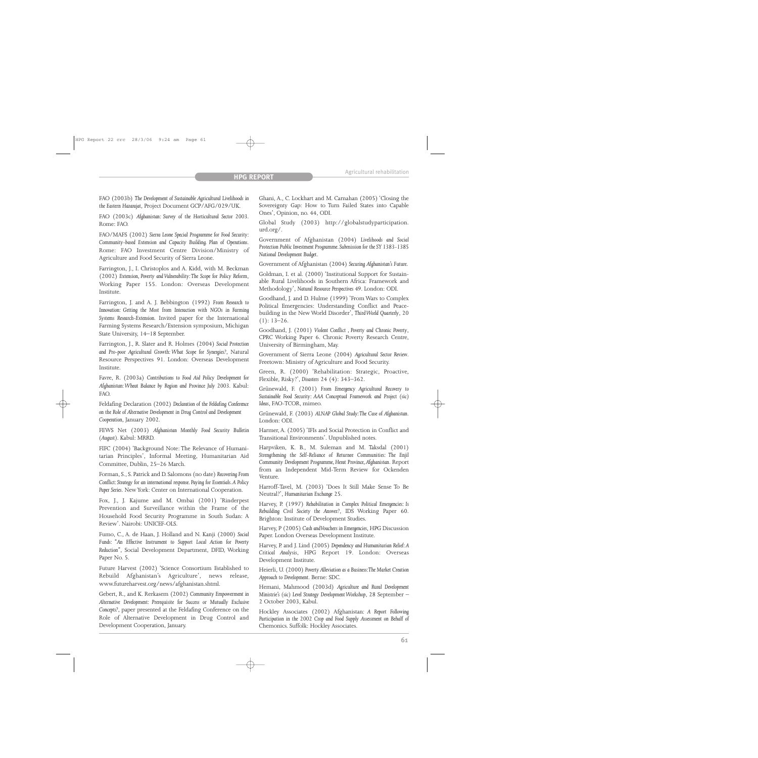FAO (2003b) *The Development of Sustainable Agricultural Livelihoods in the Eastern Hazarajat*, Project Document GCP/AFG/029/UK.

FAO (2003c) *Afghanistan: Survey of the Horticultural Sector* 2003. Rome: FAO.

FAO/MAFS (2002) *Sierra Leone Special Programme for Food Security: Community-based Extension and Capacity Building. Plan of Operations*. Rome: FAO Investment Centre Division/Ministry of Agriculture and Food Security of Sierra Leone.

Farrington, J., I. Christoplos and A. Kidd, with M. Beckman (2002) *Extension, Poverty and Vulnerability: The Scope for Policy Reform*, Working Paper 155. London: Overseas Development Institute.

Farrington, J. and A. J. Bebbington (1992) *From Research to Innovation: Getting the Most from Interaction with NGOs in Farming Systems Research-Extension.* Invited paper for the International Farming Systems Research/Extension symposium, Michigan State University, 14–18 September.

Farrington, J., R. Slater and R. Holmes (2004) *Social Protection and Pro-poor Agricultural Growth: What Scope for Synergies?*, Natural Resource Perspectives 91. London: Overseas Development Institute.

Favre, R. (2003a) *Contributions to Food Aid Policy Development for Afghanistan: Wheat Balance by Region and Province July* 2003. Kabul: FAO.

Feldafing Declaration (2002) *Declaration of the Feldafing Conference on the Role of Alternative Development in Drug Control and Development Cooperation*, January 2002.

FEWS Net (2003) *Afghanistan Monthly Food Security Bulletin (August)*. Kabul: MRRD.

FIFC (2004) 'Background Note: The Relevance of Humanitarian Principles', Informal Meeting, Humanitarian Aid Committee, Dublin, 25–26 March.

Forman, S., S. Patrick and D. Salomons (no date) *Recovering From Conflict: Strategy for an international response. Paying for Essentials. A Policy Paper Series*. New York: Center on International Cooperation.

Fox, J., J. Kajume and M. Ombai (2001) 'Rinderpest Prevention and Surveillance within the Frame of the Household Food Security Programme in South Sudan: A Review'. Nairobi: UNICEF-OLS.

Fumo, C., A. de Haan, J. Holland and N. Kanji (2000) *Social Funds: "An Effective Instrument to Support Local Action for Poverty Reduction"*, Social Development Department, DFID, Working Paper No. 5.

Future Harvest (2002) 'Science Consortium Established to Rebuild Afghanistan's Agriculture', news release, www.futureharvest.org/news/afghanistan.shtml.

Gebert, R., and K. Rerkasem (2002) *Community Empowerment in Alternative Development: Prerequisite for Success or Mutually Exclusive Concepts?*, paper presented at the Feldafing Conference on the Role of Alternative Development in Drug Control and Development Cooperation, January.

Ghani, A., C. Lockhart and M. Carnahan (2005) 'Closing the Sovereignty Gap: How to Turn Failed States into Capable Ones', Opinion, no. 44, ODI.

Global Study (2003) http://globalstudyparticipation.urd.org/.

Government of Afghanistan (2004) *Livelihoods and Social Protection Public Investment Programme. Submission for the SY 1383-1385 National Development Budget*.

Government of Afghanistan (2004) *Securing Afghanistan's Future*.

Goldman, I. et al. (2000) 'Institutional Support for Sustainable Rural Livelihoods in Southern Africa: Framework and Methodology', *Natural Resource Perspectives* 49. London: ODI.

Goodhand, J. and D. Hulme (1999) 'From Wars to Complex Political Emergencies: Understanding Conflict and Peacebuilding in the New World Disorder', *Third World Quarterly*, 20 (1): 13–26.

Goodhand, J. (2001) *Violent Conflict , Poverty and Chronic Poverty*, CPRC Working Paper 6. Chronic Poverty Research Centre, University of Birmingham, May.

Government of Sierra Leone (2004) *Agricultural Sector Review*. Freetown: Ministry of Agriculture and Food Security.

Green, R. (2000) 'Rehabilitation: Strategic, Proactive, Flexible, Risky?', *Disasters* 24 (4): 343–362.

Grünewald, F. (2001) *From Emergency Agricultural Recovery to Sustainable Food Security: AAA Conceptual Framework and Project (sic) Ideas*, FAO-TCOR, mimeo.

Grünewald, F. (2003) *ALNAP Global Study: The Case of Afghanistan*. London: ODI.

Harmer, A. (2005) 'IFIs and Social Protection in Conflict and Transitional Environments'. Unpublished notes.

Harpviken, K. B., M. Suleman and M. Taksdal (2001) *Strengthening the Self-Reliance of Returnee Communities: The Enjil Community Development Programme, Herat Province, Afghanistan*. Report from an Independent Mid-Term Review for Ockenden Venture.

Harroff-Tavel, M. (2003) 'Does It Still Make Sense To Be Neutral?', *Humanitarian Exchange* 25.

Harvey, P. (1997) *Rehabilitation in Complex Political Emergencies: Is Rebuilding Civil Society the Answer?*, IDS Working Paper 60. Brighton: Institute of Development Studies.

Harvey, P (2005) *Cash and Vouchers in Emergencies*, HPG Discussion Paper. London Overseas Development Institute.

Harvey, P. and J. Lind (2005) *Dependency and Humanitarian Relief: A Critical Analysis*, HPG Report 19. London: Overseas Development Institute.

Heierli, U. (2000) *Poverty Alleviation as a Business: The Market Creation Approach to Development*. Berne: SDC.

Hemani, Mahmood (2003d) *Agriculture and Rural Development Ministrie's (sic) Level Strategy Development Workshop*, 28 September – 2 October 2003, Kabul.

Hockley Associates (2002) Afghanistan: *A Report Following Participation in the 2002 Crop and Food Supply Assessment on Behalf of* Chemonics. Suffolk: Hockley Associates.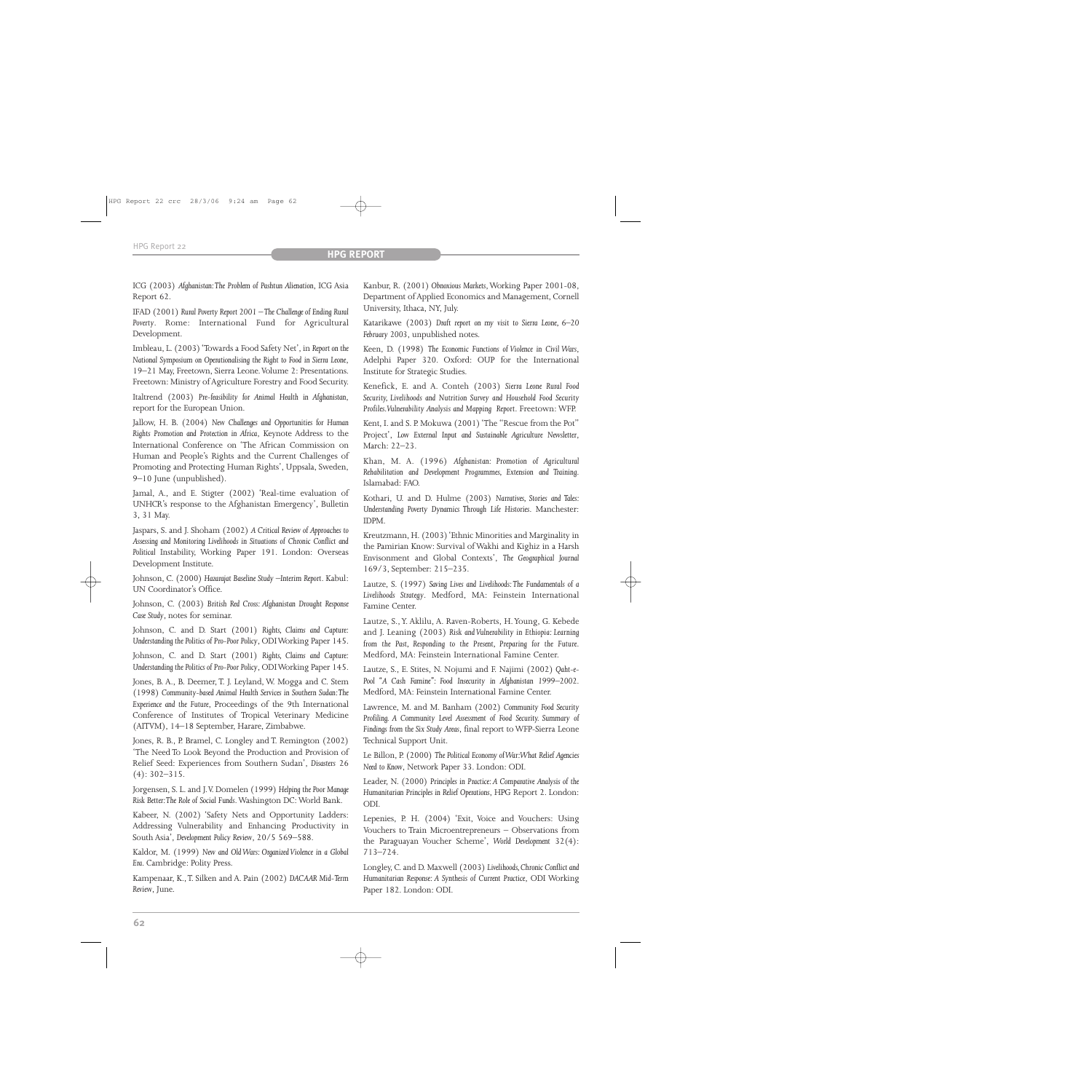ICG (2003) *Afghanistan: The Problem of Pashtun Alienation*, ICG Asia Report 62.

IFAD (2001) *Rural Poverty Report 2001 – The Challenge of Ending Rural Poverty*. Rome: International Fund for Agricultural Development.

Imbleau, L. (2003) 'Towards a Food Safety Net', in *Report on the National Symposium on Operationalising the Right to Food in Sierra Leone*, 19–21 May, Freetown, Sierra Leone. Volume 2: Presentations. Freetown: Ministry of Agriculture Forestry and Food Security.

Italtrend (2003) *Pre-feasibility for Animal Health in Afghanistan*, report for the European Union.

Jallow, H. B. (2004) *New Challenges and Opportunities for Human Rights Promotion and Protection in Africa*, Keynote Address to the International Conference on 'The African Commission on Human and People's Rights and the Current Challenges of Promoting and Protecting Human Rights', Uppsala, Sweden, 9–10 June (unpublished).

Jamal, A., and E. Stigter (2002) 'Real-time evaluation of UNHCR's response to the Afghanistan Emergency', Bulletin 3, 31 May.

Jaspars, S. and J. Shoham (2002) *A Critical Review of Approaches to Assessing and Monitoring Livelihoods in Situations of Chronic Conflict and Political* Instability, Working Paper 191. London: Overseas Development Institute.

Johnson, C. (2000) *Hazarajat Baseline Study – Interim Report*. Kabul: UN Coordinator's Office.

Johnson, C. (2003) *British Red Cross: Afghanistan Drought Response Case Study*, notes for seminar.

Johnson, C. and D. Start (2001) *Rights, Claims and Capture: Understanding the Politics of Pro-Poor Policy*, ODI Working Paper 145.

Johnson, C. and D. Start (2001) *Rights, Claims and Capture: Understanding the Politics of Pro-Poor Policy*, ODI Working Paper 145.

Jones, B. A., B. Deemer, T. J. Leyland, W. Mogga and C. Stem (1998) *Community-based Animal Health Services in Southern Sudan: The Experience and the Future*, Proceedings of the 9th International Conference of Institutes of Tropical Veterinary Medicine (AITVM), 14–18 September, Harare, Zimbabwe.

Jones, R. B., P. Bramel, C. Longley and T. Remington (2002) 'The Need To Look Beyond the Production and Provision of Relief Seed: Experiences from Southern Sudan', *Disasters* 26 (4): 302–315.

Jorgensen, S. L. and J. V. Domelen (1999) *Helping the Poor Manage Risk Better: The Role of Social Funds*. Washington DC: World Bank.

Kabeer, N. (2002) 'Safety Nets and Opportunity Ladders: Addressing Vulnerability and Enhancing Productivity in South Asia', *Development Policy Review*, 20/5 569–588.

Kaldor, M. (1999) *New and Old Wars: Organized Violence in a Global Era*. Cambridge: Polity Press.

Kampenaar, K., T. Silken and A. Pain (2002) *DACAAR Mid-Term Review*, June.

Kanbur, R. (2001) *Obnoxious Markets*, Working Paper 2001-08, Department of Applied Economics and Management, Cornell University, Ithaca, NY, July.

Katarikawe (2003) *Draft report on my visit to Sierra Leone, 6–20 February 2003*, unpublished notes.

Keen, D. (1998) *The Economic Functions of Violence in Civil Wars*, Adelphi Paper 320. Oxford: OUP for the International Institute for Strategic Studies.

Kenefick, E. and A. Conteh (2003) *Sierra Leone Rural Food Security, Livelihoods and Nutrition Survey and Household Food Security Profiles. Vulnerability Analysis and Mapping Report*. Freetown: WFP.

Kent, I. and S. P. Mokuwa (2001) 'The "Rescue from the Pot" Project', *Low External Input and Sustainable Agriculture Newsletter*, March: 22–23.

Khan, M. A. (1996) *Afghanistan: Promotion of Agricultural Rehabilitation and Development Programmes, Extension and Training*. Islamabad: FAO.

Kothari, U. and D. Hulme (2003) *Narratives, Stories and Tales: Understanding Poverty Dynamics Through Life Histories*. Manchester: IDPM.

Kreutzmann, H. (2003) 'Ethnic Minorities and Marginality in the Pamirian Know: Survival of Wakhi and Kighiz in a Harsh Envisonment and Global Contexts', *The Geographical Journal* 169/3, September: 215–235.

Lautze, S. (1997) *Saving Lives and Livelihoods: The Fundamentals of a Livelihoods Strategy*. Medford, MA: Feinstein International Famine Center.

Lautze, S., Y. Aklilu, A. Raven-Roberts, H. Young, G. Kebede and J. Leaning (2003) *Risk and Vulnerability in Ethiopia: Learning from the Past, Responding to the Present, Preparing for the Future*. Medford, MA: Feinstein International Famine Center.

Lautze, S., E. Stites, N. Nojumi and F. Najimi (2002) *Qaht-e-Pool "A Cash Famine": Food Insecurity in Afghanistan 1999–2002*. Medford, MA: Feinstein International Famine Center.

Lawrence, M. and M. Banham (2002) *Community Food Security Profiling. A Community Level Assessment of Food Security. Summary of Findings from the Six Study Areas*, final report to WFP-Sierra Leone Technical Support Unit.

Le Billon, P. (2000) *The Political Economy of War: What Relief Agencies Need to Know*, Network Paper 33. London: ODI.

Leader, N. (2000) *Principles in Practice: A Comparative Analysis of the Humanitarian Principles in Relief Operations*, HPG Report 2. London: ODI.

Lepenies, P. H. (2004) 'Exit, Voice and Vouchers: Using Vouchers to Train Microentrepreneurs – Observations from the Paraguayan Voucher Scheme', *World Development* 32(4): 713–724.

Longley, C. and D. Maxwell (2003) *Livelihoods, Chronic Conflict and Humanitarian Response: A Synthesis of Current Practice*, ODI Working Paper 182. London: ODI.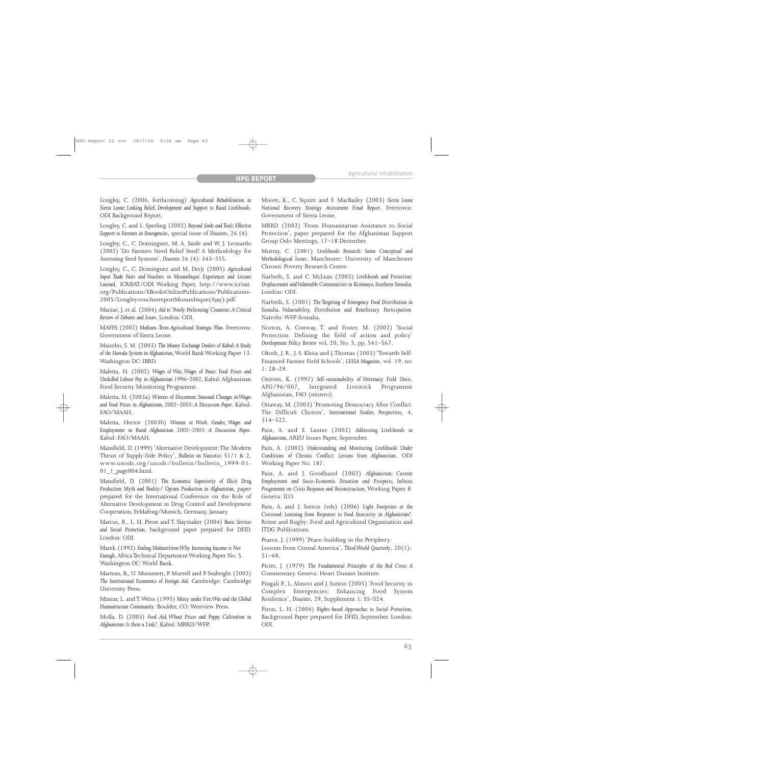Longley, C. (2006, forthcoming) *Agricultural Rehabilitation in Sierra Leone: Linking Relief, Development and Support to Rural Livelihoods*. ODI Background Report.

Longley, C. and L. Sperling (2002) *Beyond Seeds and Tools: Effective Support to Farmers in Emergencies*, special issue of *Disasters*, 26 (4).

Longley, C., C. Dominguez, M. A. Saide and W. J. Leonardo (2002) 'Do Farmers Need Relief Seed? A Methodology for Assessing Seed Systems', *Disasters* 26 (4): 343–355.

Longley, C., C. Dominguez and M. Devji (2005) *Agricultural Input Trade Fairs and Vouchers in Mozambique: Experiences and Lessons Learned*, ICRISAT/ODI Working Paper, http://www.icrisat.org/Publications/EBooksOnlinePublications/Publications-2005/LongleyvoucherreportMozambique(Ajay).pdf.

Macrae, J. et al. (2004) *Aid to 'Poorly Performing' Countries: A Critical Review of Debates and Issues*. London: ODI.

MAFFS (2002) *Medium-Term Agricultural Strategic Plan*. Freetown: Government of Sierra Leone.

Maimbo, S. M. (2003) *The Money Exchange Dealers of Kabul: A Study of the Hawala System in Afghanistan*, World Bank Working Paper 13. Washington DC: IBRD.

Maletta, H. (2002) *Wages of War, Wages of Peace: Food Prices and Unskilled Labour Pay in Afghanistan 1996–2002*. Kabul: Afghanistan Food Security Monitoring Programme.

Maletta, H. (2003a) *Winters of Discontent: Seasonal Changes in Wages and Food Prices in Afghanistan, 2002–2003: A Discussion Paper*. Kabul: FAO/MAAH.

Maletta, Hector (2003b) *Women at Work: Gender, Wages and Employment in Rural Afghanistan 2002–2003: A Discussion Paper*. Kabul: FAO/MAAH.

Mansfield, D. (1999) 'Alternative Development: The Modern Thrust of Supply-Side Policy', *Bulletin on Narcotics* 51/1 & 2, www.unodc.org/unodc/bulletin/bulletin_1999-01-01_1_page004.html.

Mansfield, D. (2001) *The Economic Superiority of Illicit Drug Production: Myth and Reality / Opium Production in Afghanistan*, paper prepared for the International Conference on the Role of Alternative Development in Drug Control and Development Cooperation, Feldafeng/Munich, Germany, January.

Marcus, R., L. H. Piron and T. Slaymaker (2004) *Basic Services and Social Protection*, background paper prepared for DFID. London: ODI.

Marek (1992) *Ending Malnutrition: Why Increasing Income is Not Enough*, Africa Technical Department Working Paper No. 5. Washington DC: World Bank.

Martens, B., U. Mummert, P. Murrell and P. Seabright (2002) *The Institutional Economics of Foreign Aid*. Cambridge: Cambridge University Press.

Minear, L. and T. Weiss (1995) *Mercy under Fire: War and the Global Humanitarian Community*. Boulder, CO: Westview Press.

Molla, D. (2003) *Food Aid, Wheat Prices and Poppy Cultivation in Afghanistan: Is there a Link?*. Kabul: MRRD/WFP.

Moore, K., C. Squire and F. MacBailey (2003) *Sierra Leone National Recovery Strategy Assessment Final Report*. Freetown: Government of Sierra Leone.

MRRD (2002) 'From Humanitarian Assistance to Social Protection', paper prepared for the Afghanistan Support Group Oslo Meetings, 17–18 December.

Murray, C. (2001) *Livelihoods Research: Some Conceptual and Methodological Issues*. Manchester: University of Manchester Chronic Poverty Research Centre.

Narbeth, S. and C. McLean (2003) *Livelihoods and Protection: Displacement and Vulnerable Communities in Kismaayo, Southern Somalia*. London: ODI.

Narbeth, S. (2001) *The Targeting of Emergency Food Distribution in Somalia. Vulnerability, Distribution and Beneficiary Participation*. Nairobi: WFP-Somalia.

Norton, A. Conway, T. and Foster, M. (2002) 'Social Protection: Defining the field of action and policy' *Development Policy Review* vol. 20, No. 5, pp. 541–567.

Okoth, J. R., J. S. Khisa and J. Thomas (2003) 'Towards Self-Financed Farmer Field Schools', *LEISA Magazine*, vol. 19, no. 1: 28–29.

Ostrom, K. (1997) *Self-sustainability of Veterinary Field Units*, AFG/96/007, Integrated Livestock Programme Afghanistan, FAO (mimeo).

Ottaway, M. (2003) 'Promoting Democracy After Conflict: The Difficult Choices', *International Studies Perspectives*, 4, 314–322.

Pain, A. and S. Lautze (2002) *Addressing Livelihoods in Afghanistan*, AREU Issues Paper, September.

Pain, A. (2002) *Understanding and Monitoring Livelihoods Under Conditions of Chronic Conflict: Lessons from Afghanistan*, ODI Working Paper No. 187.

Pain, A. and J. Goodhand (2002) *Afghanistan: Current Employment and Socio-Economic Situation and Prospects, InFocus Programme on Crisis Response and Reconstruction*, Working Paper 8. Geneva: ILO.

Pain, A. and J. Sutton (eds) (2006) *Light Footprints at the Crossroad: Learning from Responses to Food Insecurity in Afghanistan?*. Rome and Rugby: Food and Agricultural Organisation and ITDG Publications.

Pearce, J. (1999) 'Peace-building in the Periphery: Lessons from Central America', *Third World Quarterly*, 20(1): 51–68.

Pictet, J. (1979) *The Fundamental Principles of the Red Cross: A Commentary*. Geneva: Henri Dunant Institute.

Pingali P., L. Alinovi and J. Sutton (2005) 'Food Security in Complex Emergencies: Enhancing Food System Resilience', *Disasters*, 29, Supplement 1: S5–S24.

Piron, L. H. (2004) *Rights-based Approaches to Social Protection*, Background Paper prepared for DFID, September. London: ODI.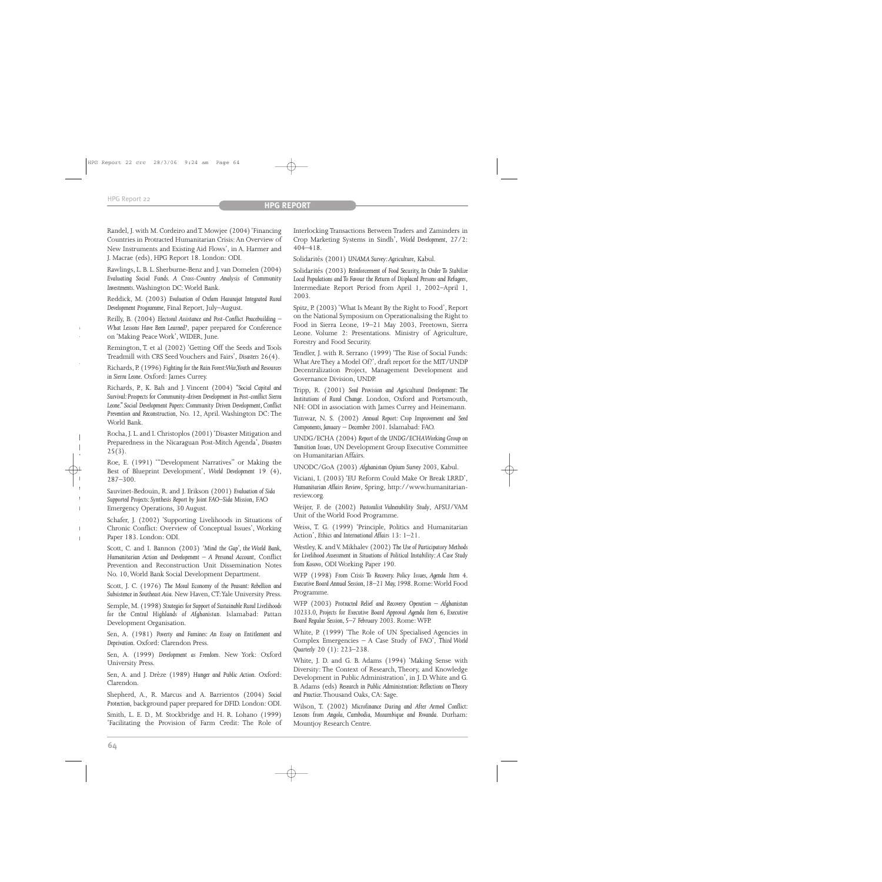Randel, J. with M. Cordeiro and T. Mowjee (2004) 'Financing Countries in Protracted Humanitarian Crisis: An Overview of New Instruments and Existing Aid Flows', in A. Harmer and J. Macrae (eds), HPG Report 18. London: ODI.

Rawlings, L. B. L. Sherburne-Benz and J. van Domelen (2004) *Evaluating Social Funds. A Cross-Country Analysis of Community Investments*. Washington DC: World Bank.

Reddick, M. (2003) *Evaluation of Oxfam Hazarajat Integrated Rural Development Programme*, Final Report, July–August.

Reilly, B. (2004) *Electoral Assistance and Post-Conflict Peacebuilding – What Lessons Have Been Learned?*, paper prepared for Conference on 'Making Peace Work', WIDER, June.

Remington, T. et al (2002) 'Getting Off the Seeds and Tools Treadmill with CRS Seed Vouchers and Fairs', *Disasters* 26(4).

Richards, P. (1996) *Fighting for the Rain Forest:War,Youth and Resources in Sierra Leone*. Oxford: James Currey.

Richards, P., K. Bah and J. Vincent (2004) "*Social Capital and Survival: Prospects for Community-driven Development in Post-conflict Sierra Leone." Social Development Papers: Community Driven Development, Conflict Prevention and Reconstruction*, No. 12, April. Washington DC: The World Bank.

Rocha, J. L. and I. Christoplos (2001) 'Disaster Mitigation and Preparedness in the Nicaraguan Post-Mitch Agenda', *Disasters* 25(3).

Roe, E. (1991) '"Development Narratives" or Making the Best of Blueprint Development', *World Development* 19 (4), 287–300.

Sauvinet-Bedouin, R. and J. Erikson (2001) *Evaluation of Sida Supported Projects: Synthesis Report by Joint FAO–Sida Mission*, FAO Emergency Operations, 30 August.

Schafer, J. (2002) 'Supporting Livelihoods in Situations of Chronic Conflict: Overview of Conceptual Issues', Working Paper 183. London: ODI.

Scott, C. and I. Bannon (2003) *'Mind the Gap', the World Bank, Humanitarian Action and Development – A Personal Account*, Conflict Prevention and Reconstruction Unit Dissemination Notes No. 10, World Bank Social Development Department.

Scott, J. C. (1976) *The Moral Economy of the Peasant: Rebellion and Subsistence in Southeast Asia*. New Haven, CT: Yale University Press.

Semple, M. (1998) *Strategies for Support of Sustainable Rural Livelihoods for the Central Highlands of Afghanistan*. Islamabad: Pattan Development Organisation.

Sen, A. (1981) *Poverty and Famines: An Essay on Entitlement and Deprivation*. Oxford: Clarendon Press.

Sen, A. (1999) *Development as Freedom*. New York: Oxford University Press.

Sen, A. and J. Drèze (1989) *Hunger and Public Action*. Oxford: Clarendon.

Shepherd, A., R. Marcus and A. Barrientos (2004) *Social Protection*, background paper prepared for DFID. London: ODI.

Smith, L. E. D., M. Stockbridge and H. R. Lohano (1999) 'Facilitating the Provision of Farm Credit: The Role of Interlocking Transactions Between Traders and Zaminders in Crop Marketing Systems in Sindh', *World Development*, 27/2: 404–418.

Solidarités (2001) *UNAMA Survey: Agriculture*, Kabul.

Solidarités (2003) *Reinforcement of Food Security, In Order To Stabilize Local Populations and To Favour the Return of Displaced Persons and Refugees*, Intermediate Report Period from April 1, 2002–April 1, 2003.

Spitz, P. (2003) 'What Is Meant By the Right to Food', Report on the National Symposium on Operationalising the Right to Food in Sierra Leone, 19–21 May 2003, Freetown, Sierra Leone. Volume 2: Presentations. Ministry of Agriculture, Forestry and Food Security.

Tendler, J. with R. Serrano (1999) 'The Rise of Social Funds: What Are They a Model Of?', draft report for the MIT/UNDP Decentralization Project, Management Development and Governance Division, UNDP.

Tripp, R. (2001) *Seed Provision and Agricultural Development: The Institutions of Rural Change*. London, Oxford and Portsmouth, NH: ODI in association with James Currey and Heinemann.

Tunwar, N. S. (2002) *Annual Report: Crop Improvement and Seed Components, January – December 2001*. Islamabad: FAO.

UNDG/ECHA (2004) *Report of the UNDG/ECHA Working Group on Transition Issues*, UN Development Group Executive Committee on Humanitarian Affairs.

UNODC/GoA (2003) *Afghanistan Opium Survey 2003*, Kabul.

Viciani, I. (2003) 'EU Reform Could Make Or Break LRRD', *Humanitarian Affairs Review*, Spring, http://www.humanitarian-review.org.

Weijer, F. de (2002) *Pastoralist Vulnerability Study*, AFSU/VAM Unit of the World Food Programme.

Weiss, T. G. (1999) 'Principle, Politics and Humanitarian Action', *Ethics and International Affairs* 13: 1–21.

Westley, K. and V. Mikhalev (2002) *The Use of Participatory Methods for Livelihood Assessment in Situations of Political Instability: A Case Study from Kosovo*, ODI Working Paper 190.

WFP (1998) *From Crisis To Recovery. Policy Issues, Agenda Item 4. Executive Board Annual Session, 18–21 May, 1998*. Rome: World Food Programme.

WFP (2003) *Protracted Relief and Recovery Operation – Afghanistan 10233.0, Projects for Executive Board Approval Agenda Item 6, Executive Board Regular Session, 5–7 February 2003*. Rome: WFP.

White, P. (1999) 'The Role of UN Specialised Agencies in Complex Emergencies – A Case Study of FAO', *Third World Quarterly* 20 (1): 223–238.

White, J. D. and G. B. Adams (1994) 'Making Sense with Diversity: The Context of Research, Theory, and Knowledge Development in Public Administration', in J. D. White and G. B. Adams (eds) *Research in Public Administration: Reflections on Theory and Practice*. Thousand Oaks, CA: Sage.

Wilson, T. (2002) *Microfinance During and After Armed Conflict: Lessons from Angola, Cambodia, Mozambique and Rwanda*. Durham: Mountjoy Research Centre.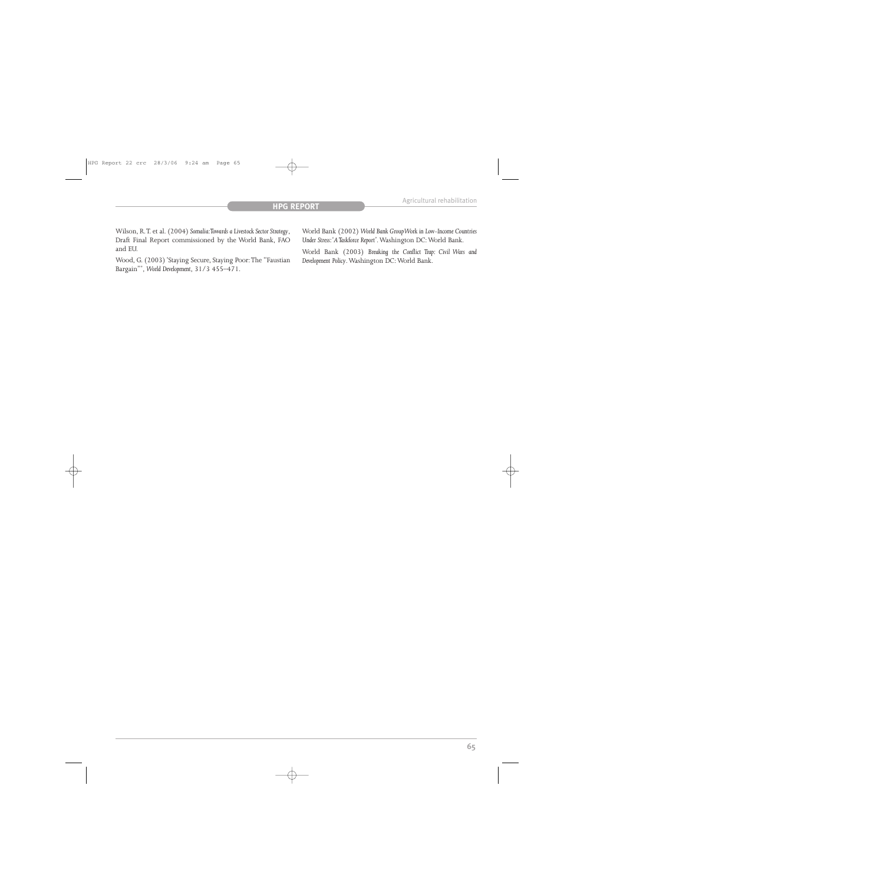Wilson, R. T. et al. (2004) *Somalia: Towards a Livestock Sector Strategy*, Draft Final Report commissioned by the World Bank, FAO and EU.

Wood, G. (2003) 'Staying Secure, Staying Poor: The "Faustian Bargain"', *World Development*, 31/3 455–471.

World Bank (2002) *World Bank Group Work in Low-Income Countries Under Stress: 'A Taskforce Report'*. Washington DC: World Bank.

World Bank (2003) *Breaking the Conflict Trap: Civil Wars and Development Policy*. Washington DC: World Bank.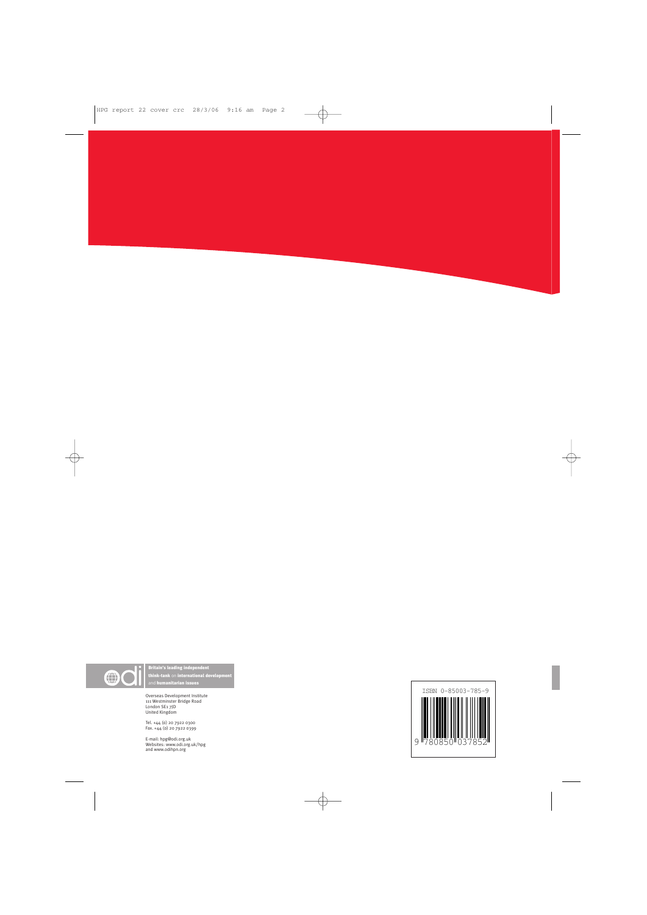Britain's leading independent think-tank on international development and humanitarian issues

Overseas Development Institute
111 Westminster Bridge Road
London SE1 7JD
United Kingdom

Tel. +44 (0) 20 7922 0300
Fax. +44 (0) 20 7922 0399

E-mail: hpg@odi.org.uk
Websites: www.odi.org.uk/hpg
and www.odihpn.org

ISBN 0-85003-785-9